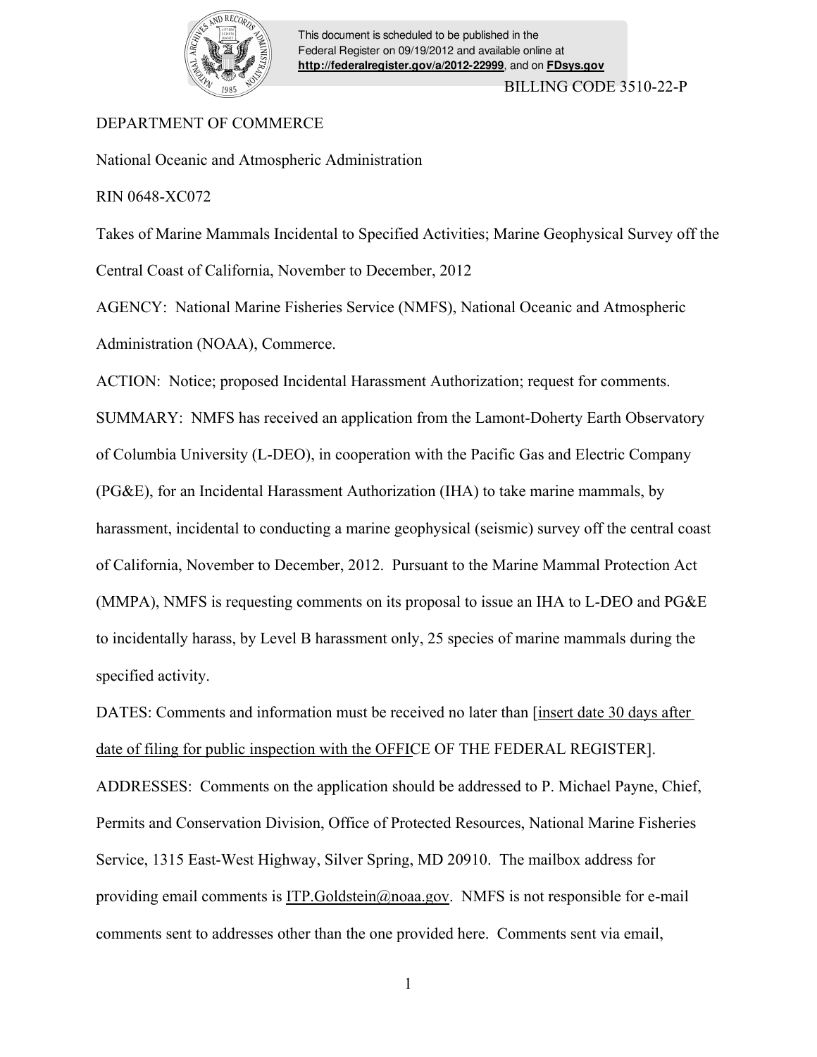This document is scheduled to be published in the Federal Register on 09/19/2012 and available online at **http://federalregister.gov/a/2012-22999**, and on **FDsys.gov**

BILLING CODE 3510-22-P

DEPARTMENT OF COMMERCE

National Oceanic and Atmospheric Administration

RIN 0648-XC072

Takes of Marine Mammals Incidental to Specified Activities; Marine Geophysical Survey off the Central Coast of California, November to December, 2012

AGENCY: National Marine Fisheries Service (NMFS), National Oceanic and Atmospheric Administration (NOAA), Commerce.

ACTION: Notice; proposed Incidental Harassment Authorization; request for comments.

SUMMARY: NMFS has received an application from the Lamont-Doherty Earth Observatory of Columbia University (L-DEO), in cooperation with the Pacific Gas and Electric Company (PG&E), for an Incidental Harassment Authorization (IHA) to take marine mammals, by harassment, incidental to conducting a marine geophysical (seismic) survey off the central coast of California, November to December, 2012. Pursuant to the Marine Mammal Protection Act (MMPA), NMFS is requesting comments on its proposal to issue an IHA to L-DEO and PG&E to incidentally harass, by Level B harassment only, 25 species of marine mammals during the specified activity.

DATES: Comments and information must be received no later than [insert date 30 days after date of filing for public inspection with the OFFICE OF THE FEDERAL REGISTER].

ADDRESSES: Comments on the application should be addressed to P. Michael Payne, Chief, Permits and Conservation Division, Office of Protected Resources, National Marine Fisheries Service, 1315 East-West Highway, Silver Spring, MD 20910. The mailbox address for providing email comments is ITP.Goldstein@noaa.gov. NMFS is not responsible for e-mail comments sent to addresses other than the one provided here. Comments sent via email,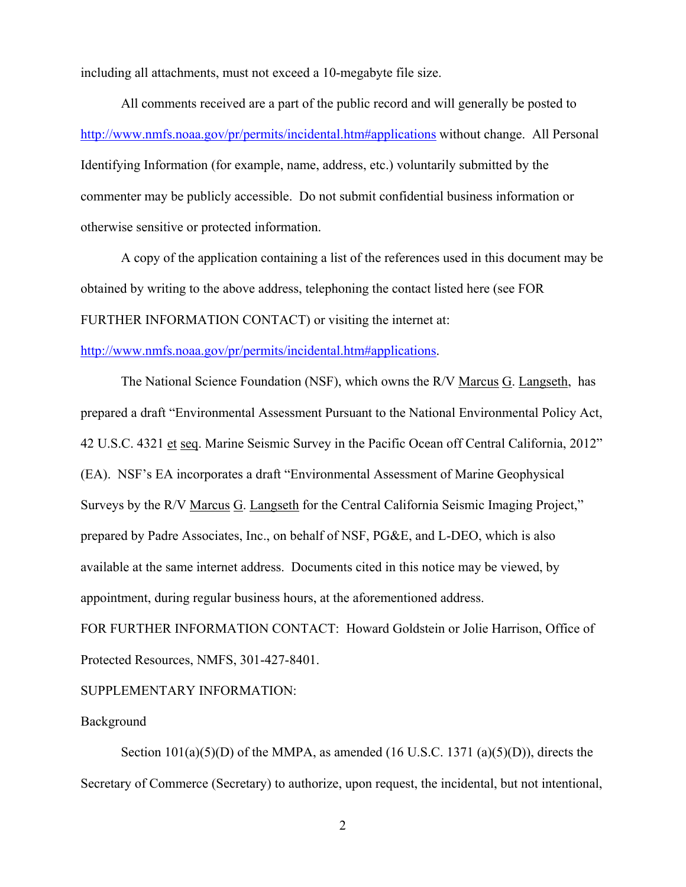including all attachments, must not exceed a 10-megabyte file size.

All comments received are a part of the public record and will generally be posted to http://www.nmfs.noaa.gov/pr/permits/incidental.htm#applications without change. All Personal Identifying Information (for example, name, address, etc.) voluntarily submitted by the commenter may be publicly accessible. Do not submit confidential business information or otherwise sensitive or protected information.

A copy of the application containing a list of the references used in this document may be obtained by writing to the above address, telephoning the contact listed here (see FOR FURTHER INFORMATION CONTACT) or visiting the internet at: http://www.nmfs.noaa.gov/pr/permits/incidental.htm#applications.

The National Science Foundation (NSF), which owns the R/V Marcus G. Langseth, has prepared a draft "Environmental Assessment Pursuant to the National Environmental Policy Act, 42 U.S.C. 4321 et seq. Marine Seismic Survey in the Pacific Ocean off Central California, 2012" (EA). NSF's EA incorporates a draft "Environmental Assessment of Marine Geophysical Surveys by the R/V Marcus G. Langseth for the Central California Seismic Imaging Project," prepared by Padre Associates, Inc., on behalf of NSF, PG&E, and L-DEO, which is also available at the same internet address. Documents cited in this notice may be viewed, by appointment, during regular business hours, at the aforementioned address.

FOR FURTHER INFORMATION CONTACT: Howard Goldstein or Jolie Harrison, Office of Protected Resources, NMFS, 301-427-8401.

SUPPLEMENTARY INFORMATION:

Background

Section 101(a)(5)(D) of the MMPA, as amended (16 U.S.C. 1371 (a)(5)(D)), directs the Secretary of Commerce (Secretary) to authorize, upon request, the incidental, but not intentional,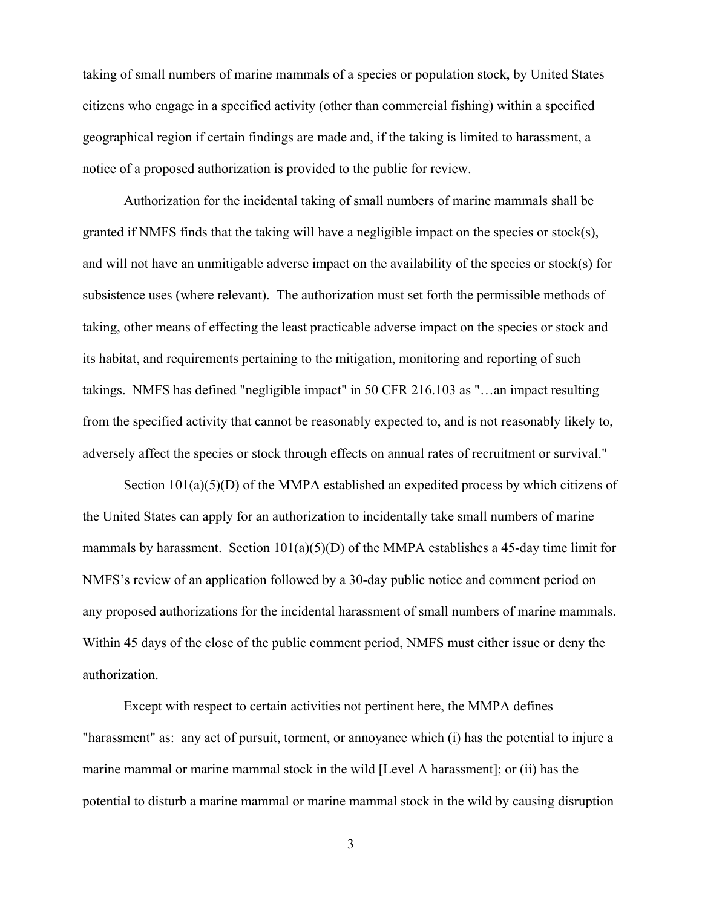taking of small numbers of marine mammals of a species or population stock, by United States citizens who engage in a specified activity (other than commercial fishing) within a specified geographical region if certain findings are made and, if the taking is limited to harassment, a notice of a proposed authorization is provided to the public for review.

Authorization for the incidental taking of small numbers of marine mammals shall be granted if NMFS finds that the taking will have a negligible impact on the species or stock(s), and will not have an unmitigable adverse impact on the availability of the species or stock(s) for subsistence uses (where relevant). The authorization must set forth the permissible methods of taking, other means of effecting the least practicable adverse impact on the species or stock and its habitat, and requirements pertaining to the mitigation, monitoring and reporting of such takings. NMFS has defined "negligible impact" in 50 CFR 216.103 as "…an impact resulting from the specified activity that cannot be reasonably expected to, and is not reasonably likely to, adversely affect the species or stock through effects on annual rates of recruitment or survival."

Section 101(a)(5)(D) of the MMPA established an expedited process by which citizens of the United States can apply for an authorization to incidentally take small numbers of marine mammals by harassment. Section 101(a)(5)(D) of the MMPA establishes a 45-day time limit for NMFS's review of an application followed by a 30-day public notice and comment period on any proposed authorizations for the incidental harassment of small numbers of marine mammals. Within 45 days of the close of the public comment period, NMFS must either issue or deny the authorization.

Except with respect to certain activities not pertinent here, the MMPA defines "harassment" as: any act of pursuit, torment, or annoyance which (i) has the potential to injure a marine mammal or marine mammal stock in the wild [Level A harassment]; or (ii) has the potential to disturb a marine mammal or marine mammal stock in the wild by causing disruption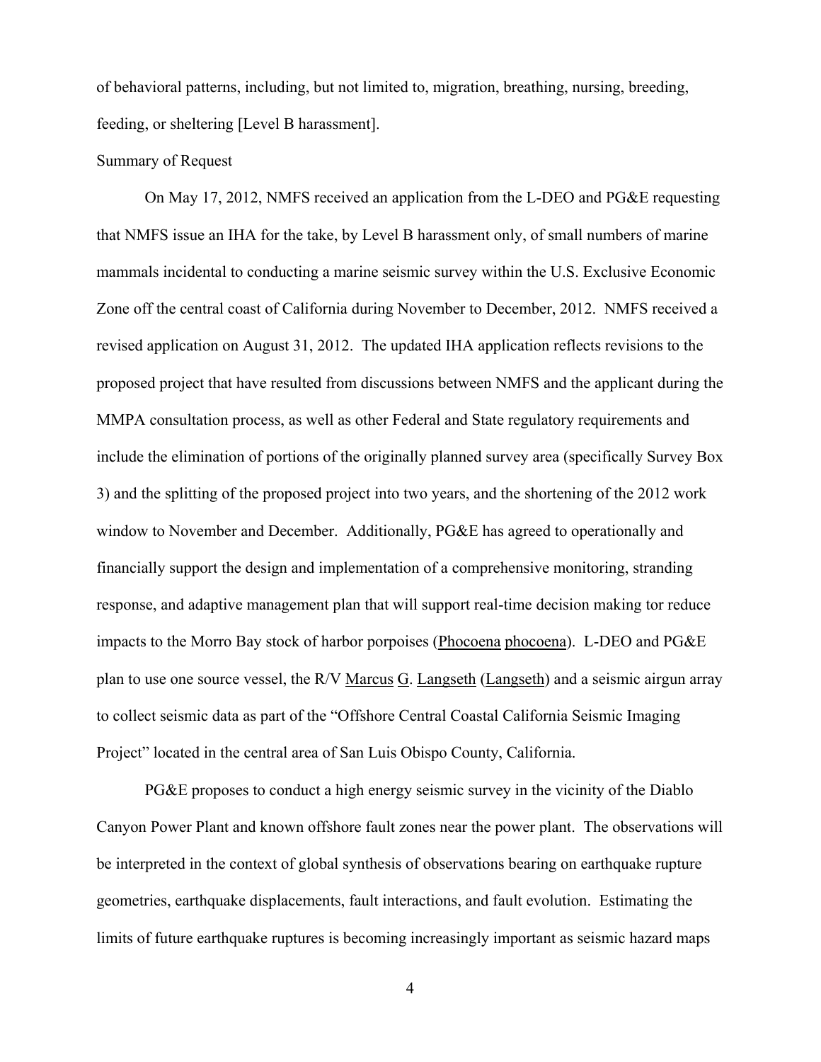of behavioral patterns, including, but not limited to, migration, breathing, nursing, breeding, feeding, or sheltering [Level B harassment].

Summary of Request

On May 17, 2012, NMFS received an application from the L-DEO and PG&E requesting that NMFS issue an IHA for the take, by Level B harassment only, of small numbers of marine mammals incidental to conducting a marine seismic survey within the U.S. Exclusive Economic Zone off the central coast of California during November to December, 2012. NMFS received a revised application on August 31, 2012. The updated IHA application reflects revisions to the proposed project that have resulted from discussions between NMFS and the applicant during the MMPA consultation process, as well as other Federal and State regulatory requirements and include the elimination of portions of the originally planned survey area (specifically Survey Box 3) and the splitting of the proposed project into two years, and the shortening of the 2012 work window to November and December. Additionally, PG&E has agreed to operationally and financially support the design and implementation of a comprehensive monitoring, stranding response, and adaptive management plan that will support real-time decision making tor reduce impacts to the Morro Bay stock of harbor porpoises (Phocoena phocoena). L-DEO and PG&E plan to use one source vessel, the R/V Marcus G. Langseth (Langseth) and a seismic airgun array to collect seismic data as part of the "Offshore Central Coastal California Seismic Imaging Project" located in the central area of San Luis Obispo County, California.

PG&E proposes to conduct a high energy seismic survey in the vicinity of the Diablo Canyon Power Plant and known offshore fault zones near the power plant. The observations will be interpreted in the context of global synthesis of observations bearing on earthquake rupture geometries, earthquake displacements, fault interactions, and fault evolution. Estimating the limits of future earthquake ruptures is becoming increasingly important as seismic hazard maps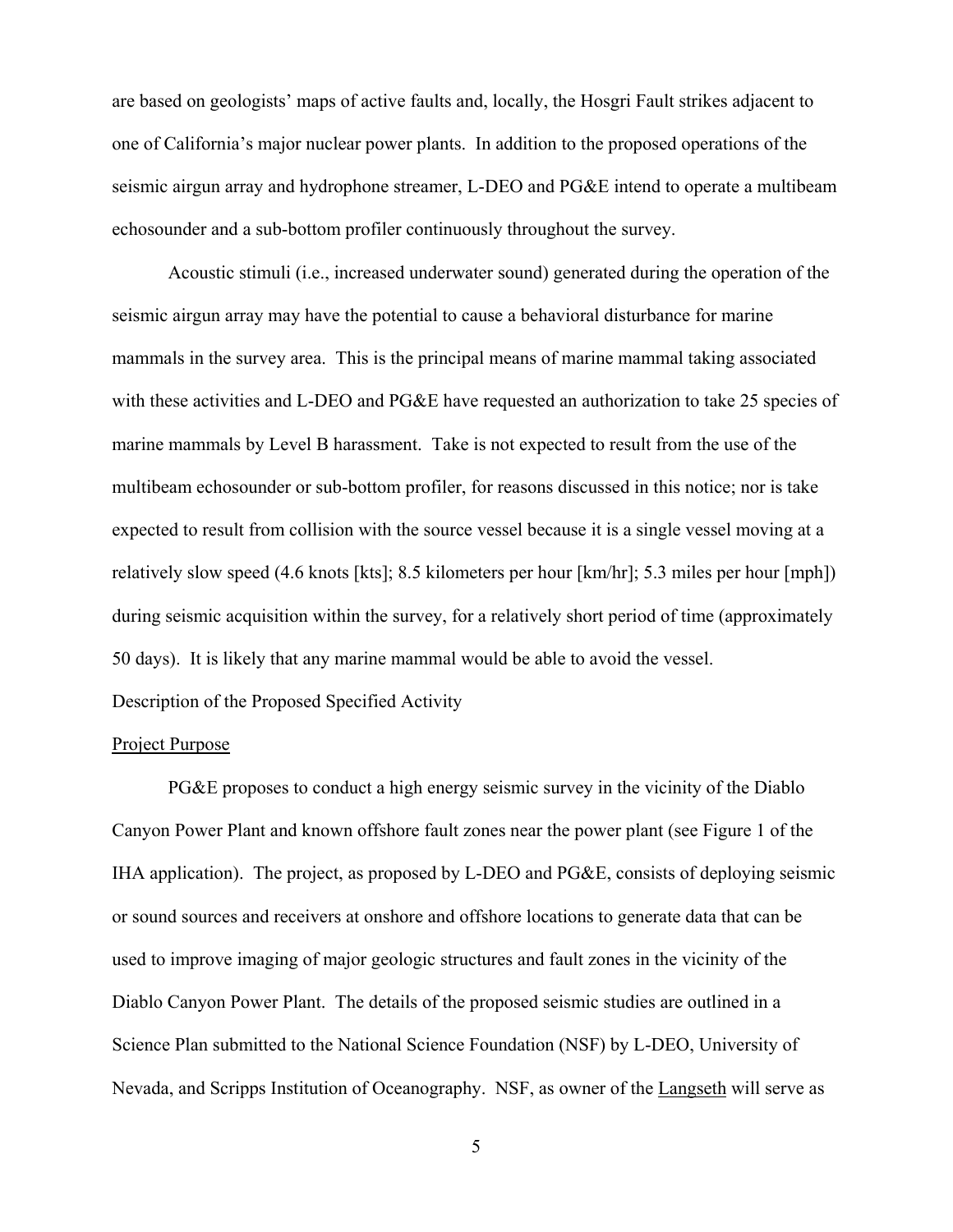are based on geologists' maps of active faults and, locally, the Hosgri Fault strikes adjacent to one of California's major nuclear power plants. In addition to the proposed operations of the seismic airgun array and hydrophone streamer, L-DEO and PG&E intend to operate a multibeam echosounder and a sub-bottom profiler continuously throughout the survey.

Acoustic stimuli (i.e., increased underwater sound) generated during the operation of the seismic airgun array may have the potential to cause a behavioral disturbance for marine mammals in the survey area. This is the principal means of marine mammal taking associated with these activities and L-DEO and PG&E have requested an authorization to take 25 species of marine mammals by Level B harassment. Take is not expected to result from the use of the multibeam echosounder or sub-bottom profiler, for reasons discussed in this notice; nor is take expected to result from collision with the source vessel because it is a single vessel moving at a relatively slow speed (4.6 knots [kts]; 8.5 kilometers per hour [km/hr]; 5.3 miles per hour [mph]) during seismic acquisition within the survey, for a relatively short period of time (approximately 50 days). It is likely that any marine mammal would be able to avoid the vessel.

Description of the Proposed Specified Activity

Project Purpose

PG&E proposes to conduct a high energy seismic survey in the vicinity of the Diablo Canyon Power Plant and known offshore fault zones near the power plant (see Figure 1 of the IHA application). The project, as proposed by L-DEO and PG&E, consists of deploying seismic or sound sources and receivers at onshore and offshore locations to generate data that can be used to improve imaging of major geologic structures and fault zones in the vicinity of the Diablo Canyon Power Plant. The details of the proposed seismic studies are outlined in a Science Plan submitted to the National Science Foundation (NSF) by L-DEO, University of Nevada, and Scripps Institution of Oceanography. NSF, as owner of the Langseth will serve as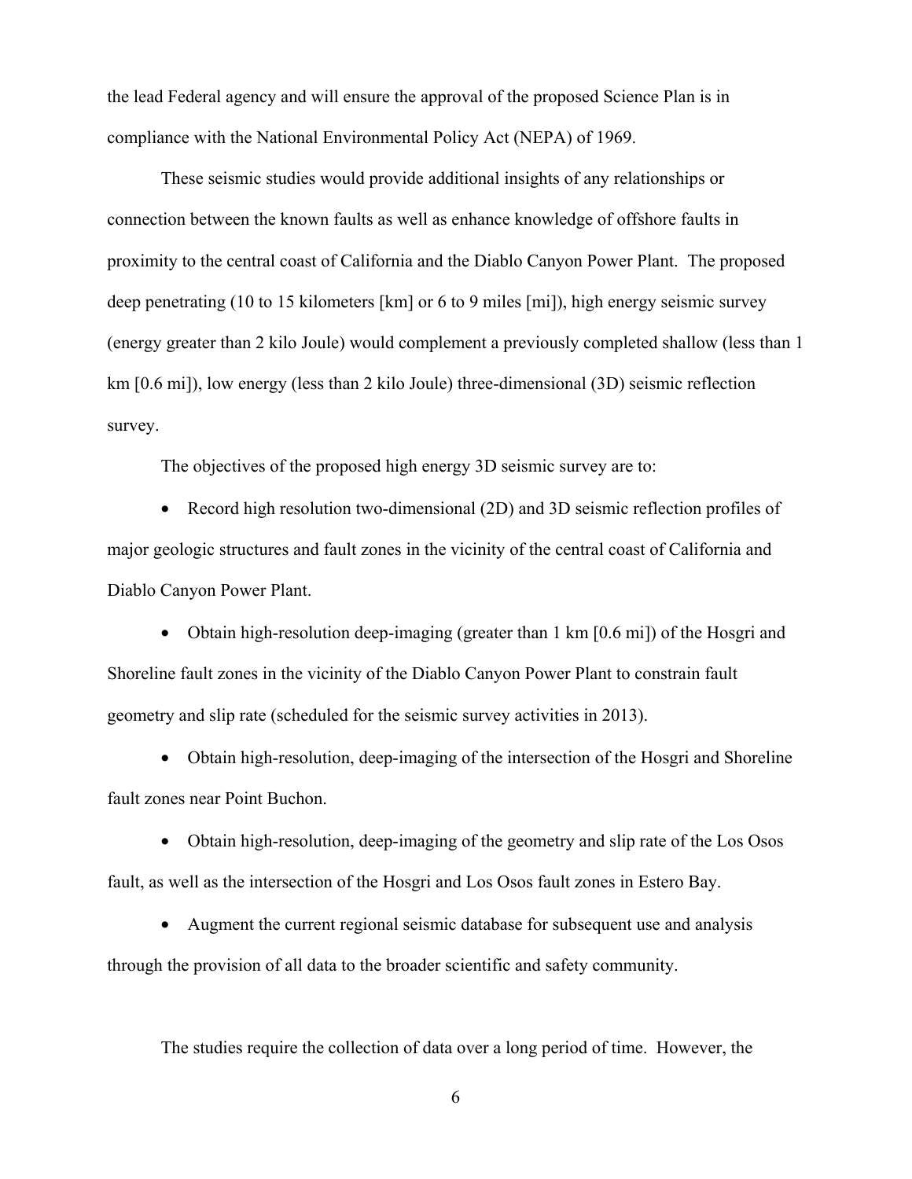the lead Federal agency and will ensure the approval of the proposed Science Plan is in compliance with the National Environmental Policy Act (NEPA) of 1969.

These seismic studies would provide additional insights of any relationships or connection between the known faults as well as enhance knowledge of offshore faults in proximity to the central coast of California and the Diablo Canyon Power Plant. The proposed deep penetrating (10 to 15 kilometers [km] or 6 to 9 miles [mi]), high energy seismic survey (energy greater than 2 kilo Joule) would complement a previously completed shallow (less than 1 km [0.6 mi]), low energy (less than 2 kilo Joule) three-dimensional (3D) seismic reflection survey.

The objectives of the proposed high energy 3D seismic survey are to:

- Record high resolution two-dimensional (2D) and 3D seismic reflection profiles of major geologic structures and fault zones in the vicinity of the central coast of California and Diablo Canyon Power Plant.

- Obtain high-resolution deep-imaging (greater than 1 km [0.6 mi]) of the Hosgri and Shoreline fault zones in the vicinity of the Diablo Canyon Power Plant to constrain fault geometry and slip rate (scheduled for the seismic survey activities in 2013).

- Obtain high-resolution, deep-imaging of the intersection of the Hosgri and Shoreline fault zones near Point Buchon.

- Obtain high-resolution, deep-imaging of the geometry and slip rate of the Los Osos fault, as well as the intersection of the Hosgri and Los Osos fault zones in Estero Bay.

- Augment the current regional seismic database for subsequent use and analysis through the provision of all data to the broader scientific and safety community.

The studies require the collection of data over a long period of time. However, the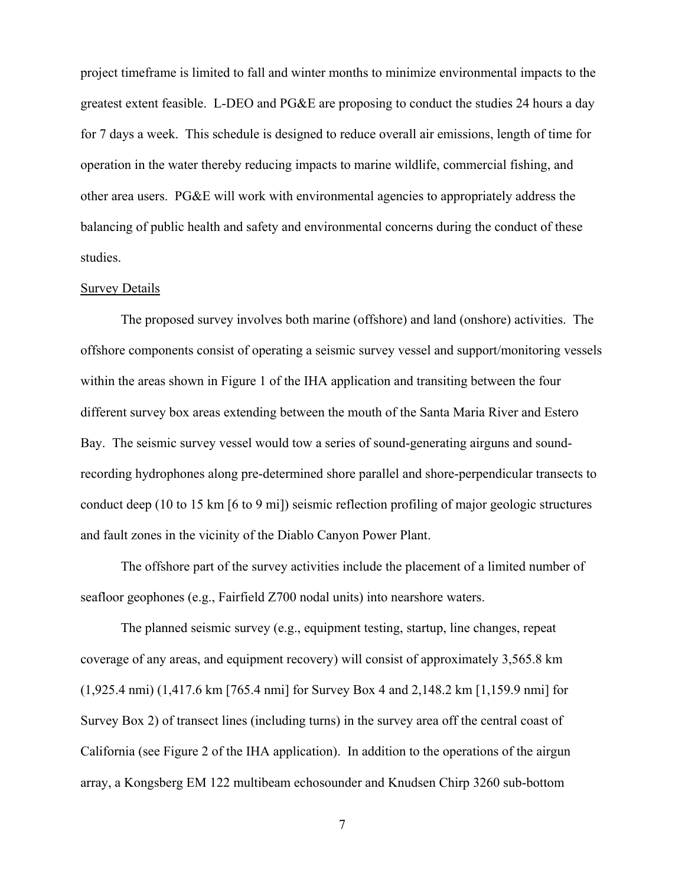project timeframe is limited to fall and winter months to minimize environmental impacts to the greatest extent feasible. L-DEO and PG&E are proposing to conduct the studies 24 hours a day for 7 days a week. This schedule is designed to reduce overall air emissions, length of time for operation in the water thereby reducing impacts to marine wildlife, commercial fishing, and other area users. PG&E will work with environmental agencies to appropriately address the balancing of public health and safety and environmental concerns during the conduct of these studies.

Survey Details

The proposed survey involves both marine (offshore) and land (onshore) activities. The offshore components consist of operating a seismic survey vessel and support/monitoring vessels within the areas shown in Figure 1 of the IHA application and transiting between the four different survey box areas extending between the mouth of the Santa Maria River and Estero Bay. The seismic survey vessel would tow a series of sound-generating airguns and sound-recording hydrophones along pre-determined shore parallel and shore-perpendicular transects to conduct deep (10 to 15 km [6 to 9 mi]) seismic reflection profiling of major geologic structures and fault zones in the vicinity of the Diablo Canyon Power Plant.

The offshore part of the survey activities include the placement of a limited number of seafloor geophones (e.g., Fairfield Z700 nodal units) into nearshore waters.

The planned seismic survey (e.g., equipment testing, startup, line changes, repeat coverage of any areas, and equipment recovery) will consist of approximately 3,565.8 km (1,925.4 nmi) (1,417.6 km [765.4 nmi] for Survey Box 4 and 2,148.2 km [1,159.9 nmi] for Survey Box 2) of transect lines (including turns) in the survey area off the central coast of California (see Figure 2 of the IHA application). In addition to the operations of the airgun array, a Kongsberg EM 122 multibeam echosounder and Knudsen Chirp 3260 sub-bottom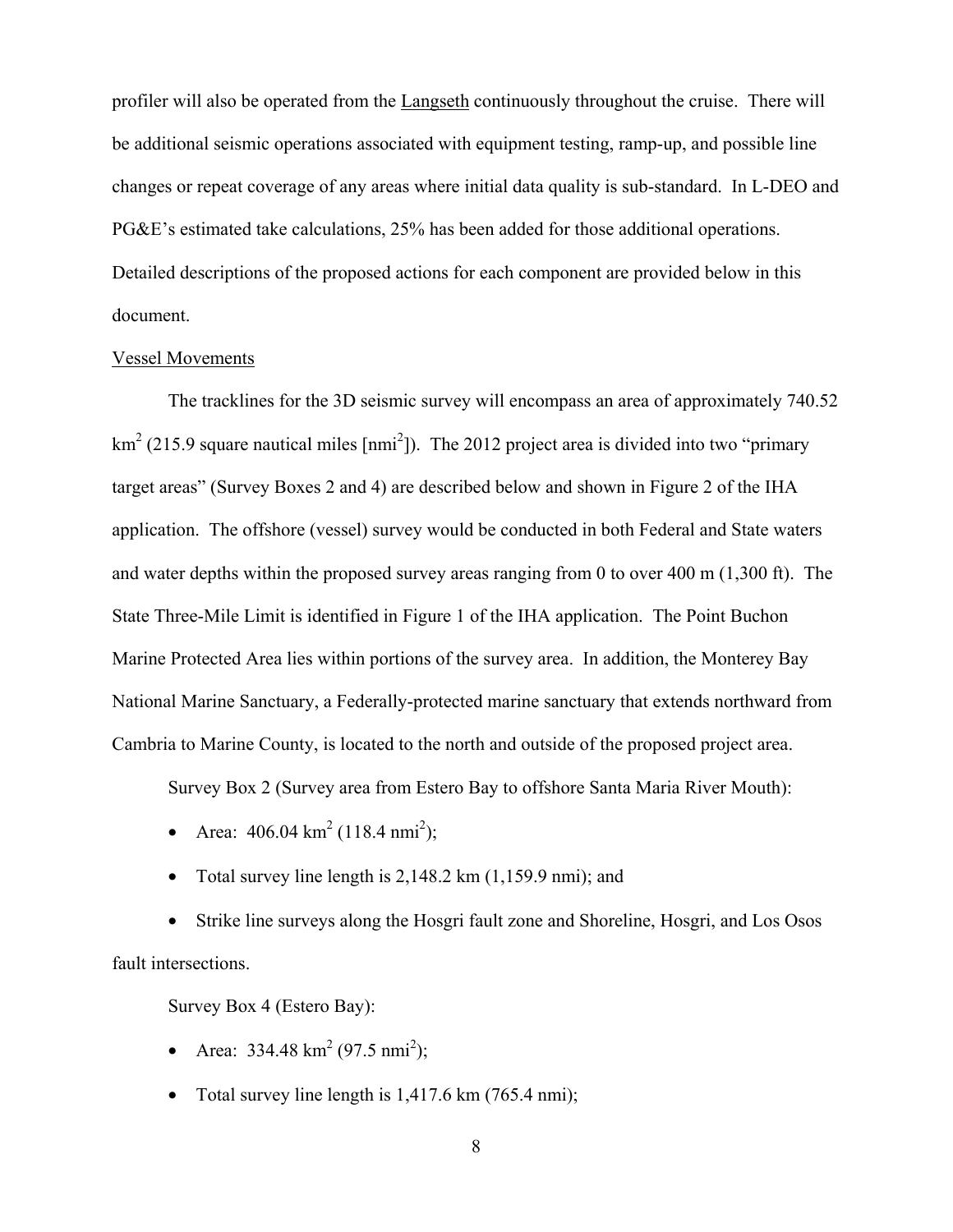profiler will also be operated from the Langseth continuously throughout the cruise. There will be additional seismic operations associated with equipment testing, ramp-up, and possible line changes or repeat coverage of any areas where initial data quality is sub-standard. In L-DEO and PG&E's estimated take calculations, 25% has been added for those additional operations. Detailed descriptions of the proposed actions for each component are provided below in this document.

Vessel Movements

The tracklines for the 3D seismic survey will encompass an area of approximately 740.52 $km^2$ (215.9 square nautical miles [$nmi^2$]). The 2012 project area is divided into two "primary target areas" (Survey Boxes 2 and 4) are described below and shown in Figure 2 of the IHA application. The offshore (vessel) survey would be conducted in both Federal and State waters and water depths within the proposed survey areas ranging from 0 to over 400 m (1,300 ft). The State Three-Mile Limit is identified in Figure 1 of the IHA application. The Point Buchon Marine Protected Area lies within portions of the survey area. In addition, the Monterey Bay National Marine Sanctuary, a Federally-protected marine sanctuary that extends northward from Cambria to Marine County, is located to the north and outside of the proposed project area.

Survey Box 2 (Survey area from Estero Bay to offshore Santa Maria River Mouth):

- Area: 406.04 $km^2$ (118.4 $nmi^2$);
- Total survey line length is 2,148.2 km (1,159.9 nmi); and
- Strike line surveys along the Hosgri fault zone and Shoreline, Hosgri, and Los Osos fault intersections.

Survey Box 4 (Estero Bay):

- Area: 334.48 $km^2$ (97.5 $nmi^2$);
- Total survey line length is 1,417.6 km (765.4 nmi);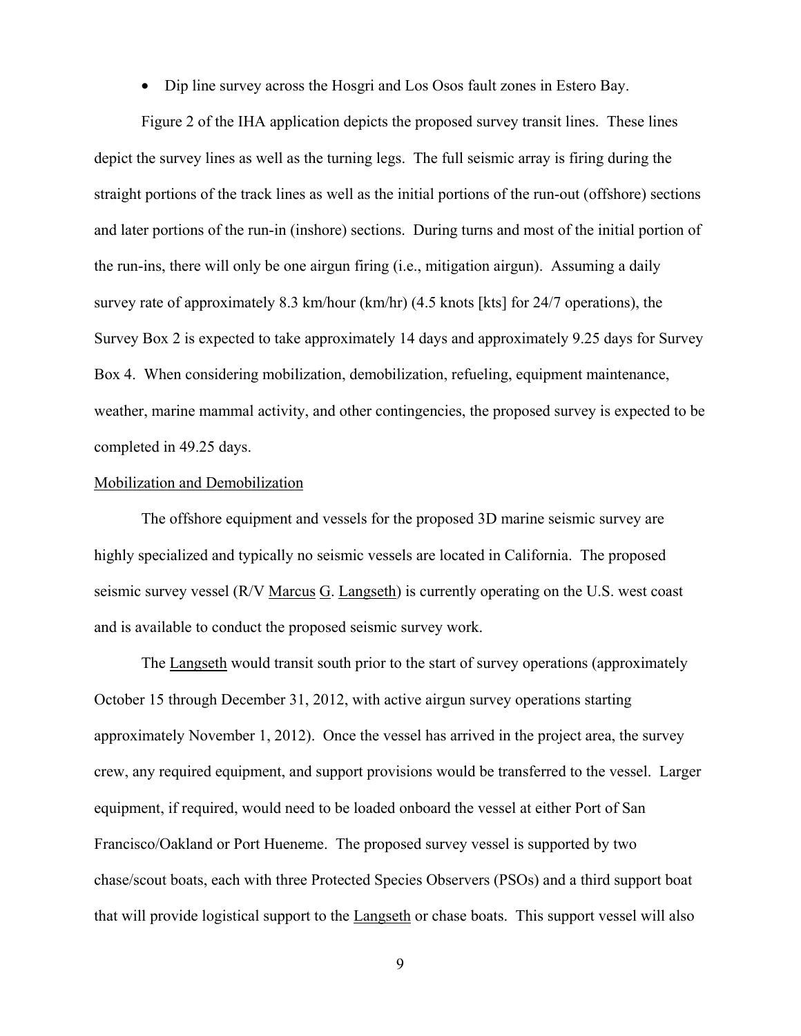- Dip line survey across the Hosgri and Los Osos fault zones in Estero Bay.

Figure 2 of the IHA application depicts the proposed survey transit lines. These lines depict the survey lines as well as the turning legs. The full seismic array is firing during the straight portions of the track lines as well as the initial portions of the run-out (offshore) sections and later portions of the run-in (inshore) sections. During turns and most of the initial portion of the run-ins, there will only be one airgun firing (i.e., mitigation airgun). Assuming a daily survey rate of approximately 8.3 km/hour (km/hr) (4.5 knots [kts] for 24/7 operations), the Survey Box 2 is expected to take approximately 14 days and approximately 9.25 days for Survey Box 4. When considering mobilization, demobilization, refueling, equipment maintenance, weather, marine mammal activity, and other contingencies, the proposed survey is expected to be completed in 49.25 days.

Mobilization and Demobilization

The offshore equipment and vessels for the proposed 3D marine seismic survey are highly specialized and typically no seismic vessels are located in California. The proposed seismic survey vessel (R/V Marcus G. Langseth) is currently operating on the U.S. west coast and is available to conduct the proposed seismic survey work.

The Langseth would transit south prior to the start of survey operations (approximately October 15 through December 31, 2012, with active airgun survey operations starting approximately November 1, 2012). Once the vessel has arrived in the project area, the survey crew, any required equipment, and support provisions would be transferred to the vessel. Larger equipment, if required, would need to be loaded onboard the vessel at either Port of San Francisco/Oakland or Port Hueneme. The proposed survey vessel is supported by two chase/scout boats, each with three Protected Species Observers (PSOs) and a third support boat that will provide logistical support to the Langseth or chase boats. This support vessel will also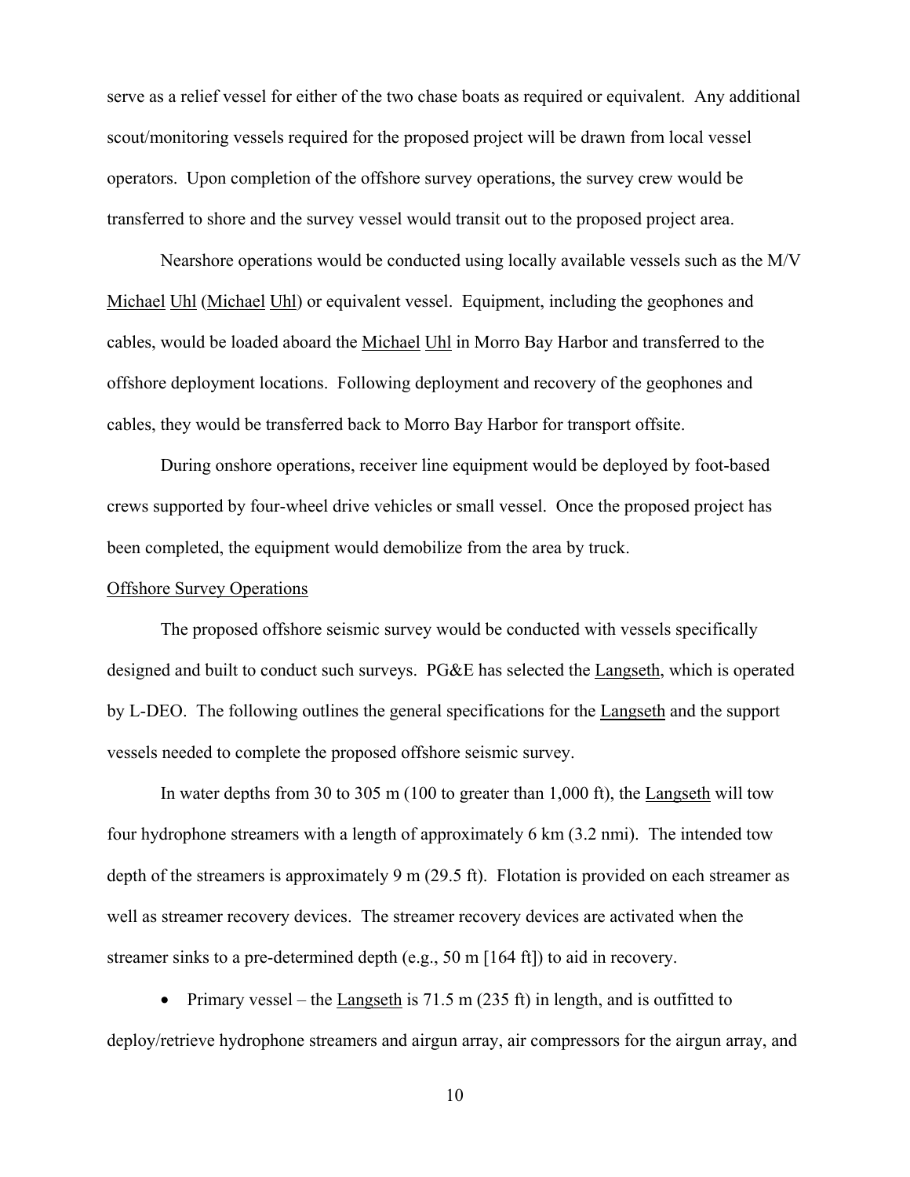serve as a relief vessel for either of the two chase boats as required or equivalent. Any additional scout/monitoring vessels required for the proposed project will be drawn from local vessel operators. Upon completion of the offshore survey operations, the survey crew would be transferred to shore and the survey vessel would transit out to the proposed project area.

Nearshore operations would be conducted using locally available vessels such as the M/V Michael Uhl (Michael Uhl) or equivalent vessel. Equipment, including the geophones and cables, would be loaded aboard the Michael Uhl in Morro Bay Harbor and transferred to the offshore deployment locations. Following deployment and recovery of the geophones and cables, they would be transferred back to Morro Bay Harbor for transport offsite.

During onshore operations, receiver line equipment would be deployed by foot-based crews supported by four-wheel drive vehicles or small vessel. Once the proposed project has been completed, the equipment would demobilize from the area by truck.

Offshore Survey Operations

The proposed offshore seismic survey would be conducted with vessels specifically designed and built to conduct such surveys. PG&E has selected the Langseth, which is operated by L-DEO. The following outlines the general specifications for the Langseth and the support vessels needed to complete the proposed offshore seismic survey.

In water depths from 30 to 305 m (100 to greater than 1,000 ft), the Langseth will tow four hydrophone streamers with a length of approximately 6 km (3.2 nmi). The intended tow depth of the streamers is approximately 9 m (29.5 ft). Flotation is provided on each streamer as well as streamer recovery devices. The streamer recovery devices are activated when the streamer sinks to a pre-determined depth (e.g., 50 m [164 ft]) to aid in recovery.

- Primary vessel – the Langseth is 71.5 m (235 ft) in length, and is outfitted to deploy/retrieve hydrophone streamers and airgun array, air compressors for the airgun array, and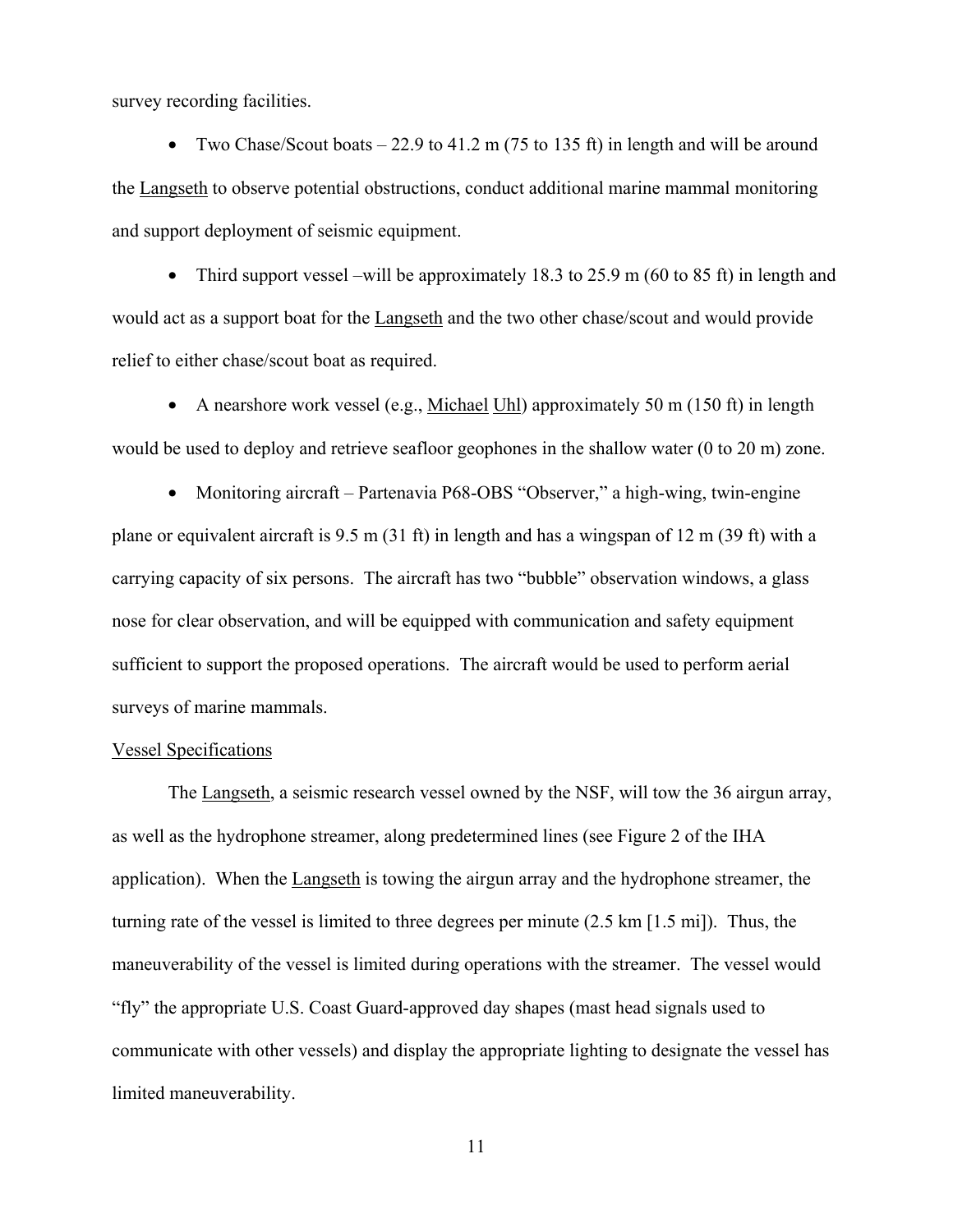survey recording facilities.

- Two Chase/Scout boats – 22.9 to 41.2 m (75 to 135 ft) in length and will be around the <u>Langseth</u> to observe potential obstructions, conduct additional marine mammal monitoring and support deployment of seismic equipment.

- Third support vessel –will be approximately 18.3 to 25.9 m (60 to 85 ft) in length and would act as a support boat for the <u>Langseth</u> and the two other chase/scout and would provide relief to either chase/scout boat as required.

- A nearshore work vessel (e.g., <u>Michael</u> <u>Uhl</u>) approximately 50 m (150 ft) in length would be used to deploy and retrieve seafloor geophones in the shallow water (0 to 20 m) zone.

- Monitoring aircraft – Partenavia P68-OBS "Observer," a high-wing, twin-engine plane or equivalent aircraft is 9.5 m (31 ft) in length and has a wingspan of 12 m (39 ft) with a carrying capacity of six persons. The aircraft has two "bubble" observation windows, a glass nose for clear observation, and will be equipped with communication and safety equipment sufficient to support the proposed operations. The aircraft would be used to perform aerial surveys of marine mammals.

<u>Vessel Specifications</u>

The <u>Langseth</u>, a seismic research vessel owned by the NSF, will tow the 36 airgun array, as well as the hydrophone streamer, along predetermined lines (see Figure 2 of the IHA application). When the <u>Langseth</u> is towing the airgun array and the hydrophone streamer, the turning rate of the vessel is limited to three degrees per minute (2.5 km [1.5 mi]). Thus, the maneuverability of the vessel is limited during operations with the streamer. The vessel would "fly" the appropriate U.S. Coast Guard-approved day shapes (mast head signals used to communicate with other vessels) and display the appropriate lighting to designate the vessel has limited maneuverability.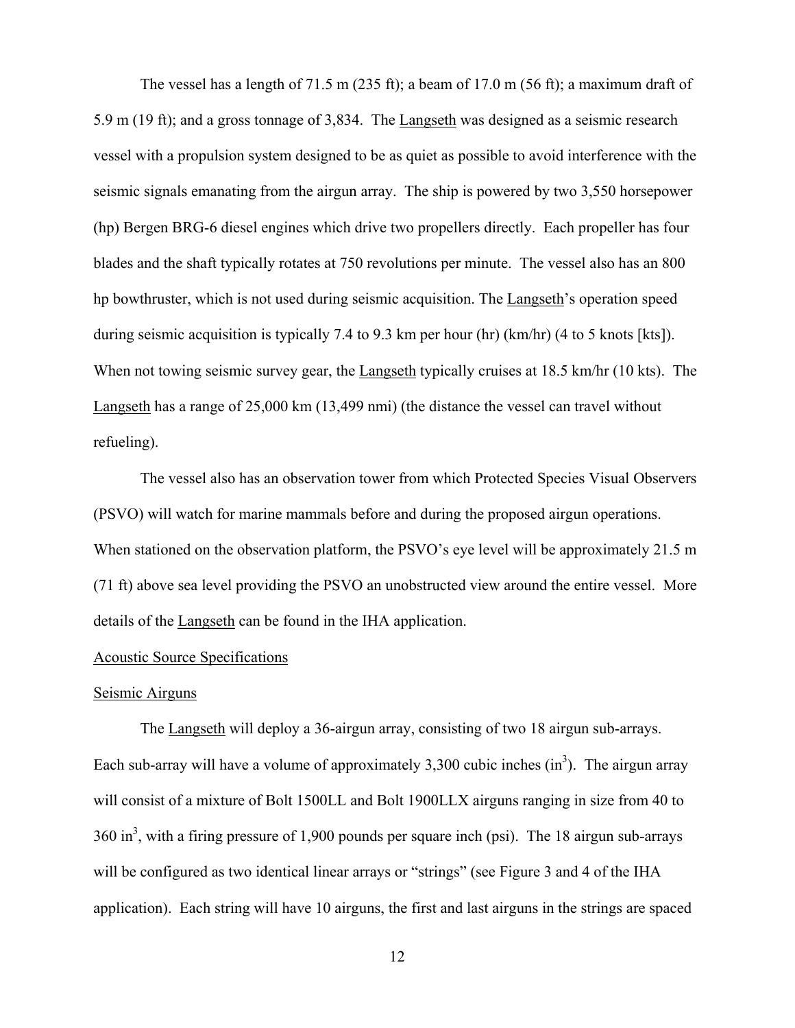The vessel has a length of 71.5 m (235 ft); a beam of 17.0 m (56 ft); a maximum draft of 5.9 m (19 ft); and a gross tonnage of 3,834. The Langseth was designed as a seismic research vessel with a propulsion system designed to be as quiet as possible to avoid interference with the seismic signals emanating from the airgun array. The ship is powered by two 3,550 horsepower (hp) Bergen BRG-6 diesel engines which drive two propellers directly. Each propeller has four blades and the shaft typically rotates at 750 revolutions per minute. The vessel also has an 800 hp bowthruster, which is not used during seismic acquisition. The Langseth's operation speed during seismic acquisition is typically 7.4 to 9.3 km per hour (hr) (km/hr) (4 to 5 knots [kts]). When not towing seismic survey gear, the Langseth typically cruises at 18.5 km/hr (10 kts). The Langseth has a range of 25,000 km (13,499 nmi) (the distance the vessel can travel without refueling).

The vessel also has an observation tower from which Protected Species Visual Observers (PSVO) will watch for marine mammals before and during the proposed airgun operations. When stationed on the observation platform, the PSVO's eye level will be approximately 21.5 m (71 ft) above sea level providing the PSVO an unobstructed view around the entire vessel. More details of the Langseth can be found in the IHA application.

Acoustic Source Specifications

Seismic Airguns

The Langseth will deploy a 36-airgun array, consisting of two 18 airgun sub-arrays. Each sub-array will have a volume of approximately 3,300 cubic inches ($in^3$). The airgun array will consist of a mixture of Bolt 1500LL and Bolt 1900LLX airguns ranging in size from 40 to 360 $in^3$, with a firing pressure of 1,900 pounds per square inch (psi). The 18 airgun sub-arrays will be configured as two identical linear arrays or "strings" (see Figure 3 and 4 of the IHA application). Each string will have 10 airguns, the first and last airguns in the strings are spaced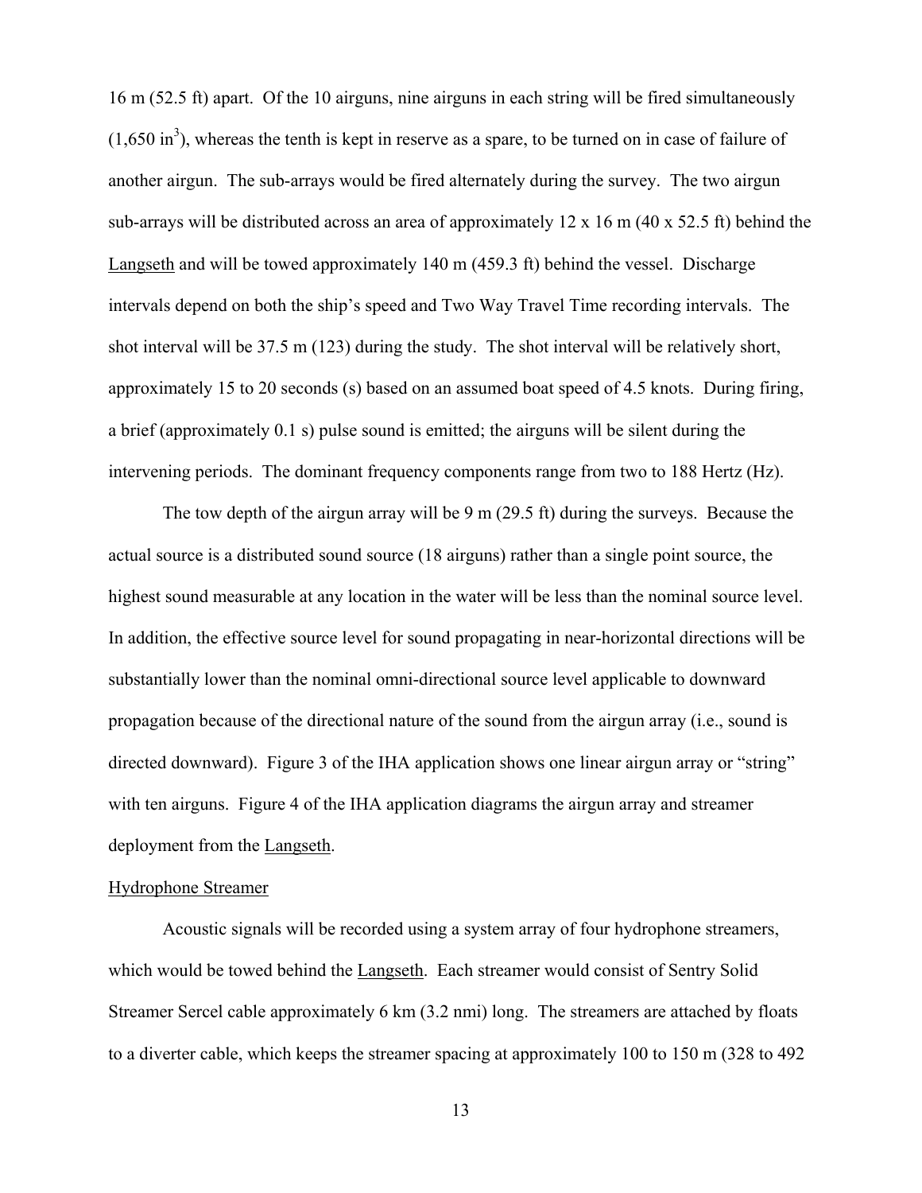16 m (52.5 ft) apart. Of the 10 airguns, nine airguns in each string will be fired simultaneously (1,650 $in^3$), whereas the tenth is kept in reserve as a spare, to be turned on in case of failure of another airgun. The sub-arrays would be fired alternately during the survey. The two airgun sub-arrays will be distributed across an area of approximately 12 x 16 m (40 x 52.5 ft) behind the Langseth and will be towed approximately 140 m (459.3 ft) behind the vessel. Discharge intervals depend on both the ship's speed and Two Way Travel Time recording intervals. The shot interval will be 37.5 m (123) during the study. The shot interval will be relatively short, approximately 15 to 20 seconds (s) based on an assumed boat speed of 4.5 knots. During firing, a brief (approximately 0.1 s) pulse sound is emitted; the airguns will be silent during the intervening periods. The dominant frequency components range from two to 188 Hertz (Hz).

The tow depth of the airgun array will be 9 m (29.5 ft) during the surveys. Because the actual source is a distributed sound source (18 airguns) rather than a single point source, the highest sound measurable at any location in the water will be less than the nominal source level. In addition, the effective source level for sound propagating in near-horizontal directions will be substantially lower than the nominal omni-directional source level applicable to downward propagation because of the directional nature of the sound from the airgun array (i.e., sound is directed downward). Figure 3 of the IHA application shows one linear airgun array or "string" with ten airguns. Figure 4 of the IHA application diagrams the airgun array and streamer deployment from the Langseth.

Hydrophone Streamer

Acoustic signals will be recorded using a system array of four hydrophone streamers, which would be towed behind the Langseth. Each streamer would consist of Sentry Solid Streamer Sercel cable approximately 6 km (3.2 nmi) long. The streamers are attached by floats to a diverter cable, which keeps the streamer spacing at approximately 100 to 150 m (328 to 492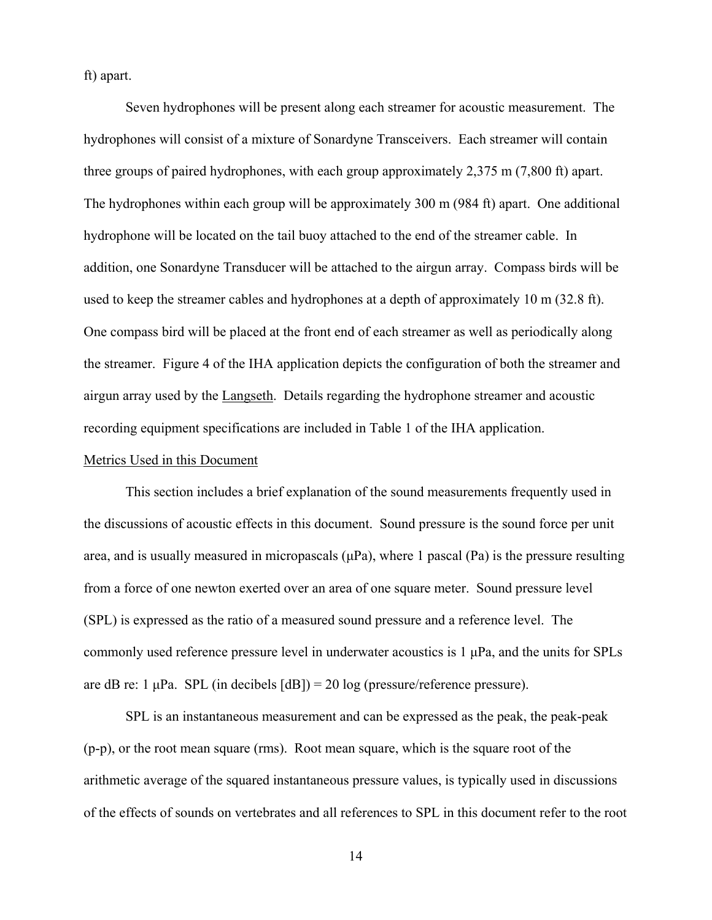ft) apart.

Seven hydrophones will be present along each streamer for acoustic measurement. The hydrophones will consist of a mixture of Sonardyne Transceivers. Each streamer will contain three groups of paired hydrophones, with each group approximately 2,375 m (7,800 ft) apart. The hydrophones within each group will be approximately 300 m (984 ft) apart. One additional hydrophone will be located on the tail buoy attached to the end of the streamer cable. In addition, one Sonardyne Transducer will be attached to the airgun array. Compass birds will be used to keep the streamer cables and hydrophones at a depth of approximately 10 m (32.8 ft). One compass bird will be placed at the front end of each streamer as well as periodically along the streamer. Figure 4 of the IHA application depicts the configuration of both the streamer and airgun array used by the Langseth. Details regarding the hydrophone streamer and acoustic recording equipment specifications are included in Table 1 of the IHA application.

Metrics Used in this Document

This section includes a brief explanation of the sound measurements frequently used in the discussions of acoustic effects in this document. Sound pressure is the sound force per unit area, and is usually measured in micropascals (μPa), where 1 pascal (Pa) is the pressure resulting from a force of one newton exerted over an area of one square meter. Sound pressure level (SPL) is expressed as the ratio of a measured sound pressure and a reference level. The commonly used reference pressure level in underwater acoustics is 1 μPa, and the units for SPLs are dB re: 1 μPa. SPL (in decibels [dB]) = 20 log (pressure/reference pressure).

SPL is an instantaneous measurement and can be expressed as the peak, the peak-peak (p-p), or the root mean square (rms). Root mean square, which is the square root of the arithmetic average of the squared instantaneous pressure values, is typically used in discussions of the effects of sounds on vertebrates and all references to SPL in this document refer to the root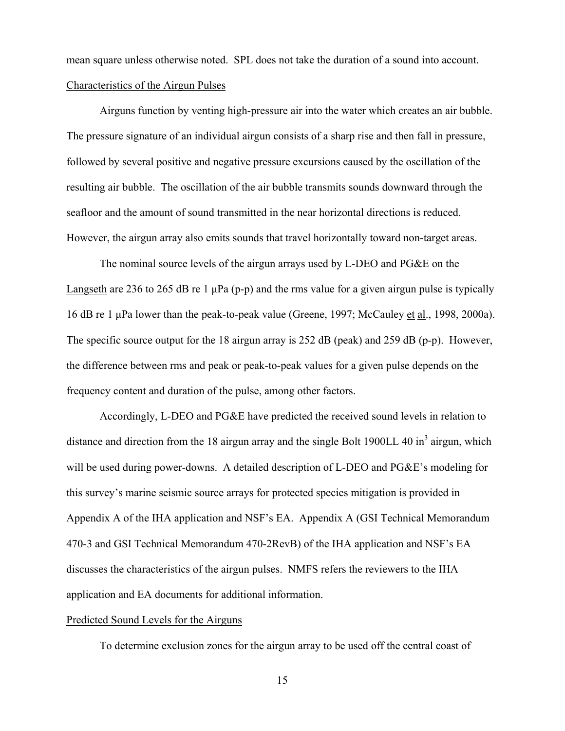mean square unless otherwise noted. SPL does not take the duration of a sound into account.

Characteristics of the Airgun Pulses

Airguns function by venting high-pressure air into the water which creates an air bubble. The pressure signature of an individual airgun consists of a sharp rise and then fall in pressure, followed by several positive and negative pressure excursions caused by the oscillation of the resulting air bubble. The oscillation of the air bubble transmits sounds downward through the seafloor and the amount of sound transmitted in the near horizontal directions is reduced. However, the airgun array also emits sounds that travel horizontally toward non-target areas.

The nominal source levels of the airgun arrays used by L-DEO and PG&E on the Langseth are 236 to 265 dB re 1 μPa (p-p) and the rms value for a given airgun pulse is typically 16 dB re 1 μPa lower than the peak-to-peak value (Greene, 1997; McCauley et al., 1998, 2000a). The specific source output for the 18 airgun array is 252 dB (peak) and 259 dB (p-p). However, the difference between rms and peak or peak-to-peak values for a given pulse depends on the frequency content and duration of the pulse, among other factors.

Accordingly, L-DEO and PG&E have predicted the received sound levels in relation to distance and direction from the 18 airgun array and the single Bolt 1900LL 40 $in^3$ airgun, which will be used during power-downs. A detailed description of L-DEO and PG&E's modeling for this survey's marine seismic source arrays for protected species mitigation is provided in Appendix A of the IHA application and NSF's EA. Appendix A (GSI Technical Memorandum 470-3 and GSI Technical Memorandum 470-2RevB) of the IHA application and NSF's EA discusses the characteristics of the airgun pulses. NMFS refers the reviewers to the IHA application and EA documents for additional information.

Predicted Sound Levels for the Airguns

To determine exclusion zones for the airgun array to be used off the central coast of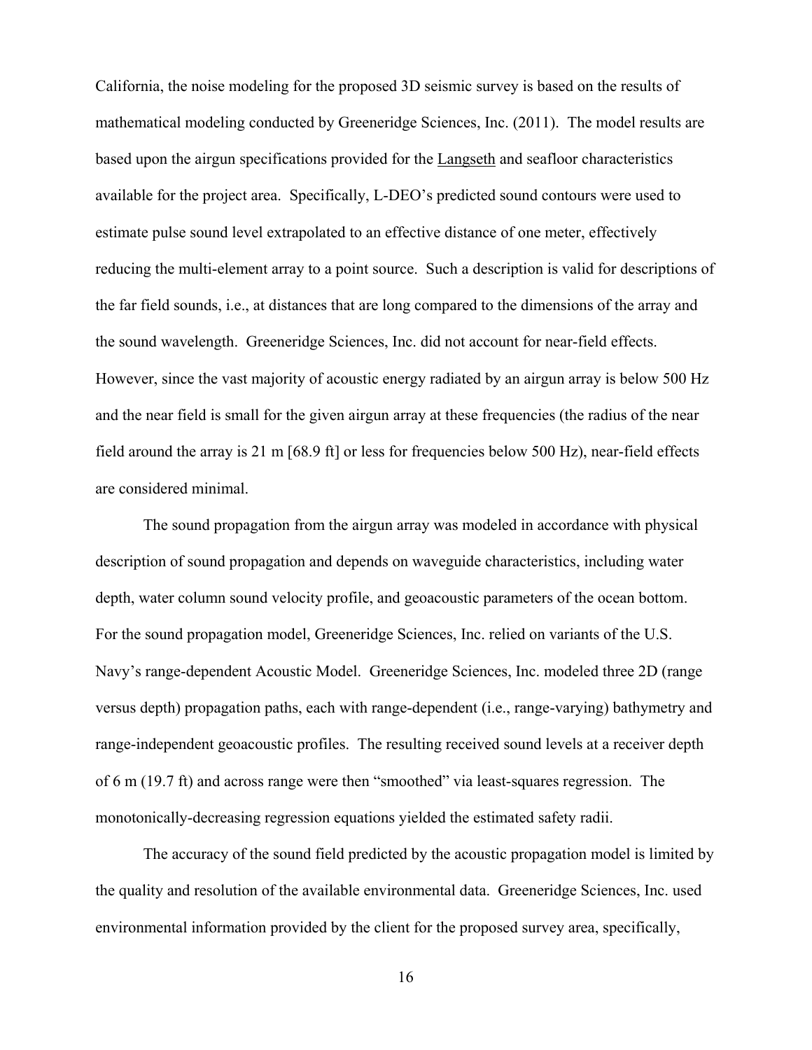California, the noise modeling for the proposed 3D seismic survey is based on the results of mathematical modeling conducted by Greeneridge Sciences, Inc. (2011). The model results are based upon the airgun specifications provided for the Langseth and seafloor characteristics available for the project area. Specifically, L-DEO's predicted sound contours were used to estimate pulse sound level extrapolated to an effective distance of one meter, effectively reducing the multi-element array to a point source. Such a description is valid for descriptions of the far field sounds, i.e., at distances that are long compared to the dimensions of the array and the sound wavelength. Greeneridge Sciences, Inc. did not account for near-field effects. However, since the vast majority of acoustic energy radiated by an airgun array is below 500 Hz and the near field is small for the given airgun array at these frequencies (the radius of the near field around the array is 21 m [68.9 ft] or less for frequencies below 500 Hz), near-field effects are considered minimal.

The sound propagation from the airgun array was modeled in accordance with physical description of sound propagation and depends on waveguide characteristics, including water depth, water column sound velocity profile, and geoacoustic parameters of the ocean bottom. For the sound propagation model, Greeneridge Sciences, Inc. relied on variants of the U.S. Navy's range-dependent Acoustic Model. Greeneridge Sciences, Inc. modeled three 2D (range versus depth) propagation paths, each with range-dependent (i.e., range-varying) bathymetry and range-independent geoacoustic profiles. The resulting received sound levels at a receiver depth of 6 m (19.7 ft) and across range were then "smoothed" via least-squares regression. The monotonically-decreasing regression equations yielded the estimated safety radii.

The accuracy of the sound field predicted by the acoustic propagation model is limited by the quality and resolution of the available environmental data. Greeneridge Sciences, Inc. used environmental information provided by the client for the proposed survey area, specifically,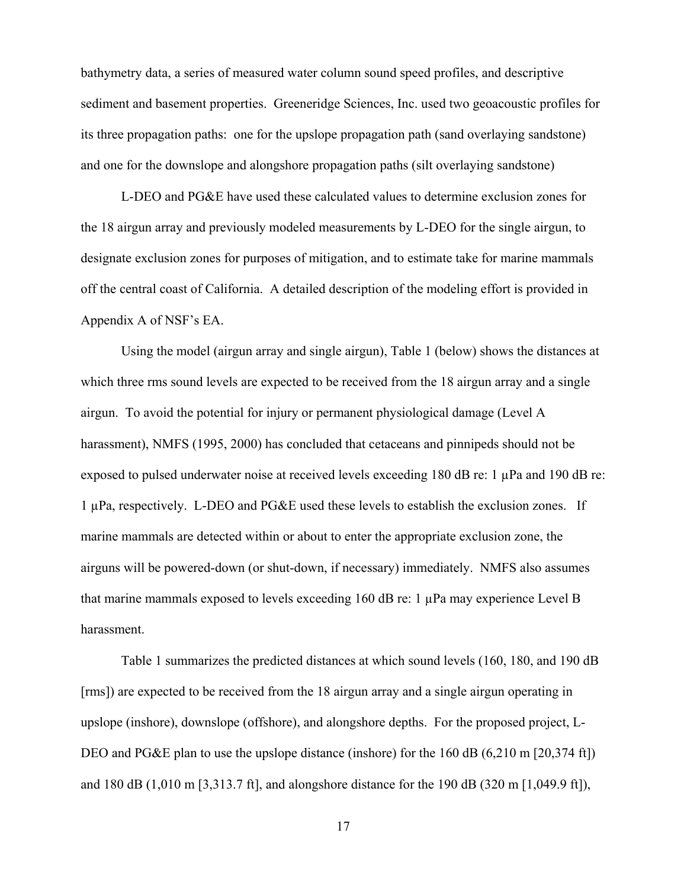bathymetry data, a series of measured water column sound speed profiles, and descriptive sediment and basement properties. Greeneridge Sciences, Inc. used two geoacoustic profiles for its three propagation paths: one for the upslope propagation path (sand overlaying sandstone) and one for the downslope and alongshore propagation paths (silt overlaying sandstone)

L-DEO and PG&E have used these calculated values to determine exclusion zones for the 18 airgun array and previously modeled measurements by L-DEO for the single airgun, to designate exclusion zones for purposes of mitigation, and to estimate take for marine mammals off the central coast of California. A detailed description of the modeling effort is provided in Appendix A of NSF's EA.

Using the model (airgun array and single airgun), Table 1 (below) shows the distances at which three rms sound levels are expected to be received from the 18 airgun array and a single airgun. To avoid the potential for injury or permanent physiological damage (Level A harassment), NMFS (1995, 2000) has concluded that cetaceans and pinnipeds should not be exposed to pulsed underwater noise at received levels exceeding 180 dB re: 1 μPa and 190 dB re: 1 μPa, respectively. L-DEO and PG&E used these levels to establish the exclusion zones. If marine mammals are detected within or about to enter the appropriate exclusion zone, the airguns will be powered-down (or shut-down, if necessary) immediately. NMFS also assumes that marine mammals exposed to levels exceeding 160 dB re: 1 μPa may experience Level B harassment.

Table 1 summarizes the predicted distances at which sound levels (160, 180, and 190 dB [rms]) are expected to be received from the 18 airgun array and a single airgun operating in upslope (inshore), downslope (offshore), and alongshore depths. For the proposed project, L-DEO and PG&E plan to use the upslope distance (inshore) for the 160 dB (6,210 m [20,374 ft]) and 180 dB (1,010 m [3,313.7 ft], and alongshore distance for the 190 dB (320 m [1,049.9 ft]),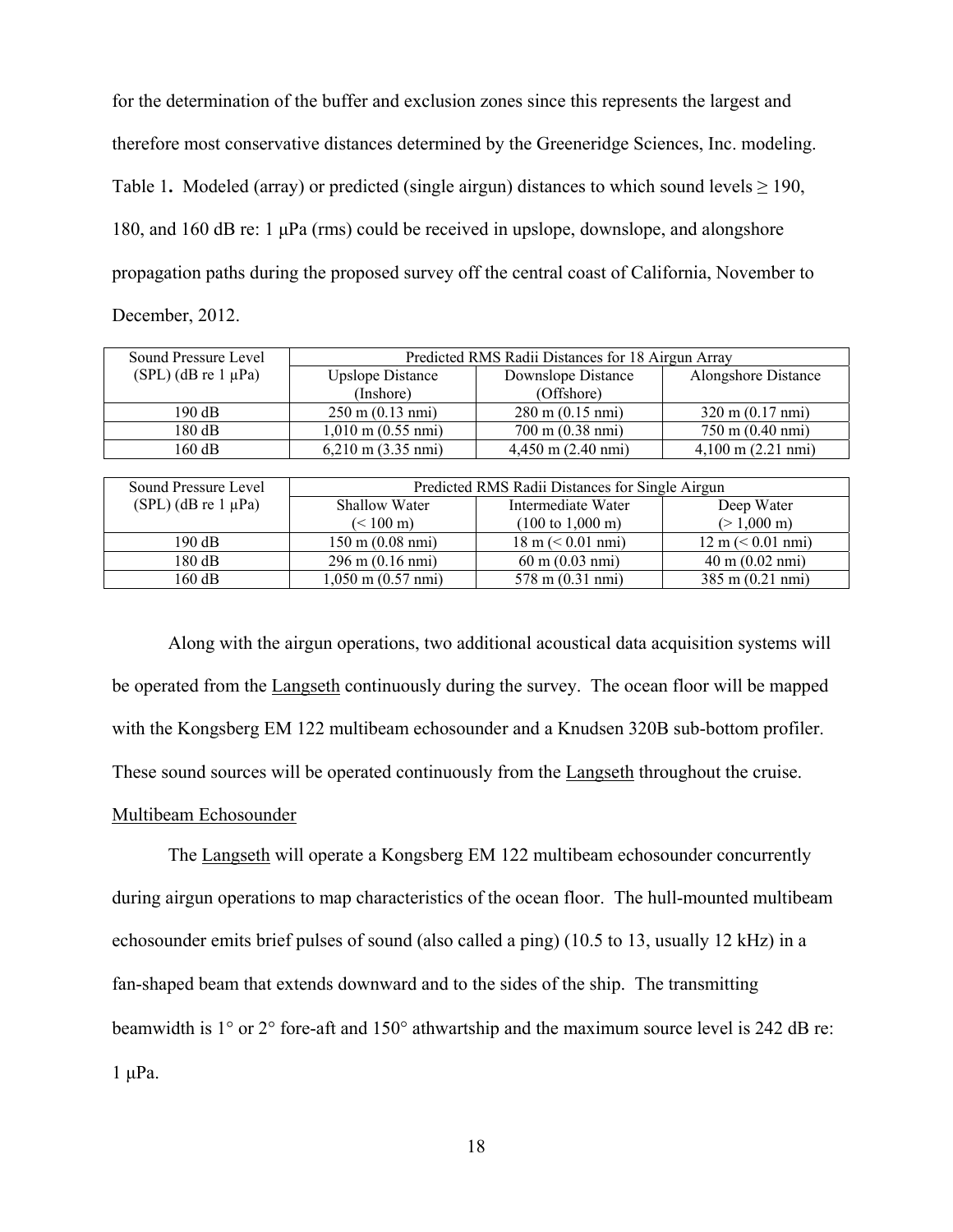for the determination of the buffer and exclusion zones since this represents the largest and therefore most conservative distances determined by the Greeneridge Sciences, Inc. modeling.

Table 1**.** Modeled (array) or predicted (single airgun) distances to which sound levels ≥ 190, 180, and 160 dB re: 1 μPa (rms) could be received in upslope, downslope, and alongshore propagation paths during the proposed survey off the central coast of California, November to December, 2012.

| Sound Pressure Level (SPL) (dB re 1 μPa) | Predicted RMS Radii Distances for 18 Airgun Array | | |
|---|---|---|---|
| | Upslope Distance (Inshore) | Downslope Distance (Offshore) | Alongshore Distance |
| 190 dB | 250 m (0.13 nmi) | 280 m (0.15 nmi) | 320 m (0.17 nmi) |
| 180 dB | 1,010 m (0.55 nmi) | 700 m (0.38 nmi) | 750 m (0.40 nmi) |
| 160 dB | 6,210 m (3.35 nmi) | 4,450 m (2.40 nmi) | 4,100 m (2.21 nmi) |

| Sound Pressure Level (SPL) (dB re 1 μPa) | Predicted RMS Radii Distances for Single Airgun | | |
|---|---|---|---|
| | Shallow Water (< 100 m) | Intermediate Water (100 to 1,000 m) | Deep Water (> 1,000 m) |
| 190 dB | 150 m (0.08 nmi) | 18 m (< 0.01 nmi) | 12 m (< 0.01 nmi) |
| 180 dB | 296 m (0.16 nmi) | 60 m (0.03 nmi) | 40 m (0.02 nmi) |
| 160 dB | 1,050 m (0.57 nmi) | 578 m (0.31 nmi) | 385 m (0.21 nmi) |

Along with the airgun operations, two additional acoustical data acquisition systems will be operated from the Langseth continuously during the survey. The ocean floor will be mapped with the Kongsberg EM 122 multibeam echosounder and a Knudsen 320B sub-bottom profiler. These sound sources will be operated continuously from the Langseth throughout the cruise.

Multibeam Echosounder

The Langseth will operate a Kongsberg EM 122 multibeam echosounder concurrently during airgun operations to map characteristics of the ocean floor. The hull-mounted multibeam echosounder emits brief pulses of sound (also called a ping) (10.5 to 13, usually 12 kHz) in a fan-shaped beam that extends downward and to the sides of the ship. The transmitting beamwidth is 1° or 2° fore-aft and 150° athwartship and the maximum source level is 242 dB re: 1 μPa.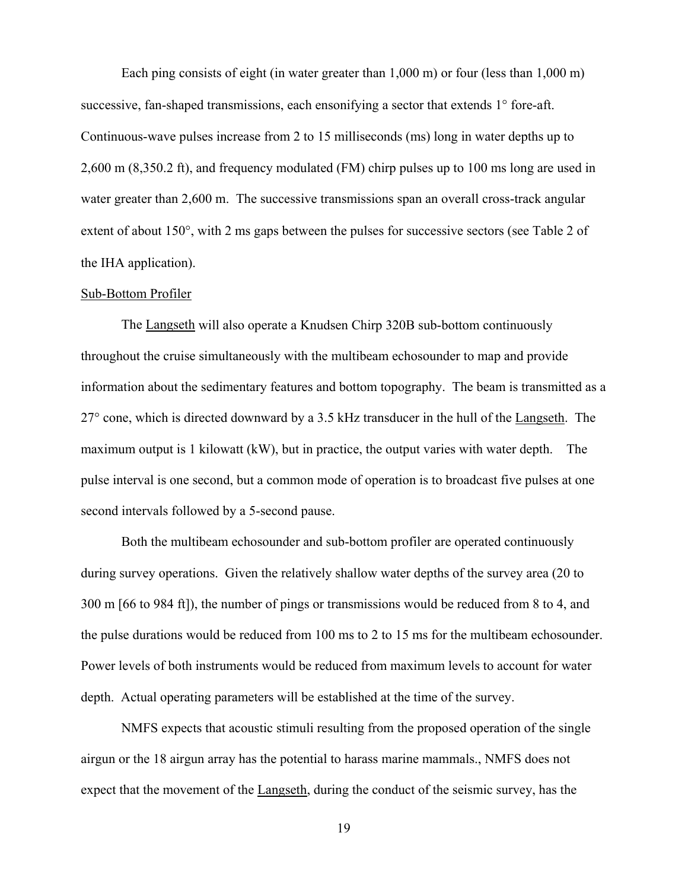Each ping consists of eight (in water greater than 1,000 m) or four (less than 1,000 m) successive, fan-shaped transmissions, each ensonifying a sector that extends 1° fore-aft. Continuous-wave pulses increase from 2 to 15 milliseconds (ms) long in water depths up to 2,600 m (8,350.2 ft), and frequency modulated (FM) chirp pulses up to 100 ms long are used in water greater than 2,600 m. The successive transmissions span an overall cross-track angular extent of about 150°, with 2 ms gaps between the pulses for successive sectors (see Table 2 of the IHA application).

Sub-Bottom Profiler

The Langseth will also operate a Knudsen Chirp 320B sub-bottom continuously throughout the cruise simultaneously with the multibeam echosounder to map and provide information about the sedimentary features and bottom topography. The beam is transmitted as a 27° cone, which is directed downward by a 3.5 kHz transducer in the hull of the Langseth. The maximum output is 1 kilowatt (kW), but in practice, the output varies with water depth. The pulse interval is one second, but a common mode of operation is to broadcast five pulses at one second intervals followed by a 5-second pause.

Both the multibeam echosounder and sub-bottom profiler are operated continuously during survey operations. Given the relatively shallow water depths of the survey area (20 to 300 m [66 to 984 ft]), the number of pings or transmissions would be reduced from 8 to 4, and the pulse durations would be reduced from 100 ms to 2 to 15 ms for the multibeam echosounder. Power levels of both instruments would be reduced from maximum levels to account for water depth. Actual operating parameters will be established at the time of the survey.

NMFS expects that acoustic stimuli resulting from the proposed operation of the single airgun or the 18 airgun array has the potential to harass marine mammals., NMFS does not expect that the movement of the Langseth, during the conduct of the seismic survey, has the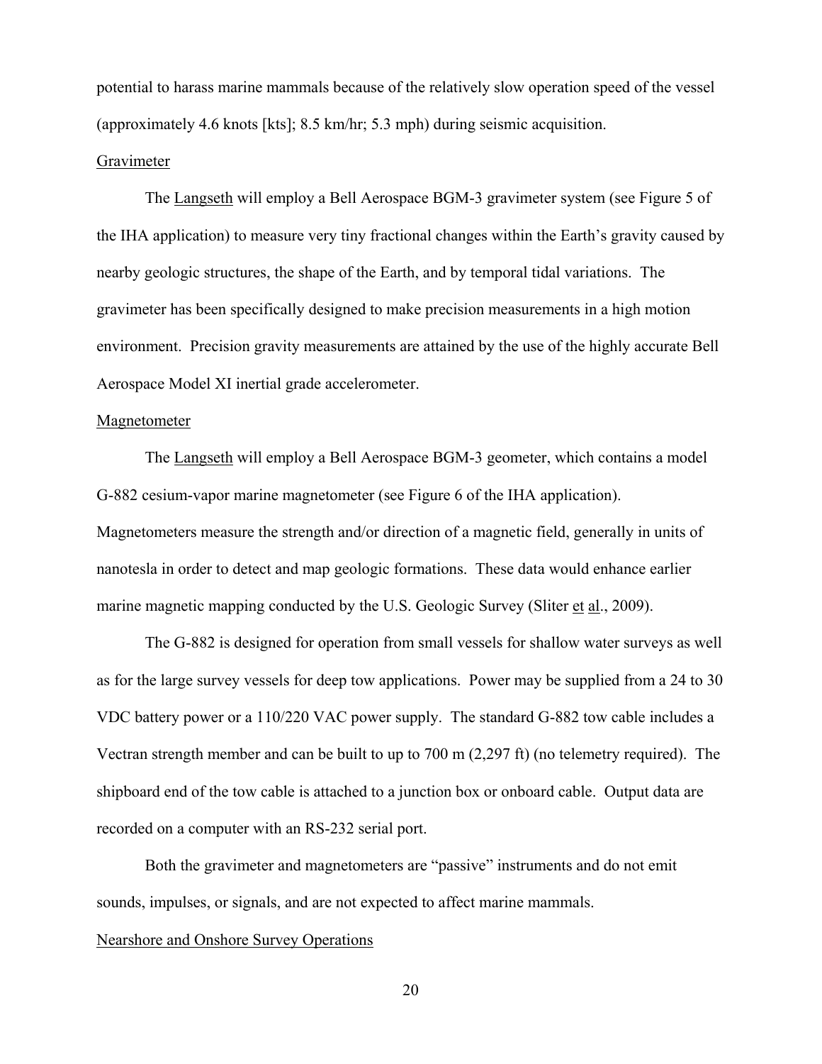potential to harass marine mammals because of the relatively slow operation speed of the vessel (approximately 4.6 knots [kts]; 8.5 km/hr; 5.3 mph) during seismic acquisition.

Gravimeter

The Langseth will employ a Bell Aerospace BGM-3 gravimeter system (see Figure 5 of the IHA application) to measure very tiny fractional changes within the Earth's gravity caused by nearby geologic structures, the shape of the Earth, and by temporal tidal variations. The gravimeter has been specifically designed to make precision measurements in a high motion environment. Precision gravity measurements are attained by the use of the highly accurate Bell Aerospace Model XI inertial grade accelerometer.

Magnetometer

The Langseth will employ a Bell Aerospace BGM-3 geometer, which contains a model G-882 cesium-vapor marine magnetometer (see Figure 6 of the IHA application). Magnetometers measure the strength and/or direction of a magnetic field, generally in units of nanotesla in order to detect and map geologic formations. These data would enhance earlier marine magnetic mapping conducted by the U.S. Geologic Survey (Sliter et al., 2009).

The G-882 is designed for operation from small vessels for shallow water surveys as well as for the large survey vessels for deep tow applications. Power may be supplied from a 24 to 30 VDC battery power or a 110/220 VAC power supply. The standard G-882 tow cable includes a Vectran strength member and can be built to up to 700 m (2,297 ft) (no telemetry required). The shipboard end of the tow cable is attached to a junction box or onboard cable. Output data are recorded on a computer with an RS-232 serial port.

Both the gravimeter and magnetometers are "passive" instruments and do not emit sounds, impulses, or signals, and are not expected to affect marine mammals.

Nearshore and Onshore Survey Operations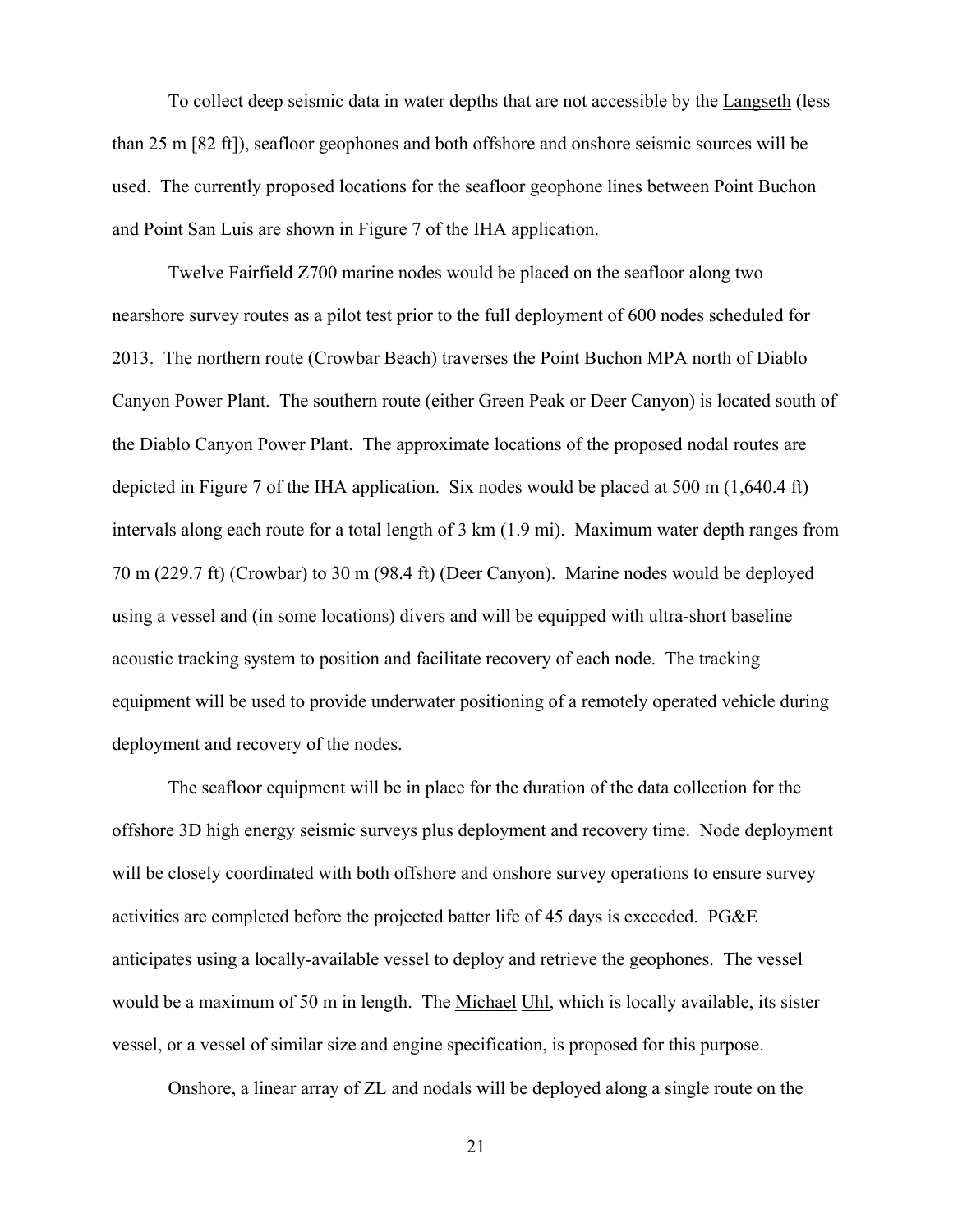To collect deep seismic data in water depths that are not accessible by the Langseth (less than 25 m [82 ft]), seafloor geophones and both offshore and onshore seismic sources will be used. The currently proposed locations for the seafloor geophone lines between Point Buchon and Point San Luis are shown in Figure 7 of the IHA application.

Twelve Fairfield Z700 marine nodes would be placed on the seafloor along two nearshore survey routes as a pilot test prior to the full deployment of 600 nodes scheduled for 2013. The northern route (Crowbar Beach) traverses the Point Buchon MPA north of Diablo Canyon Power Plant. The southern route (either Green Peak or Deer Canyon) is located south of the Diablo Canyon Power Plant. The approximate locations of the proposed nodal routes are depicted in Figure 7 of the IHA application. Six nodes would be placed at 500 m (1,640.4 ft) intervals along each route for a total length of 3 km (1.9 mi). Maximum water depth ranges from 70 m (229.7 ft) (Crowbar) to 30 m (98.4 ft) (Deer Canyon). Marine nodes would be deployed using a vessel and (in some locations) divers and will be equipped with ultra-short baseline acoustic tracking system to position and facilitate recovery of each node. The tracking equipment will be used to provide underwater positioning of a remotely operated vehicle during deployment and recovery of the nodes.

The seafloor equipment will be in place for the duration of the data collection for the offshore 3D high energy seismic surveys plus deployment and recovery time. Node deployment will be closely coordinated with both offshore and onshore survey operations to ensure survey activities are completed before the projected batter life of 45 days is exceeded. PG&E anticipates using a locally-available vessel to deploy and retrieve the geophones. The vessel would be a maximum of 50 m in length. The Michael Uhl, which is locally available, its sister vessel, or a vessel of similar size and engine specification, is proposed for this purpose.

Onshore, a linear array of ZL and nodals will be deployed along a single route on the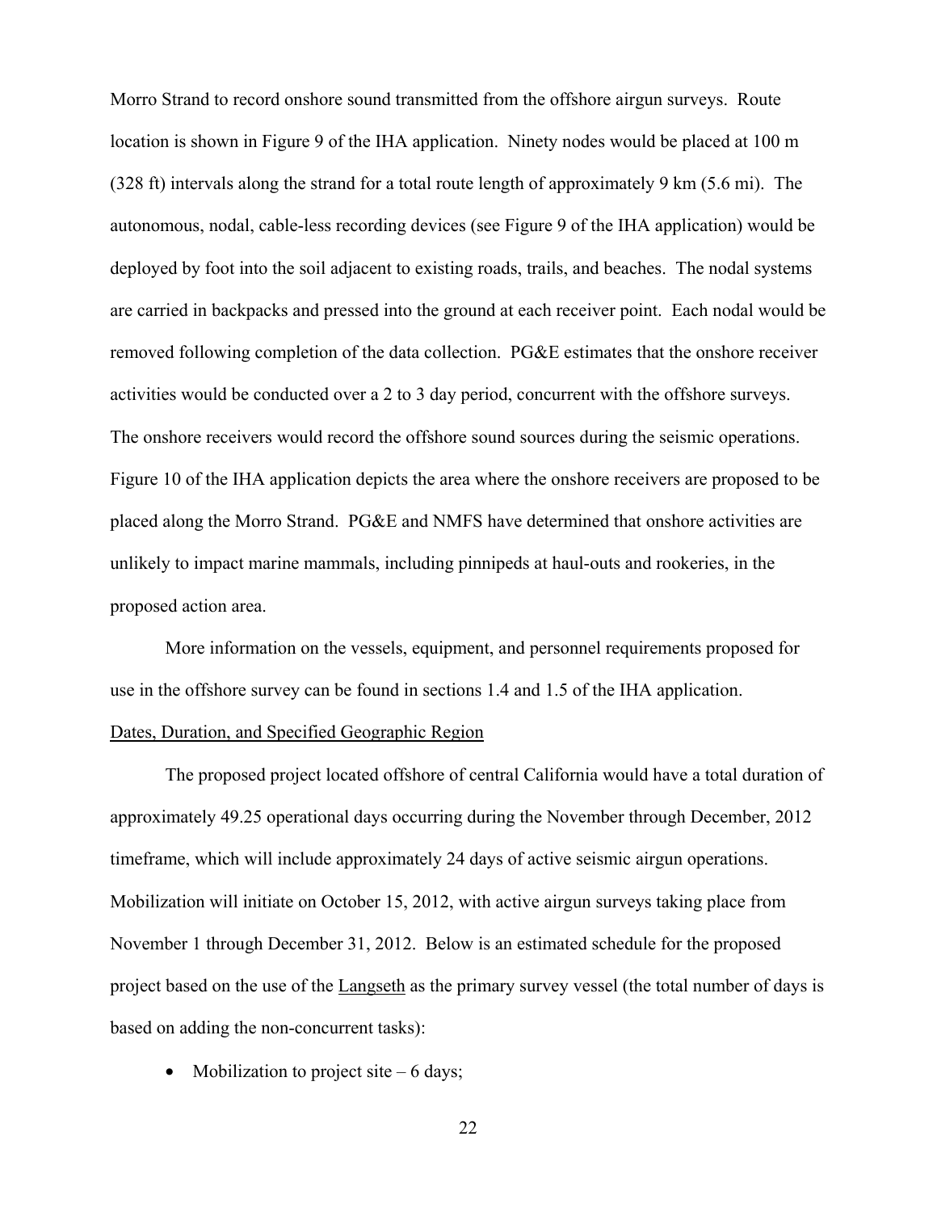Morro Strand to record onshore sound transmitted from the offshore airgun surveys. Route location is shown in Figure 9 of the IHA application. Ninety nodes would be placed at 100 m (328 ft) intervals along the strand for a total route length of approximately 9 km (5.6 mi). The autonomous, nodal, cable-less recording devices (see Figure 9 of the IHA application) would be deployed by foot into the soil adjacent to existing roads, trails, and beaches. The nodal systems are carried in backpacks and pressed into the ground at each receiver point. Each nodal would be removed following completion of the data collection. PG&E estimates that the onshore receiver activities would be conducted over a 2 to 3 day period, concurrent with the offshore surveys. The onshore receivers would record the offshore sound sources during the seismic operations. Figure 10 of the IHA application depicts the area where the onshore receivers are proposed to be placed along the Morro Strand. PG&E and NMFS have determined that onshore activities are unlikely to impact marine mammals, including pinnipeds at haul-outs and rookeries, in the proposed action area.

More information on the vessels, equipment, and personnel requirements proposed for use in the offshore survey can be found in sections 1.4 and 1.5 of the IHA application.

Dates, Duration, and Specified Geographic Region

The proposed project located offshore of central California would have a total duration of approximately 49.25 operational days occurring during the November through December, 2012 timeframe, which will include approximately 24 days of active seismic airgun operations. Mobilization will initiate on October 15, 2012, with active airgun surveys taking place from November 1 through December 31, 2012. Below is an estimated schedule for the proposed project based on the use of the Langseth as the primary survey vessel (the total number of days is based on adding the non-concurrent tasks):

- Mobilization to project site – 6 days;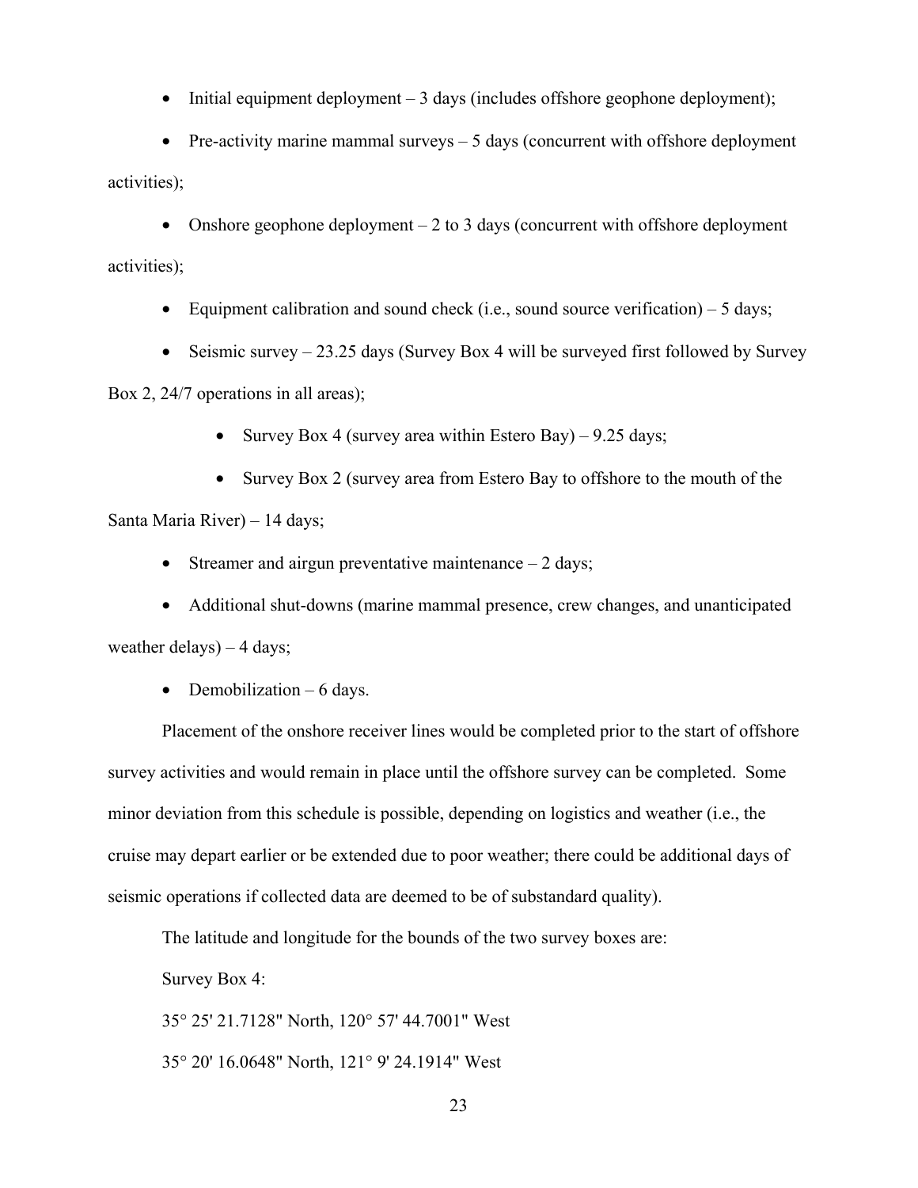- Initial equipment deployment – 3 days (includes offshore geophone deployment);
- Pre-activity marine mammal surveys – 5 days (concurrent with offshore deployment activities);
- Onshore geophone deployment – 2 to 3 days (concurrent with offshore deployment activities);
- Equipment calibration and sound check (i.e., sound source verification) – 5 days;
- Seismic survey – 23.25 days (Survey Box 4 will be surveyed first followed by Survey Box 2, 24/7 operations in all areas);
    - Survey Box 4 (survey area within Estero Bay) – 9.25 days;
    - Survey Box 2 (survey area from Estero Bay to offshore to the mouth of the Santa Maria River) – 14 days;
- Streamer and airgun preventative maintenance – 2 days;
- Additional shut-downs (marine mammal presence, crew changes, and unanticipated weather delays) – 4 days;
- Demobilization – 6 days.

Placement of the onshore receiver lines would be completed prior to the start of offshore survey activities and would remain in place until the offshore survey can be completed. Some minor deviation from this schedule is possible, depending on logistics and weather (i.e., the cruise may depart earlier or be extended due to poor weather; there could be additional days of seismic operations if collected data are deemed to be of substandard quality).

The latitude and longitude for the bounds of the two survey boxes are:

Survey Box 4:

35° 25' 21.7128" North, 120° 57' 44.7001" West

35° 20' 16.0648" North, 121° 9' 24.1914" West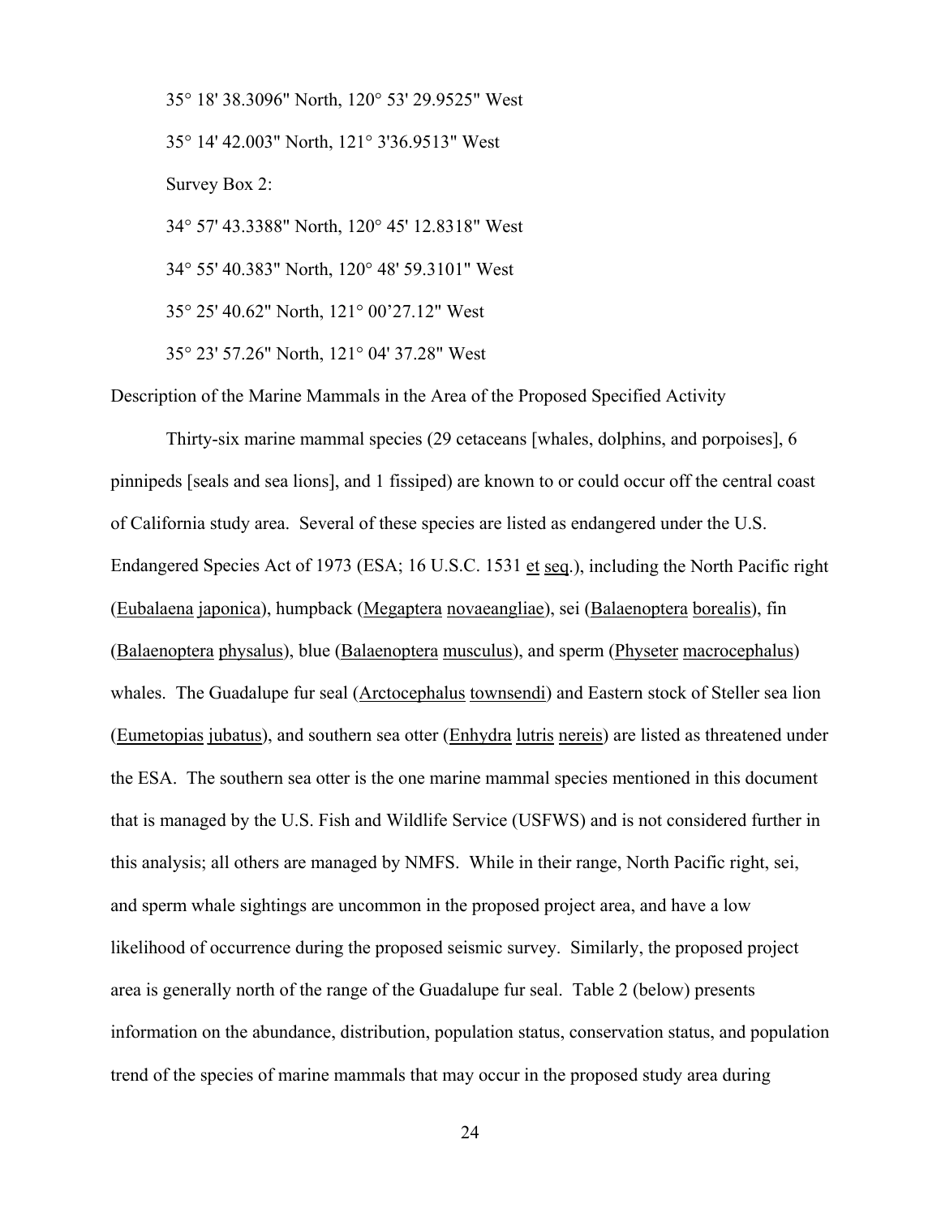35° 18' 38.3096" North, 120° 53' 29.9525" West

35° 14' 42.003" North, 121° 3'36.9513" West

Survey Box 2:

34° 57' 43.3388" North, 120° 45' 12.8318" West

34° 55' 40.383" North, 120° 48' 59.3101" West

35° 25' 40.62" North, 121° 00’27.12" West

35° 23' 57.26" North, 121° 04' 37.28" West

Description of the Marine Mammals in the Area of the Proposed Specified Activity

Thirty-six marine mammal species (29 cetaceans [whales, dolphins, and porpoises], 6 pinnipeds [seals and sea lions], and 1 fissiped) are known to or could occur off the central coast of California study area. Several of these species are listed as endangered under the U.S. Endangered Species Act of 1973 (ESA; 16 U.S.C. 1531 et seq.), including the North Pacific right (Eubalaena japonica), humpback (Megaptera novaeangliae), sei (Balaenoptera borealis), fin (Balaenoptera physalus), blue (Balaenoptera musculus), and sperm (Physeter macrocephalus) whales. The Guadalupe fur seal (Arctocephalus townsendi) and Eastern stock of Steller sea lion (Eumetopias jubatus), and southern sea otter (Enhydra lutris nereis) are listed as threatened under the ESA. The southern sea otter is the one marine mammal species mentioned in this document that is managed by the U.S. Fish and Wildlife Service (USFWS) and is not considered further in this analysis; all others are managed by NMFS. While in their range, North Pacific right, sei, and sperm whale sightings are uncommon in the proposed project area, and have a low likelihood of occurrence during the proposed seismic survey. Similarly, the proposed project area is generally north of the range of the Guadalupe fur seal. Table 2 (below) presents information on the abundance, distribution, population status, conservation status, and population trend of the species of marine mammals that may occur in the proposed study area during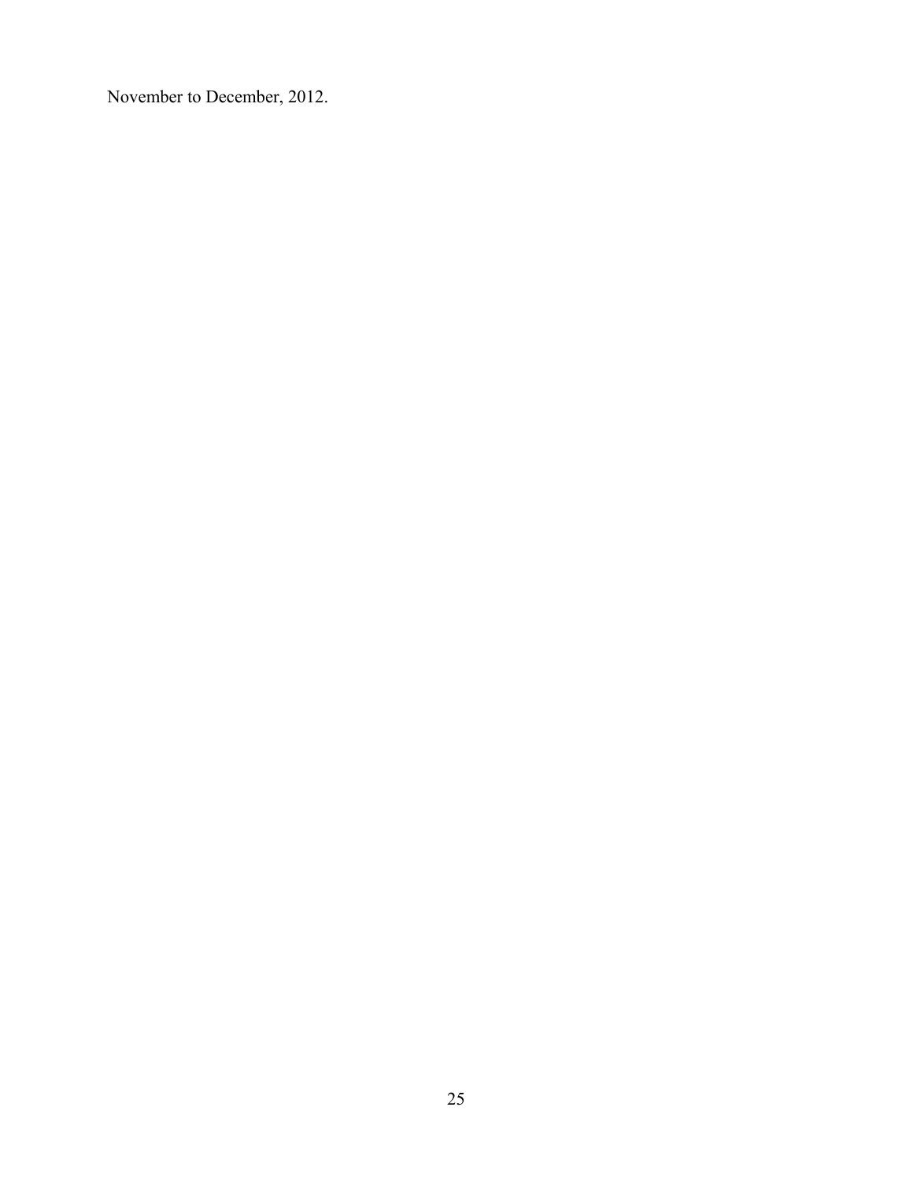November to December, 2012.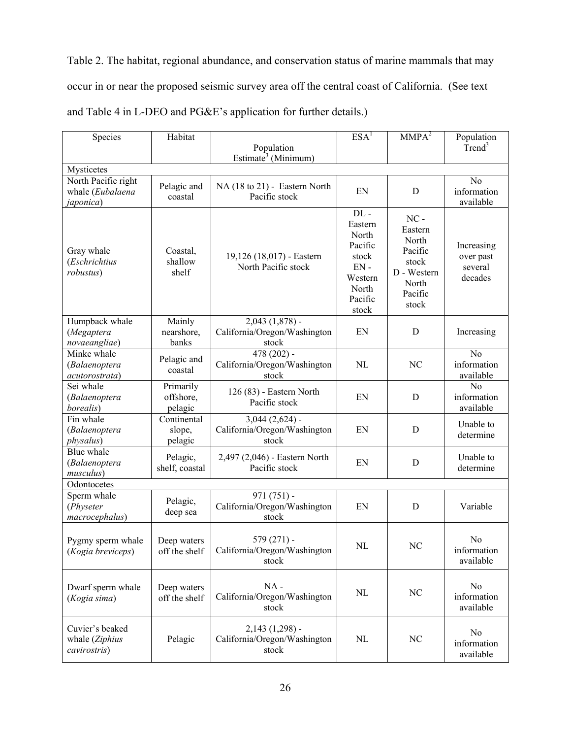Table 2. The habitat, regional abundance, and conservation status of marine mammals that may occur in or near the proposed seismic survey area off the central coast of California. (See text and Table 4 in L-DEO and PG&E's application for further details.)

| Species | Habitat | Population Estimate[3] (Minimum) | ESA[1] | MMPA[2] | Population Trend[3] |
|---|---|---|---|---|---|
| Mysticetes | | | | | |
| North Pacific right whale (*Eubalaena japonica*) | Pelagic and coastal | NA (18 to 21) - Eastern North Pacific stock | EN | D | No information available |
| Gray whale (*Eschrichtius robustus*) | Coastal, shallow shelf | 19,126 (18,017) - Eastern North Pacific stock | DL - Eastern North Pacific stock EN - Western North Pacific stock | NC - Eastern North Pacific stock D - Western North Pacific stock | Increasing over past several decades |
| Humpback whale (*Megaptera novaeangliae*) | Mainly nearshore, banks | 2,043 (1,878) - California/Oregon/Washington stock | EN | D | Increasing |
| Minke whale (*Balaenoptera acutorostrata*) | Pelagic and coastal | 478 (202) - California/Oregon/Washington stock | NL | NC | No information available |
| Sei whale (*Balaenoptera borealis*) | Primarily offshore, pelagic | 126 (83) - Eastern North Pacific stock | EN | D | No information available |
| Fin whale (*Balaenoptera physalus*) | Continental slope, pelagic | 3,044 (2,624) - California/Oregon/Washington stock | EN | D | Unable to determine |
| Blue whale (*Balaenoptera musculus*) | Pelagic, shelf, coastal | 2,497 (2,046) - Eastern North Pacific stock | EN | D | Unable to determine |
| Odontocetes | | | | | |
| Sperm whale (*Physeter macrocephalus*) | Pelagic, deep sea | 971 (751) - California/Oregon/Washington stock | EN | D | Variable |
| Pygmy sperm whale (*Kogia breviceps*) | Deep waters off the shelf | 579 (271) - California/Oregon/Washington stock | NL | NC | No information available |
| Dwarf sperm whale (*Kogia sima*) | Deep waters off the shelf | NA - California/Oregon/Washington stock | NL | NC | No information available |
| Cuvier's beaked whale (*Ziphius cavirostris*) | Pelagic | 2,143 (1,298) - California/Oregon/Washington stock | NL | NC | No information available |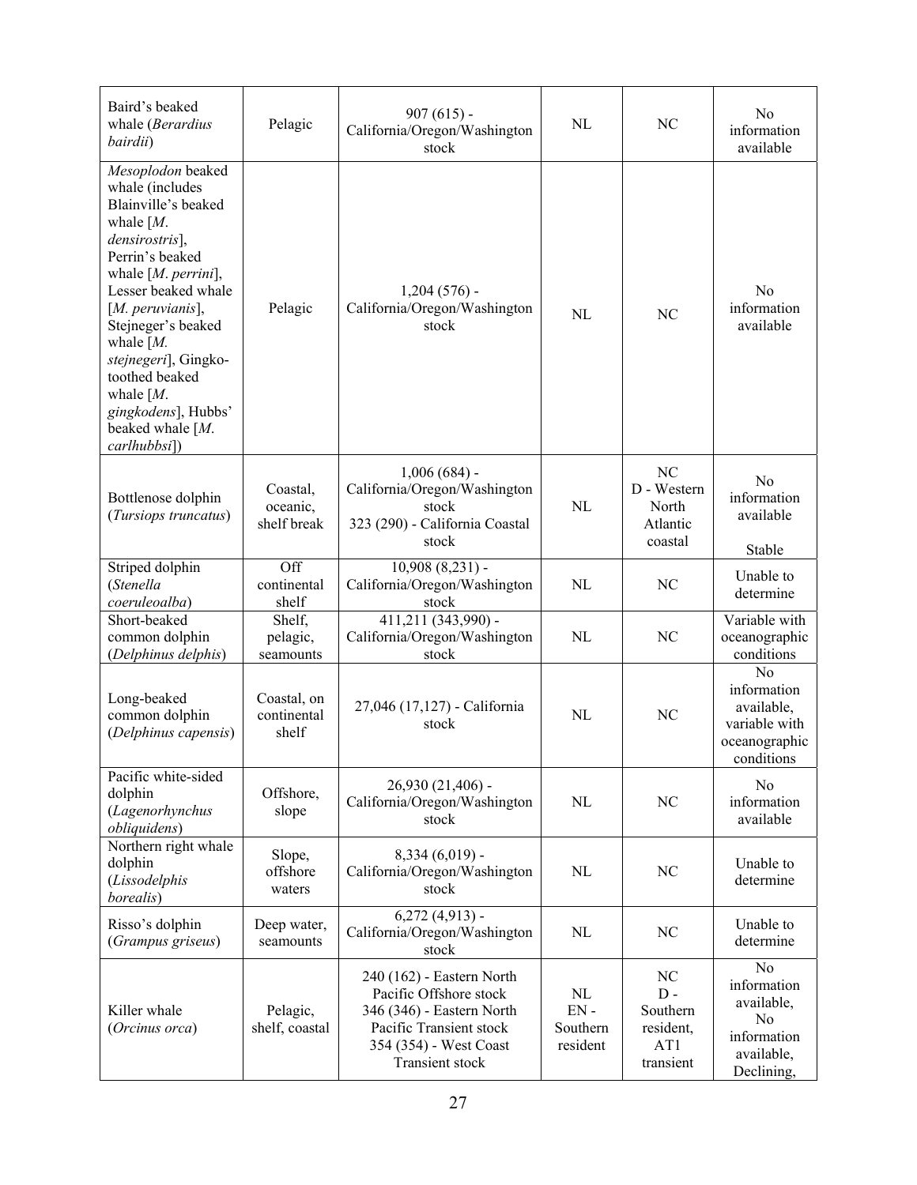| | | | | | |
|---|---|---|---|---|---|
| Baird's beaked whale (*Berardius bairdii*) | Pelagic | 907 (615) - California/Oregon/Washington stock | NL | NC | No information available |
| *Mesoplodon* beaked whale (includes Blainville's beaked whale [*M. densirostris*], Perrin's beaked whale [*M. perrini*], Lesser beaked whale [*M. peruvianis*], Stejneger's beaked whale [*M. stejnegeri*], Gingko-toothed beaked whale [*M. gingkodens*], Hubbs' beaked whale [*M. carlhubbsi*]) | Pelagic | 1,204 (576) - California/Oregon/Washington stock | NL | NC | No information available |
| Bottlenose dolphin (*Tursiops truncatus*) | Coastal, oceanic, shelf break | 1,006 (684) - California/Oregon/Washington stock<br>323 (290) - California Coastal stock | NL | NC<br>D - Western North Atlantic coastal | No information available<br><br>Stable |
| Striped dolphin (*Stenella coeruleoalba*) | Off continental shelf | 10,908 (8,231) - California/Oregon/Washington stock | NL | NC | Unable to determine |
| Short-beaked common dolphin (*Delphinus delphis*) | Shelf, pelagic, seamounts | 411,211 (343,990) - California/Oregon/Washington stock | NL | NC | Variable with oceanographic conditions |
| Long-beaked common dolphin (*Delphinus capensis*) | Coastal, on continental shelf | 27,046 (17,127) - California stock | NL | NC | No information available, variable with oceanographic conditions |
| Pacific white-sided dolphin (*Lagenorhynchus obliquidens*) | Offshore, slope | 26,930 (21,406) - California/Oregon/Washington stock | NL | NC | No information available |
| Northern right whale dolphin (*Lissodelphis borealis*) | Slope, offshore waters | 8,334 (6,019) - California/Oregon/Washington stock | NL | NC | Unable to determine |
| Risso's dolphin (*Grampus griseus*) | Deep water, seamounts | 6,272 (4,913) - California/Oregon/Washington stock | NL | NC | Unable to determine |
| Killer whale (*Orcinus orca*) | Pelagic, shelf, coastal | 240 (162) - Eastern North Pacific Offshore stock<br>346 (346) - Eastern North Pacific Transient stock<br>354 (354) - West Coast Transient stock | NL<br>EN - Southern resident | NC<br>D - Southern resident, AT1 transient | No information available, No information available, Declining, |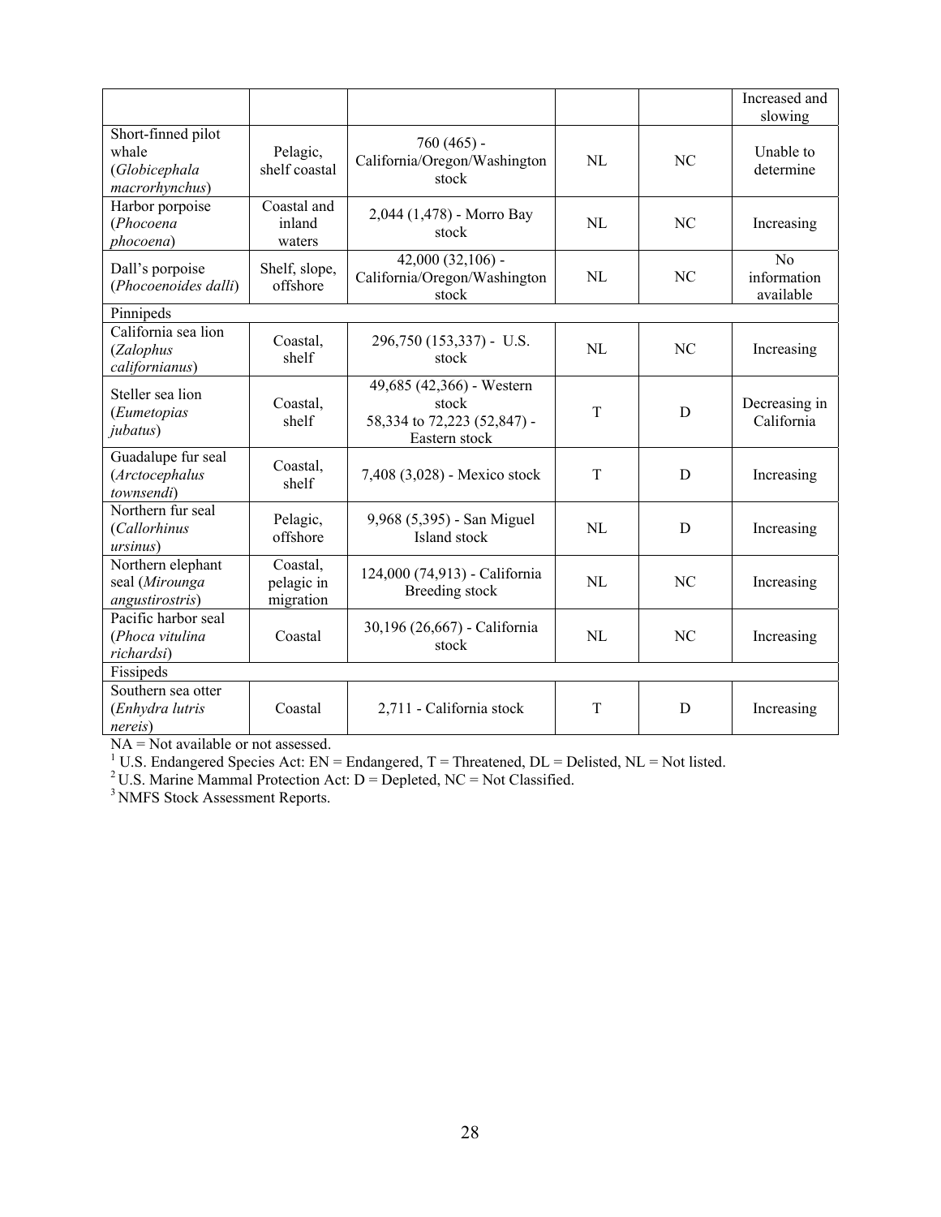| | | | | | Increased and slowing |
|---|---|---|---|---|---|
| Short-finned pilot whale (*Globicephala macrorhynchus*) | Pelagic, shelf coastal | 760 (465) - California/Oregon/Washington stock | NL | NC | Unable to determine |
| Harbor porpoise (*Phocoena phocoena*) | Coastal and inland waters | 2,044 (1,478) - Morro Bay stock | NL | NC | Increasing |
| Dall's porpoise (*Phocoenoides dalli*) | Shelf, slope, offshore | 42,000 (32,106) - California/Oregon/Washington stock | NL | NC | No information available |
| Pinnipeds | | | | | |
| California sea lion (*Zalophus californianus*) | Coastal, shelf | 296,750 (153,337) - U.S. stock | NL | NC | Increasing |
| Steller sea lion (*Eumetopias jubatus*) | Coastal, shelf | 49,685 (42,366) - Western stock 58,334 to 72,223 (52,847) - Eastern stock | T | D | Decreasing in California |
| Guadalupe fur seal (*Arctocephalus townsendi*) | Coastal, shelf | 7,408 (3,028) - Mexico stock | T | D | Increasing |
| Northern fur seal (*Callorhinus ursinus*) | Pelagic, offshore | 9,968 (5,395) - San Miguel Island stock | NL | D | Increasing |
| Northern elephant seal (*Mirounga angustirostris*) | Coastal, pelagic in migration | 124,000 (74,913) - California Breeding stock | NL | NC | Increasing |
| Pacific harbor seal (*Phoca vitulina richardsi*) | Coastal | 30,196 (26,667) - California stock | NL | NC | Increasing |
| Fissipeds | | | | | |
| Southern sea otter (*Enhydra lutris nereis*) | Coastal | 2,711 - California stock | T | D | Increasing |

NA = Not available or not assessed.
[1] U.S. Endangered Species Act: EN = Endangered, T = Threatened, DL = Delisted, NL = Not listed.
[2] U.S. Marine Mammal Protection Act: D = Depleted, NC = Not Classified.
[3] NMFS Stock Assessment Reports.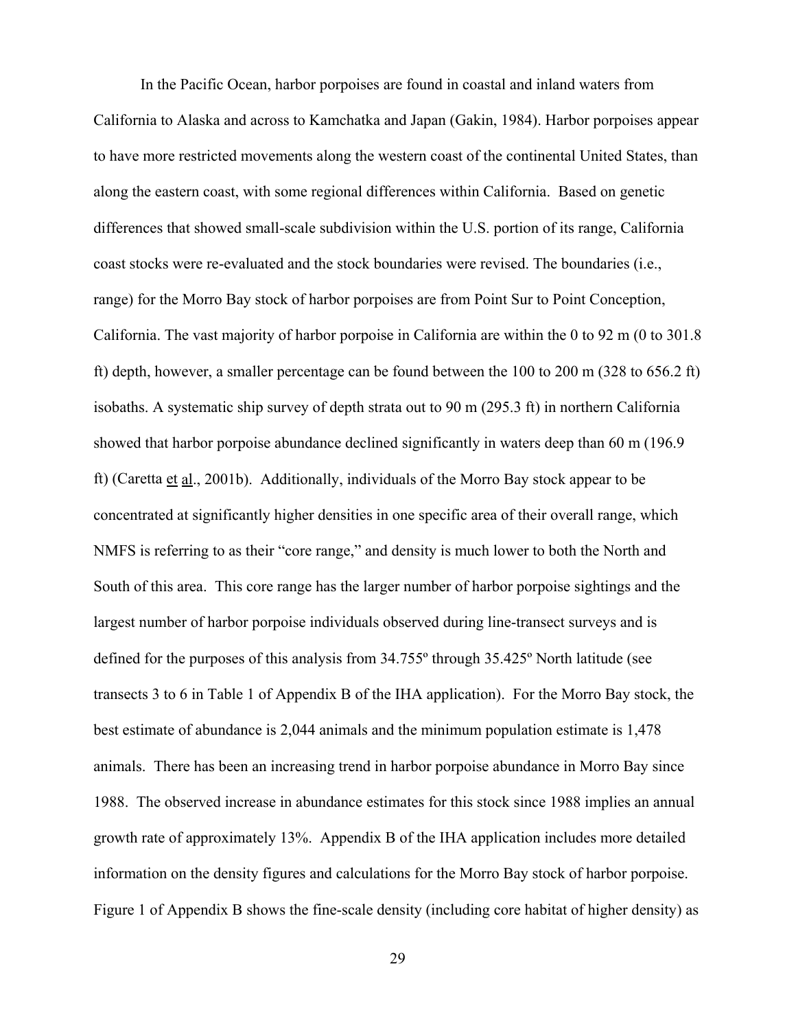In the Pacific Ocean, harbor porpoises are found in coastal and inland waters from California to Alaska and across to Kamchatka and Japan (Gakin, 1984). Harbor porpoises appear to have more restricted movements along the western coast of the continental United States, than along the eastern coast, with some regional differences within California. Based on genetic differences that showed small-scale subdivision within the U.S. portion of its range, California coast stocks were re-evaluated and the stock boundaries were revised. The boundaries (i.e., range) for the Morro Bay stock of harbor porpoises are from Point Sur to Point Conception, California. The vast majority of harbor porpoise in California are within the 0 to 92 m (0 to 301.8 ft) depth, however, a smaller percentage can be found between the 100 to 200 m (328 to 656.2 ft) isobaths. A systematic ship survey of depth strata out to 90 m (295.3 ft) in northern California showed that harbor porpoise abundance declined significantly in waters deep than 60 m (196.9 ft) (Caretta et al., 2001b). Additionally, individuals of the Morro Bay stock appear to be concentrated at significantly higher densities in one specific area of their overall range, which NMFS is referring to as their "core range," and density is much lower to both the North and South of this area. This core range has the larger number of harbor porpoise sightings and the largest number of harbor porpoise individuals observed during line-transect surveys and is defined for the purposes of this analysis from 34.755º through 35.425º North latitude (see transects 3 to 6 in Table 1 of Appendix B of the IHA application). For the Morro Bay stock, the best estimate of abundance is 2,044 animals and the minimum population estimate is 1,478 animals. There has been an increasing trend in harbor porpoise abundance in Morro Bay since 1988. The observed increase in abundance estimates for this stock since 1988 implies an annual growth rate of approximately 13%. Appendix B of the IHA application includes more detailed information on the density figures and calculations for the Morro Bay stock of harbor porpoise. Figure 1 of Appendix B shows the fine-scale density (including core habitat of higher density) as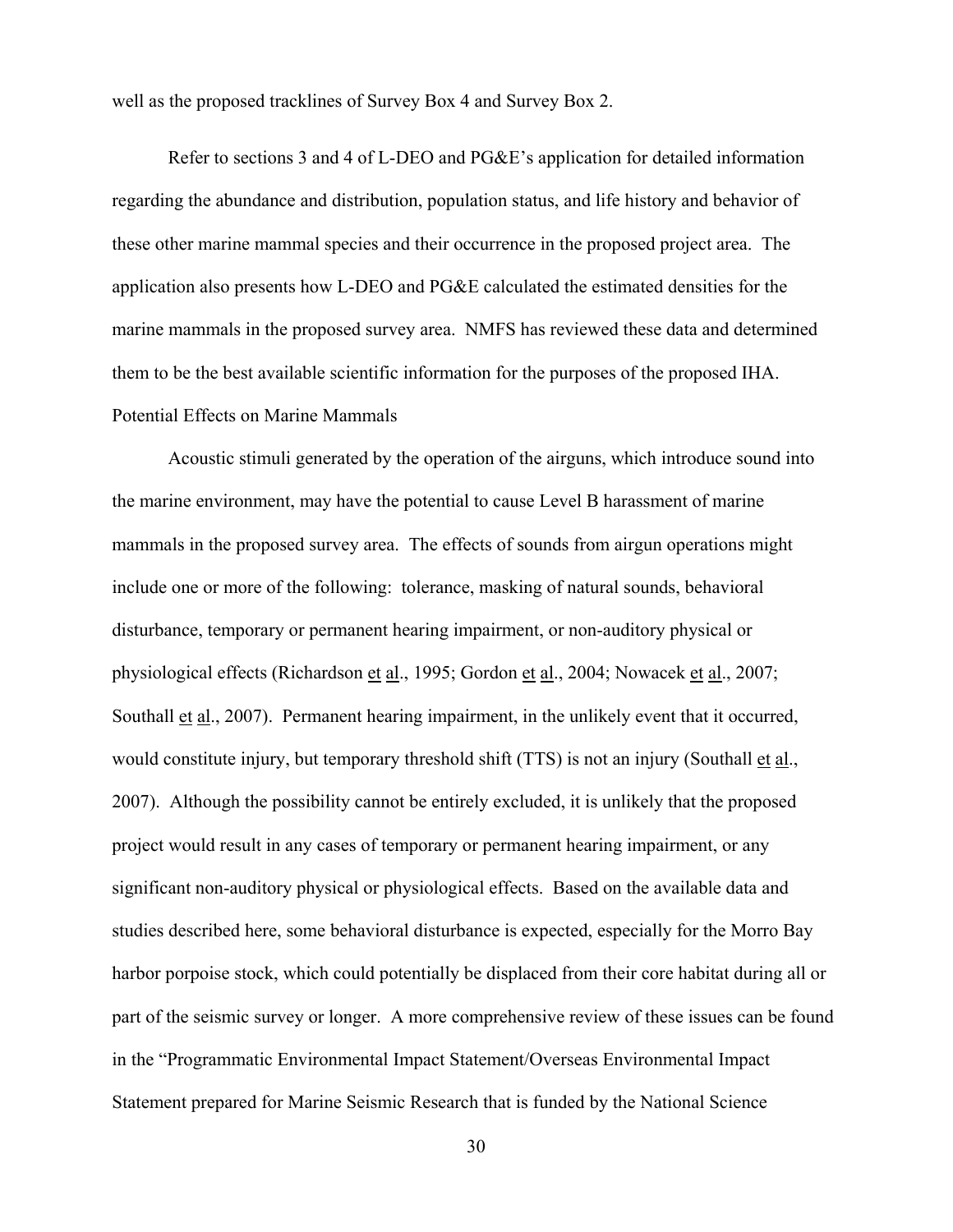well as the proposed tracklines of Survey Box 4 and Survey Box 2.

Refer to sections 3 and 4 of L-DEO and PG&E's application for detailed information regarding the abundance and distribution, population status, and life history and behavior of these other marine mammal species and their occurrence in the proposed project area. The application also presents how L-DEO and PG&E calculated the estimated densities for the marine mammals in the proposed survey area. NMFS has reviewed these data and determined them to be the best available scientific information for the purposes of the proposed IHA.

## Potential Effects on Marine Mammals

Acoustic stimuli generated by the operation of the airguns, which introduce sound into the marine environment, may have the potential to cause Level B harassment of marine mammals in the proposed survey area. The effects of sounds from airgun operations might include one or more of the following: tolerance, masking of natural sounds, behavioral disturbance, temporary or permanent hearing impairment, or non-auditory physical or physiological effects (Richardson et al., 1995; Gordon et al., 2004; Nowacek et al., 2007; Southall et al., 2007). Permanent hearing impairment, in the unlikely event that it occurred, would constitute injury, but temporary threshold shift (TTS) is not an injury (Southall et al., 2007). Although the possibility cannot be entirely excluded, it is unlikely that the proposed project would result in any cases of temporary or permanent hearing impairment, or any significant non-auditory physical or physiological effects. Based on the available data and studies described here, some behavioral disturbance is expected, especially for the Morro Bay harbor porpoise stock, which could potentially be displaced from their core habitat during all or part of the seismic survey or longer. A more comprehensive review of these issues can be found in the "Programmatic Environmental Impact Statement/Overseas Environmental Impact Statement prepared for Marine Seismic Research that is funded by the National Science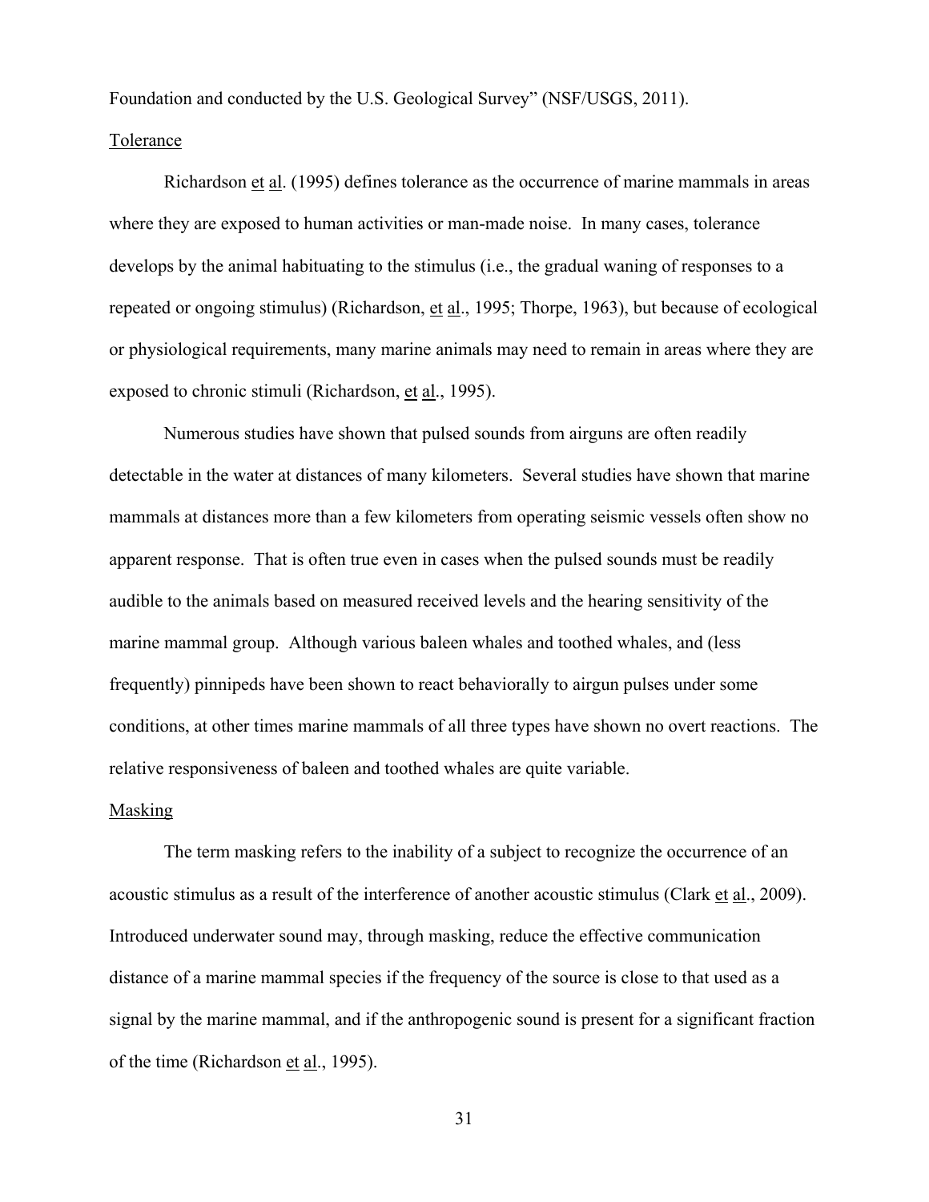Foundation and conducted by the U.S. Geological Survey" (NSF/USGS, 2011).

Tolerance

Richardson et al. (1995) defines tolerance as the occurrence of marine mammals in areas where they are exposed to human activities or man-made noise. In many cases, tolerance develops by the animal habituating to the stimulus (i.e., the gradual waning of responses to a repeated or ongoing stimulus) (Richardson, et al., 1995; Thorpe, 1963), but because of ecological or physiological requirements, many marine animals may need to remain in areas where they are exposed to chronic stimuli (Richardson, et al., 1995).

Numerous studies have shown that pulsed sounds from airguns are often readily detectable in the water at distances of many kilometers. Several studies have shown that marine mammals at distances more than a few kilometers from operating seismic vessels often show no apparent response. That is often true even in cases when the pulsed sounds must be readily audible to the animals based on measured received levels and the hearing sensitivity of the marine mammal group. Although various baleen whales and toothed whales, and (less frequently) pinnipeds have been shown to react behaviorally to airgun pulses under some conditions, at other times marine mammals of all three types have shown no overt reactions. The relative responsiveness of baleen and toothed whales are quite variable.

Masking

The term masking refers to the inability of a subject to recognize the occurrence of an acoustic stimulus as a result of the interference of another acoustic stimulus (Clark et al., 2009). Introduced underwater sound may, through masking, reduce the effective communication distance of a marine mammal species if the frequency of the source is close to that used as a signal by the marine mammal, and if the anthropogenic sound is present for a significant fraction of the time (Richardson et al., 1995).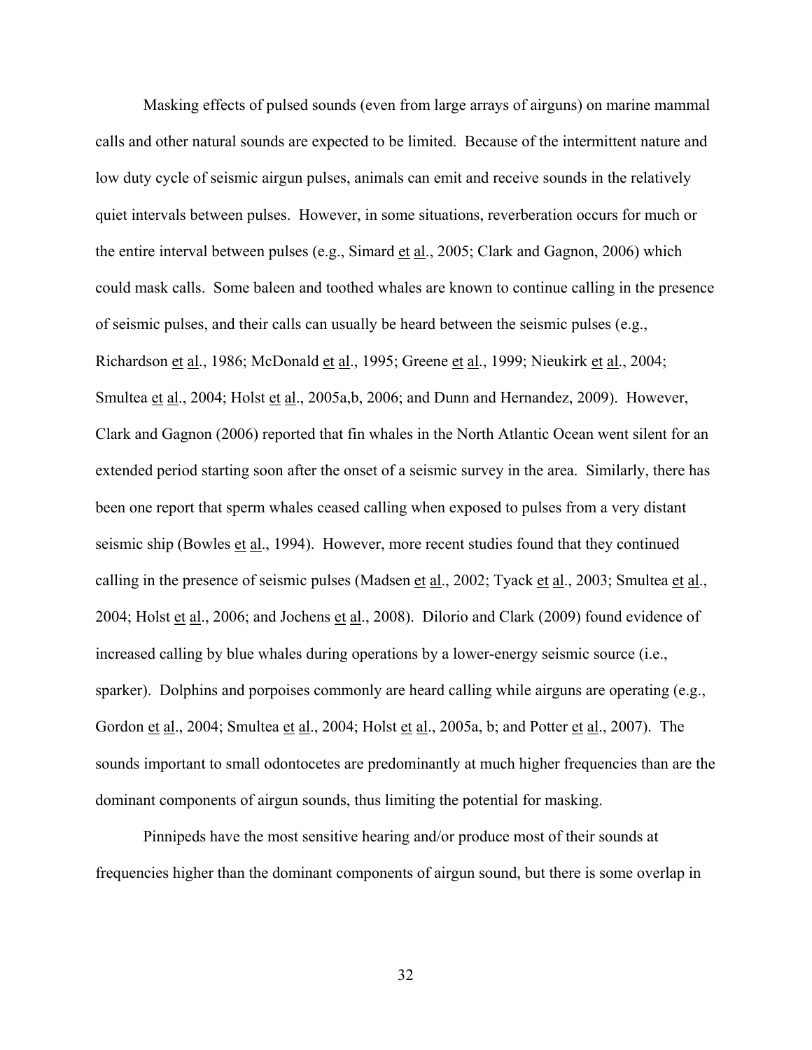Masking effects of pulsed sounds (even from large arrays of airguns) on marine mammal calls and other natural sounds are expected to be limited. Because of the intermittent nature and low duty cycle of seismic airgun pulses, animals can emit and receive sounds in the relatively quiet intervals between pulses. However, in some situations, reverberation occurs for much or the entire interval between pulses (e.g., Simard et al., 2005; Clark and Gagnon, 2006) which could mask calls. Some baleen and toothed whales are known to continue calling in the presence of seismic pulses, and their calls can usually be heard between the seismic pulses (e.g., Richardson et al., 1986; McDonald et al., 1995; Greene et al., 1999; Nieukirk et al., 2004; Smultea et al., 2004; Holst et al., 2005a,b, 2006; and Dunn and Hernandez, 2009). However, Clark and Gagnon (2006) reported that fin whales in the North Atlantic Ocean went silent for an extended period starting soon after the onset of a seismic survey in the area. Similarly, there has been one report that sperm whales ceased calling when exposed to pulses from a very distant seismic ship (Bowles et al., 1994). However, more recent studies found that they continued calling in the presence of seismic pulses (Madsen et al., 2002; Tyack et al., 2003; Smultea et al., 2004; Holst et al., 2006; and Jochens et al., 2008). Dilorio and Clark (2009) found evidence of increased calling by blue whales during operations by a lower-energy seismic source (i.e., sparker). Dolphins and porpoises commonly are heard calling while airguns are operating (e.g., Gordon et al., 2004; Smultea et al., 2004; Holst et al., 2005a, b; and Potter et al., 2007). The sounds important to small odontocetes are predominantly at much higher frequencies than are the dominant components of airgun sounds, thus limiting the potential for masking.

Pinnipeds have the most sensitive hearing and/or produce most of their sounds at frequencies higher than the dominant components of airgun sound, but there is some overlap in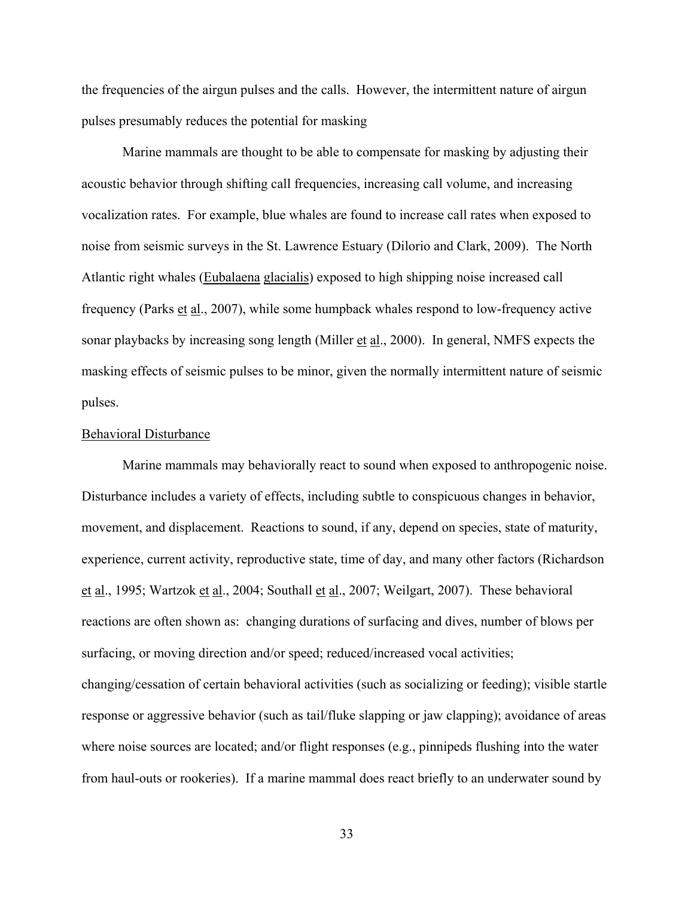the frequencies of the airgun pulses and the calls. However, the intermittent nature of airgun pulses presumably reduces the potential for masking

Marine mammals are thought to be able to compensate for masking by adjusting their acoustic behavior through shifting call frequencies, increasing call volume, and increasing vocalization rates. For example, blue whales are found to increase call rates when exposed to noise from seismic surveys in the St. Lawrence Estuary (DiIorio and Clark, 2009). The North Atlantic right whales (Eubalaena glacialis) exposed to high shipping noise increased call frequency (Parks et al., 2007), while some humpback whales respond to low-frequency active sonar playbacks by increasing song length (Miller et al., 2000). In general, NMFS expects the masking effects of seismic pulses to be minor, given the normally intermittent nature of seismic pulses.

Behavioral Disturbance

Marine mammals may behaviorally react to sound when exposed to anthropogenic noise. Disturbance includes a variety of effects, including subtle to conspicuous changes in behavior, movement, and displacement. Reactions to sound, if any, depend on species, state of maturity, experience, current activity, reproductive state, time of day, and many other factors (Richardson et al., 1995; Wartzok et al., 2004; Southall et al., 2007; Weilgart, 2007). These behavioral reactions are often shown as: changing durations of surfacing and dives, number of blows per surfacing, or moving direction and/or speed; reduced/increased vocal activities; changing/cessation of certain behavioral activities (such as socializing or feeding); visible startle response or aggressive behavior (such as tail/fluke slapping or jaw clapping); avoidance of areas where noise sources are located; and/or flight responses (e.g., pinnipeds flushing into the water from haul-outs or rookeries). If a marine mammal does react briefly to an underwater sound by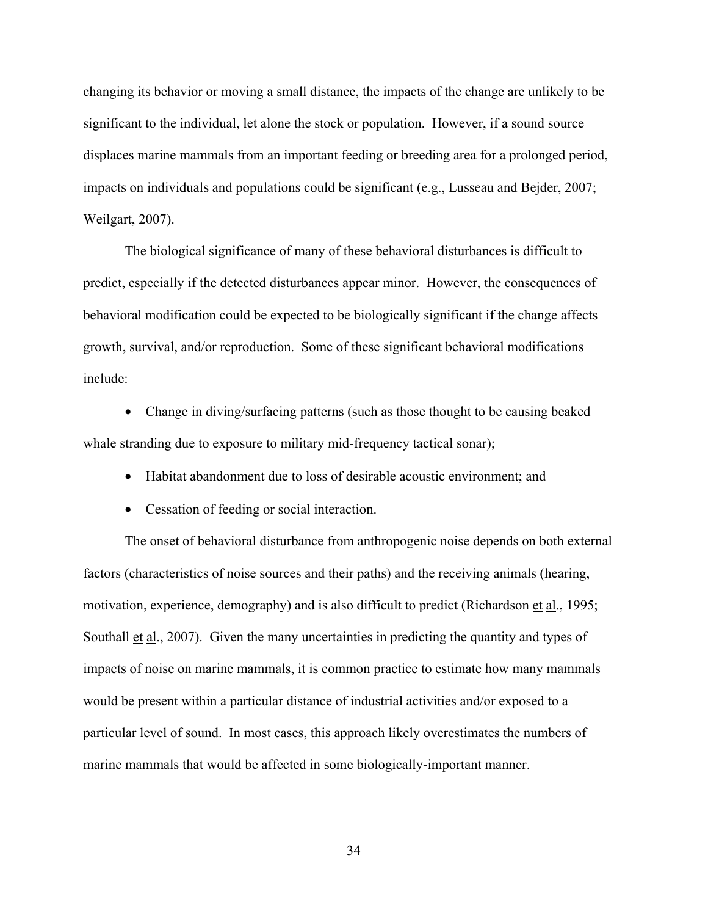changing its behavior or moving a small distance, the impacts of the change are unlikely to be significant to the individual, let alone the stock or population. However, if a sound source displaces marine mammals from an important feeding or breeding area for a prolonged period, impacts on individuals and populations could be significant (e.g., Lusseau and Bejder, 2007; Weilgart, 2007).

The biological significance of many of these behavioral disturbances is difficult to predict, especially if the detected disturbances appear minor. However, the consequences of behavioral modification could be expected to be biologically significant if the change affects growth, survival, and/or reproduction. Some of these significant behavioral modifications include:

- Change in diving/surfacing patterns (such as those thought to be causing beaked whale stranding due to exposure to military mid-frequency tactical sonar);
- Habitat abandonment due to loss of desirable acoustic environment; and
- Cessation of feeding or social interaction.

The onset of behavioral disturbance from anthropogenic noise depends on both external factors (characteristics of noise sources and their paths) and the receiving animals (hearing, motivation, experience, demography) and is also difficult to predict (Richardson et al., 1995; Southall et al., 2007). Given the many uncertainties in predicting the quantity and types of impacts of noise on marine mammals, it is common practice to estimate how many mammals would be present within a particular distance of industrial activities and/or exposed to a particular level of sound. In most cases, this approach likely overestimates the numbers of marine mammals that would be affected in some biologically-important manner.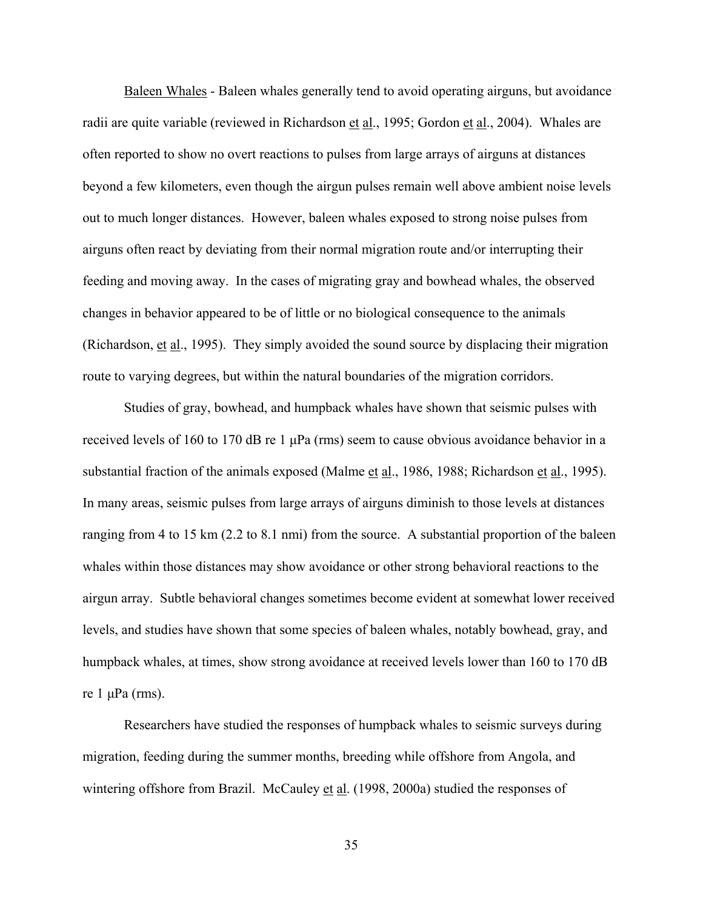Baleen Whales - Baleen whales generally tend to avoid operating airguns, but avoidance radii are quite variable (reviewed in Richardson et al., 1995; Gordon et al., 2004). Whales are often reported to show no overt reactions to pulses from large arrays of airguns at distances beyond a few kilometers, even though the airgun pulses remain well above ambient noise levels out to much longer distances. However, baleen whales exposed to strong noise pulses from airguns often react by deviating from their normal migration route and/or interrupting their feeding and moving away. In the cases of migrating gray and bowhead whales, the observed changes in behavior appeared to be of little or no biological consequence to the animals (Richardson, et al., 1995). They simply avoided the sound source by displacing their migration route to varying degrees, but within the natural boundaries of the migration corridors.

Studies of gray, bowhead, and humpback whales have shown that seismic pulses with received levels of 160 to 170 dB re 1 μPa (rms) seem to cause obvious avoidance behavior in a substantial fraction of the animals exposed (Malme et al., 1986, 1988; Richardson et al., 1995). In many areas, seismic pulses from large arrays of airguns diminish to those levels at distances ranging from 4 to 15 km (2.2 to 8.1 nmi) from the source. A substantial proportion of the baleen whales within those distances may show avoidance or other strong behavioral reactions to the airgun array. Subtle behavioral changes sometimes become evident at somewhat lower received levels, and studies have shown that some species of baleen whales, notably bowhead, gray, and humpback whales, at times, show strong avoidance at received levels lower than 160 to 170 dB re 1 μPa (rms).

Researchers have studied the responses of humpback whales to seismic surveys during migration, feeding during the summer months, breeding while offshore from Angola, and wintering offshore from Brazil. McCauley et al. (1998, 2000a) studied the responses of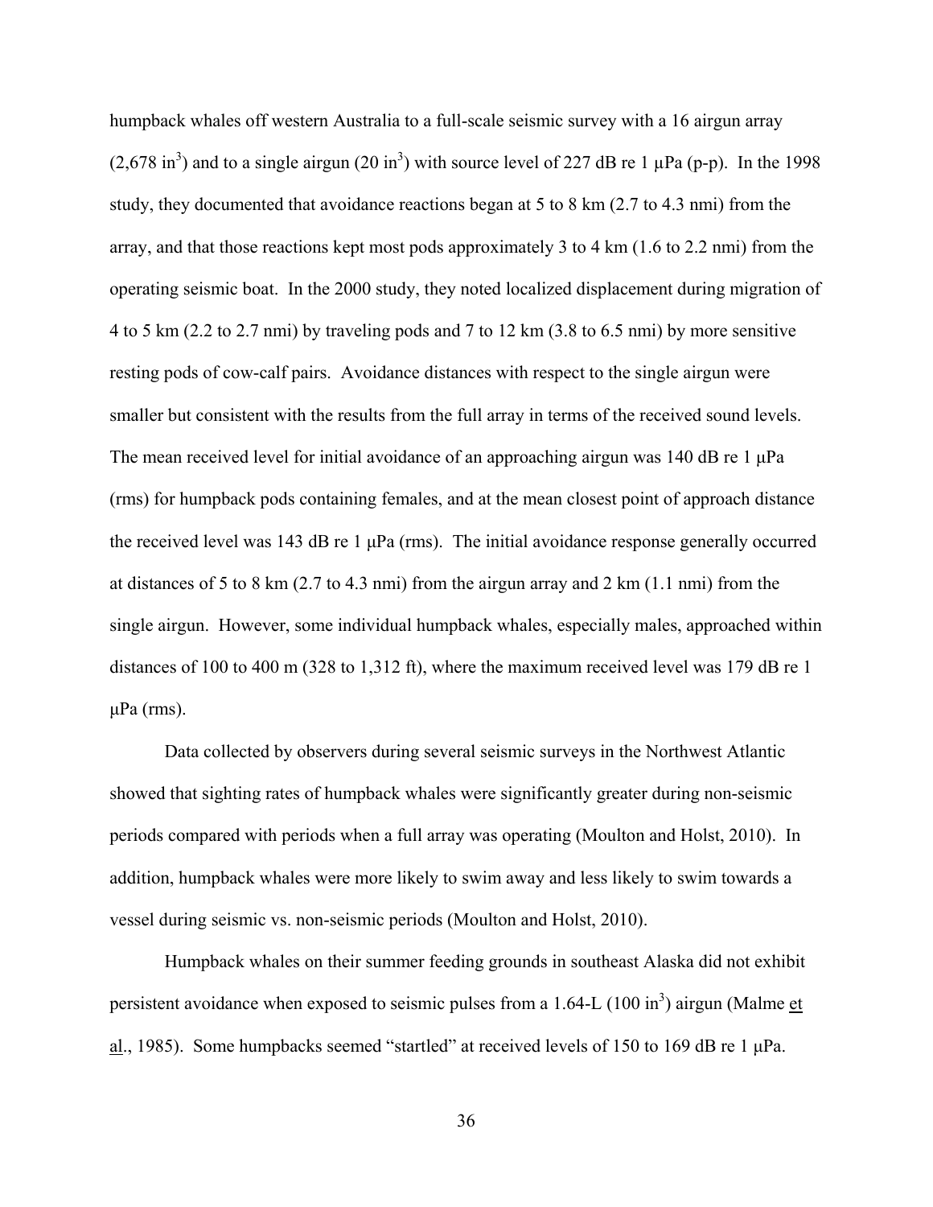humpback whales off western Australia to a full-scale seismic survey with a 16 airgun array ($2,678 \text{ in}^3$) and to a single airgun ($20 \text{ in}^3$) with source level of 227 dB re 1 μPa (p-p). In the 1998 study, they documented that avoidance reactions began at 5 to 8 km (2.7 to 4.3 nmi) from the array, and that those reactions kept most pods approximately 3 to 4 km (1.6 to 2.2 nmi) from the operating seismic boat. In the 2000 study, they noted localized displacement during migration of 4 to 5 km (2.2 to 2.7 nmi) by traveling pods and 7 to 12 km (3.8 to 6.5 nmi) by more sensitive resting pods of cow-calf pairs. Avoidance distances with respect to the single airgun were smaller but consistent with the results from the full array in terms of the received sound levels. The mean received level for initial avoidance of an approaching airgun was 140 dB re 1 μPa (rms) for humpback pods containing females, and at the mean closest point of approach distance the received level was 143 dB re 1 μPa (rms). The initial avoidance response generally occurred at distances of 5 to 8 km (2.7 to 4.3 nmi) from the airgun array and 2 km (1.1 nmi) from the single airgun. However, some individual humpback whales, especially males, approached within distances of 100 to 400 m (328 to 1,312 ft), where the maximum received level was 179 dB re 1 μPa (rms).

Data collected by observers during several seismic surveys in the Northwest Atlantic showed that sighting rates of humpback whales were significantly greater during non-seismic periods compared with periods when a full array was operating (Moulton and Holst, 2010). In addition, humpback whales were more likely to swim away and less likely to swim towards a vessel during seismic vs. non-seismic periods (Moulton and Holst, 2010).

Humpback whales on their summer feeding grounds in southeast Alaska did not exhibit persistent avoidance when exposed to seismic pulses from a 1.64-L ($100 \text{ in}^3$) airgun (Malme et al., 1985). Some humpbacks seemed "startled" at received levels of 150 to 169 dB re 1 μPa.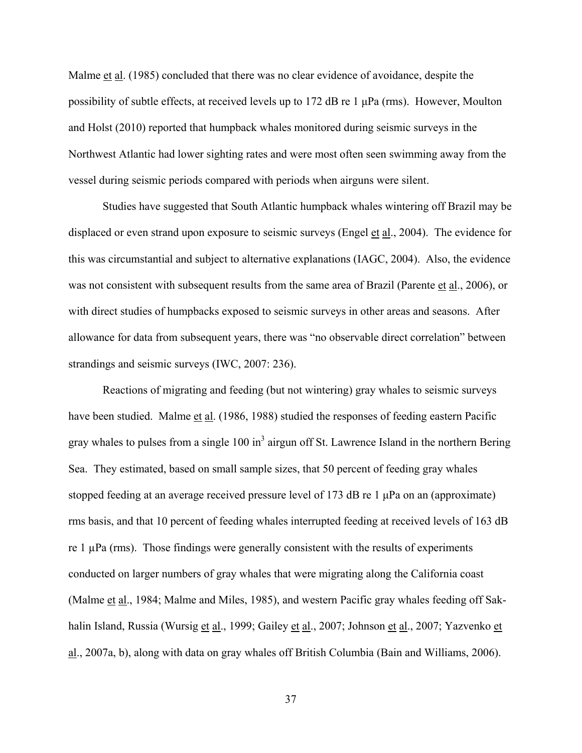Malme et al. (1985) concluded that there was no clear evidence of avoidance, despite the possibility of subtle effects, at received levels up to 172 dB re 1 μPa (rms). However, Moulton and Holst (2010) reported that humpback whales monitored during seismic surveys in the Northwest Atlantic had lower sighting rates and were most often seen swimming away from the vessel during seismic periods compared with periods when airguns were silent.

Studies have suggested that South Atlantic humpback whales wintering off Brazil may be displaced or even strand upon exposure to seismic surveys (Engel et al., 2004). The evidence for this was circumstantial and subject to alternative explanations (IAGC, 2004). Also, the evidence was not consistent with subsequent results from the same area of Brazil (Parente et al., 2006), or with direct studies of humpbacks exposed to seismic surveys in other areas and seasons. After allowance for data from subsequent years, there was "no observable direct correlation" between strandings and seismic surveys (IWC, 2007: 236).

Reactions of migrating and feeding (but not wintering) gray whales to seismic surveys have been studied. Malme et al. (1986, 1988) studied the responses of feeding eastern Pacific gray whales to pulses from a single 100 $in^3$ airgun off St. Lawrence Island in the northern Bering Sea. They estimated, based on small sample sizes, that 50 percent of feeding gray whales stopped feeding at an average received pressure level of 173 dB re 1 μPa on an (approximate) rms basis, and that 10 percent of feeding whales interrupted feeding at received levels of 163 dB re 1 μPa (rms). Those findings were generally consistent with the results of experiments conducted on larger numbers of gray whales that were migrating along the California coast (Malme et al., 1984; Malme and Miles, 1985), and western Pacific gray whales feeding off Sakhalin Island, Russia (Wursig et al., 1999; Gailey et al., 2007; Johnson et al., 2007; Yazvenko et al., 2007a, b), along with data on gray whales off British Columbia (Bain and Williams, 2006).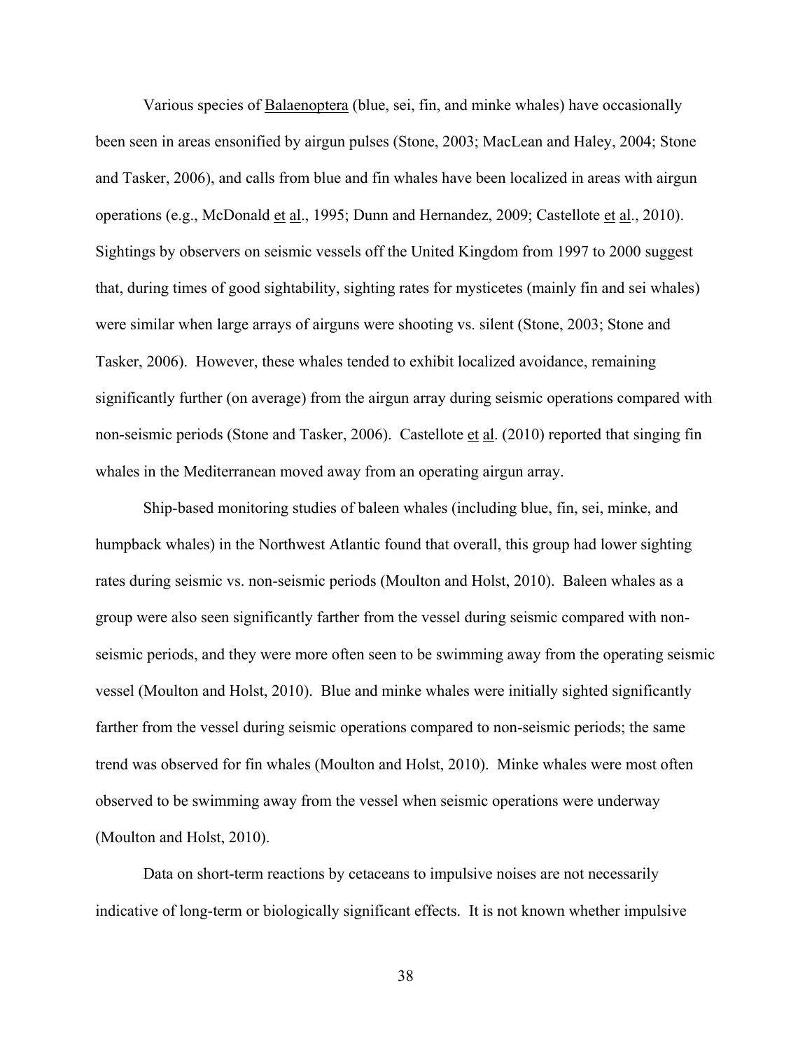Various species of Balaenoptera (blue, sei, fin, and minke whales) have occasionally been seen in areas ensonified by airgun pulses (Stone, 2003; MacLean and Haley, 2004; Stone and Tasker, 2006), and calls from blue and fin whales have been localized in areas with airgun operations (e.g., McDonald et al., 1995; Dunn and Hernandez, 2009; Castellote et al., 2010). Sightings by observers on seismic vessels off the United Kingdom from 1997 to 2000 suggest that, during times of good sightability, sighting rates for mysticetes (mainly fin and sei whales) were similar when large arrays of airguns were shooting vs. silent (Stone, 2003; Stone and Tasker, 2006). However, these whales tended to exhibit localized avoidance, remaining significantly further (on average) from the airgun array during seismic operations compared with non-seismic periods (Stone and Tasker, 2006). Castellote et al. (2010) reported that singing fin whales in the Mediterranean moved away from an operating airgun array.

Ship-based monitoring studies of baleen whales (including blue, fin, sei, minke, and humpback whales) in the Northwest Atlantic found that overall, this group had lower sighting rates during seismic vs. non-seismic periods (Moulton and Holst, 2010). Baleen whales as a group were also seen significantly farther from the vessel during seismic compared with non-seismic periods, and they were more often seen to be swimming away from the operating seismic vessel (Moulton and Holst, 2010). Blue and minke whales were initially sighted significantly farther from the vessel during seismic operations compared to non-seismic periods; the same trend was observed for fin whales (Moulton and Holst, 2010). Minke whales were most often observed to be swimming away from the vessel when seismic operations were underway (Moulton and Holst, 2010).

Data on short-term reactions by cetaceans to impulsive noises are not necessarily indicative of long-term or biologically significant effects. It is not known whether impulsive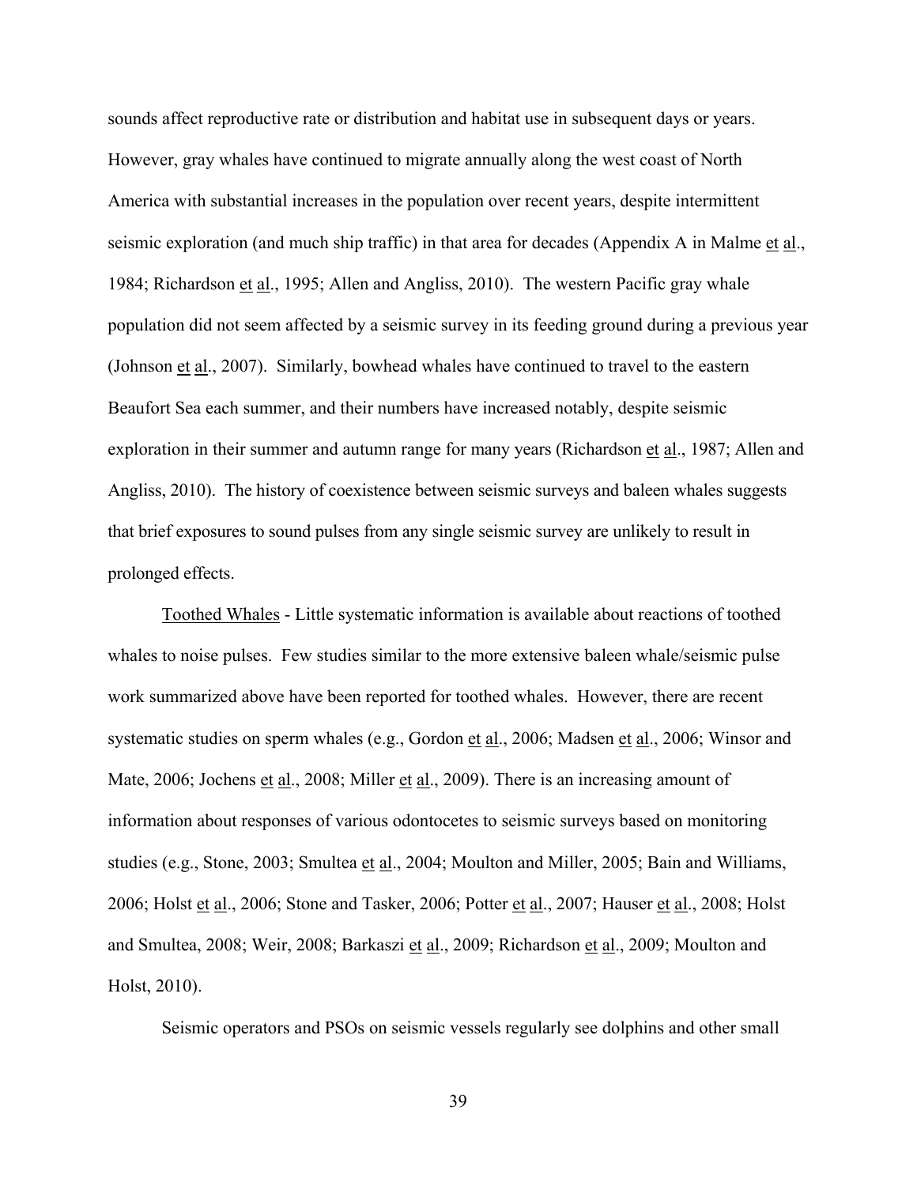sounds affect reproductive rate or distribution and habitat use in subsequent days or years. However, gray whales have continued to migrate annually along the west coast of North America with substantial increases in the population over recent years, despite intermittent seismic exploration (and much ship traffic) in that area for decades (Appendix A in Malme et al., 1984; Richardson et al., 1995; Allen and Angliss, 2010). The western Pacific gray whale population did not seem affected by a seismic survey in its feeding ground during a previous year (Johnson et al., 2007). Similarly, bowhead whales have continued to travel to the eastern Beaufort Sea each summer, and their numbers have increased notably, despite seismic exploration in their summer and autumn range for many years (Richardson et al., 1987; Allen and Angliss, 2010). The history of coexistence between seismic surveys and baleen whales suggests that brief exposures to sound pulses from any single seismic survey are unlikely to result in prolonged effects.

Toothed Whales - Little systematic information is available about reactions of toothed whales to noise pulses. Few studies similar to the more extensive baleen whale/seismic pulse work summarized above have been reported for toothed whales. However, there are recent systematic studies on sperm whales (e.g., Gordon et al., 2006; Madsen et al., 2006; Winsor and Mate, 2006; Jochens et al., 2008; Miller et al., 2009). There is an increasing amount of information about responses of various odontocetes to seismic surveys based on monitoring studies (e.g., Stone, 2003; Smultea et al., 2004; Moulton and Miller, 2005; Bain and Williams, 2006; Holst et al., 2006; Stone and Tasker, 2006; Potter et al., 2007; Hauser et al., 2008; Holst and Smultea, 2008; Weir, 2008; Barkaszi et al., 2009; Richardson et al., 2009; Moulton and Holst, 2010).

Seismic operators and PSOs on seismic vessels regularly see dolphins and other small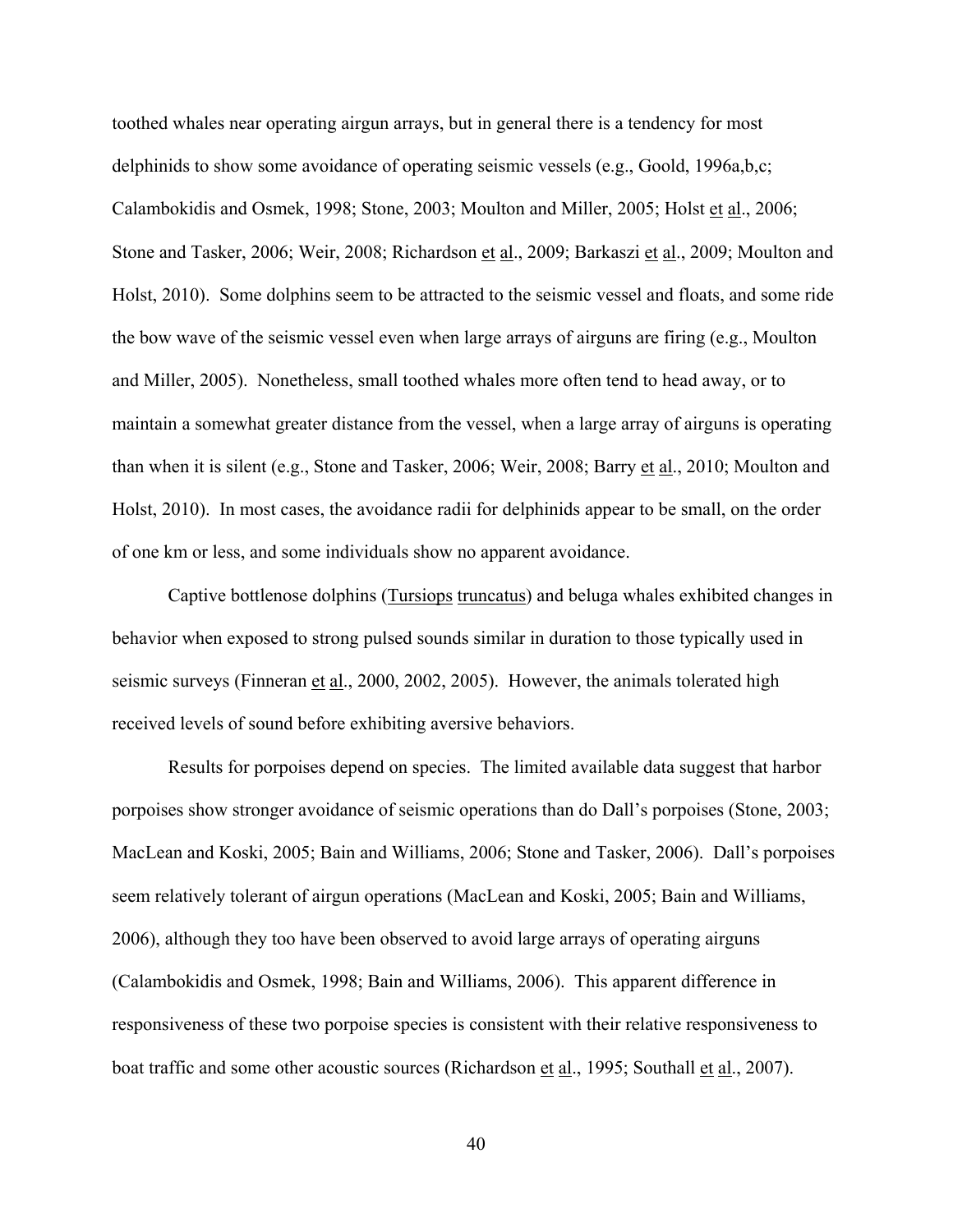toothed whales near operating airgun arrays, but in general there is a tendency for most delphinids to show some avoidance of operating seismic vessels (e.g., Goold, 1996a,b,c; Calambokidis and Osmek, 1998; Stone, 2003; Moulton and Miller, 2005; Holst et al., 2006; Stone and Tasker, 2006; Weir, 2008; Richardson et al., 2009; Barkaszi et al., 2009; Moulton and Holst, 2010). Some dolphins seem to be attracted to the seismic vessel and floats, and some ride the bow wave of the seismic vessel even when large arrays of airguns are firing (e.g., Moulton and Miller, 2005). Nonetheless, small toothed whales more often tend to head away, or to maintain a somewhat greater distance from the vessel, when a large array of airguns is operating than when it is silent (e.g., Stone and Tasker, 2006; Weir, 2008; Barry et al., 2010; Moulton and Holst, 2010). In most cases, the avoidance radii for delphinids appear to be small, on the order of one km or less, and some individuals show no apparent avoidance.

Captive bottlenose dolphins (Tursiops truncatus) and beluga whales exhibited changes in behavior when exposed to strong pulsed sounds similar in duration to those typically used in seismic surveys (Finneran et al., 2000, 2002, 2005). However, the animals tolerated high received levels of sound before exhibiting aversive behaviors.

Results for porpoises depend on species. The limited available data suggest that harbor porpoises show stronger avoidance of seismic operations than do Dall's porpoises (Stone, 2003; MacLean and Koski, 2005; Bain and Williams, 2006; Stone and Tasker, 2006). Dall's porpoises seem relatively tolerant of airgun operations (MacLean and Koski, 2005; Bain and Williams, 2006), although they too have been observed to avoid large arrays of operating airguns (Calambokidis and Osmek, 1998; Bain and Williams, 2006). This apparent difference in responsiveness of these two porpoise species is consistent with their relative responsiveness to boat traffic and some other acoustic sources (Richardson et al., 1995; Southall et al., 2007).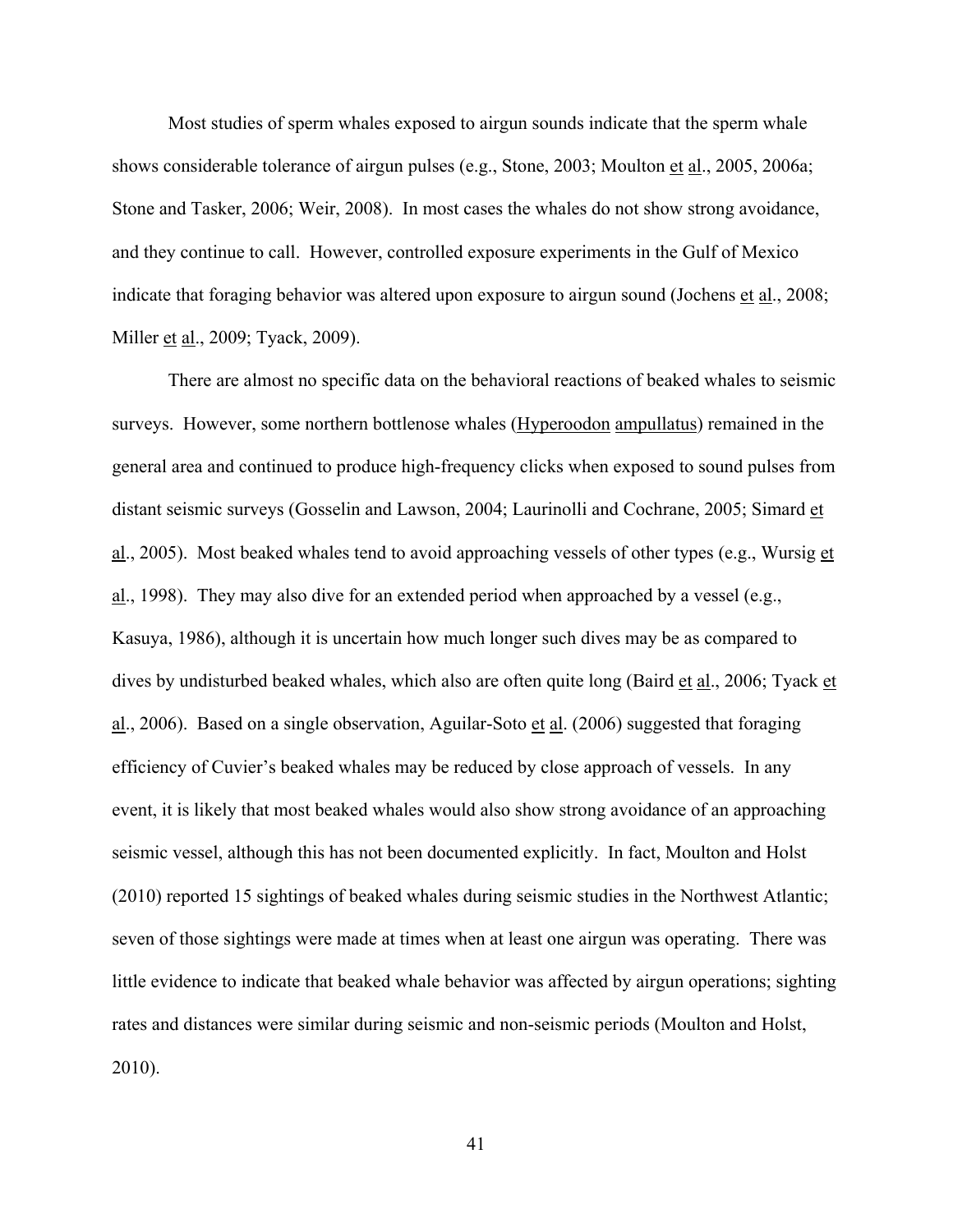Most studies of sperm whales exposed to airgun sounds indicate that the sperm whale shows considerable tolerance of airgun pulses (e.g., Stone, 2003; Moulton et al., 2005, 2006a; Stone and Tasker, 2006; Weir, 2008). In most cases the whales do not show strong avoidance, and they continue to call. However, controlled exposure experiments in the Gulf of Mexico indicate that foraging behavior was altered upon exposure to airgun sound (Jochens et al., 2008; Miller et al., 2009; Tyack, 2009).

There are almost no specific data on the behavioral reactions of beaked whales to seismic surveys. However, some northern bottlenose whales (Hyperoodon ampullatus) remained in the general area and continued to produce high-frequency clicks when exposed to sound pulses from distant seismic surveys (Gosselin and Lawson, 2004; Laurinolli and Cochrane, 2005; Simard et al., 2005). Most beaked whales tend to avoid approaching vessels of other types (e.g., Wursig et al., 1998). They may also dive for an extended period when approached by a vessel (e.g., Kasuya, 1986), although it is uncertain how much longer such dives may be as compared to dives by undisturbed beaked whales, which also are often quite long (Baird et al., 2006; Tyack et al., 2006). Based on a single observation, Aguilar-Soto et al. (2006) suggested that foraging efficiency of Cuvier's beaked whales may be reduced by close approach of vessels. In any event, it is likely that most beaked whales would also show strong avoidance of an approaching seismic vessel, although this has not been documented explicitly. In fact, Moulton and Holst (2010) reported 15 sightings of beaked whales during seismic studies in the Northwest Atlantic; seven of those sightings were made at times when at least one airgun was operating. There was little evidence to indicate that beaked whale behavior was affected by airgun operations; sighting rates and distances were similar during seismic and non-seismic periods (Moulton and Holst, 2010).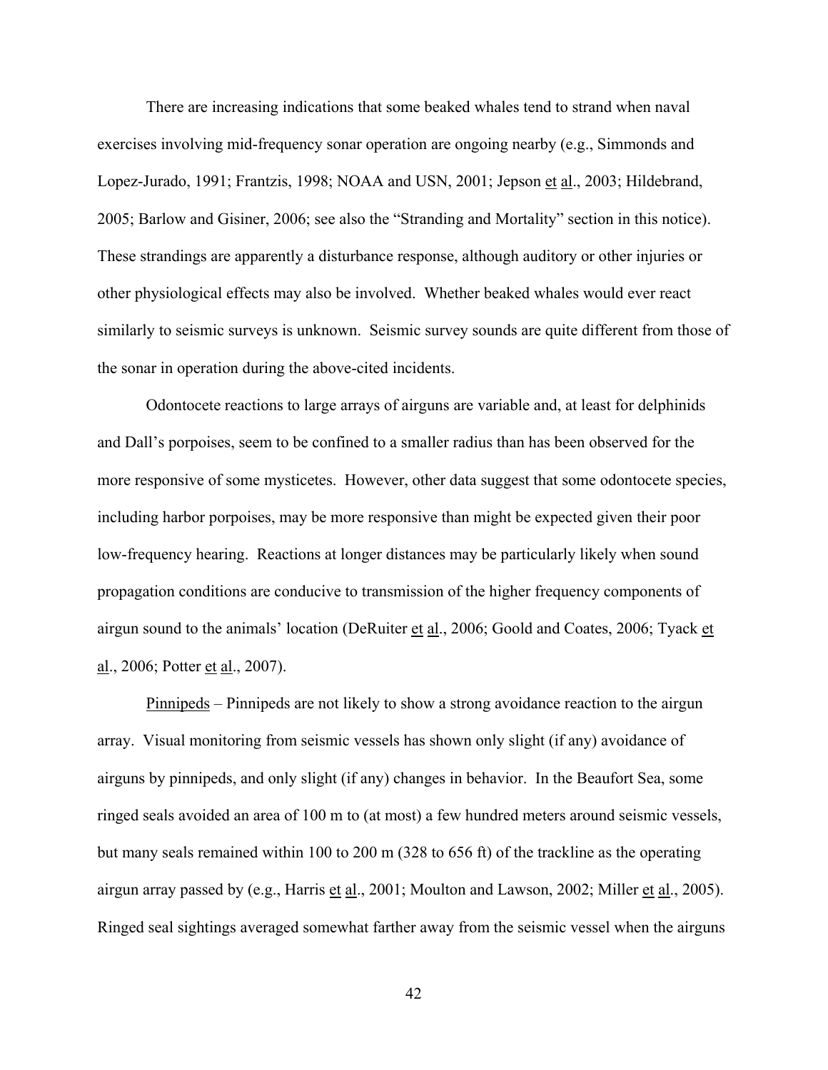There are increasing indications that some beaked whales tend to strand when naval exercises involving mid-frequency sonar operation are ongoing nearby (e.g., Simmonds and Lopez-Jurado, 1991; Frantzis, 1998; NOAA and USN, 2001; Jepson et al., 2003; Hildebrand, 2005; Barlow and Gisiner, 2006; see also the "Stranding and Mortality" section in this notice). These strandings are apparently a disturbance response, although auditory or other injuries or other physiological effects may also be involved. Whether beaked whales would ever react similarly to seismic surveys is unknown. Seismic survey sounds are quite different from those of the sonar in operation during the above-cited incidents.

Odontocete reactions to large arrays of airguns are variable and, at least for delphinids and Dall's porpoises, seem to be confined to a smaller radius than has been observed for the more responsive of some mysticetes. However, other data suggest that some odontocete species, including harbor porpoises, may be more responsive than might be expected given their poor low-frequency hearing. Reactions at longer distances may be particularly likely when sound propagation conditions are conducive to transmission of the higher frequency components of airgun sound to the animals' location (DeRuiter et al., 2006; Goold and Coates, 2006; Tyack et al., 2006; Potter et al., 2007).

Pinnipeds – Pinnipeds are not likely to show a strong avoidance reaction to the airgun array. Visual monitoring from seismic vessels has shown only slight (if any) avoidance of airguns by pinnipeds, and only slight (if any) changes in behavior. In the Beaufort Sea, some ringed seals avoided an area of 100 m to (at most) a few hundred meters around seismic vessels, but many seals remained within 100 to 200 m (328 to 656 ft) of the trackline as the operating airgun array passed by (e.g., Harris et al., 2001; Moulton and Lawson, 2002; Miller et al., 2005). Ringed seal sightings averaged somewhat farther away from the seismic vessel when the airguns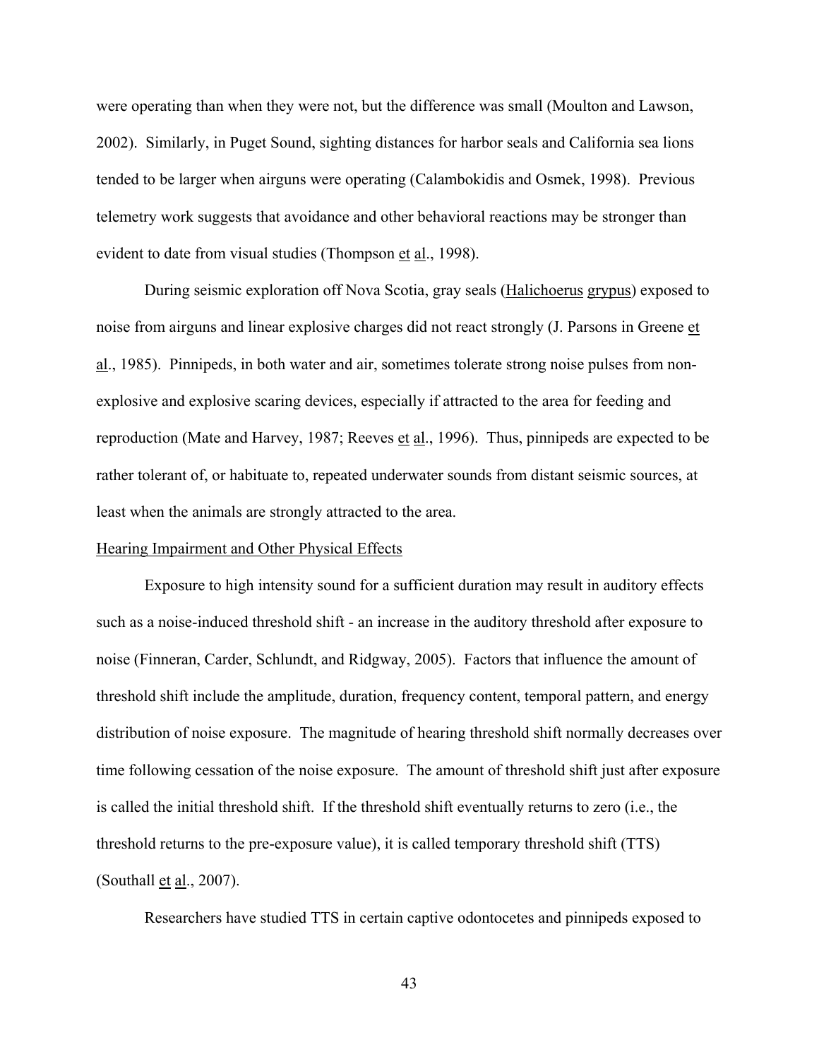were operating than when they were not, but the difference was small (Moulton and Lawson, 2002). Similarly, in Puget Sound, sighting distances for harbor seals and California sea lions tended to be larger when airguns were operating (Calambokidis and Osmek, 1998). Previous telemetry work suggests that avoidance and other behavioral reactions may be stronger than evident to date from visual studies (Thompson et al., 1998).

During seismic exploration off Nova Scotia, gray seals (Halichoerus grypus) exposed to noise from airguns and linear explosive charges did not react strongly (J. Parsons in Greene et al., 1985). Pinnipeds, in both water and air, sometimes tolerate strong noise pulses from non-explosive and explosive scaring devices, especially if attracted to the area for feeding and reproduction (Mate and Harvey, 1987; Reeves et al., 1996). Thus, pinnipeds are expected to be rather tolerant of, or habituate to, repeated underwater sounds from distant seismic sources, at least when the animals are strongly attracted to the area.

## Hearing Impairment and Other Physical Effects

Exposure to high intensity sound for a sufficient duration may result in auditory effects such as a noise-induced threshold shift - an increase in the auditory threshold after exposure to noise (Finneran, Carder, Schlundt, and Ridgway, 2005). Factors that influence the amount of threshold shift include the amplitude, duration, frequency content, temporal pattern, and energy distribution of noise exposure. The magnitude of hearing threshold shift normally decreases over time following cessation of the noise exposure. The amount of threshold shift just after exposure is called the initial threshold shift. If the threshold shift eventually returns to zero (i.e., the threshold returns to the pre-exposure value), it is called temporary threshold shift (TTS) (Southall et al., 2007).

Researchers have studied TTS in certain captive odontocetes and pinnipeds exposed to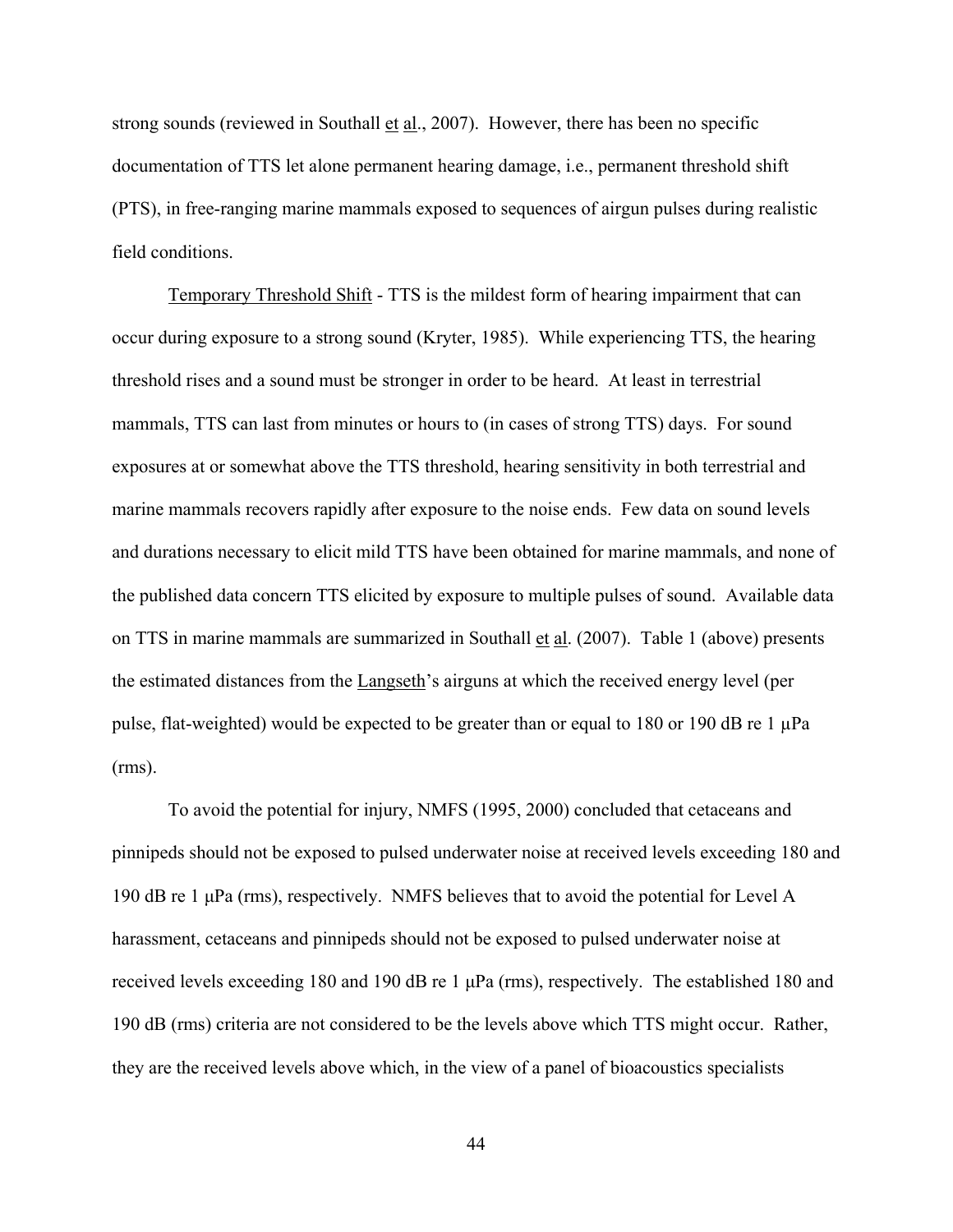strong sounds (reviewed in Southall et al., 2007). However, there has been no specific documentation of TTS let alone permanent hearing damage, i.e., permanent threshold shift (PTS), in free-ranging marine mammals exposed to sequences of airgun pulses during realistic field conditions.

Temporary Threshold Shift - TTS is the mildest form of hearing impairment that can occur during exposure to a strong sound (Kryter, 1985). While experiencing TTS, the hearing threshold rises and a sound must be stronger in order to be heard. At least in terrestrial mammals, TTS can last from minutes or hours to (in cases of strong TTS) days. For sound exposures at or somewhat above the TTS threshold, hearing sensitivity in both terrestrial and marine mammals recovers rapidly after exposure to the noise ends. Few data on sound levels and durations necessary to elicit mild TTS have been obtained for marine mammals, and none of the published data concern TTS elicited by exposure to multiple pulses of sound. Available data on TTS in marine mammals are summarized in Southall et al. (2007). Table 1 (above) presents the estimated distances from the Langseth's airguns at which the received energy level (per pulse, flat-weighted) would be expected to be greater than or equal to 180 or 190 dB re 1 μPa (rms).

To avoid the potential for injury, NMFS (1995, 2000) concluded that cetaceans and pinnipeds should not be exposed to pulsed underwater noise at received levels exceeding 180 and 190 dB re 1 μPa (rms), respectively. NMFS believes that to avoid the potential for Level A harassment, cetaceans and pinnipeds should not be exposed to pulsed underwater noise at received levels exceeding 180 and 190 dB re 1 μPa (rms), respectively. The established 180 and 190 dB (rms) criteria are not considered to be the levels above which TTS might occur. Rather, they are the received levels above which, in the view of a panel of bioacoustics specialists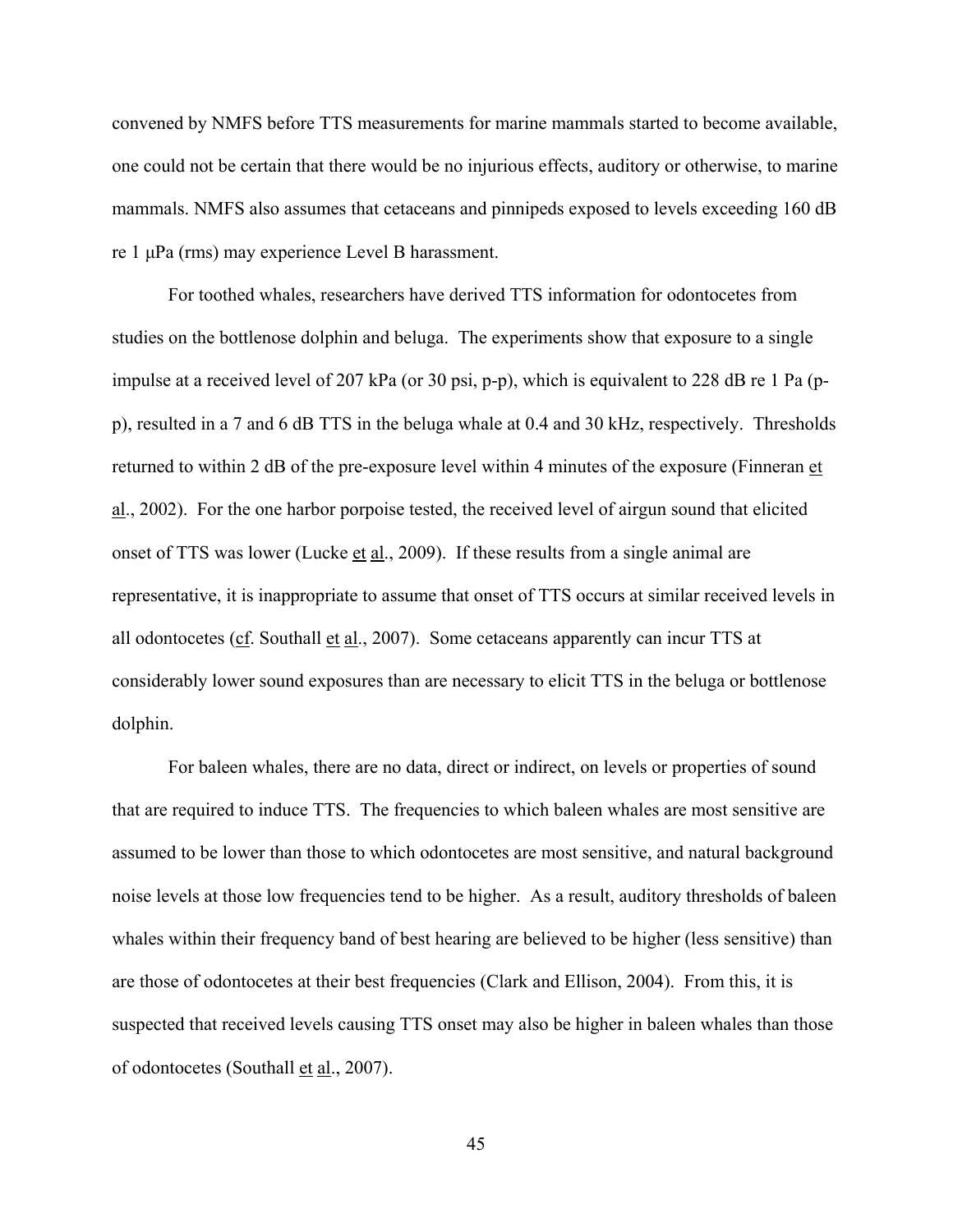convened by NMFS before TTS measurements for marine mammals started to become available, one could not be certain that there would be no injurious effects, auditory or otherwise, to marine mammals. NMFS also assumes that cetaceans and pinnipeds exposed to levels exceeding 160 dB re 1 μPa (rms) may experience Level B harassment.

For toothed whales, researchers have derived TTS information for odontocetes from studies on the bottlenose dolphin and beluga. The experiments show that exposure to a single impulse at a received level of 207 kPa (or 30 psi, p-p), which is equivalent to 228 dB re 1 Pa (p-p), resulted in a 7 and 6 dB TTS in the beluga whale at 0.4 and 30 kHz, respectively. Thresholds returned to within 2 dB of the pre-exposure level within 4 minutes of the exposure (Finneran et al., 2002). For the one harbor porpoise tested, the received level of airgun sound that elicited onset of TTS was lower (Lucke et al., 2009). If these results from a single animal are representative, it is inappropriate to assume that onset of TTS occurs at similar received levels in all odontocetes (cf. Southall et al., 2007). Some cetaceans apparently can incur TTS at considerably lower sound exposures than are necessary to elicit TTS in the beluga or bottlenose dolphin.

For baleen whales, there are no data, direct or indirect, on levels or properties of sound that are required to induce TTS. The frequencies to which baleen whales are most sensitive are assumed to be lower than those to which odontocetes are most sensitive, and natural background noise levels at those low frequencies tend to be higher. As a result, auditory thresholds of baleen whales within their frequency band of best hearing are believed to be higher (less sensitive) than are those of odontocetes at their best frequencies (Clark and Ellison, 2004). From this, it is suspected that received levels causing TTS onset may also be higher in baleen whales than those of odontocetes (Southall et al., 2007).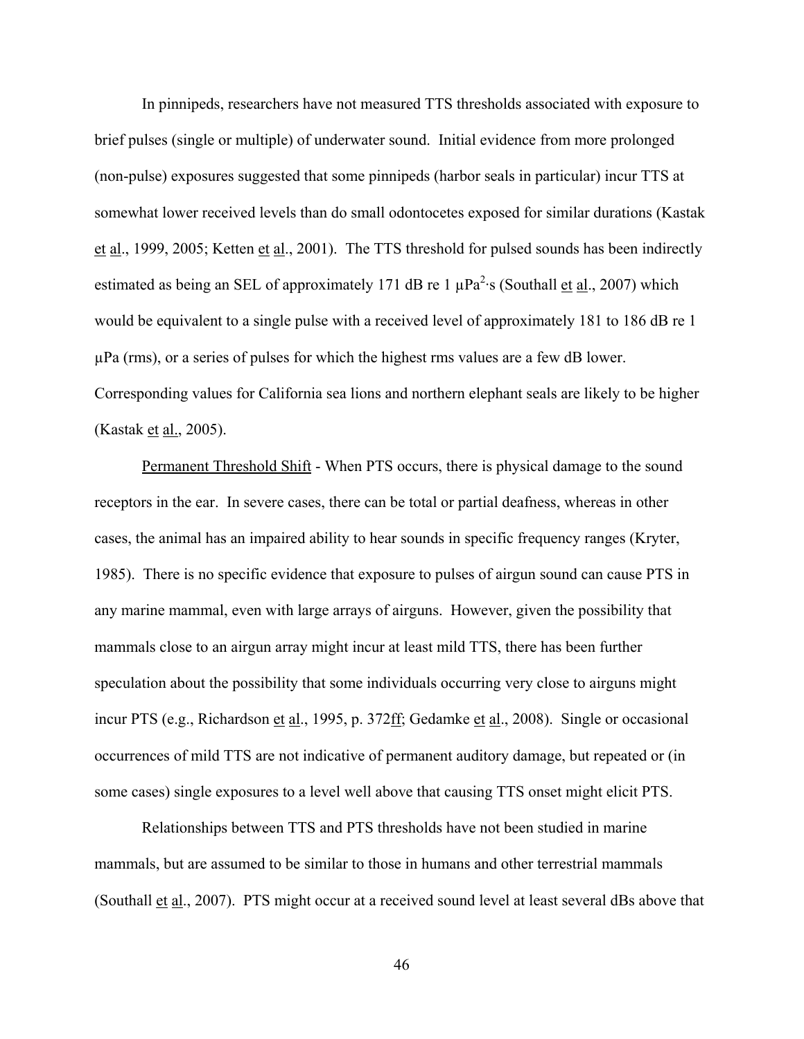In pinnipeds, researchers have not measured TTS thresholds associated with exposure to brief pulses (single or multiple) of underwater sound. Initial evidence from more prolonged (non-pulse) exposures suggested that some pinnipeds (harbor seals in particular) incur TTS at somewhat lower received levels than do small odontocetes exposed for similar durations (Kastak et al., 1999, 2005; Ketten et al., 2001). The TTS threshold for pulsed sounds has been indirectly estimated as being an SEL of approximately 171 dB re 1 $\mu Pa^2 \cdot s$ (Southall et al., 2007) which would be equivalent to a single pulse with a received level of approximately 181 to 186 dB re 1 µPa (rms), or a series of pulses for which the highest rms values are a few dB lower. Corresponding values for California sea lions and northern elephant seals are likely to be higher (Kastak et al., 2005).

Permanent Threshold Shift - When PTS occurs, there is physical damage to the sound receptors in the ear. In severe cases, there can be total or partial deafness, whereas in other cases, the animal has an impaired ability to hear sounds in specific frequency ranges (Kryter, 1985). There is no specific evidence that exposure to pulses of airgun sound can cause PTS in any marine mammal, even with large arrays of airguns. However, given the possibility that mammals close to an airgun array might incur at least mild TTS, there has been further speculation about the possibility that some individuals occurring very close to airguns might incur PTS (e.g., Richardson et al., 1995, p. 372ff; Gedamke et al., 2008). Single or occasional occurrences of mild TTS are not indicative of permanent auditory damage, but repeated or (in some cases) single exposures to a level well above that causing TTS onset might elicit PTS.

Relationships between TTS and PTS thresholds have not been studied in marine mammals, but are assumed to be similar to those in humans and other terrestrial mammals (Southall et al., 2007). PTS might occur at a received sound level at least several dBs above that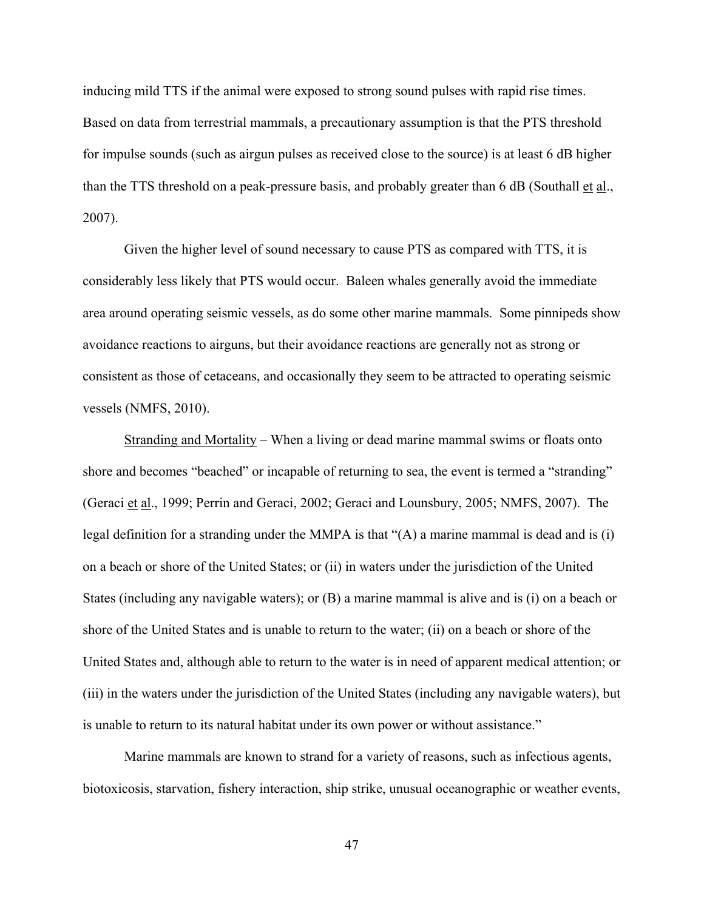inducing mild TTS if the animal were exposed to strong sound pulses with rapid rise times. Based on data from terrestrial mammals, a precautionary assumption is that the PTS threshold for impulse sounds (such as airgun pulses as received close to the source) is at least 6 dB higher than the TTS threshold on a peak-pressure basis, and probably greater than 6 dB (Southall et al., 2007).

Given the higher level of sound necessary to cause PTS as compared with TTS, it is considerably less likely that PTS would occur. Baleen whales generally avoid the immediate area around operating seismic vessels, as do some other marine mammals. Some pinnipeds show avoidance reactions to airguns, but their avoidance reactions are generally not as strong or consistent as those of cetaceans, and occasionally they seem to be attracted to operating seismic vessels (NMFS, 2010).

Stranding and Mortality – When a living or dead marine mammal swims or floats onto shore and becomes "beached" or incapable of returning to sea, the event is termed a "stranding" (Geraci et al., 1999; Perrin and Geraci, 2002; Geraci and Lounsbury, 2005; NMFS, 2007). The legal definition for a stranding under the MMPA is that "(A) a marine mammal is dead and is (i) on a beach or shore of the United States; or (ii) in waters under the jurisdiction of the United States (including any navigable waters); or (B) a marine mammal is alive and is (i) on a beach or shore of the United States and is unable to return to the water; (ii) on a beach or shore of the United States and, although able to return to the water is in need of apparent medical attention; or (iii) in the waters under the jurisdiction of the United States (including any navigable waters), but is unable to return to its natural habitat under its own power or without assistance."

Marine mammals are known to strand for a variety of reasons, such as infectious agents, biotoxicosis, starvation, fishery interaction, ship strike, unusual oceanographic or weather events,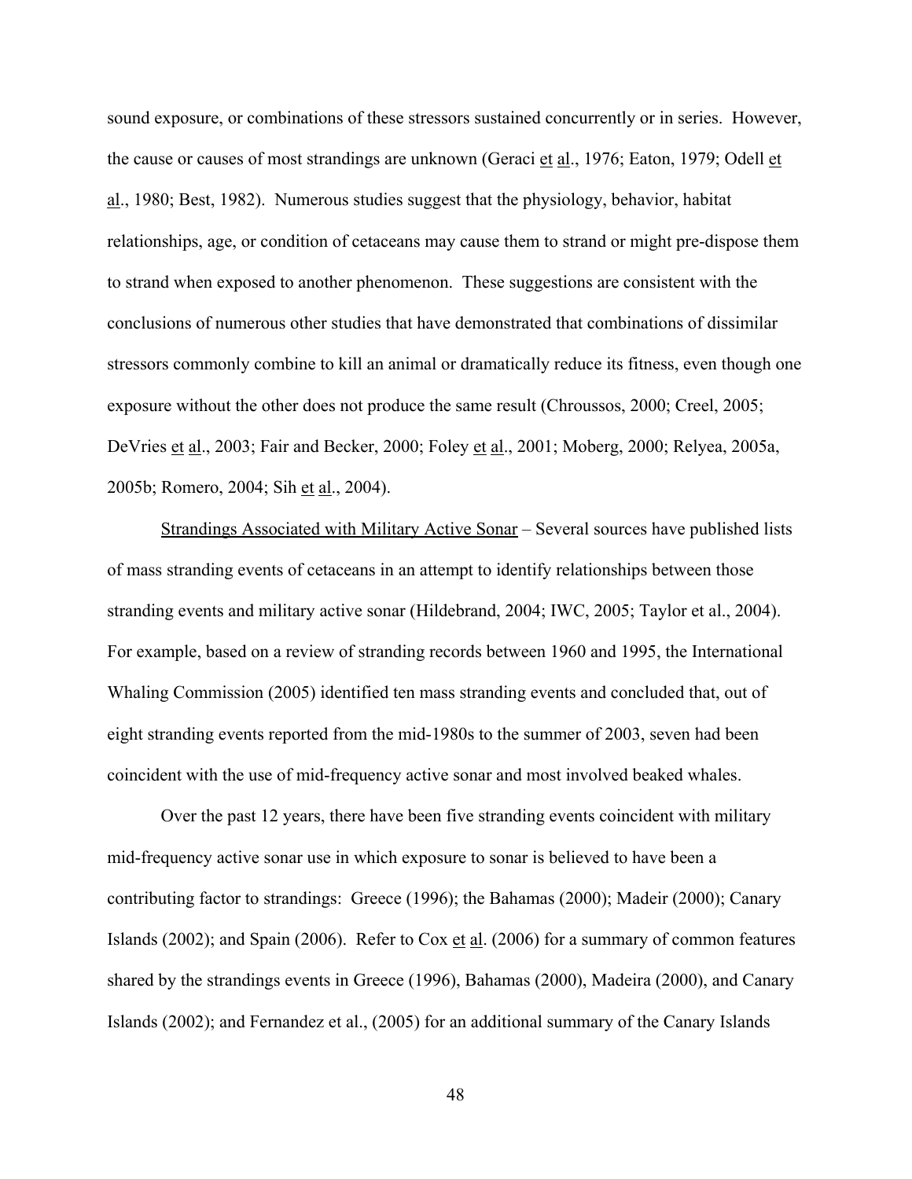sound exposure, or combinations of these stressors sustained concurrently or in series. However, the cause or causes of most strandings are unknown (Geraci et al., 1976; Eaton, 1979; Odell et al., 1980; Best, 1982). Numerous studies suggest that the physiology, behavior, habitat relationships, age, or condition of cetaceans may cause them to strand or might pre-dispose them to strand when exposed to another phenomenon. These suggestions are consistent with the conclusions of numerous other studies that have demonstrated that combinations of dissimilar stressors commonly combine to kill an animal or dramatically reduce its fitness, even though one exposure without the other does not produce the same result (Chroussos, 2000; Creel, 2005; DeVries et al., 2003; Fair and Becker, 2000; Foley et al., 2001; Moberg, 2000; Relyea, 2005a, 2005b; Romero, 2004; Sih et al., 2004).

Strandings Associated with Military Active Sonar – Several sources have published lists of mass stranding events of cetaceans in an attempt to identify relationships between those stranding events and military active sonar (Hildebrand, 2004; IWC, 2005; Taylor et al., 2004). For example, based on a review of stranding records between 1960 and 1995, the International Whaling Commission (2005) identified ten mass stranding events and concluded that, out of eight stranding events reported from the mid-1980s to the summer of 2003, seven had been coincident with the use of mid-frequency active sonar and most involved beaked whales.

Over the past 12 years, there have been five stranding events coincident with military mid-frequency active sonar use in which exposure to sonar is believed to have been a contributing factor to strandings: Greece (1996); the Bahamas (2000); Madeir (2000); Canary Islands (2002); and Spain (2006). Refer to Cox et al. (2006) for a summary of common features shared by the strandings events in Greece (1996), Bahamas (2000), Madeira (2000), and Canary Islands (2002); and Fernandez et al., (2005) for an additional summary of the Canary Islands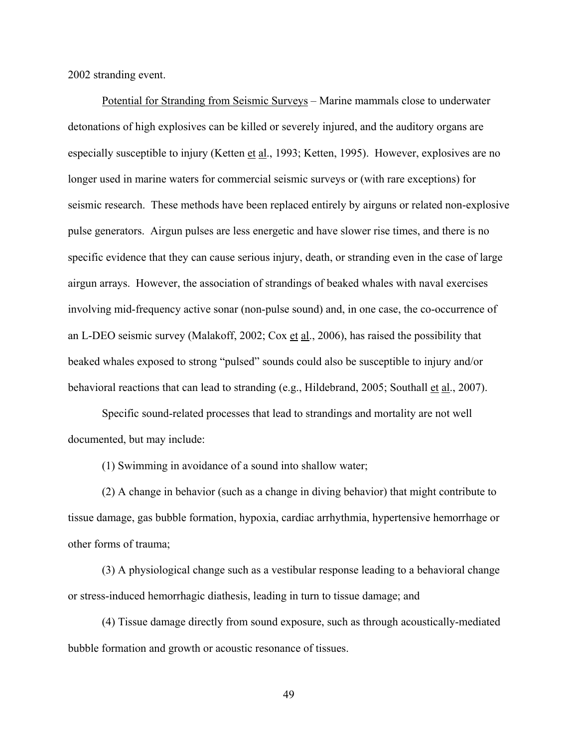2002 stranding event.

Potential for Stranding from Seismic Surveys – Marine mammals close to underwater detonations of high explosives can be killed or severely injured, and the auditory organs are especially susceptible to injury (Ketten et al., 1993; Ketten, 1995). However, explosives are no longer used in marine waters for commercial seismic surveys or (with rare exceptions) for seismic research. These methods have been replaced entirely by airguns or related non-explosive pulse generators. Airgun pulses are less energetic and have slower rise times, and there is no specific evidence that they can cause serious injury, death, or stranding even in the case of large airgun arrays. However, the association of strandings of beaked whales with naval exercises involving mid-frequency active sonar (non-pulse sound) and, in one case, the co-occurrence of an L-DEO seismic survey (Malakoff, 2002; Cox et al., 2006), has raised the possibility that beaked whales exposed to strong "pulsed" sounds could also be susceptible to injury and/or behavioral reactions that can lead to stranding (e.g., Hildebrand, 2005; Southall et al., 2007).

Specific sound-related processes that lead to strandings and mortality are not well documented, but may include:

(1) Swimming in avoidance of a sound into shallow water;

(2) A change in behavior (such as a change in diving behavior) that might contribute to tissue damage, gas bubble formation, hypoxia, cardiac arrhythmia, hypertensive hemorrhage or other forms of trauma;

(3) A physiological change such as a vestibular response leading to a behavioral change or stress-induced hemorrhagic diathesis, leading in turn to tissue damage; and

(4) Tissue damage directly from sound exposure, such as through acoustically-mediated bubble formation and growth or acoustic resonance of tissues.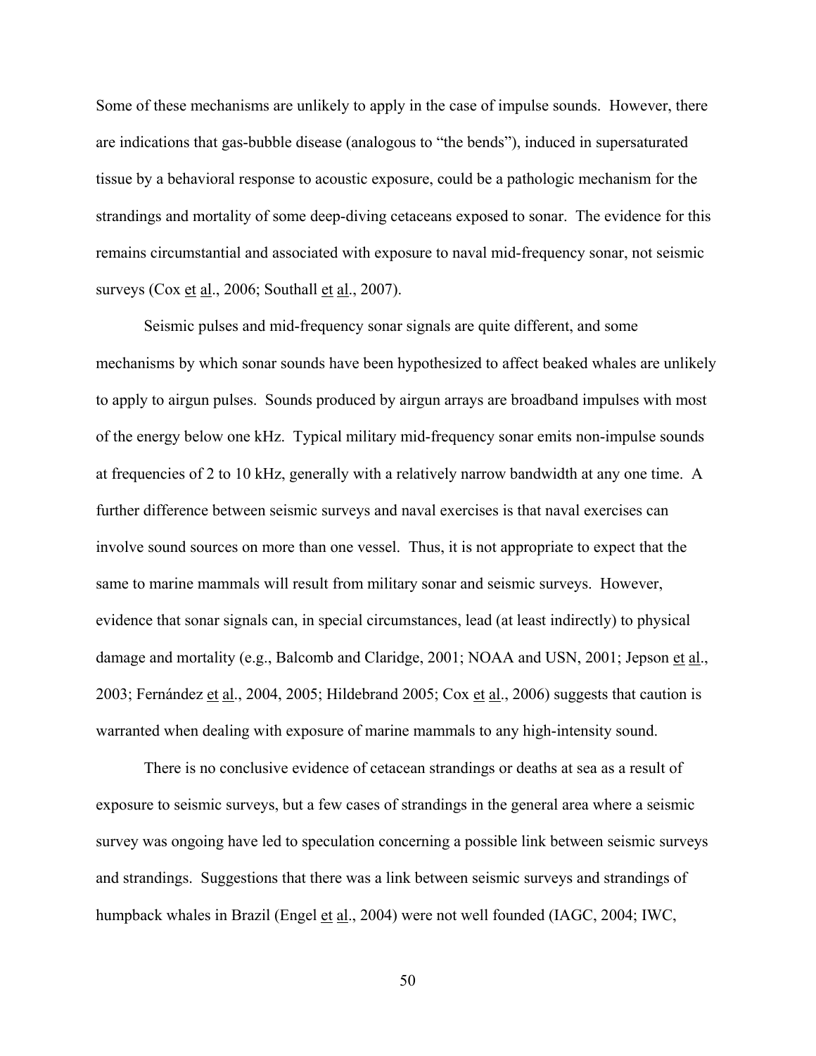Some of these mechanisms are unlikely to apply in the case of impulse sounds. However, there are indications that gas-bubble disease (analogous to "the bends"), induced in supersaturated tissue by a behavioral response to acoustic exposure, could be a pathologic mechanism for the strandings and mortality of some deep-diving cetaceans exposed to sonar. The evidence for this remains circumstantial and associated with exposure to naval mid-frequency sonar, not seismic surveys (Cox et al., 2006; Southall et al., 2007).

Seismic pulses and mid-frequency sonar signals are quite different, and some mechanisms by which sonar sounds have been hypothesized to affect beaked whales are unlikely to apply to airgun pulses. Sounds produced by airgun arrays are broadband impulses with most of the energy below one kHz. Typical military mid-frequency sonar emits non-impulse sounds at frequencies of 2 to 10 kHz, generally with a relatively narrow bandwidth at any one time. A further difference between seismic surveys and naval exercises is that naval exercises can involve sound sources on more than one vessel. Thus, it is not appropriate to expect that the same to marine mammals will result from military sonar and seismic surveys. However, evidence that sonar signals can, in special circumstances, lead (at least indirectly) to physical damage and mortality (e.g., Balcomb and Claridge, 2001; NOAA and USN, 2001; Jepson et al., 2003; Fernández et al., 2004, 2005; Hildebrand 2005; Cox et al., 2006) suggests that caution is warranted when dealing with exposure of marine mammals to any high-intensity sound.

There is no conclusive evidence of cetacean strandings or deaths at sea as a result of exposure to seismic surveys, but a few cases of strandings in the general area where a seismic survey was ongoing have led to speculation concerning a possible link between seismic surveys and strandings. Suggestions that there was a link between seismic surveys and strandings of humpback whales in Brazil (Engel et al., 2004) were not well founded (IAGC, 2004; IWC,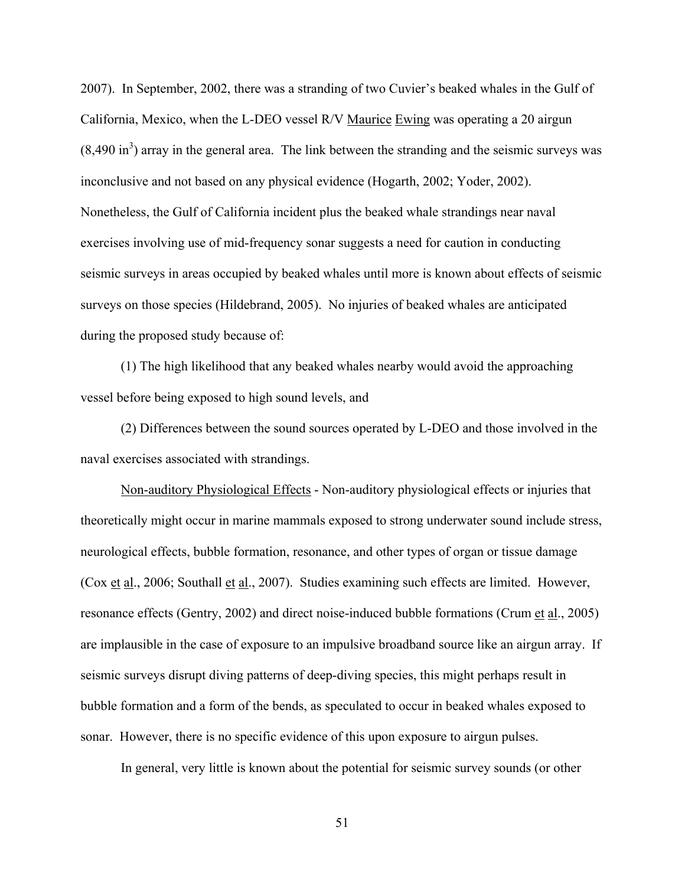2007). In September, 2002, there was a stranding of two Cuvier's beaked whales in the Gulf of California, Mexico, when the L-DEO vessel R/V Maurice Ewing was operating a 20 airgun (8,490 $in^3$) array in the general area. The link between the stranding and the seismic surveys was inconclusive and not based on any physical evidence (Hogarth, 2002; Yoder, 2002). Nonetheless, the Gulf of California incident plus the beaked whale strandings near naval exercises involving use of mid-frequency sonar suggests a need for caution in conducting seismic surveys in areas occupied by beaked whales until more is known about effects of seismic surveys on those species (Hildebrand, 2005). No injuries of beaked whales are anticipated during the proposed study because of:

(1) The high likelihood that any beaked whales nearby would avoid the approaching vessel before being exposed to high sound levels, and

(2) Differences between the sound sources operated by L-DEO and those involved in the naval exercises associated with strandings.

Non-auditory Physiological Effects - Non-auditory physiological effects or injuries that theoretically might occur in marine mammals exposed to strong underwater sound include stress, neurological effects, bubble formation, resonance, and other types of organ or tissue damage (Cox et al., 2006; Southall et al., 2007). Studies examining such effects are limited. However, resonance effects (Gentry, 2002) and direct noise-induced bubble formations (Crum et al., 2005) are implausible in the case of exposure to an impulsive broadband source like an airgun array. If seismic surveys disrupt diving patterns of deep-diving species, this might perhaps result in bubble formation and a form of the bends, as speculated to occur in beaked whales exposed to sonar. However, there is no specific evidence of this upon exposure to airgun pulses.

In general, very little is known about the potential for seismic survey sounds (or other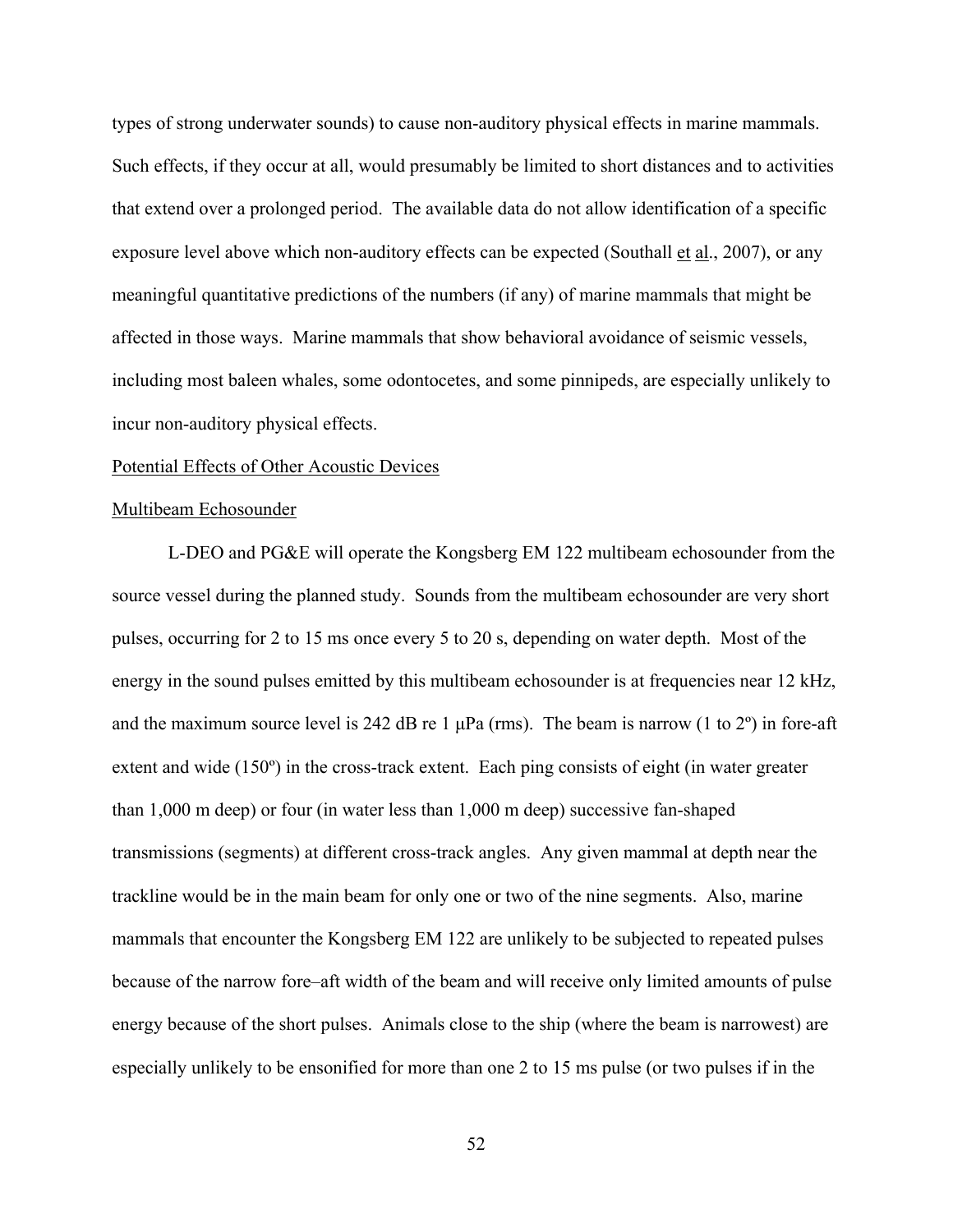types of strong underwater sounds) to cause non-auditory physical effects in marine mammals. Such effects, if they occur at all, would presumably be limited to short distances and to activities that extend over a prolonged period. The available data do not allow identification of a specific exposure level above which non-auditory effects can be expected (Southall et al., 2007), or any meaningful quantitative predictions of the numbers (if any) of marine mammals that might be affected in those ways. Marine mammals that show behavioral avoidance of seismic vessels, including most baleen whales, some odontocetes, and some pinnipeds, are especially unlikely to incur non-auditory physical effects.

Potential Effects of Other Acoustic Devices

Multibeam Echosounder

L-DEO and PG&E will operate the Kongsberg EM 122 multibeam echosounder from the source vessel during the planned study. Sounds from the multibeam echosounder are very short pulses, occurring for 2 to 15 ms once every 5 to 20 s, depending on water depth. Most of the energy in the sound pulses emitted by this multibeam echosounder is at frequencies near 12 kHz, and the maximum source level is 242 dB re 1 μPa (rms). The beam is narrow (1 to 2º) in fore-aft extent and wide (150º) in the cross-track extent. Each ping consists of eight (in water greater than 1,000 m deep) or four (in water less than 1,000 m deep) successive fan-shaped transmissions (segments) at different cross-track angles. Any given mammal at depth near the trackline would be in the main beam for only one or two of the nine segments. Also, marine mammals that encounter the Kongsberg EM 122 are unlikely to be subjected to repeated pulses because of the narrow fore–aft width of the beam and will receive only limited amounts of pulse energy because of the short pulses. Animals close to the ship (where the beam is narrowest) are especially unlikely to be ensonified for more than one 2 to 15 ms pulse (or two pulses if in the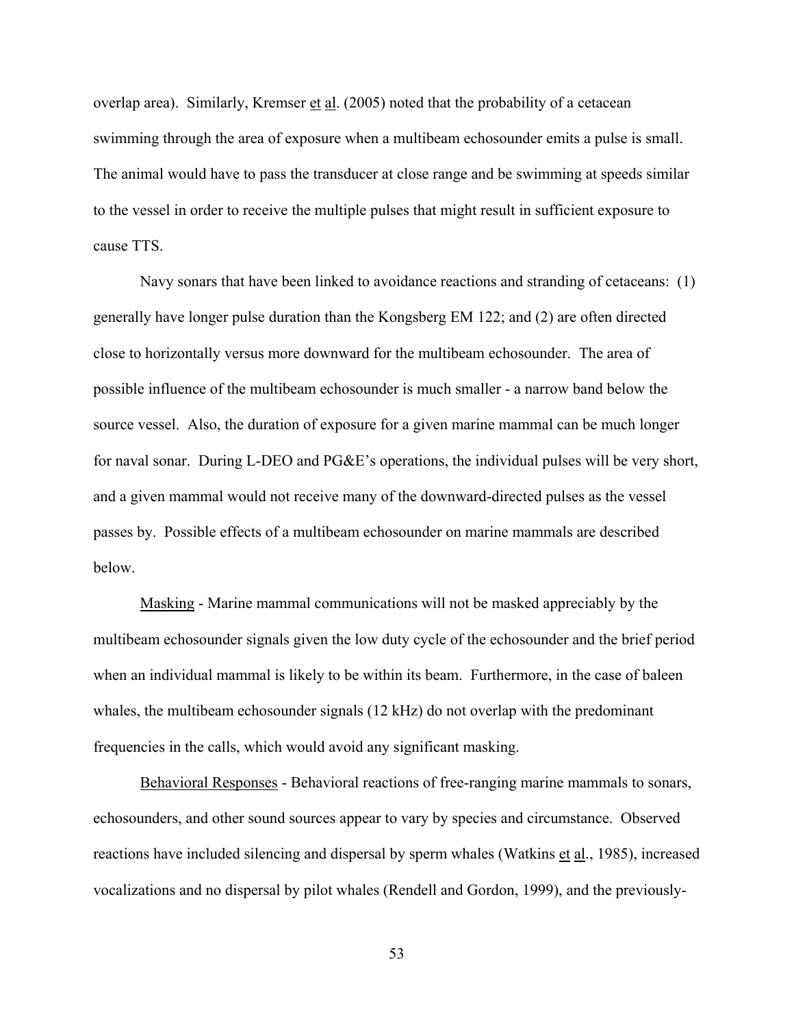overlap area). Similarly, Kremser et al. (2005) noted that the probability of a cetacean swimming through the area of exposure when a multibeam echosounder emits a pulse is small. The animal would have to pass the transducer at close range and be swimming at speeds similar to the vessel in order to receive the multiple pulses that might result in sufficient exposure to cause TTS.

Navy sonars that have been linked to avoidance reactions and stranding of cetaceans: (1) generally have longer pulse duration than the Kongsberg EM 122; and (2) are often directed close to horizontally versus more downward for the multibeam echosounder. The area of possible influence of the multibeam echosounder is much smaller - a narrow band below the source vessel. Also, the duration of exposure for a given marine mammal can be much longer for naval sonar. During L-DEO and PG&E's operations, the individual pulses will be very short, and a given mammal would not receive many of the downward-directed pulses as the vessel passes by. Possible effects of a multibeam echosounder on marine mammals are described below.

<u>Masking</u> - Marine mammal communications will not be masked appreciably by the multibeam echosounder signals given the low duty cycle of the echosounder and the brief period when an individual mammal is likely to be within its beam. Furthermore, in the case of baleen whales, the multibeam echosounder signals (12 kHz) do not overlap with the predominant frequencies in the calls, which would avoid any significant masking.

<u>Behavioral Responses</u> - Behavioral reactions of free-ranging marine mammals to sonars, echosounders, and other sound sources appear to vary by species and circumstance. Observed reactions have included silencing and dispersal by sperm whales (Watkins et al., 1985), increased vocalizations and no dispersal by pilot whales (Rendell and Gordon, 1999), and the previously-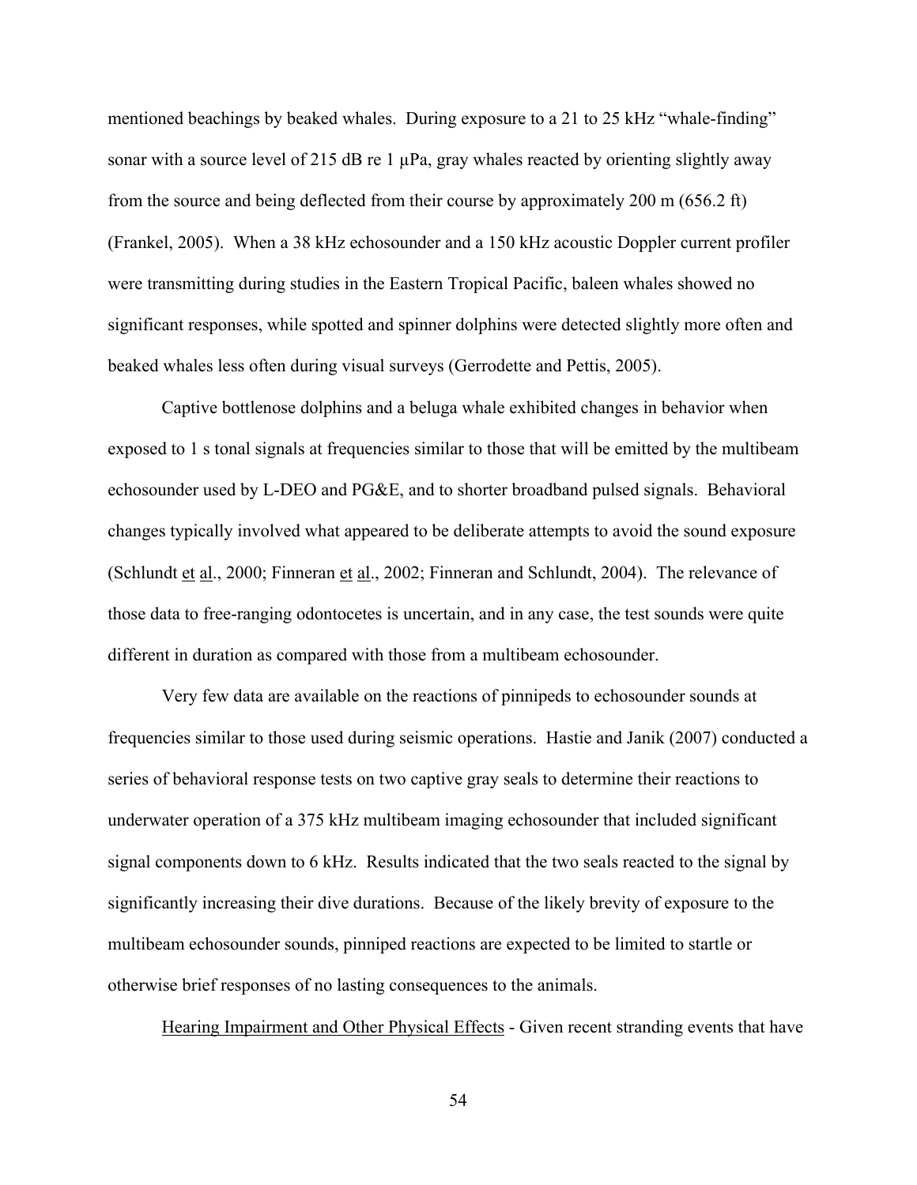mentioned beachings by beaked whales. During exposure to a 21 to 25 kHz "whale-finding" sonar with a source level of 215 dB re 1 µPa, gray whales reacted by orienting slightly away from the source and being deflected from their course by approximately 200 m (656.2 ft) (Frankel, 2005). When a 38 kHz echosounder and a 150 kHz acoustic Doppler current profiler were transmitting during studies in the Eastern Tropical Pacific, baleen whales showed no significant responses, while spotted and spinner dolphins were detected slightly more often and beaked whales less often during visual surveys (Gerrodette and Pettis, 2005).

Captive bottlenose dolphins and a beluga whale exhibited changes in behavior when exposed to 1 s tonal signals at frequencies similar to those that will be emitted by the multibeam echosounder used by L-DEO and PG&E, and to shorter broadband pulsed signals. Behavioral changes typically involved what appeared to be deliberate attempts to avoid the sound exposure (Schlundt et al., 2000; Finneran et al., 2002; Finneran and Schlundt, 2004). The relevance of those data to free-ranging odontocetes is uncertain, and in any case, the test sounds were quite different in duration as compared with those from a multibeam echosounder.

Very few data are available on the reactions of pinnipeds to echosounder sounds at frequencies similar to those used during seismic operations. Hastie and Janik (2007) conducted a series of behavioral response tests on two captive gray seals to determine their reactions to underwater operation of a 375 kHz multibeam imaging echosounder that included significant signal components down to 6 kHz. Results indicated that the two seals reacted to the signal by significantly increasing their dive durations. Because of the likely brevity of exposure to the multibeam echosounder sounds, pinniped reactions are expected to be limited to startle or otherwise brief responses of no lasting consequences to the animals.

Hearing Impairment and Other Physical Effects - Given recent stranding events that have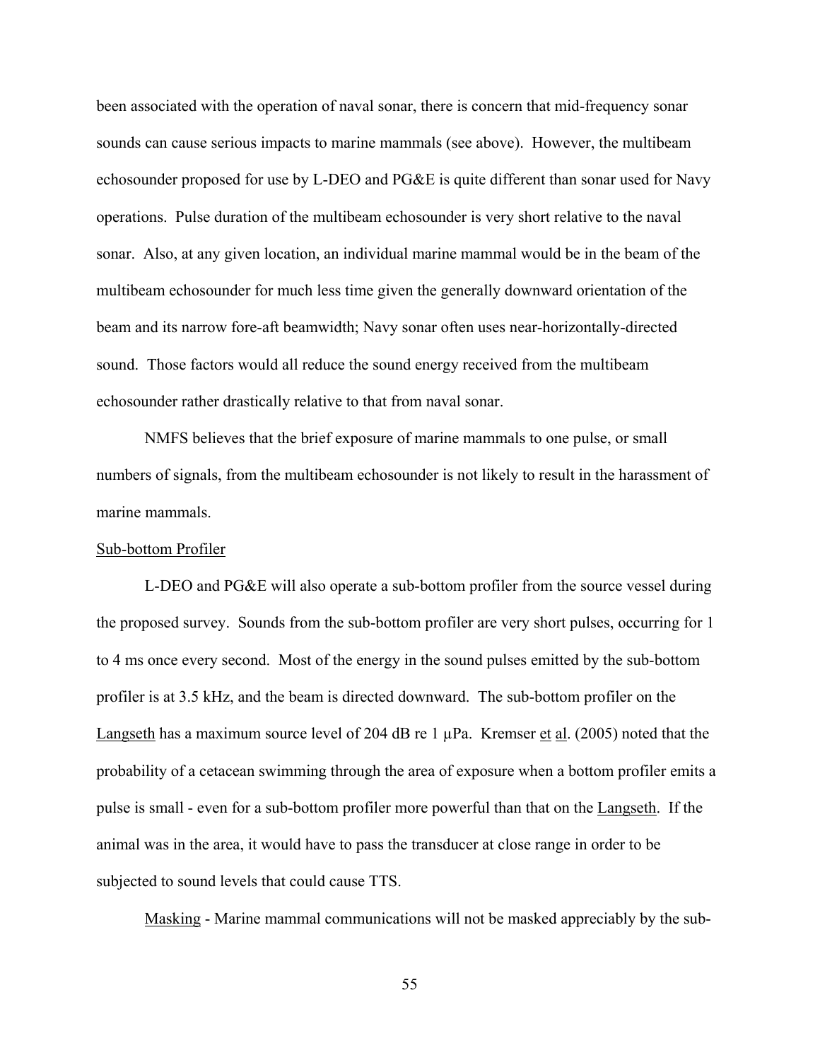been associated with the operation of naval sonar, there is concern that mid-frequency sonar sounds can cause serious impacts to marine mammals (see above). However, the multibeam echosounder proposed for use by L-DEO and PG&E is quite different than sonar used for Navy operations. Pulse duration of the multibeam echosounder is very short relative to the naval sonar. Also, at any given location, an individual marine mammal would be in the beam of the multibeam echosounder for much less time given the generally downward orientation of the beam and its narrow fore-aft beamwidth; Navy sonar often uses near-horizontally-directed sound. Those factors would all reduce the sound energy received from the multibeam echosounder rather drastically relative to that from naval sonar.

NMFS believes that the brief exposure of marine mammals to one pulse, or small numbers of signals, from the multibeam echosounder is not likely to result in the harassment of marine mammals.

Sub-bottom Profiler

L-DEO and PG&E will also operate a sub-bottom profiler from the source vessel during the proposed survey. Sounds from the sub-bottom profiler are very short pulses, occurring for 1 to 4 ms once every second. Most of the energy in the sound pulses emitted by the sub-bottom profiler is at 3.5 kHz, and the beam is directed downward. The sub-bottom profiler on the Langseth has a maximum source level of 204 dB re 1 µPa. Kremser et al. (2005) noted that the probability of a cetacean swimming through the area of exposure when a bottom profiler emits a pulse is small - even for a sub-bottom profiler more powerful than that on the Langseth. If the animal was in the area, it would have to pass the transducer at close range in order to be subjected to sound levels that could cause TTS.

Masking - Marine mammal communications will not be masked appreciably by the sub-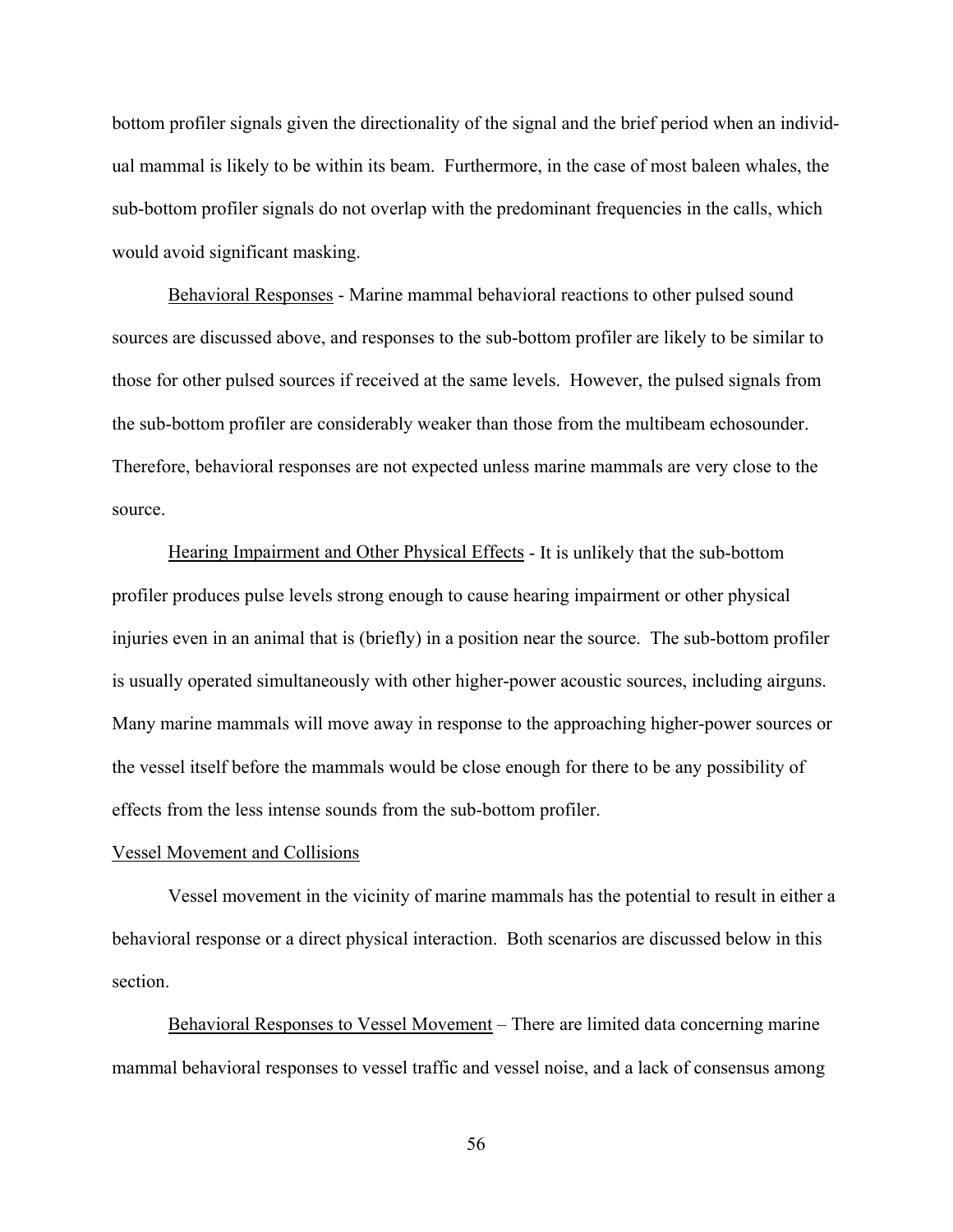bottom profiler signals given the directionality of the signal and the brief period when an individual mammal is likely to be within its beam. Furthermore, in the case of most baleen whales, the sub-bottom profiler signals do not overlap with the predominant frequencies in the calls, which would avoid significant masking.

Behavioral Responses - Marine mammal behavioral reactions to other pulsed sound sources are discussed above, and responses to the sub-bottom profiler are likely to be similar to those for other pulsed sources if received at the same levels. However, the pulsed signals from the sub-bottom profiler are considerably weaker than those from the multibeam echosounder. Therefore, behavioral responses are not expected unless marine mammals are very close to the source.

Hearing Impairment and Other Physical Effects - It is unlikely that the sub-bottom profiler produces pulse levels strong enough to cause hearing impairment or other physical injuries even in an animal that is (briefly) in a position near the source. The sub-bottom profiler is usually operated simultaneously with other higher-power acoustic sources, including airguns. Many marine mammals will move away in response to the approaching higher-power sources or the vessel itself before the mammals would be close enough for there to be any possibility of effects from the less intense sounds from the sub-bottom profiler.

Vessel Movement and Collisions

Vessel movement in the vicinity of marine mammals has the potential to result in either a behavioral response or a direct physical interaction. Both scenarios are discussed below in this section.

Behavioral Responses to Vessel Movement – There are limited data concerning marine mammal behavioral responses to vessel traffic and vessel noise, and a lack of consensus among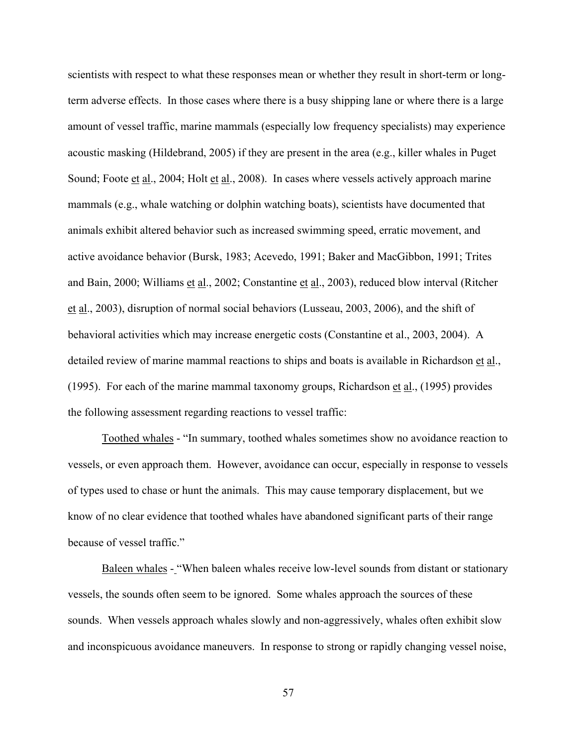scientists with respect to what these responses mean or whether they result in short-term or long-term adverse effects. In those cases where there is a busy shipping lane or where there is a large amount of vessel traffic, marine mammals (especially low frequency specialists) may experience acoustic masking (Hildebrand, 2005) if they are present in the area (e.g., killer whales in Puget Sound; Foote et al., 2004; Holt et al., 2008). In cases where vessels actively approach marine mammals (e.g., whale watching or dolphin watching boats), scientists have documented that animals exhibit altered behavior such as increased swimming speed, erratic movement, and active avoidance behavior (Bursk, 1983; Acevedo, 1991; Baker and MacGibbon, 1991; Trites and Bain, 2000; Williams et al., 2002; Constantine et al., 2003), reduced blow interval (Ritcher et al., 2003), disruption of normal social behaviors (Lusseau, 2003, 2006), and the shift of behavioral activities which may increase energetic costs (Constantine et al., 2003, 2004). A detailed review of marine mammal reactions to ships and boats is available in Richardson et al., (1995). For each of the marine mammal taxonomy groups, Richardson et al., (1995) provides the following assessment regarding reactions to vessel traffic:

Toothed whales - "In summary, toothed whales sometimes show no avoidance reaction to vessels, or even approach them. However, avoidance can occur, especially in response to vessels of types used to chase or hunt the animals. This may cause temporary displacement, but we know of no clear evidence that toothed whales have abandoned significant parts of their range because of vessel traffic."

Baleen whales - "When baleen whales receive low-level sounds from distant or stationary vessels, the sounds often seem to be ignored. Some whales approach the sources of these sounds. When vessels approach whales slowly and non-aggressively, whales often exhibit slow and inconspicuous avoidance maneuvers. In response to strong or rapidly changing vessel noise,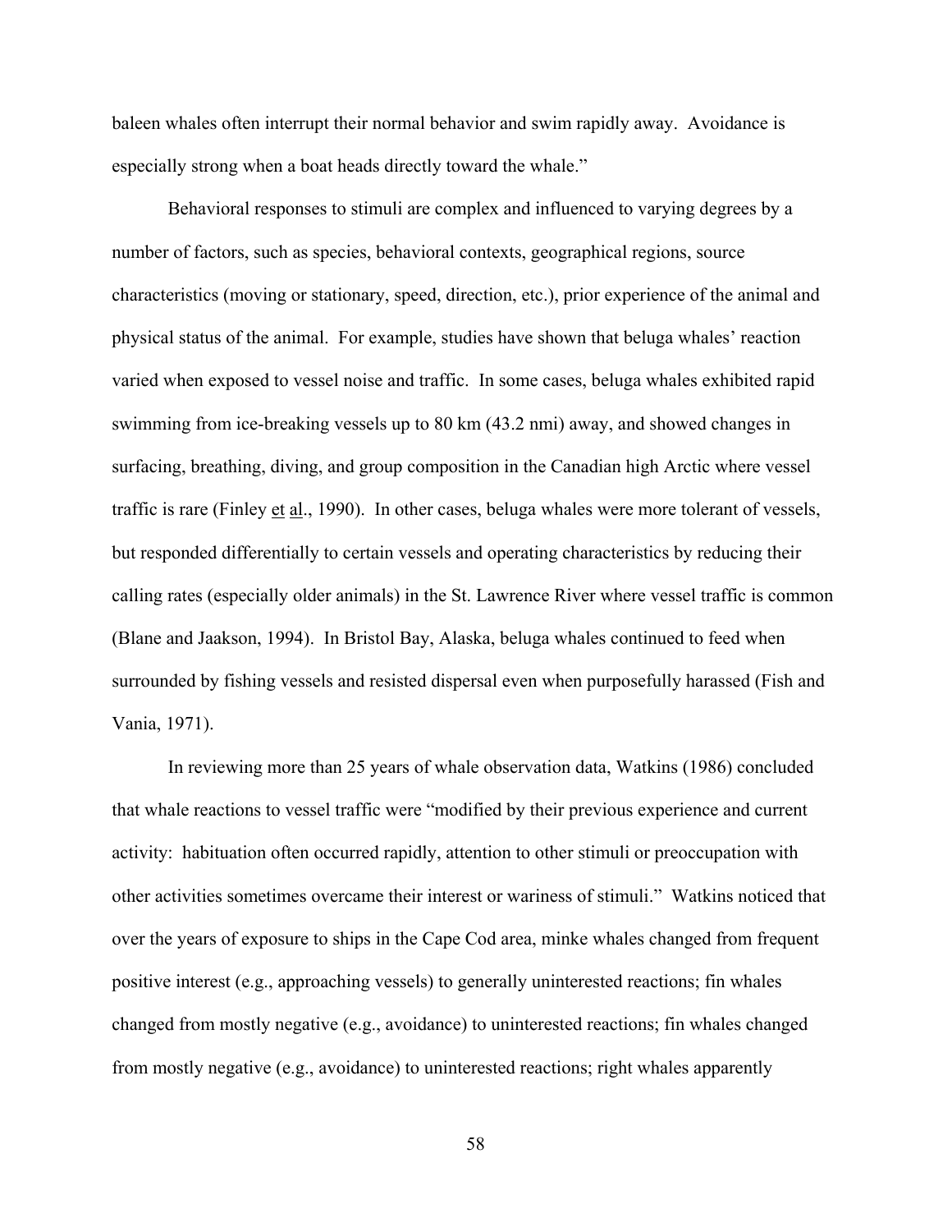baleen whales often interrupt their normal behavior and swim rapidly away. Avoidance is especially strong when a boat heads directly toward the whale."

Behavioral responses to stimuli are complex and influenced to varying degrees by a number of factors, such as species, behavioral contexts, geographical regions, source characteristics (moving or stationary, speed, direction, etc.), prior experience of the animal and physical status of the animal. For example, studies have shown that beluga whales' reaction varied when exposed to vessel noise and traffic. In some cases, beluga whales exhibited rapid swimming from ice-breaking vessels up to 80 km (43.2 nmi) away, and showed changes in surfacing, breathing, diving, and group composition in the Canadian high Arctic where vessel traffic is rare (Finley et al., 1990). In other cases, beluga whales were more tolerant of vessels, but responded differentially to certain vessels and operating characteristics by reducing their calling rates (especially older animals) in the St. Lawrence River where vessel traffic is common (Blane and Jaakson, 1994). In Bristol Bay, Alaska, beluga whales continued to feed when surrounded by fishing vessels and resisted dispersal even when purposefully harassed (Fish and Vania, 1971).

In reviewing more than 25 years of whale observation data, Watkins (1986) concluded that whale reactions to vessel traffic were "modified by their previous experience and current activity: habituation often occurred rapidly, attention to other stimuli or preoccupation with other activities sometimes overcame their interest or wariness of stimuli." Watkins noticed that over the years of exposure to ships in the Cape Cod area, minke whales changed from frequent positive interest (e.g., approaching vessels) to generally uninterested reactions; fin whales changed from mostly negative (e.g., avoidance) to uninterested reactions; fin whales changed from mostly negative (e.g., avoidance) to uninterested reactions; right whales apparently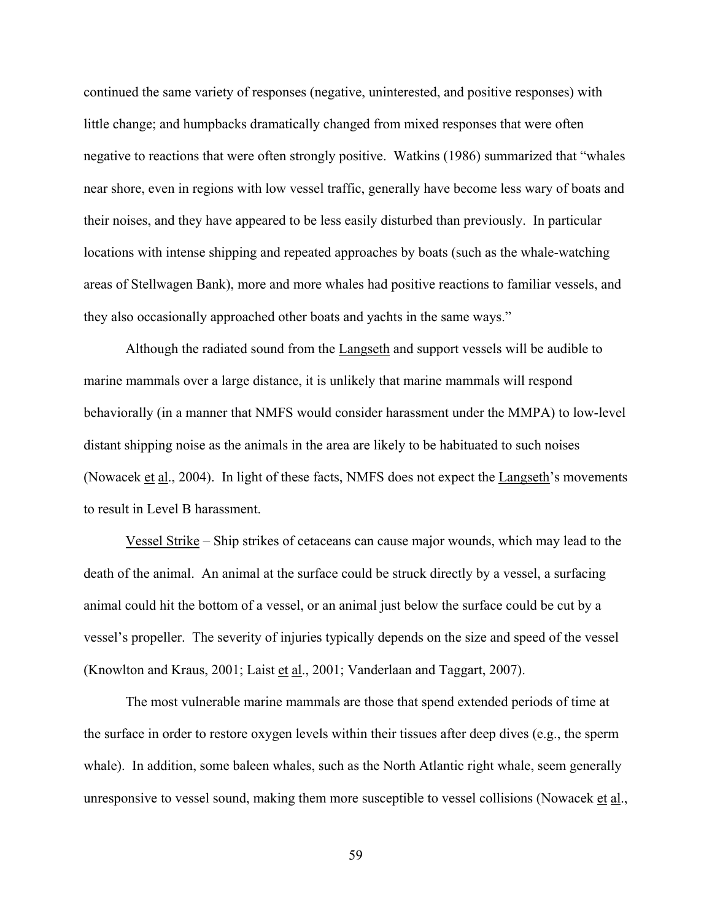continued the same variety of responses (negative, uninterested, and positive responses) with little change; and humpbacks dramatically changed from mixed responses that were often negative to reactions that were often strongly positive. Watkins (1986) summarized that "whales near shore, even in regions with low vessel traffic, generally have become less wary of boats and their noises, and they have appeared to be less easily disturbed than previously. In particular locations with intense shipping and repeated approaches by boats (such as the whale-watching areas of Stellwagen Bank), more and more whales had positive reactions to familiar vessels, and they also occasionally approached other boats and yachts in the same ways."

Although the radiated sound from the Langseth and support vessels will be audible to marine mammals over a large distance, it is unlikely that marine mammals will respond behaviorally (in a manner that NMFS would consider harassment under the MMPA) to low-level distant shipping noise as the animals in the area are likely to be habituated to such noises (Nowacek et al., 2004). In light of these facts, NMFS does not expect the Langseth's movements to result in Level B harassment.

Vessel Strike – Ship strikes of cetaceans can cause major wounds, which may lead to the death of the animal. An animal at the surface could be struck directly by a vessel, a surfacing animal could hit the bottom of a vessel, or an animal just below the surface could be cut by a vessel's propeller. The severity of injuries typically depends on the size and speed of the vessel (Knowlton and Kraus, 2001; Laist et al., 2001; Vanderlaan and Taggart, 2007).

The most vulnerable marine mammals are those that spend extended periods of time at the surface in order to restore oxygen levels within their tissues after deep dives (e.g., the sperm whale). In addition, some baleen whales, such as the North Atlantic right whale, seem generally unresponsive to vessel sound, making them more susceptible to vessel collisions (Nowacek et al.,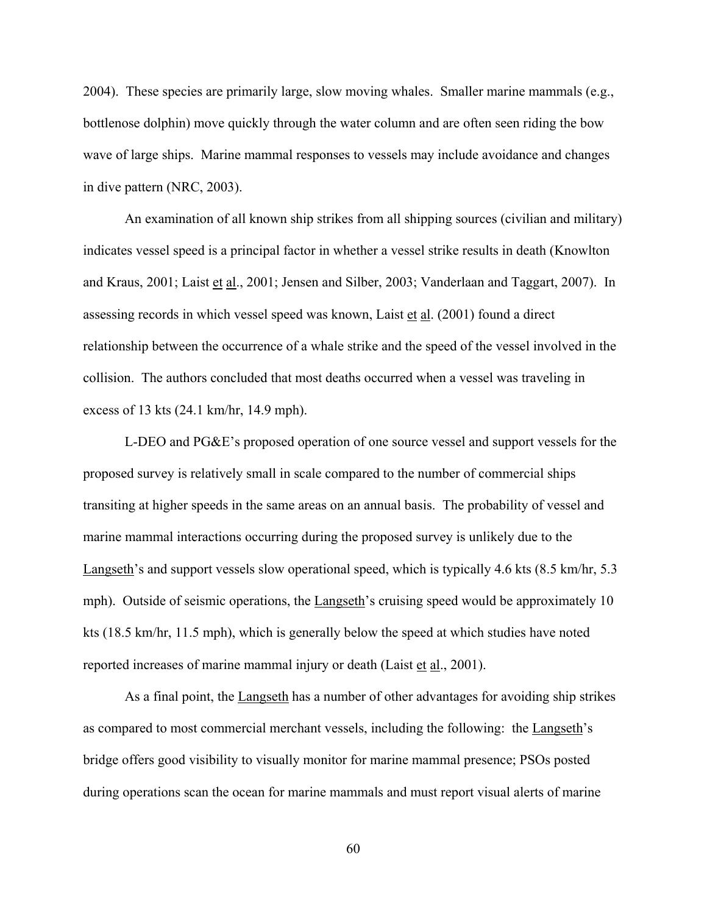2004). These species are primarily large, slow moving whales. Smaller marine mammals (e.g., bottlenose dolphin) move quickly through the water column and are often seen riding the bow wave of large ships. Marine mammal responses to vessels may include avoidance and changes in dive pattern (NRC, 2003).

An examination of all known ship strikes from all shipping sources (civilian and military) indicates vessel speed is a principal factor in whether a vessel strike results in death (Knowlton and Kraus, 2001; Laist et al., 2001; Jensen and Silber, 2003; Vanderlaan and Taggart, 2007). In assessing records in which vessel speed was known, Laist et al. (2001) found a direct relationship between the occurrence of a whale strike and the speed of the vessel involved in the collision. The authors concluded that most deaths occurred when a vessel was traveling in excess of 13 kts (24.1 km/hr, 14.9 mph).

L-DEO and PG&E's proposed operation of one source vessel and support vessels for the proposed survey is relatively small in scale compared to the number of commercial ships transiting at higher speeds in the same areas on an annual basis. The probability of vessel and marine mammal interactions occurring during the proposed survey is unlikely due to the Langseth's and support vessels slow operational speed, which is typically 4.6 kts (8.5 km/hr, 5.3 mph). Outside of seismic operations, the Langseth's cruising speed would be approximately 10 kts (18.5 km/hr, 11.5 mph), which is generally below the speed at which studies have noted reported increases of marine mammal injury or death (Laist et al., 2001).

As a final point, the Langseth has a number of other advantages for avoiding ship strikes as compared to most commercial merchant vessels, including the following: the Langseth's bridge offers good visibility to visually monitor for marine mammal presence; PSOs posted during operations scan the ocean for marine mammals and must report visual alerts of marine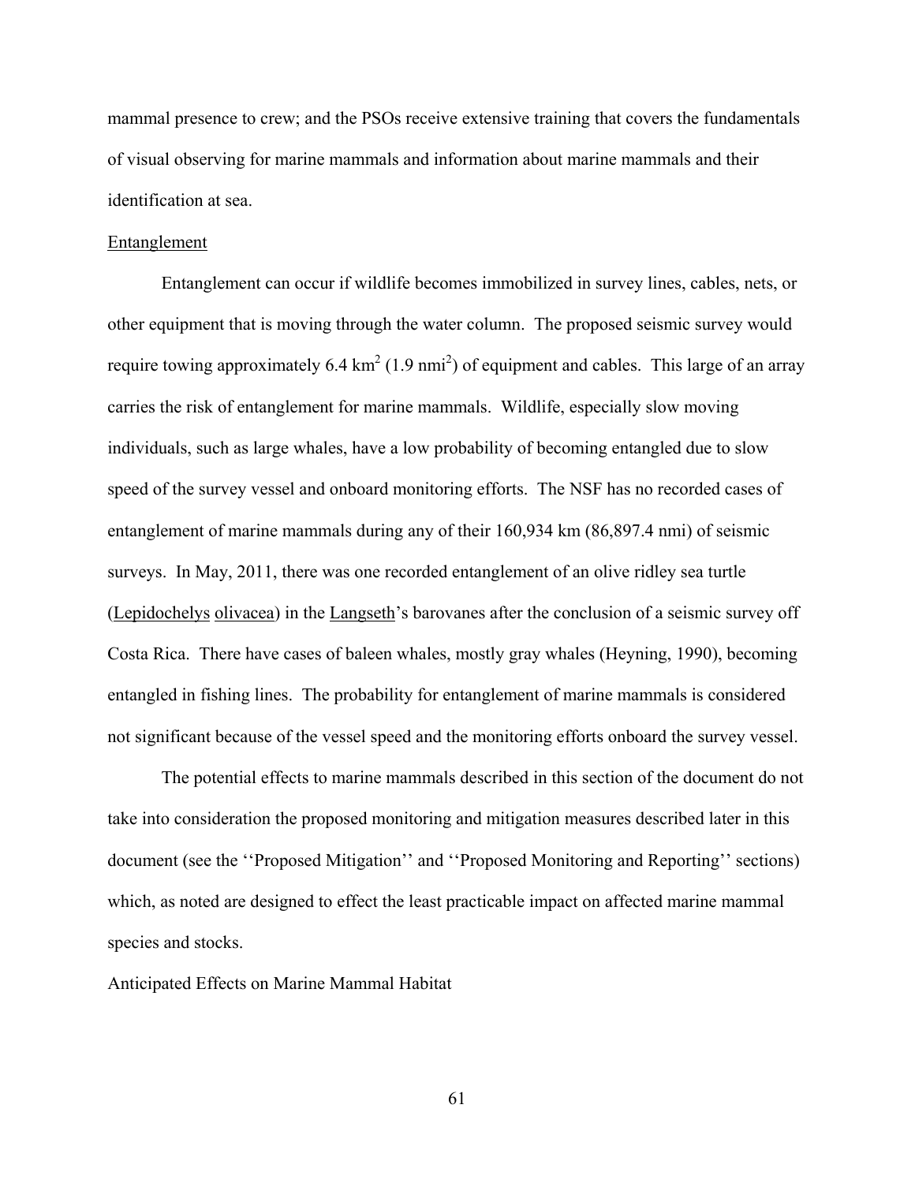mammal presence to crew; and the PSOs receive extensive training that covers the fundamentals of visual observing for marine mammals and information about marine mammals and their identification at sea.

Entanglement

Entanglement can occur if wildlife becomes immobilized in survey lines, cables, nets, or other equipment that is moving through the water column. The proposed seismic survey would require towing approximately 6.4 $km^2$ (1.9 $nmi^2$) of equipment and cables. This large of an array carries the risk of entanglement for marine mammals. Wildlife, especially slow moving individuals, such as large whales, have a low probability of becoming entangled due to slow speed of the survey vessel and onboard monitoring efforts. The NSF has no recorded cases of entanglement of marine mammals during any of their 160,934 km (86,897.4 nmi) of seismic surveys. In May, 2011, there was one recorded entanglement of an olive ridley sea turtle (Lepidochelys olivacea) in the Langseth's barovanes after the conclusion of a seismic survey off Costa Rica. There have cases of baleen whales, mostly gray whales (Heyning, 1990), becoming entangled in fishing lines. The probability for entanglement of marine mammals is considered not significant because of the vessel speed and the monitoring efforts onboard the survey vessel.

The potential effects to marine mammals described in this section of the document do not take into consideration the proposed monitoring and mitigation measures described later in this document (see the ''Proposed Mitigation'' and ''Proposed Monitoring and Reporting'' sections) which, as noted are designed to effect the least practicable impact on affected marine mammal species and stocks.

Anticipated Effects on Marine Mammal Habitat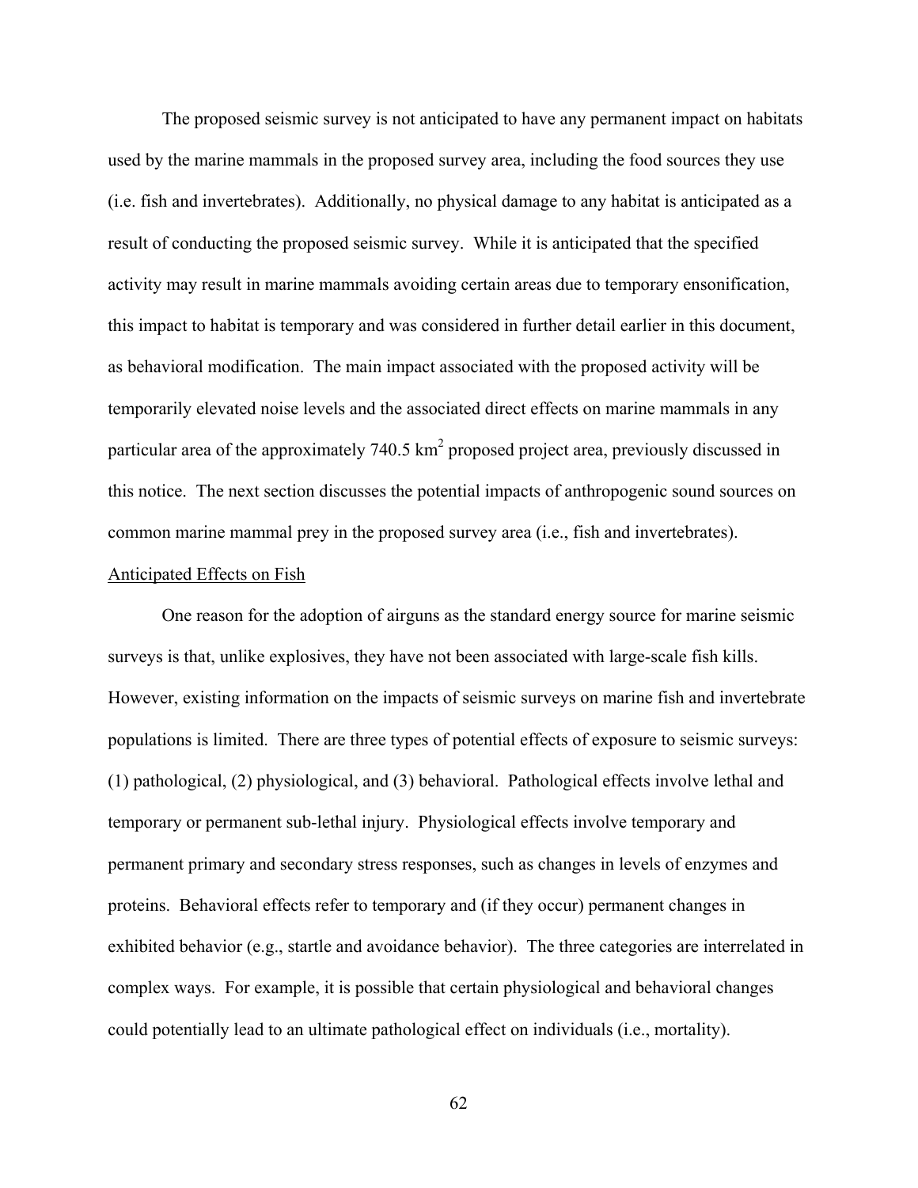The proposed seismic survey is not anticipated to have any permanent impact on habitats used by the marine mammals in the proposed survey area, including the food sources they use (i.e. fish and invertebrates). Additionally, no physical damage to any habitat is anticipated as a result of conducting the proposed seismic survey. While it is anticipated that the specified activity may result in marine mammals avoiding certain areas due to temporary ensonification, this impact to habitat is temporary and was considered in further detail earlier in this document, as behavioral modification. The main impact associated with the proposed activity will be temporarily elevated noise levels and the associated direct effects on marine mammals in any particular area of the approximately 740.5 $km^2$ proposed project area, previously discussed in this notice. The next section discusses the potential impacts of anthropogenic sound sources on common marine mammal prey in the proposed survey area (i.e., fish and invertebrates).

## Anticipated Effects on Fish

One reason for the adoption of airguns as the standard energy source for marine seismic surveys is that, unlike explosives, they have not been associated with large-scale fish kills. However, existing information on the impacts of seismic surveys on marine fish and invertebrate populations is limited. There are three types of potential effects of exposure to seismic surveys: (1) pathological, (2) physiological, and (3) behavioral. Pathological effects involve lethal and temporary or permanent sub-lethal injury. Physiological effects involve temporary and permanent primary and secondary stress responses, such as changes in levels of enzymes and proteins. Behavioral effects refer to temporary and (if they occur) permanent changes in exhibited behavior (e.g., startle and avoidance behavior). The three categories are interrelated in complex ways. For example, it is possible that certain physiological and behavioral changes could potentially lead to an ultimate pathological effect on individuals (i.e., mortality).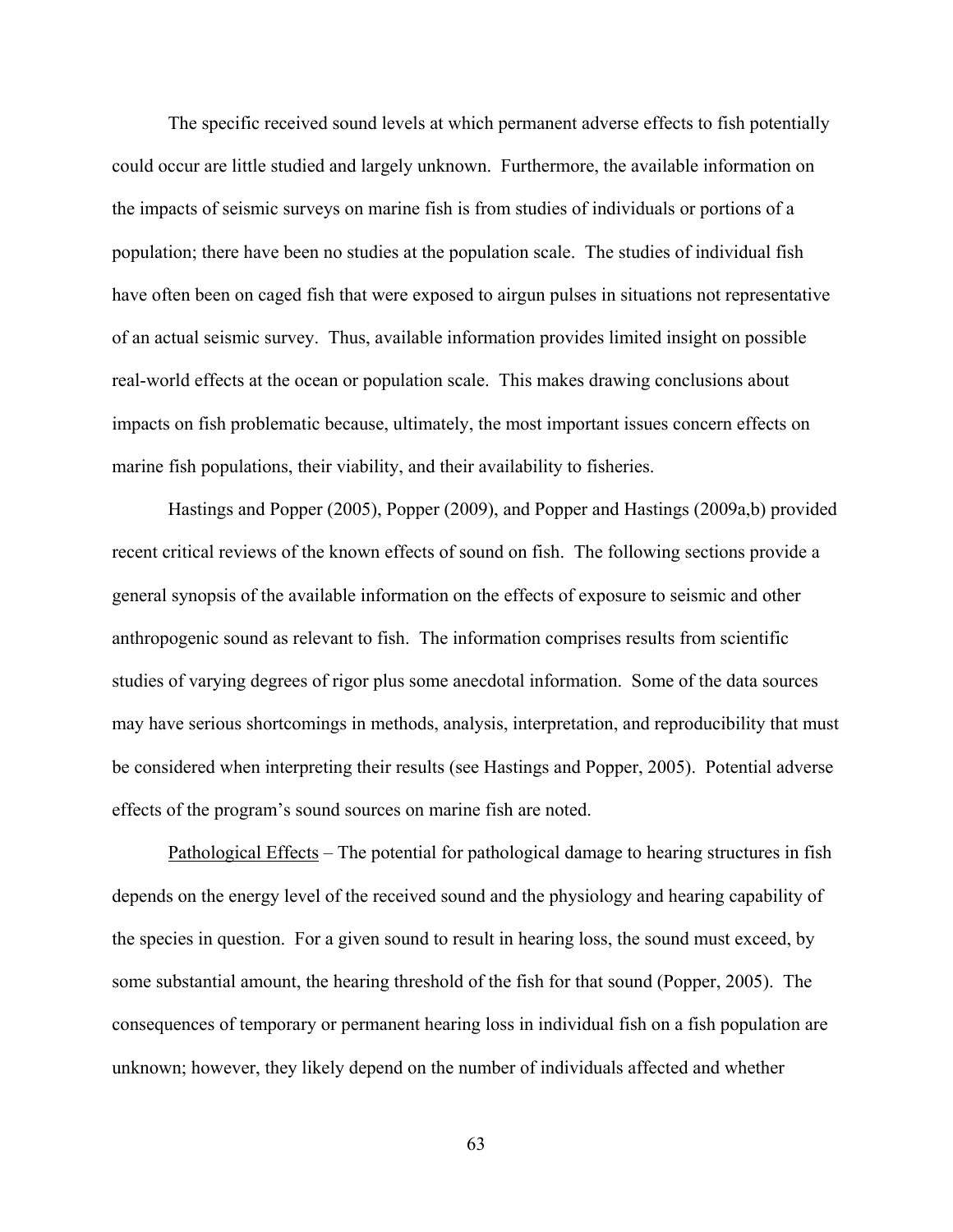The specific received sound levels at which permanent adverse effects to fish potentially could occur are little studied and largely unknown. Furthermore, the available information on the impacts of seismic surveys on marine fish is from studies of individuals or portions of a population; there have been no studies at the population scale. The studies of individual fish have often been on caged fish that were exposed to airgun pulses in situations not representative of an actual seismic survey. Thus, available information provides limited insight on possible real-world effects at the ocean or population scale. This makes drawing conclusions about impacts on fish problematic because, ultimately, the most important issues concern effects on marine fish populations, their viability, and their availability to fisheries.

Hastings and Popper (2005), Popper (2009), and Popper and Hastings (2009a,b) provided recent critical reviews of the known effects of sound on fish. The following sections provide a general synopsis of the available information on the effects of exposure to seismic and other anthropogenic sound as relevant to fish. The information comprises results from scientific studies of varying degrees of rigor plus some anecdotal information. Some of the data sources may have serious shortcomings in methods, analysis, interpretation, and reproducibility that must be considered when interpreting their results (see Hastings and Popper, 2005). Potential adverse effects of the program's sound sources on marine fish are noted.

Pathological Effects – The potential for pathological damage to hearing structures in fish depends on the energy level of the received sound and the physiology and hearing capability of the species in question. For a given sound to result in hearing loss, the sound must exceed, by some substantial amount, the hearing threshold of the fish for that sound (Popper, 2005). The consequences of temporary or permanent hearing loss in individual fish on a fish population are unknown; however, they likely depend on the number of individuals affected and whether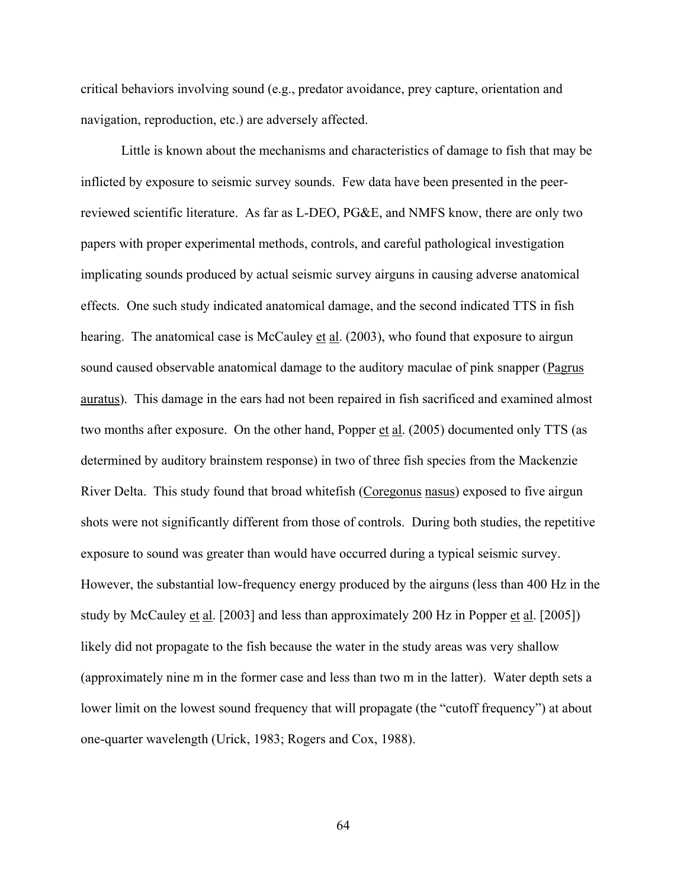critical behaviors involving sound (e.g., predator avoidance, prey capture, orientation and navigation, reproduction, etc.) are adversely affected.

Little is known about the mechanisms and characteristics of damage to fish that may be inflicted by exposure to seismic survey sounds. Few data have been presented in the peer-reviewed scientific literature. As far as L-DEO, PG&E, and NMFS know, there are only two papers with proper experimental methods, controls, and careful pathological investigation implicating sounds produced by actual seismic survey airguns in causing adverse anatomical effects. One such study indicated anatomical damage, and the second indicated TTS in fish hearing. The anatomical case is McCauley et al. (2003), who found that exposure to airgun sound caused observable anatomical damage to the auditory maculae of pink snapper (Pagrus auratus). This damage in the ears had not been repaired in fish sacrificed and examined almost two months after exposure. On the other hand, Popper et al. (2005) documented only TTS (as determined by auditory brainstem response) in two of three fish species from the Mackenzie River Delta. This study found that broad whitefish (Coregonus nasus) exposed to five airgun shots were not significantly different from those of controls. During both studies, the repetitive exposure to sound was greater than would have occurred during a typical seismic survey. However, the substantial low-frequency energy produced by the airguns (less than 400 Hz in the study by McCauley et al. [2003] and less than approximately 200 Hz in Popper et al. [2005]) likely did not propagate to the fish because the water in the study areas was very shallow (approximately nine m in the former case and less than two m in the latter). Water depth sets a lower limit on the lowest sound frequency that will propagate (the "cutoff frequency") at about one-quarter wavelength (Urick, 1983; Rogers and Cox, 1988).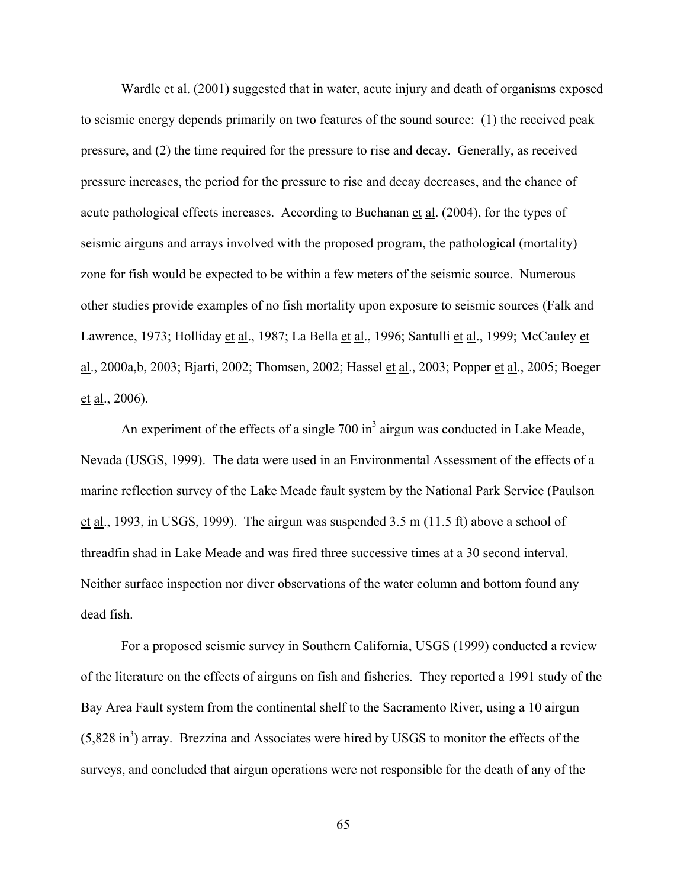Wardle et al. (2001) suggested that in water, acute injury and death of organisms exposed to seismic energy depends primarily on two features of the sound source: (1) the received peak pressure, and (2) the time required for the pressure to rise and decay. Generally, as received pressure increases, the period for the pressure to rise and decay decreases, and the chance of acute pathological effects increases. According to Buchanan et al. (2004), for the types of seismic airguns and arrays involved with the proposed program, the pathological (mortality) zone for fish would be expected to be within a few meters of the seismic source. Numerous other studies provide examples of no fish mortality upon exposure to seismic sources (Falk and Lawrence, 1973; Holliday et al., 1987; La Bella et al., 1996; Santulli et al., 1999; McCauley et al., 2000a,b, 2003; Bjarti, 2002; Thomsen, 2002; Hassel et al., 2003; Popper et al., 2005; Boeger et al., 2006).

An experiment of the effects of a single 700 $in^3$ airgun was conducted in Lake Meade, Nevada (USGS, 1999). The data were used in an Environmental Assessment of the effects of a marine reflection survey of the Lake Meade fault system by the National Park Service (Paulson et al., 1993, in USGS, 1999). The airgun was suspended 3.5 m (11.5 ft) above a school of threadfin shad in Lake Meade and was fired three successive times at a 30 second interval. Neither surface inspection nor diver observations of the water column and bottom found any dead fish.

For a proposed seismic survey in Southern California, USGS (1999) conducted a review of the literature on the effects of airguns on fish and fisheries. They reported a 1991 study of the Bay Area Fault system from the continental shelf to the Sacramento River, using a 10 airgun (5,828 $in^3$) array. Brezzina and Associates were hired by USGS to monitor the effects of the surveys, and concluded that airgun operations were not responsible for the death of any of the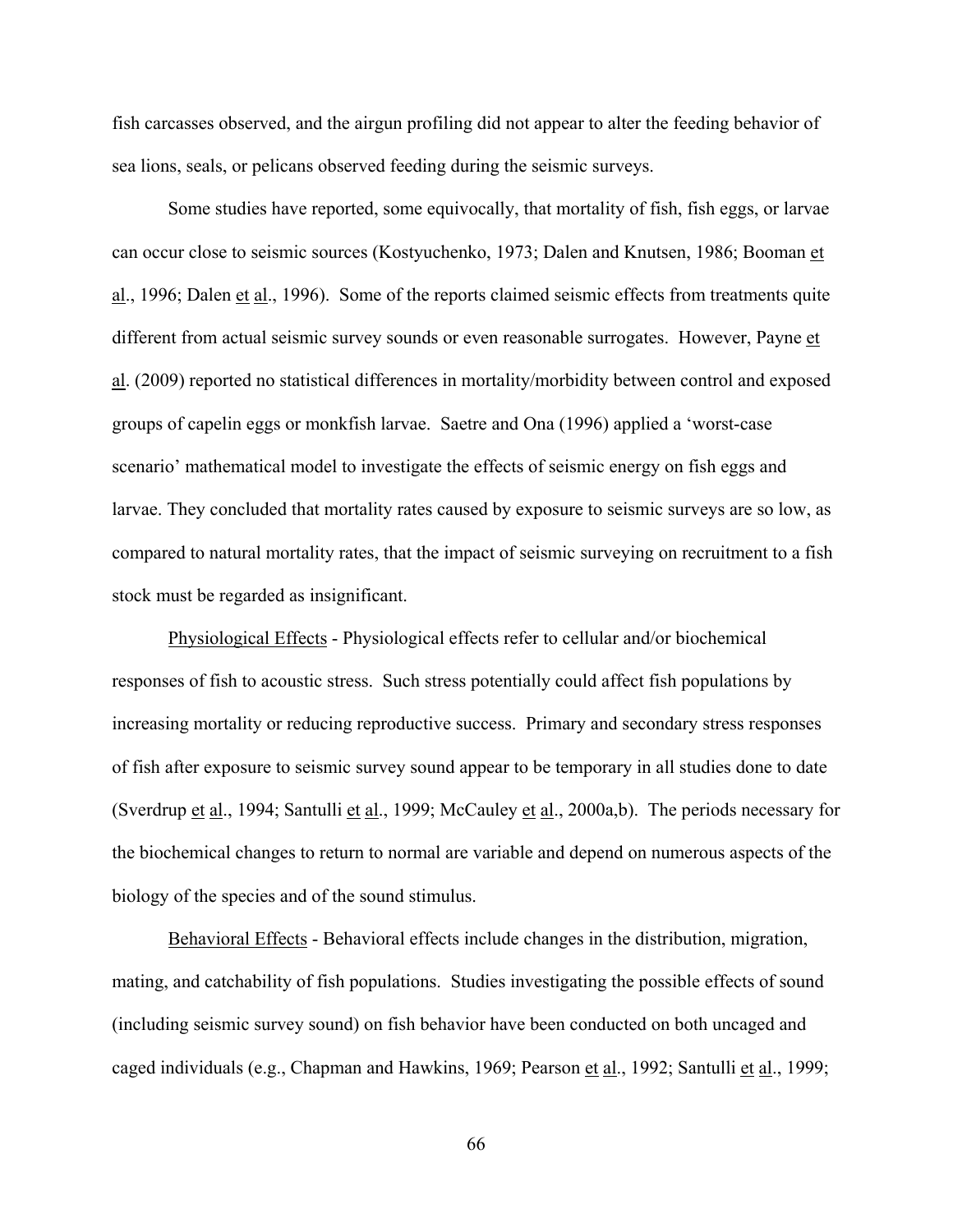fish carcasses observed, and the airgun profiling did not appear to alter the feeding behavior of sea lions, seals, or pelicans observed feeding during the seismic surveys.

Some studies have reported, some equivocally, that mortality of fish, fish eggs, or larvae can occur close to seismic sources (Kostyuchenko, 1973; Dalen and Knutsen, 1986; Booman et al., 1996; Dalen et al., 1996). Some of the reports claimed seismic effects from treatments quite different from actual seismic survey sounds or even reasonable surrogates. However, Payne et al. (2009) reported no statistical differences in mortality/morbidity between control and exposed groups of capelin eggs or monkfish larvae. Saetre and Ona (1996) applied a 'worst-case scenario' mathematical model to investigate the effects of seismic energy on fish eggs and larvae. They concluded that mortality rates caused by exposure to seismic surveys are so low, as compared to natural mortality rates, that the impact of seismic surveying on recruitment to a fish stock must be regarded as insignificant.

Physiological Effects - Physiological effects refer to cellular and/or biochemical responses of fish to acoustic stress. Such stress potentially could affect fish populations by increasing mortality or reducing reproductive success. Primary and secondary stress responses of fish after exposure to seismic survey sound appear to be temporary in all studies done to date (Sverdrup et al., 1994; Santulli et al., 1999; McCauley et al., 2000a,b). The periods necessary for the biochemical changes to return to normal are variable and depend on numerous aspects of the biology of the species and of the sound stimulus.

Behavioral Effects - Behavioral effects include changes in the distribution, migration, mating, and catchability of fish populations. Studies investigating the possible effects of sound (including seismic survey sound) on fish behavior have been conducted on both uncaged and caged individuals (e.g., Chapman and Hawkins, 1969; Pearson et al., 1992; Santulli et al., 1999;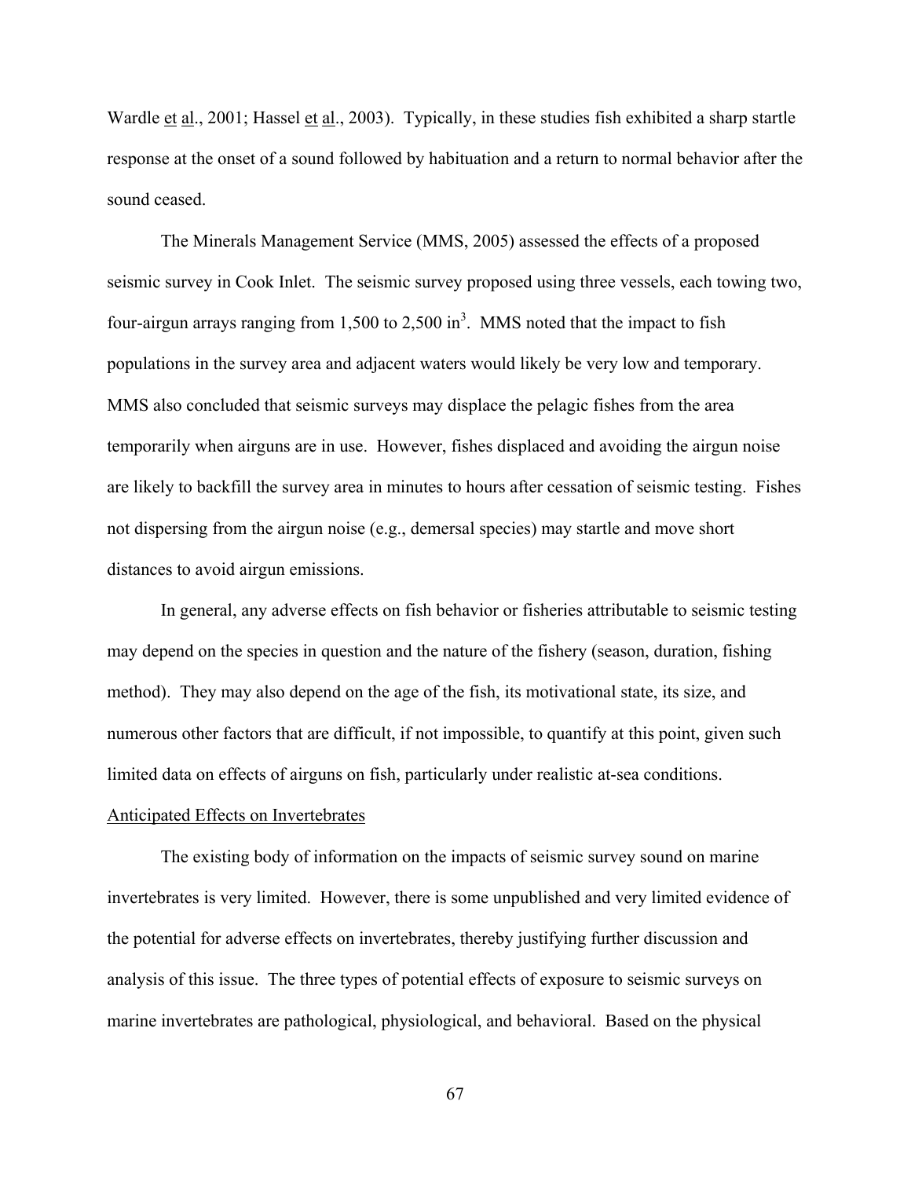Wardle et al., 2001; Hassel et al., 2003). Typically, in these studies fish exhibited a sharp startle response at the onset of a sound followed by habituation and a return to normal behavior after the sound ceased.

The Minerals Management Service (MMS, 2005) assessed the effects of a proposed seismic survey in Cook Inlet. The seismic survey proposed using three vessels, each towing two, four-airgun arrays ranging from 1,500 to 2,500 $in^3$. MMS noted that the impact to fish populations in the survey area and adjacent waters would likely be very low and temporary. MMS also concluded that seismic surveys may displace the pelagic fishes from the area temporarily when airguns are in use. However, fishes displaced and avoiding the airgun noise are likely to backfill the survey area in minutes to hours after cessation of seismic testing. Fishes not dispersing from the airgun noise (e.g., demersal species) may startle and move short distances to avoid airgun emissions.

In general, any adverse effects on fish behavior or fisheries attributable to seismic testing may depend on the species in question and the nature of the fishery (season, duration, fishing method). They may also depend on the age of the fish, its motivational state, its size, and numerous other factors that are difficult, if not impossible, to quantify at this point, given such limited data on effects of airguns on fish, particularly under realistic at-sea conditions.

## Anticipated Effects on Invertebrates

The existing body of information on the impacts of seismic survey sound on marine invertebrates is very limited. However, there is some unpublished and very limited evidence of the potential for adverse effects on invertebrates, thereby justifying further discussion and analysis of this issue. The three types of potential effects of exposure to seismic surveys on marine invertebrates are pathological, physiological, and behavioral. Based on the physical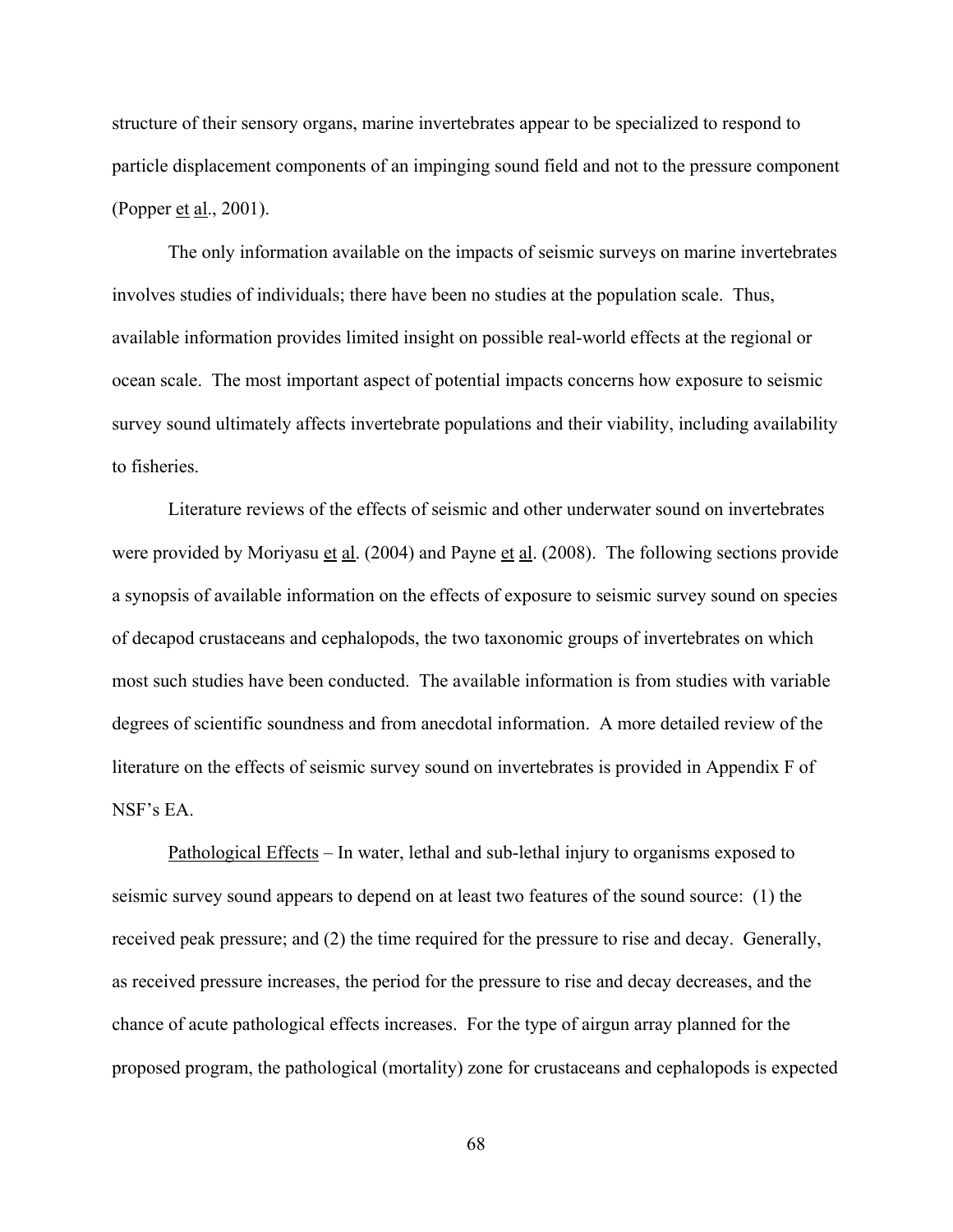structure of their sensory organs, marine invertebrates appear to be specialized to respond to particle displacement components of an impinging sound field and not to the pressure component (Popper et al., 2001).

The only information available on the impacts of seismic surveys on marine invertebrates involves studies of individuals; there have been no studies at the population scale. Thus, available information provides limited insight on possible real-world effects at the regional or ocean scale. The most important aspect of potential impacts concerns how exposure to seismic survey sound ultimately affects invertebrate populations and their viability, including availability to fisheries.

Literature reviews of the effects of seismic and other underwater sound on invertebrates were provided by Moriyasu et al. (2004) and Payne et al. (2008). The following sections provide a synopsis of available information on the effects of exposure to seismic survey sound on species of decapod crustaceans and cephalopods, the two taxonomic groups of invertebrates on which most such studies have been conducted. The available information is from studies with variable degrees of scientific soundness and from anecdotal information. A more detailed review of the literature on the effects of seismic survey sound on invertebrates is provided in Appendix F of NSF's EA.

Pathological Effects – In water, lethal and sub-lethal injury to organisms exposed to seismic survey sound appears to depend on at least two features of the sound source: (1) the received peak pressure; and (2) the time required for the pressure to rise and decay. Generally, as received pressure increases, the period for the pressure to rise and decay decreases, and the chance of acute pathological effects increases. For the type of airgun array planned for the proposed program, the pathological (mortality) zone for crustaceans and cephalopods is expected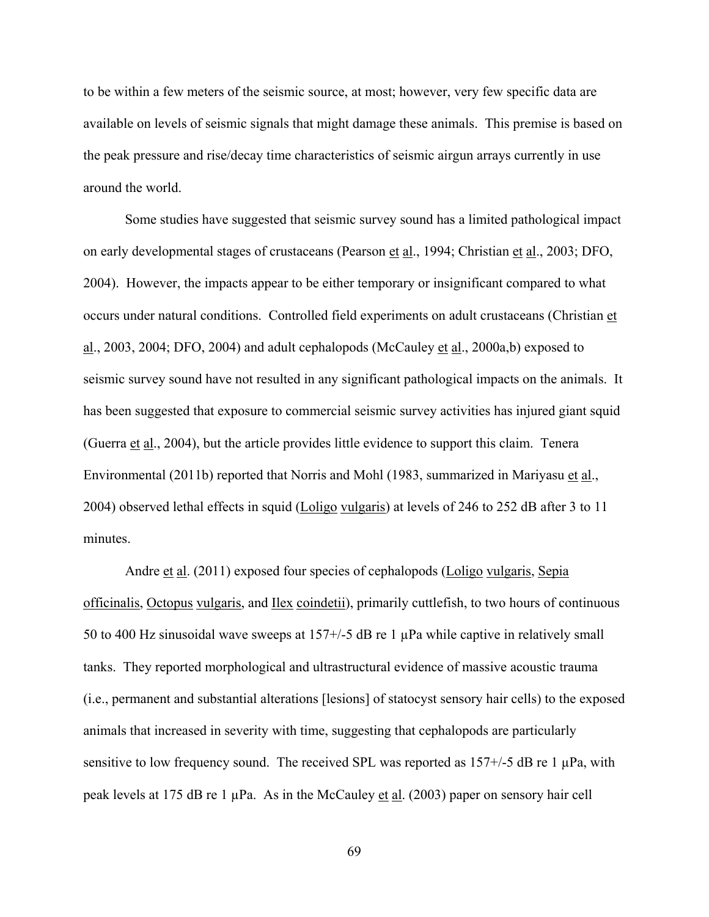to be within a few meters of the seismic source, at most; however, very few specific data are available on levels of seismic signals that might damage these animals. This premise is based on the peak pressure and rise/decay time characteristics of seismic airgun arrays currently in use around the world.

Some studies have suggested that seismic survey sound has a limited pathological impact on early developmental stages of crustaceans (Pearson et al., 1994; Christian et al., 2003; DFO, 2004). However, the impacts appear to be either temporary or insignificant compared to what occurs under natural conditions. Controlled field experiments on adult crustaceans (Christian et al., 2003, 2004; DFO, 2004) and adult cephalopods (McCauley et al., 2000a,b) exposed to seismic survey sound have not resulted in any significant pathological impacts on the animals. It has been suggested that exposure to commercial seismic survey activities has injured giant squid (Guerra et al., 2004), but the article provides little evidence to support this claim. Tenera Environmental (2011b) reported that Norris and Mohl (1983, summarized in Mariyasu et al., 2004) observed lethal effects in squid (Loligo vulgaris) at levels of 246 to 252 dB after 3 to 11 minutes.

Andre et al. (2011) exposed four species of cephalopods (Loligo vulgaris, Sepia officinalis, Octopus vulgaris, and Ilex coindetii), primarily cuttlefish, to two hours of continuous 50 to 400 Hz sinusoidal wave sweeps at 157+/-5 dB re 1 µPa while captive in relatively small tanks. They reported morphological and ultrastructural evidence of massive acoustic trauma (i.e., permanent and substantial alterations [lesions] of statocyst sensory hair cells) to the exposed animals that increased in severity with time, suggesting that cephalopods are particularly sensitive to low frequency sound. The received SPL was reported as 157+/-5 dB re 1 µPa, with peak levels at 175 dB re 1 µPa. As in the McCauley et al. (2003) paper on sensory hair cell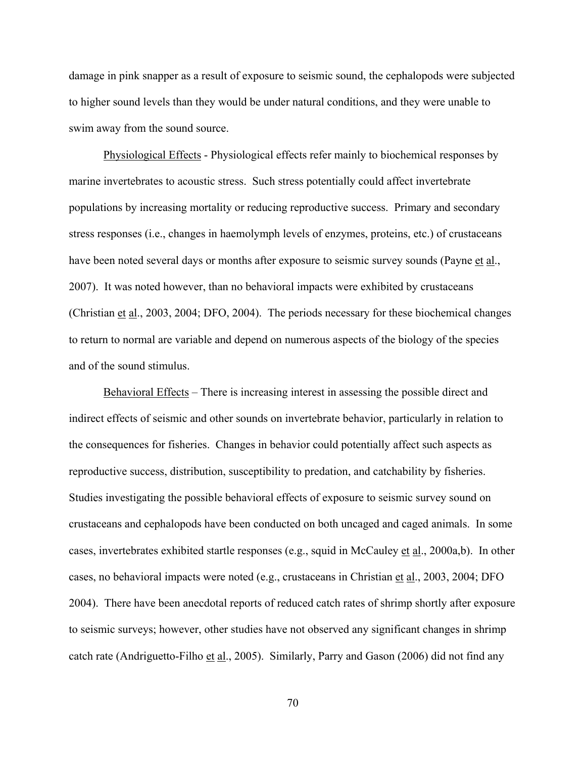damage in pink snapper as a result of exposure to seismic sound, the cephalopods were subjected to higher sound levels than they would be under natural conditions, and they were unable to swim away from the sound source.

Physiological Effects - Physiological effects refer mainly to biochemical responses by marine invertebrates to acoustic stress. Such stress potentially could affect invertebrate populations by increasing mortality or reducing reproductive success. Primary and secondary stress responses (i.e., changes in haemolymph levels of enzymes, proteins, etc.) of crustaceans have been noted several days or months after exposure to seismic survey sounds (Payne et al., 2007). It was noted however, than no behavioral impacts were exhibited by crustaceans (Christian et al., 2003, 2004; DFO, 2004). The periods necessary for these biochemical changes to return to normal are variable and depend on numerous aspects of the biology of the species and of the sound stimulus.

Behavioral Effects – There is increasing interest in assessing the possible direct and indirect effects of seismic and other sounds on invertebrate behavior, particularly in relation to the consequences for fisheries. Changes in behavior could potentially affect such aspects as reproductive success, distribution, susceptibility to predation, and catchability by fisheries. Studies investigating the possible behavioral effects of exposure to seismic survey sound on crustaceans and cephalopods have been conducted on both uncaged and caged animals. In some cases, invertebrates exhibited startle responses (e.g., squid in McCauley et al., 2000a,b). In other cases, no behavioral impacts were noted (e.g., crustaceans in Christian et al., 2003, 2004; DFO 2004). There have been anecdotal reports of reduced catch rates of shrimp shortly after exposure to seismic surveys; however, other studies have not observed any significant changes in shrimp catch rate (Andriguetto-Filho et al., 2005). Similarly, Parry and Gason (2006) did not find any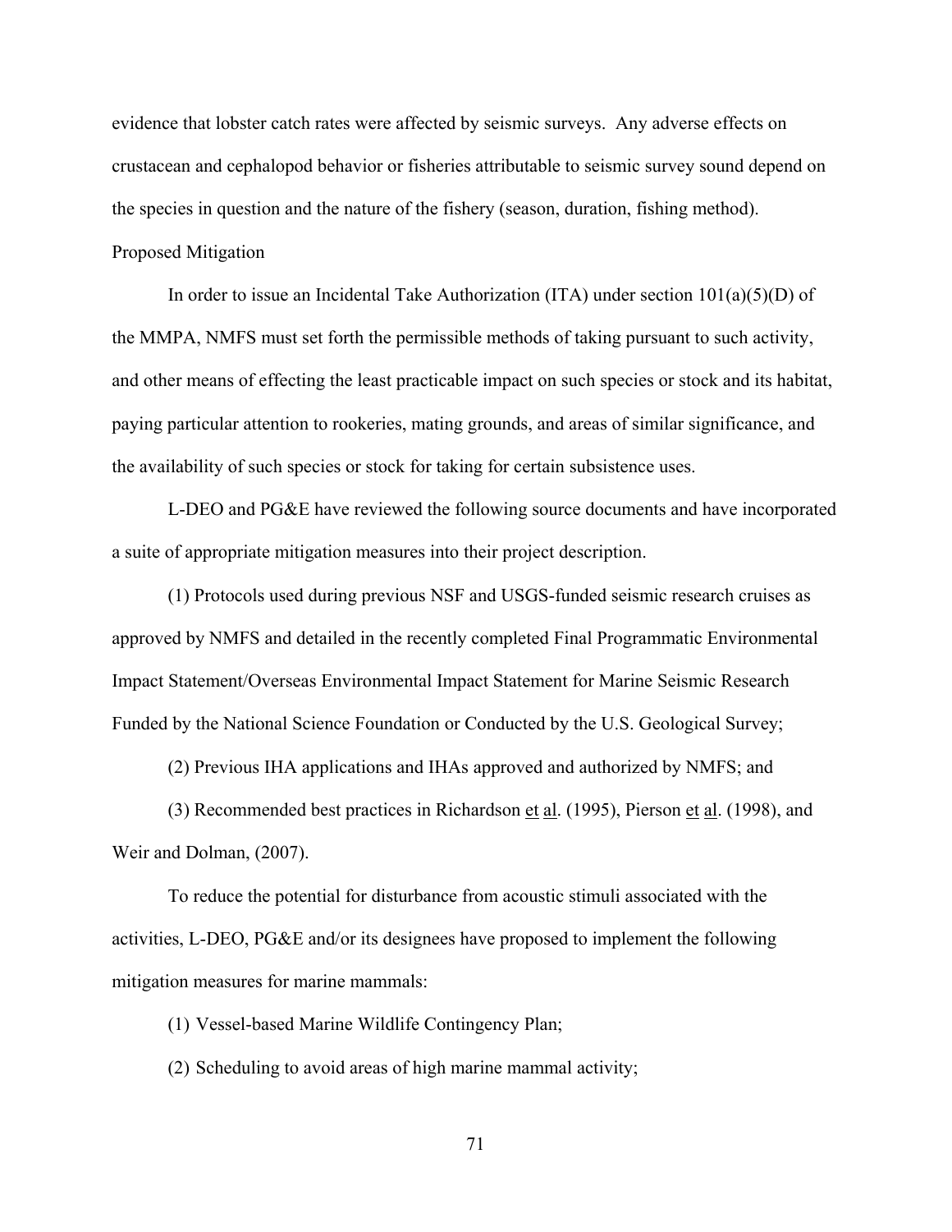evidence that lobster catch rates were affected by seismic surveys. Any adverse effects on crustacean and cephalopod behavior or fisheries attributable to seismic survey sound depend on the species in question and the nature of the fishery (season, duration, fishing method).

## Proposed Mitigation

In order to issue an Incidental Take Authorization (ITA) under section 101(a)(5)(D) of the MMPA, NMFS must set forth the permissible methods of taking pursuant to such activity, and other means of effecting the least practicable impact on such species or stock and its habitat, paying particular attention to rookeries, mating grounds, and areas of similar significance, and the availability of such species or stock for taking for certain subsistence uses.

L-DEO and PG&E have reviewed the following source documents and have incorporated a suite of appropriate mitigation measures into their project description.

(1) Protocols used during previous NSF and USGS-funded seismic research cruises as approved by NMFS and detailed in the recently completed Final Programmatic Environmental Impact Statement/Overseas Environmental Impact Statement for Marine Seismic Research Funded by the National Science Foundation or Conducted by the U.S. Geological Survey;

(2) Previous IHA applications and IHAs approved and authorized by NMFS; and

(3) Recommended best practices in Richardson et al. (1995), Pierson et al. (1998), and Weir and Dolman, (2007).

To reduce the potential for disturbance from acoustic stimuli associated with the activities, L-DEO, PG&E and/or its designees have proposed to implement the following mitigation measures for marine mammals:

(1) Vessel-based Marine Wildlife Contingency Plan;

(2) Scheduling to avoid areas of high marine mammal activity;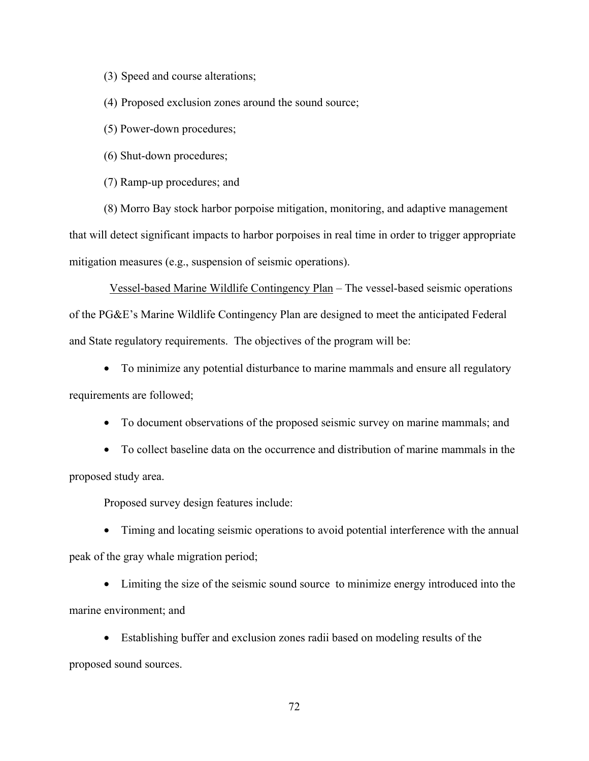(3) Speed and course alterations;

(4) Proposed exclusion zones around the sound source;

(5) Power-down procedures;

(6) Shut-down procedures;

(7) Ramp-up procedures; and

(8) Morro Bay stock harbor porpoise mitigation, monitoring, and adaptive management that will detect significant impacts to harbor porpoises in real time in order to trigger appropriate mitigation measures (e.g., suspension of seismic operations).

<u>Vessel-based Marine Wildlife Contingency Plan</u> – The vessel-based seismic operations of the PG&E's Marine Wildlife Contingency Plan are designed to meet the anticipated Federal and State regulatory requirements. The objectives of the program will be:

- To minimize any potential disturbance to marine mammals and ensure all regulatory requirements are followed;
- To document observations of the proposed seismic survey on marine mammals; and
- To collect baseline data on the occurrence and distribution of marine mammals in the proposed study area.

Proposed survey design features include:

- Timing and locating seismic operations to avoid potential interference with the annual peak of the gray whale migration period;
- Limiting the size of the seismic sound source to minimize energy introduced into the marine environment; and
- Establishing buffer and exclusion zones radii based on modeling results of the proposed sound sources.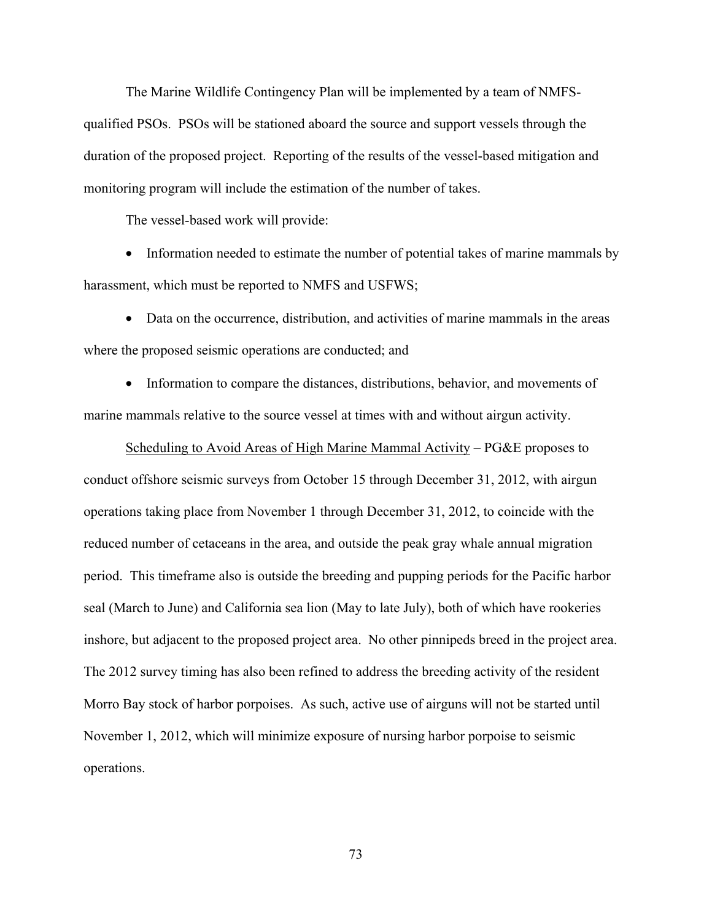The Marine Wildlife Contingency Plan will be implemented by a team of NMFS-qualified PSOs. PSOs will be stationed aboard the source and support vessels through the duration of the proposed project. Reporting of the results of the vessel-based mitigation and monitoring program will include the estimation of the number of takes.

The vessel-based work will provide:

- Information needed to estimate the number of potential takes of marine mammals by harassment, which must be reported to NMFS and USFWS;
- Data on the occurrence, distribution, and activities of marine mammals in the areas where the proposed seismic operations are conducted; and
- Information to compare the distances, distributions, behavior, and movements of marine mammals relative to the source vessel at times with and without airgun activity.

<u>Scheduling to Avoid Areas of High Marine Mammal Activity</u> – PG&E proposes to conduct offshore seismic surveys from October 15 through December 31, 2012, with airgun operations taking place from November 1 through December 31, 2012, to coincide with the reduced number of cetaceans in the area, and outside the peak gray whale annual migration period. This timeframe also is outside the breeding and pupping periods for the Pacific harbor seal (March to June) and California sea lion (May to late July), both of which have rookeries inshore, but adjacent to the proposed project area. No other pinnipeds breed in the project area. The 2012 survey timing has also been refined to address the breeding activity of the resident Morro Bay stock of harbor porpoises. As such, active use of airguns will not be started until November 1, 2012, which will minimize exposure of nursing harbor porpoise to seismic operations.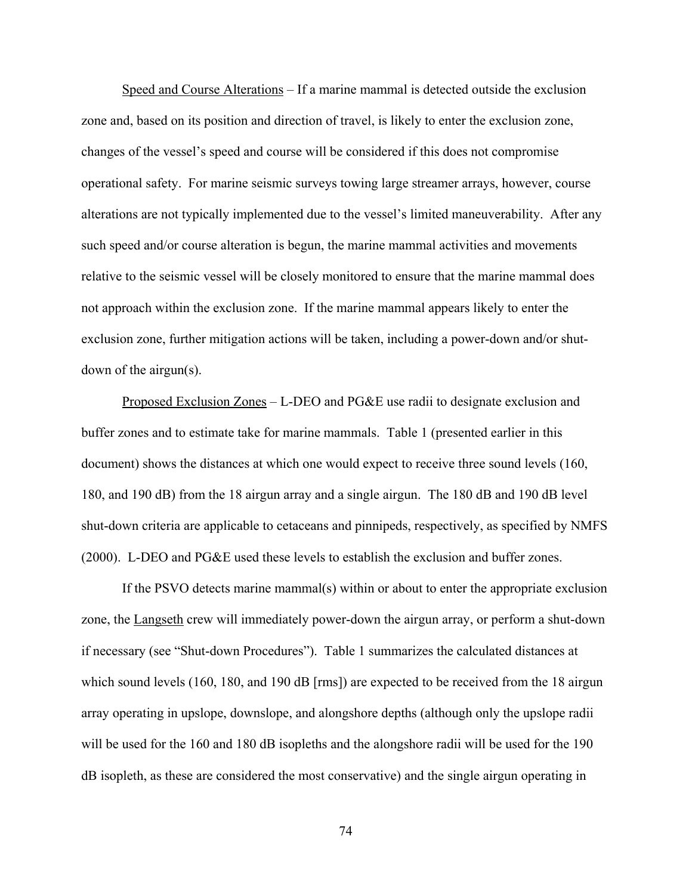Speed and Course Alterations – If a marine mammal is detected outside the exclusion zone and, based on its position and direction of travel, is likely to enter the exclusion zone, changes of the vessel's speed and course will be considered if this does not compromise operational safety. For marine seismic surveys towing large streamer arrays, however, course alterations are not typically implemented due to the vessel's limited maneuverability. After any such speed and/or course alteration is begun, the marine mammal activities and movements relative to the seismic vessel will be closely monitored to ensure that the marine mammal does not approach within the exclusion zone. If the marine mammal appears likely to enter the exclusion zone, further mitigation actions will be taken, including a power-down and/or shut-down of the airgun(s).

Proposed Exclusion Zones – L-DEO and PG&E use radii to designate exclusion and buffer zones and to estimate take for marine mammals. Table 1 (presented earlier in this document) shows the distances at which one would expect to receive three sound levels (160, 180, and 190 dB) from the 18 airgun array and a single airgun. The 180 dB and 190 dB level shut-down criteria are applicable to cetaceans and pinnipeds, respectively, as specified by NMFS (2000). L-DEO and PG&E used these levels to establish the exclusion and buffer zones.

If the PSVO detects marine mammal(s) within or about to enter the appropriate exclusion zone, the Langseth crew will immediately power-down the airgun array, or perform a shut-down if necessary (see "Shut-down Procedures"). Table 1 summarizes the calculated distances at which sound levels (160, 180, and 190 dB [rms]) are expected to be received from the 18 airgun array operating in upslope, downslope, and alongshore depths (although only the upslope radii will be used for the 160 and 180 dB isopleths and the alongshore radii will be used for the 190 dB isopleth, as these are considered the most conservative) and the single airgun operating in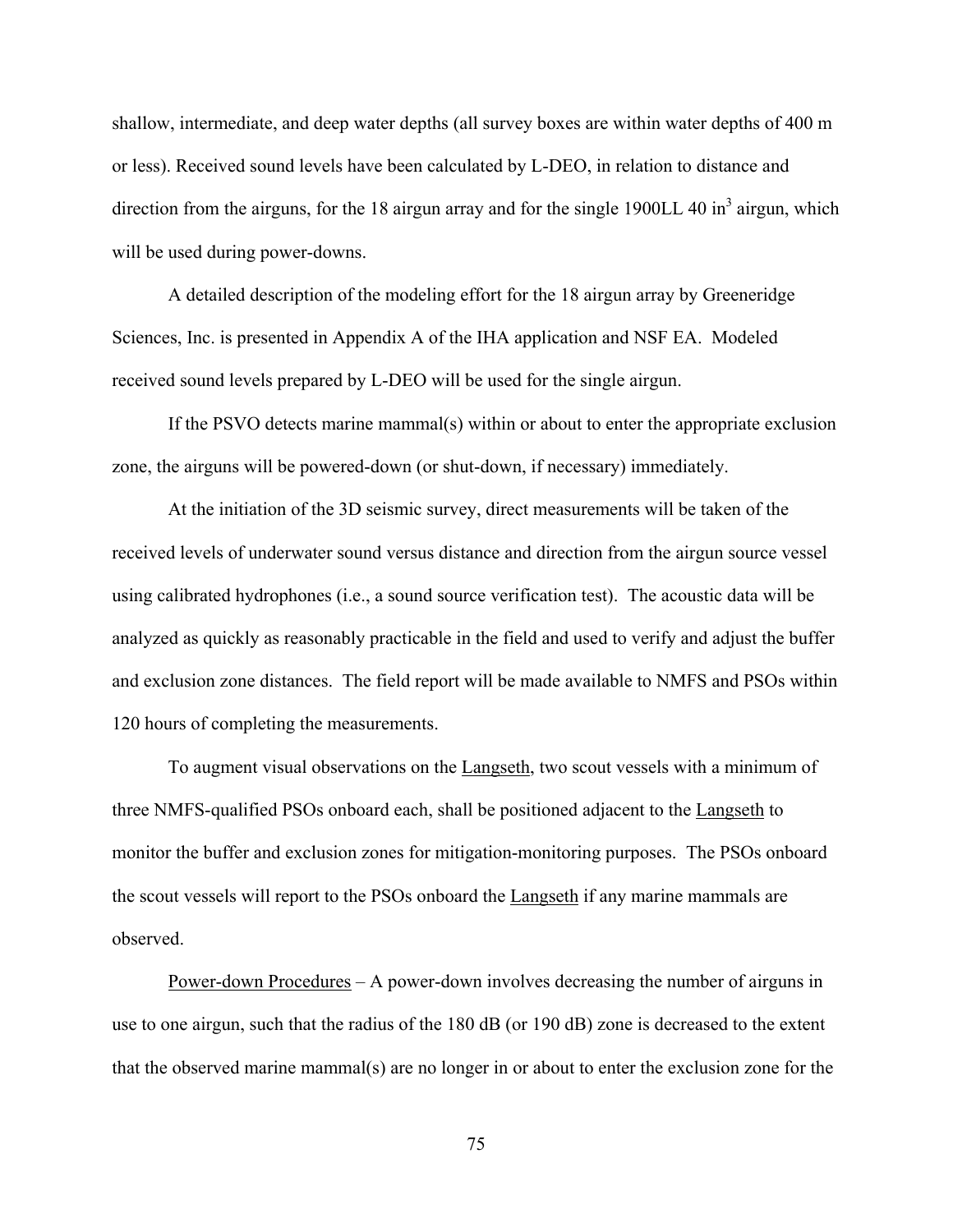shallow, intermediate, and deep water depths (all survey boxes are within water depths of 400 m or less). Received sound levels have been calculated by L-DEO, in relation to distance and direction from the airguns, for the 18 airgun array and for the single 1900LL 40 $in^3$ airgun, which will be used during power-downs.

A detailed description of the modeling effort for the 18 airgun array by Greeneridge Sciences, Inc. is presented in Appendix A of the IHA application and NSF EA. Modeled received sound levels prepared by L-DEO will be used for the single airgun.

If the PSVO detects marine mammal(s) within or about to enter the appropriate exclusion zone, the airguns will be powered-down (or shut-down, if necessary) immediately.

At the initiation of the 3D seismic survey, direct measurements will be taken of the received levels of underwater sound versus distance and direction from the airgun source vessel using calibrated hydrophones (i.e., a sound source verification test). The acoustic data will be analyzed as quickly as reasonably practicable in the field and used to verify and adjust the buffer and exclusion zone distances. The field report will be made available to NMFS and PSOs within 120 hours of completing the measurements.

To augment visual observations on the Langseth, two scout vessels with a minimum of three NMFS-qualified PSOs onboard each, shall be positioned adjacent to the Langseth to monitor the buffer and exclusion zones for mitigation-monitoring purposes. The PSOs onboard the scout vessels will report to the PSOs onboard the Langseth if any marine mammals are observed.

Power-down Procedures – A power-down involves decreasing the number of airguns in use to one airgun, such that the radius of the 180 dB (or 190 dB) zone is decreased to the extent that the observed marine mammal(s) are no longer in or about to enter the exclusion zone for the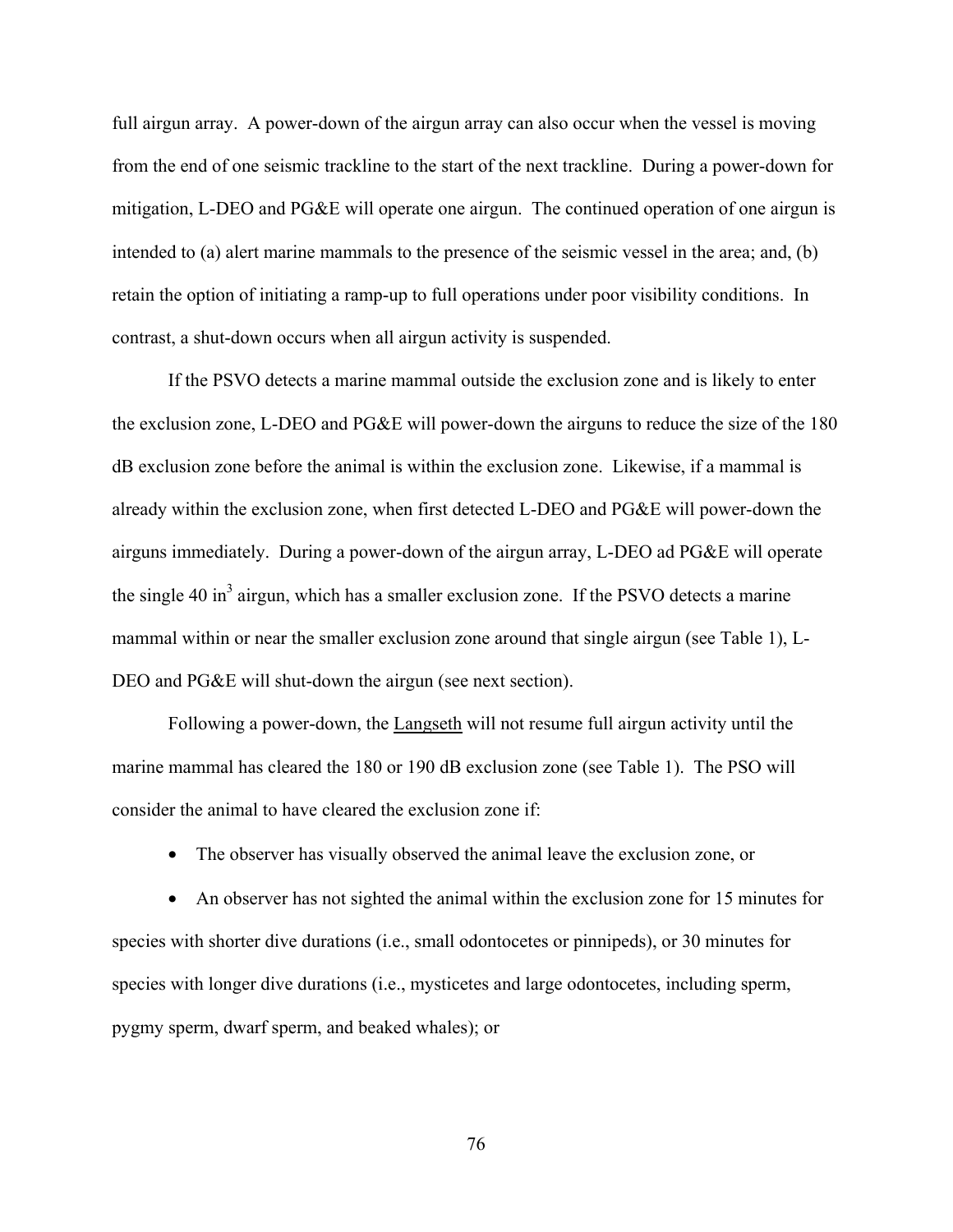full airgun array. A power-down of the airgun array can also occur when the vessel is moving from the end of one seismic trackline to the start of the next trackline. During a power-down for mitigation, L-DEO and PG&E will operate one airgun. The continued operation of one airgun is intended to (a) alert marine mammals to the presence of the seismic vessel in the area; and, (b) retain the option of initiating a ramp-up to full operations under poor visibility conditions. In contrast, a shut-down occurs when all airgun activity is suspended.

If the PSVO detects a marine mammal outside the exclusion zone and is likely to enter the exclusion zone, L-DEO and PG&E will power-down the airguns to reduce the size of the 180 dB exclusion zone before the animal is within the exclusion zone. Likewise, if a mammal is already within the exclusion zone, when first detected L-DEO and PG&E will power-down the airguns immediately. During a power-down of the airgun array, L-DEO ad PG&E will operate the single 40 $in^3$ airgun, which has a smaller exclusion zone. If the PSVO detects a marine mammal within or near the smaller exclusion zone around that single airgun (see Table 1), L-DEO and PG&E will shut-down the airgun (see next section).

Following a power-down, the <u>Langseth</u> will not resume full airgun activity until the marine mammal has cleared the 180 or 190 dB exclusion zone (see Table 1). The PSO will consider the animal to have cleared the exclusion zone if:

- The observer has visually observed the animal leave the exclusion zone, or
- An observer has not sighted the animal within the exclusion zone for 15 minutes for species with shorter dive durations (i.e., small odontocetes or pinnipeds), or 30 minutes for species with longer dive durations (i.e., mysticetes and large odontocetes, including sperm, pygmy sperm, dwarf sperm, and beaked whales); or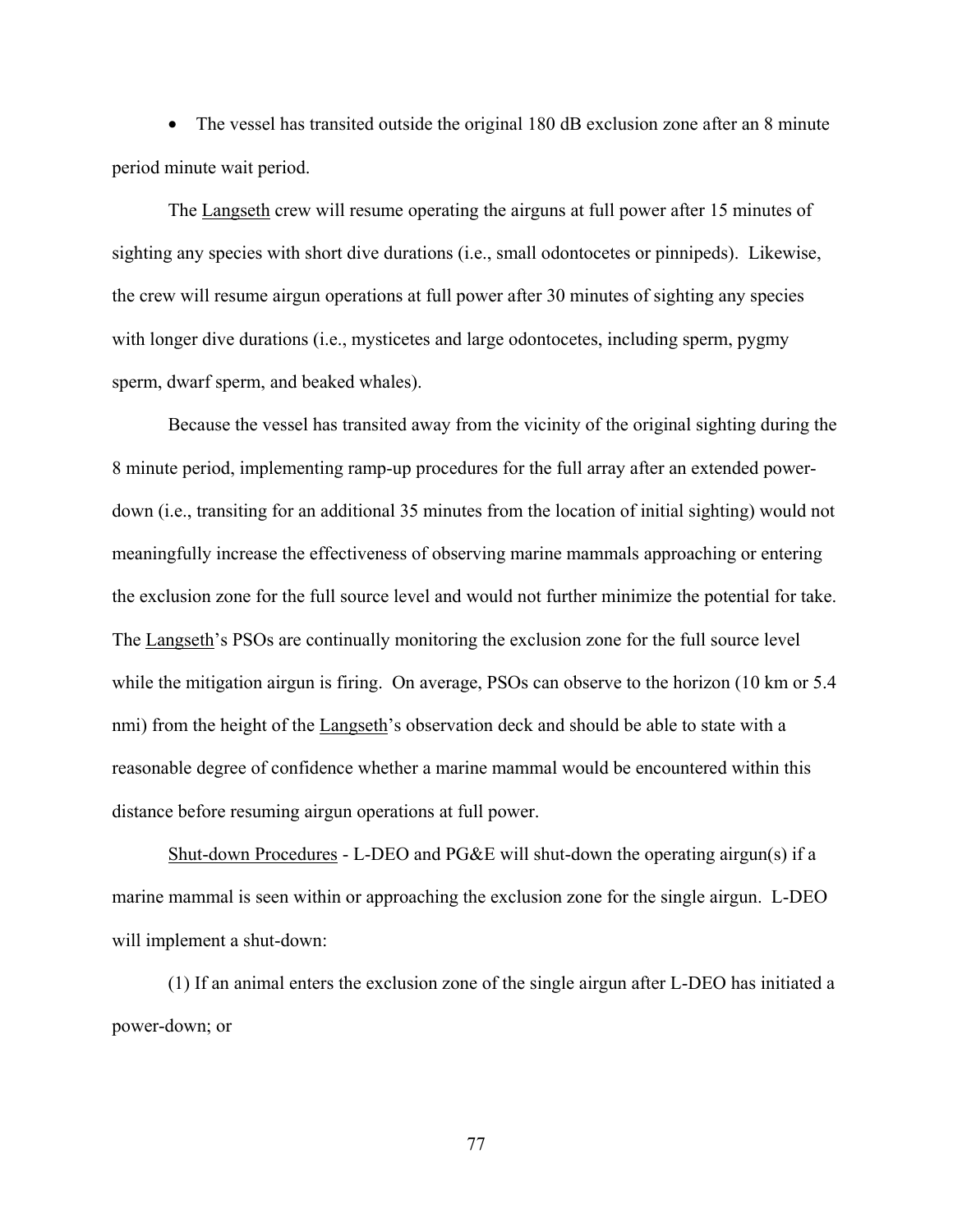- The vessel has transited outside the original 180 dB exclusion zone after an 8 minute period minute wait period.

The Langseth crew will resume operating the airguns at full power after 15 minutes of sighting any species with short dive durations (i.e., small odontocetes or pinnipeds). Likewise, the crew will resume airgun operations at full power after 30 minutes of sighting any species with longer dive durations (i.e., mysticetes and large odontocetes, including sperm, pygmy sperm, dwarf sperm, and beaked whales).

Because the vessel has transited away from the vicinity of the original sighting during the 8 minute period, implementing ramp-up procedures for the full array after an extended power-down (i.e., transiting for an additional 35 minutes from the location of initial sighting) would not meaningfully increase the effectiveness of observing marine mammals approaching or entering the exclusion zone for the full source level and would not further minimize the potential for take. The Langseth's PSOs are continually monitoring the exclusion zone for the full source level while the mitigation airgun is firing. On average, PSOs can observe to the horizon (10 km or 5.4 nmi) from the height of the Langseth's observation deck and should be able to state with a reasonable degree of confidence whether a marine mammal would be encountered within this distance before resuming airgun operations at full power.

Shut-down Procedures - L-DEO and PG&E will shut-down the operating airgun(s) if a marine mammal is seen within or approaching the exclusion zone for the single airgun. L-DEO will implement a shut-down:

(1) If an animal enters the exclusion zone of the single airgun after L-DEO has initiated a power-down; or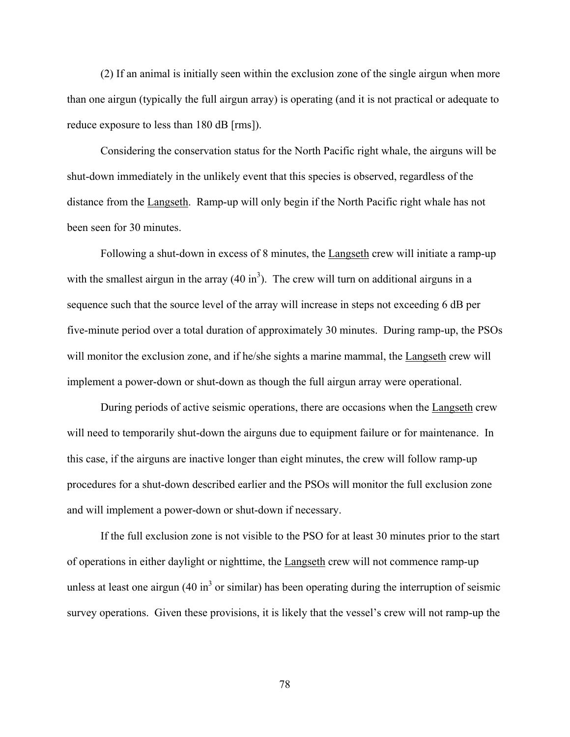(2) If an animal is initially seen within the exclusion zone of the single airgun when more than one airgun (typically the full airgun array) is operating (and it is not practical or adequate to reduce exposure to less than 180 dB [rms]).

Considering the conservation status for the North Pacific right whale, the airguns will be shut-down immediately in the unlikely event that this species is observed, regardless of the distance from the Langseth. Ramp-up will only begin if the North Pacific right whale has not been seen for 30 minutes.

Following a shut-down in excess of 8 minutes, the Langseth crew will initiate a ramp-up with the smallest airgun in the array (40 $in^3$). The crew will turn on additional airguns in a sequence such that the source level of the array will increase in steps not exceeding 6 dB per five-minute period over a total duration of approximately 30 minutes. During ramp-up, the PSOs will monitor the exclusion zone, and if he/she sights a marine mammal, the Langseth crew will implement a power-down or shut-down as though the full airgun array were operational.

During periods of active seismic operations, there are occasions when the Langseth crew will need to temporarily shut-down the airguns due to equipment failure or for maintenance. In this case, if the airguns are inactive longer than eight minutes, the crew will follow ramp-up procedures for a shut-down described earlier and the PSOs will monitor the full exclusion zone and will implement a power-down or shut-down if necessary.

If the full exclusion zone is not visible to the PSO for at least 30 minutes prior to the start of operations in either daylight or nighttime, the Langseth crew will not commence ramp-up unless at least one airgun (40 $in^3$ or similar) has been operating during the interruption of seismic survey operations. Given these provisions, it is likely that the vessel's crew will not ramp-up the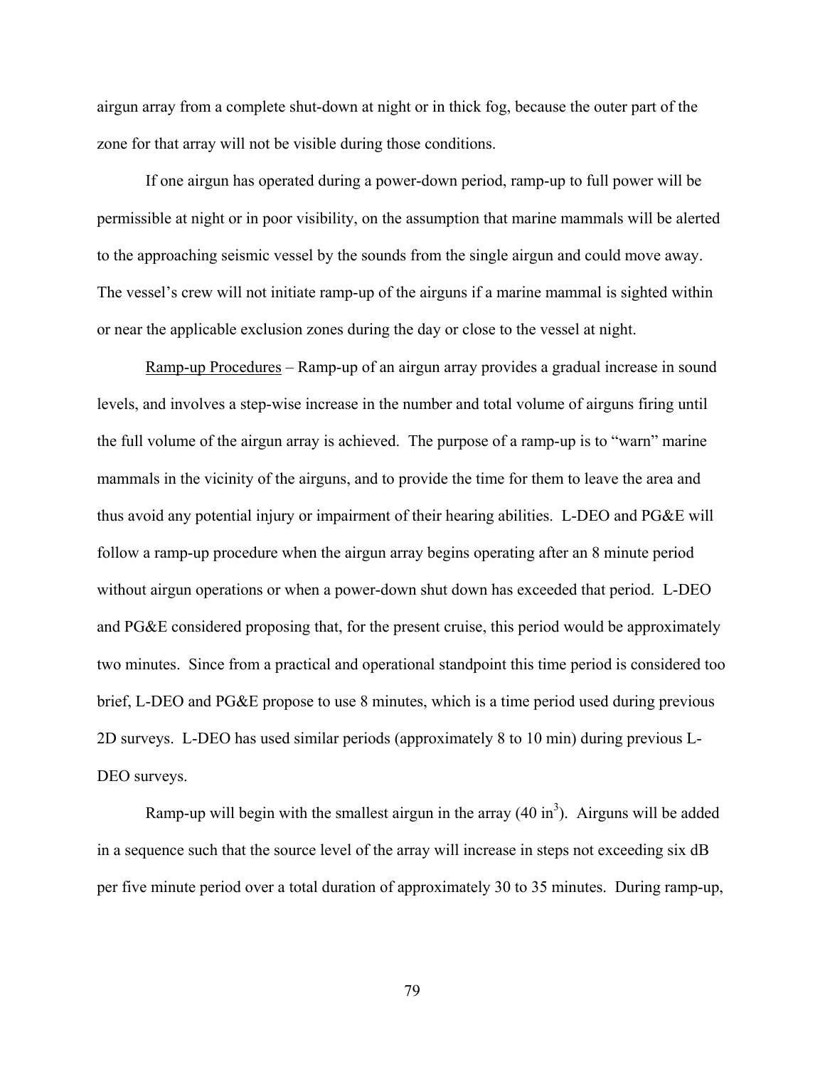airgun array from a complete shut-down at night or in thick fog, because the outer part of the zone for that array will not be visible during those conditions.

If one airgun has operated during a power-down period, ramp-up to full power will be permissible at night or in poor visibility, on the assumption that marine mammals will be alerted to the approaching seismic vessel by the sounds from the single airgun and could move away. The vessel's crew will not initiate ramp-up of the airguns if a marine mammal is sighted within or near the applicable exclusion zones during the day or close to the vessel at night.

<u>Ramp-up Procedures</u> – Ramp-up of an airgun array provides a gradual increase in sound levels, and involves a step-wise increase in the number and total volume of airguns firing until the full volume of the airgun array is achieved. The purpose of a ramp-up is to "warn" marine mammals in the vicinity of the airguns, and to provide the time for them to leave the area and thus avoid any potential injury or impairment of their hearing abilities. L-DEO and PG&E will follow a ramp-up procedure when the airgun array begins operating after an 8 minute period without airgun operations or when a power-down shut down has exceeded that period. L-DEO and PG&E considered proposing that, for the present cruise, this period would be approximately two minutes. Since from a practical and operational standpoint this time period is considered too brief, L-DEO and PG&E propose to use 8 minutes, which is a time period used during previous 2D surveys. L-DEO has used similar periods (approximately 8 to 10 min) during previous L-DEO surveys.

Ramp-up will begin with the smallest airgun in the array (40 $in^3$). Airguns will be added in a sequence such that the source level of the array will increase in steps not exceeding six dB per five minute period over a total duration of approximately 30 to 35 minutes. During ramp-up,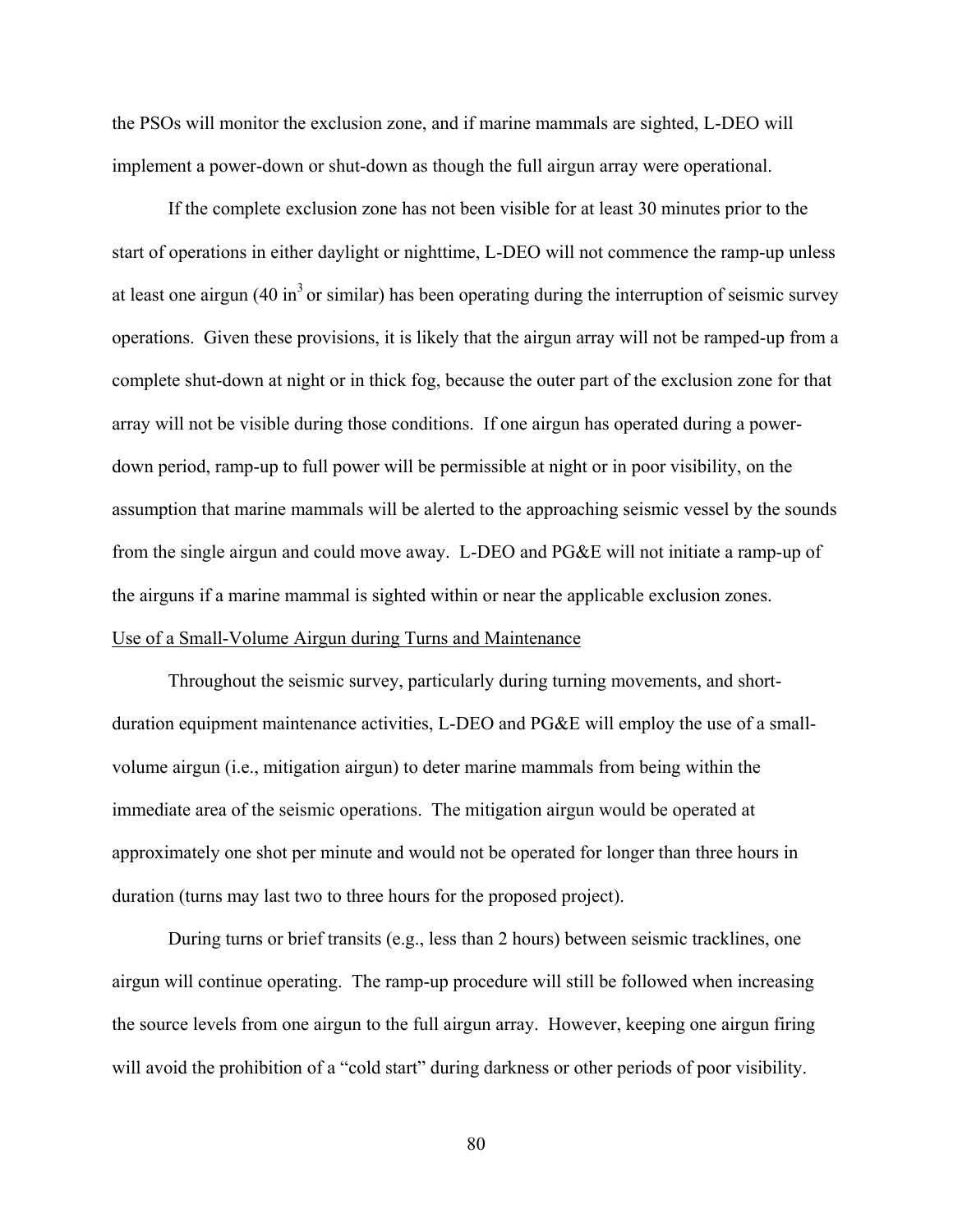the PSOs will monitor the exclusion zone, and if marine mammals are sighted, L-DEO will implement a power-down or shut-down as though the full airgun array were operational.

If the complete exclusion zone has not been visible for at least 30 minutes prior to the start of operations in either daylight or nighttime, L-DEO will not commence the ramp-up unless at least one airgun (40 $in^3$ or similar) has been operating during the interruption of seismic survey operations. Given these provisions, it is likely that the airgun array will not be ramped-up from a complete shut-down at night or in thick fog, because the outer part of the exclusion zone for that array will not be visible during those conditions. If one airgun has operated during a power-down period, ramp-up to full power will be permissible at night or in poor visibility, on the assumption that marine mammals will be alerted to the approaching seismic vessel by the sounds from the single airgun and could move away. L-DEO and PG&E will not initiate a ramp-up of the airguns if a marine mammal is sighted within or near the applicable exclusion zones.

Use of a Small-Volume Airgun during Turns and Maintenance

Throughout the seismic survey, particularly during turning movements, and short-duration equipment maintenance activities, L-DEO and PG&E will employ the use of a small-volume airgun (i.e., mitigation airgun) to deter marine mammals from being within the immediate area of the seismic operations. The mitigation airgun would be operated at approximately one shot per minute and would not be operated for longer than three hours in duration (turns may last two to three hours for the proposed project).

During turns or brief transits (e.g., less than 2 hours) between seismic tracklines, one airgun will continue operating. The ramp-up procedure will still be followed when increasing the source levels from one airgun to the full airgun array. However, keeping one airgun firing will avoid the prohibition of a "cold start" during darkness or other periods of poor visibility.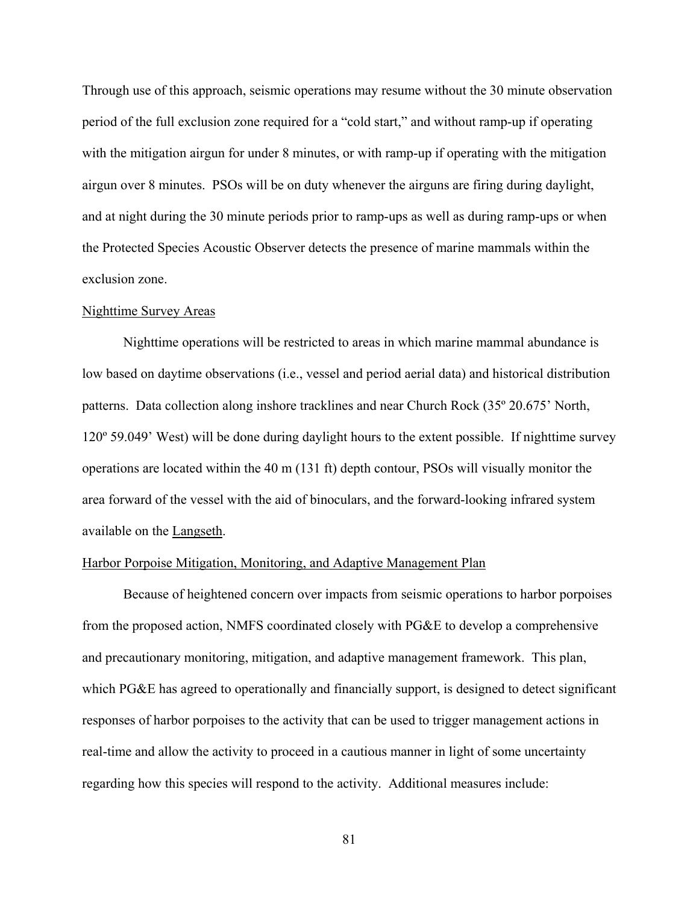Through use of this approach, seismic operations may resume without the 30 minute observation period of the full exclusion zone required for a “cold start,” and without ramp-up if operating with the mitigation airgun for under 8 minutes, or with ramp-up if operating with the mitigation airgun over 8 minutes. PSOs will be on duty whenever the airguns are firing during daylight, and at night during the 30 minute periods prior to ramp-ups as well as during ramp-ups or when the Protected Species Acoustic Observer detects the presence of marine mammals within the exclusion zone.

Nighttime Survey Areas

Nighttime operations will be restricted to areas in which marine mammal abundance is low based on daytime observations (i.e., vessel and period aerial data) and historical distribution patterns. Data collection along inshore tracklines and near Church Rock (35º 20.675’ North, 120º 59.049’ West) will be done during daylight hours to the extent possible. If nighttime survey operations are located within the 40 m (131 ft) depth contour, PSOs will visually monitor the area forward of the vessel with the aid of binoculars, and the forward-looking infrared system available on the Langseth.

Harbor Porpoise Mitigation, Monitoring, and Adaptive Management Plan

Because of heightened concern over impacts from seismic operations to harbor porpoises from the proposed action, NMFS coordinated closely with PG&E to develop a comprehensive and precautionary monitoring, mitigation, and adaptive management framework. This plan, which PG&E has agreed to operationally and financially support, is designed to detect significant responses of harbor porpoises to the activity that can be used to trigger management actions in real-time and allow the activity to proceed in a cautious manner in light of some uncertainty regarding how this species will respond to the activity. Additional measures include: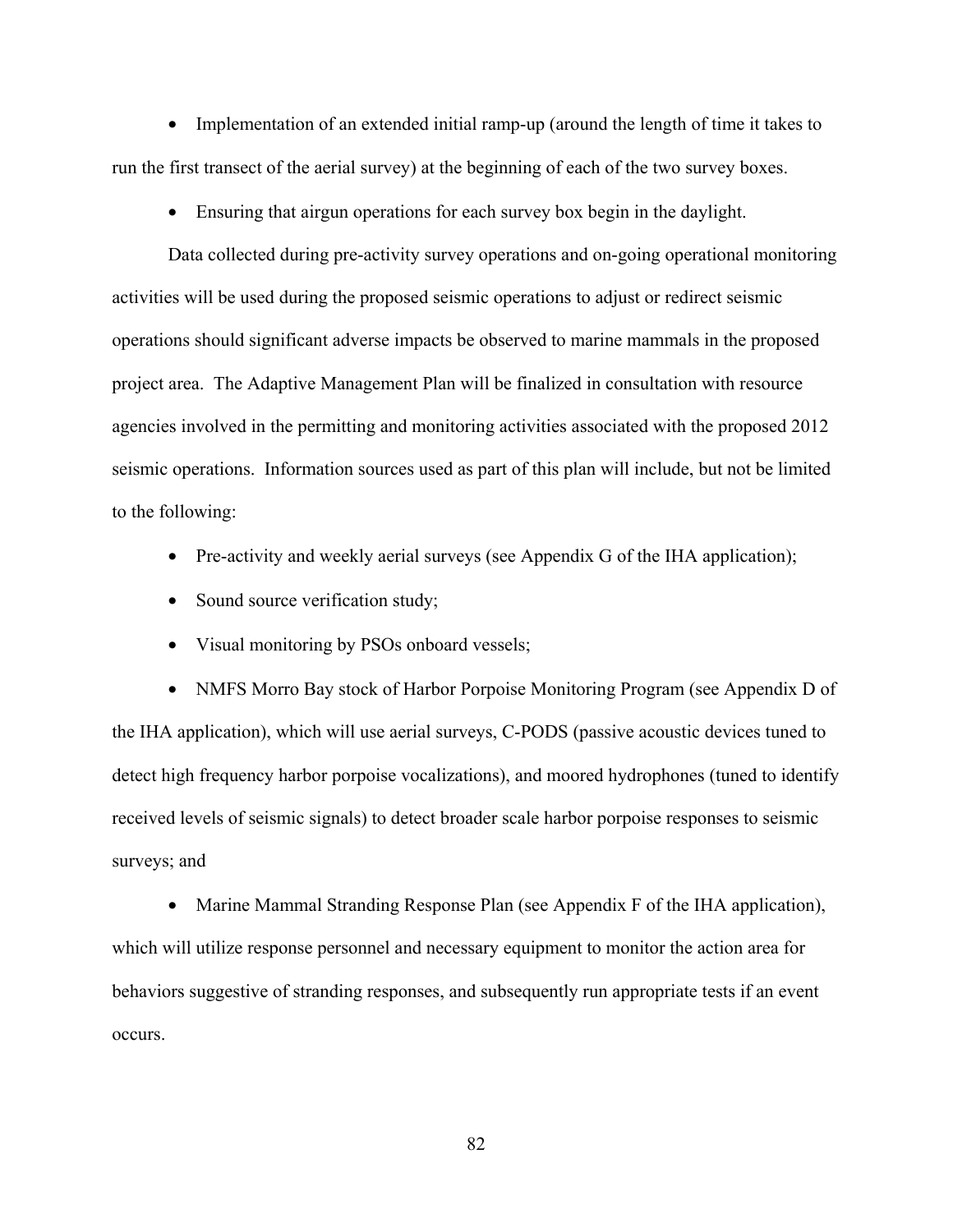- Implementation of an extended initial ramp-up (around the length of time it takes to run the first transect of the aerial survey) at the beginning of each of the two survey boxes.
- Ensuring that airgun operations for each survey box begin in the daylight.

Data collected during pre-activity survey operations and on-going operational monitoring activities will be used during the proposed seismic operations to adjust or redirect seismic operations should significant adverse impacts be observed to marine mammals in the proposed project area. The Adaptive Management Plan will be finalized in consultation with resource agencies involved in the permitting and monitoring activities associated with the proposed 2012 seismic operations. Information sources used as part of this plan will include, but not be limited to the following:

- Pre-activity and weekly aerial surveys (see Appendix G of the IHA application);
- Sound source verification study;
- Visual monitoring by PSOs onboard vessels;
- NMFS Morro Bay stock of Harbor Porpoise Monitoring Program (see Appendix D of the IHA application), which will use aerial surveys, C-PODS (passive acoustic devices tuned to detect high frequency harbor porpoise vocalizations), and moored hydrophones (tuned to identify received levels of seismic signals) to detect broader scale harbor porpoise responses to seismic surveys; and
- Marine Mammal Stranding Response Plan (see Appendix F of the IHA application), which will utilize response personnel and necessary equipment to monitor the action area for behaviors suggestive of stranding responses, and subsequently run appropriate tests if an event occurs.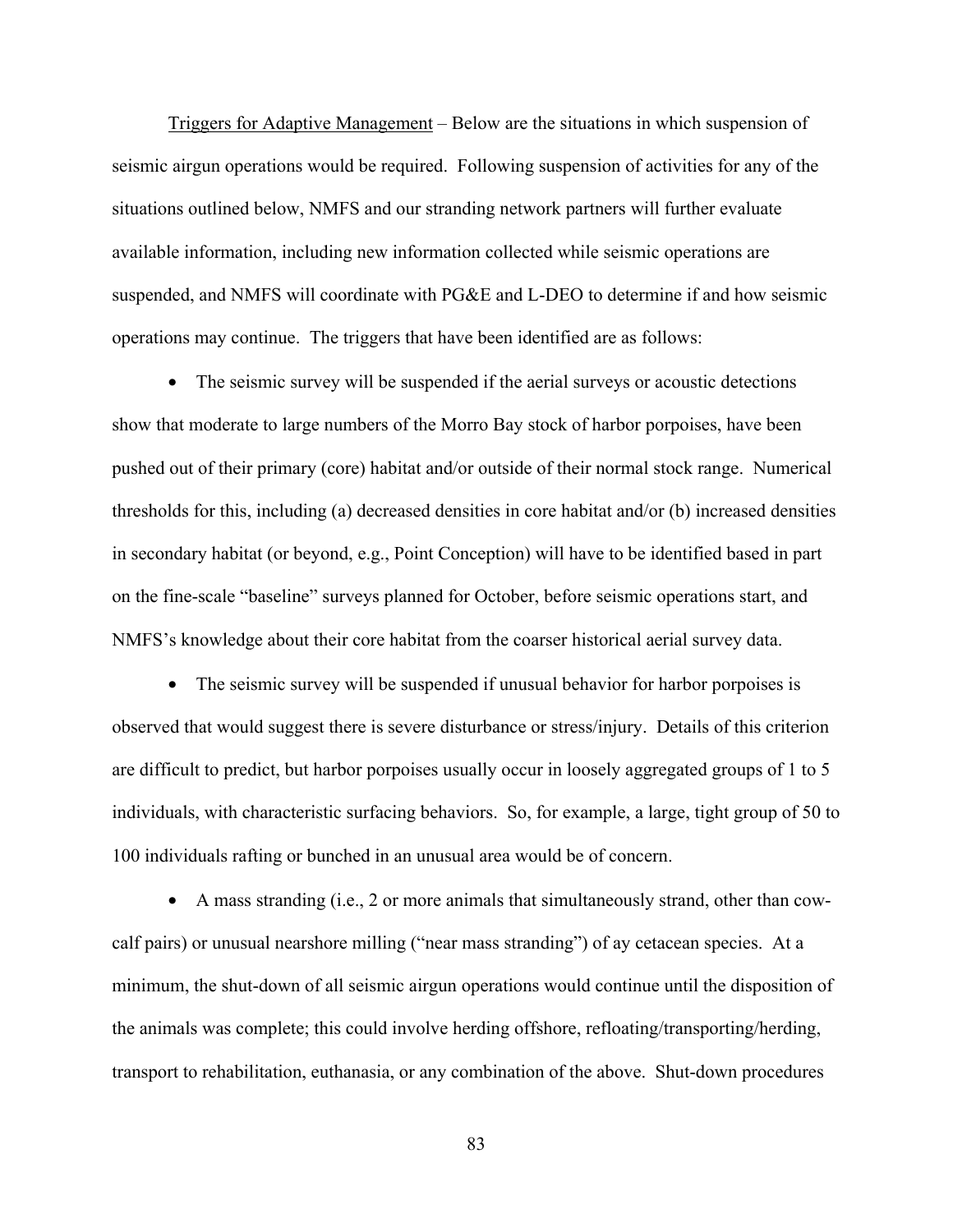Triggers for Adaptive Management – Below are the situations in which suspension of seismic airgun operations would be required. Following suspension of activities for any of the situations outlined below, NMFS and our stranding network partners will further evaluate available information, including new information collected while seismic operations are suspended, and NMFS will coordinate with PG&E and L-DEO to determine if and how seismic operations may continue. The triggers that have been identified are as follows:

- The seismic survey will be suspended if the aerial surveys or acoustic detections show that moderate to large numbers of the Morro Bay stock of harbor porpoises, have been pushed out of their primary (core) habitat and/or outside of their normal stock range. Numerical thresholds for this, including (a) decreased densities in core habitat and/or (b) increased densities in secondary habitat (or beyond, e.g., Point Conception) will have to be identified based in part on the fine-scale "baseline" surveys planned for October, before seismic operations start, and NMFS's knowledge about their core habitat from the coarser historical aerial survey data.

- The seismic survey will be suspended if unusual behavior for harbor porpoises is observed that would suggest there is severe disturbance or stress/injury. Details of this criterion are difficult to predict, but harbor porpoises usually occur in loosely aggregated groups of 1 to 5 individuals, with characteristic surfacing behaviors. So, for example, a large, tight group of 50 to 100 individuals rafting or bunched in an unusual area would be of concern.

- A mass stranding (i.e., 2 or more animals that simultaneously strand, other than cow-calf pairs) or unusual nearshore milling ("near mass stranding") of ay cetacean species. At a minimum, the shut-down of all seismic airgun operations would continue until the disposition of the animals was complete; this could involve herding offshore, refloating/transporting/herding, transport to rehabilitation, euthanasia, or any combination of the above. Shut-down procedures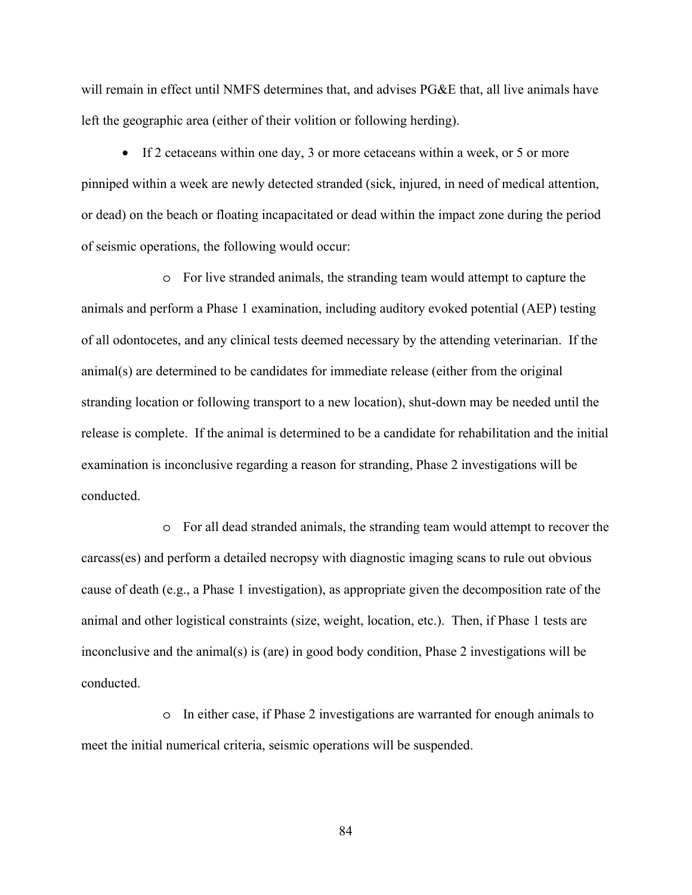will remain in effect until NMFS determines that, and advises PG&E that, all live animals have left the geographic area (either of their volition or following herding).

- If 2 cetaceans within one day, 3 or more cetaceans within a week, or 5 or more pinniped within a week are newly detected stranded (sick, injured, in need of medical attention, or dead) on the beach or floating incapacitated or dead within the impact zone during the period of seismic operations, the following would occur:

    - For live stranded animals, the stranding team would attempt to capture the animals and perform a Phase 1 examination, including auditory evoked potential (AEP) testing of all odontocetes, and any clinical tests deemed necessary by the attending veterinarian. If the animal(s) are determined to be candidates for immediate release (either from the original stranding location or following transport to a new location), shut-down may be needed until the release is complete. If the animal is determined to be a candidate for rehabilitation and the initial examination is inconclusive regarding a reason for stranding, Phase 2 investigations will be conducted.

    - For all dead stranded animals, the stranding team would attempt to recover the carcass(es) and perform a detailed necropsy with diagnostic imaging scans to rule out obvious cause of death (e.g., a Phase 1 investigation), as appropriate given the decomposition rate of the animal and other logistical constraints (size, weight, location, etc.). Then, if Phase 1 tests are inconclusive and the animal(s) is (are) in good body condition, Phase 2 investigations will be conducted.

    - In either case, if Phase 2 investigations are warranted for enough animals to meet the initial numerical criteria, seismic operations will be suspended.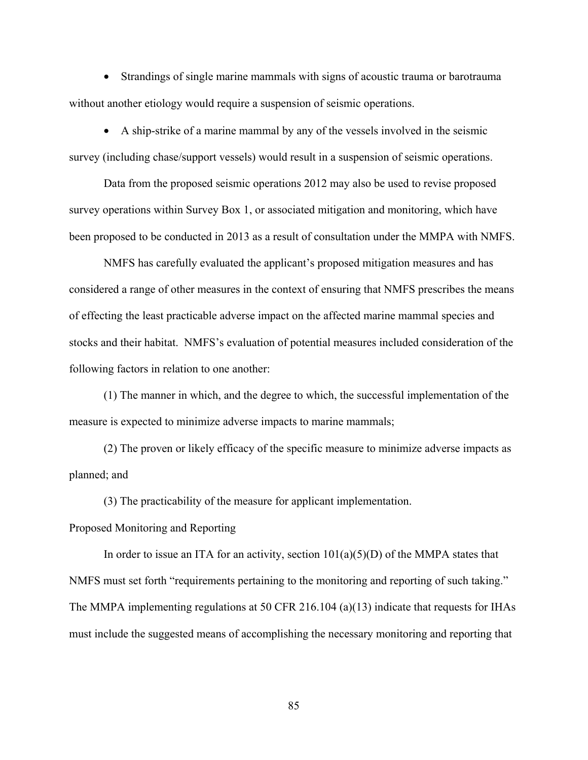- Strandings of single marine mammals with signs of acoustic trauma or barotrauma without another etiology would require a suspension of seismic operations.
- A ship-strike of a marine mammal by any of the vessels involved in the seismic survey (including chase/support vessels) would result in a suspension of seismic operations.

Data from the proposed seismic operations 2012 may also be used to revise proposed survey operations within Survey Box 1, or associated mitigation and monitoring, which have been proposed to be conducted in 2013 as a result of consultation under the MMPA with NMFS.

NMFS has carefully evaluated the applicant's proposed mitigation measures and has considered a range of other measures in the context of ensuring that NMFS prescribes the means of effecting the least practicable adverse impact on the affected marine mammal species and stocks and their habitat. NMFS's evaluation of potential measures included consideration of the following factors in relation to one another:

(1) The manner in which, and the degree to which, the successful implementation of the measure is expected to minimize adverse impacts to marine mammals;

(2) The proven or likely efficacy of the specific measure to minimize adverse impacts as planned; and

(3) The practicability of the measure for applicant implementation.

Proposed Monitoring and Reporting

In order to issue an ITA for an activity, section 101(a)(5)(D) of the MMPA states that NMFS must set forth "requirements pertaining to the monitoring and reporting of such taking." The MMPA implementing regulations at 50 CFR 216.104 (a)(13) indicate that requests for IHAs must include the suggested means of accomplishing the necessary monitoring and reporting that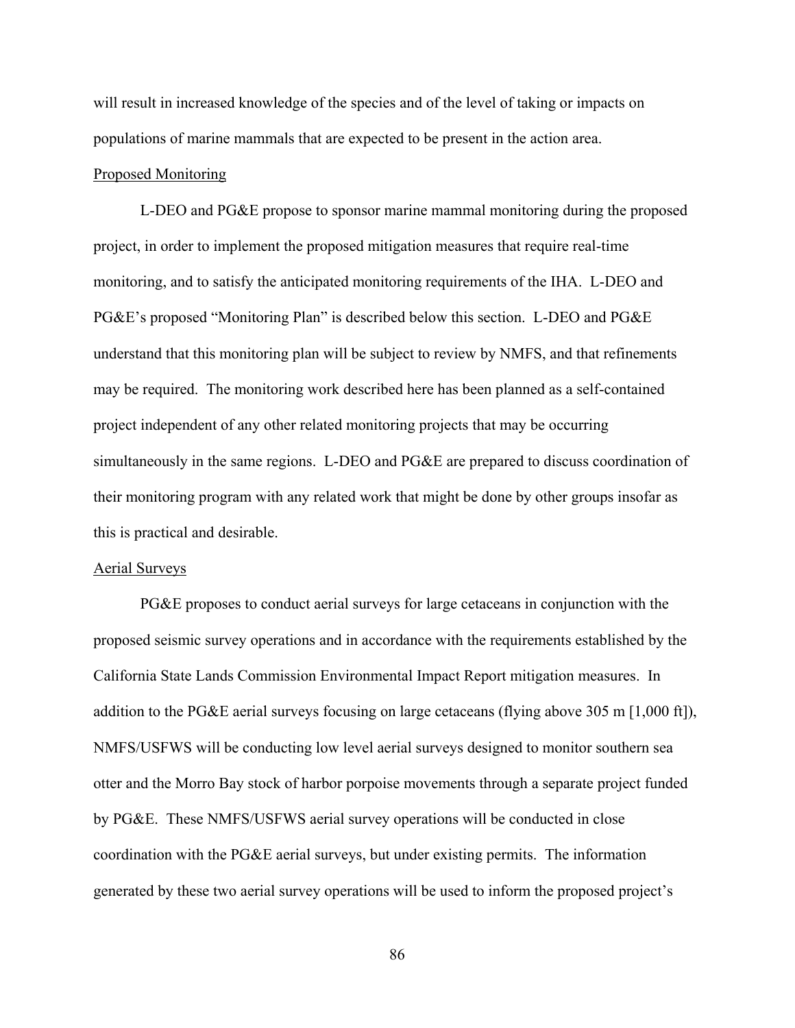will result in increased knowledge of the species and of the level of taking or impacts on populations of marine mammals that are expected to be present in the action area.

### Proposed Monitoring

L-DEO and PG&E propose to sponsor marine mammal monitoring during the proposed project, in order to implement the proposed mitigation measures that require real-time monitoring, and to satisfy the anticipated monitoring requirements of the IHA. L-DEO and PG&E's proposed "Monitoring Plan" is described below this section. L-DEO and PG&E understand that this monitoring plan will be subject to review by NMFS, and that refinements may be required. The monitoring work described here has been planned as a self-contained project independent of any other related monitoring projects that may be occurring simultaneously in the same regions. L-DEO and PG&E are prepared to discuss coordination of their monitoring program with any related work that might be done by other groups insofar as this is practical and desirable.

### Aerial Surveys

PG&E proposes to conduct aerial surveys for large cetaceans in conjunction with the proposed seismic survey operations and in accordance with the requirements established by the California State Lands Commission Environmental Impact Report mitigation measures. In addition to the PG&E aerial surveys focusing on large cetaceans (flying above 305 m [1,000 ft]), NMFS/USFWS will be conducting low level aerial surveys designed to monitor southern sea otter and the Morro Bay stock of harbor porpoise movements through a separate project funded by PG&E. These NMFS/USFWS aerial survey operations will be conducted in close coordination with the PG&E aerial surveys, but under existing permits. The information generated by these two aerial survey operations will be used to inform the proposed project's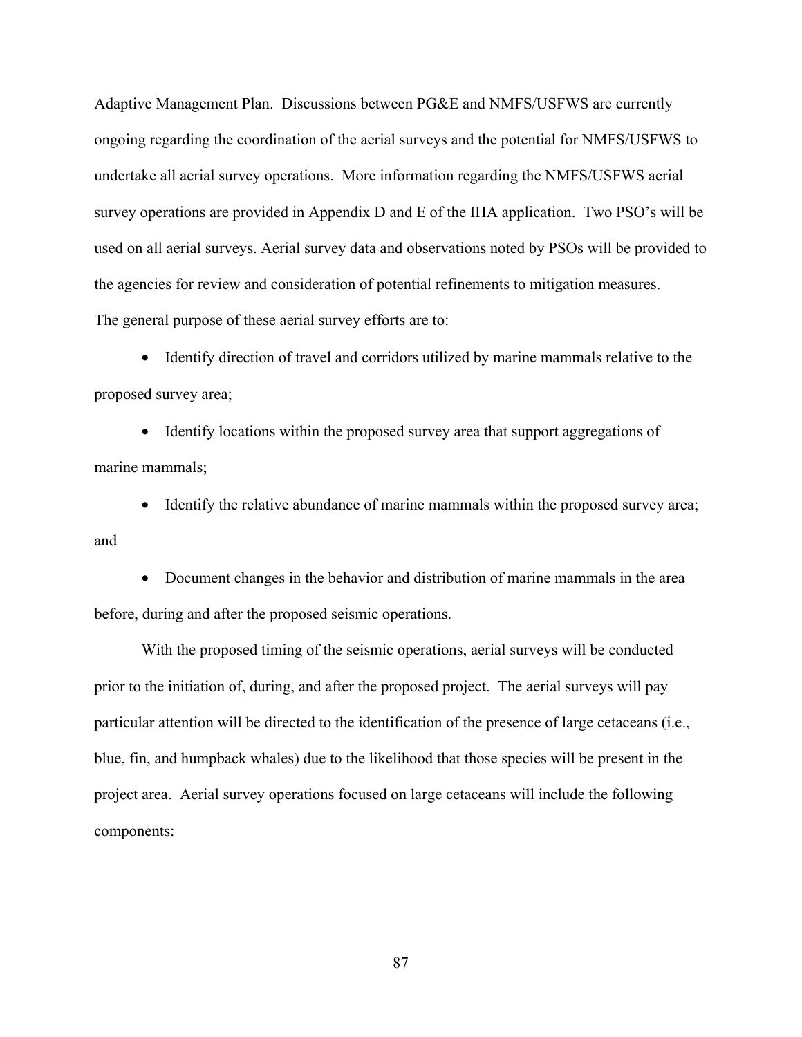Adaptive Management Plan. Discussions between PG&E and NMFS/USFWS are currently ongoing regarding the coordination of the aerial surveys and the potential for NMFS/USFWS to undertake all aerial survey operations. More information regarding the NMFS/USFWS aerial survey operations are provided in Appendix D and E of the IHA application. Two PSO's will be used on all aerial surveys. Aerial survey data and observations noted by PSOs will be provided to the agencies for review and consideration of potential refinements to mitigation measures. The general purpose of these aerial survey efforts are to:

- Identify direction of travel and corridors utilized by marine mammals relative to the proposed survey area;
- Identify locations within the proposed survey area that support aggregations of marine mammals;
- Identify the relative abundance of marine mammals within the proposed survey area; and
- Document changes in the behavior and distribution of marine mammals in the area before, during and after the proposed seismic operations.

With the proposed timing of the seismic operations, aerial surveys will be conducted prior to the initiation of, during, and after the proposed project. The aerial surveys will pay particular attention will be directed to the identification of the presence of large cetaceans (i.e., blue, fin, and humpback whales) due to the likelihood that those species will be present in the project area. Aerial survey operations focused on large cetaceans will include the following components: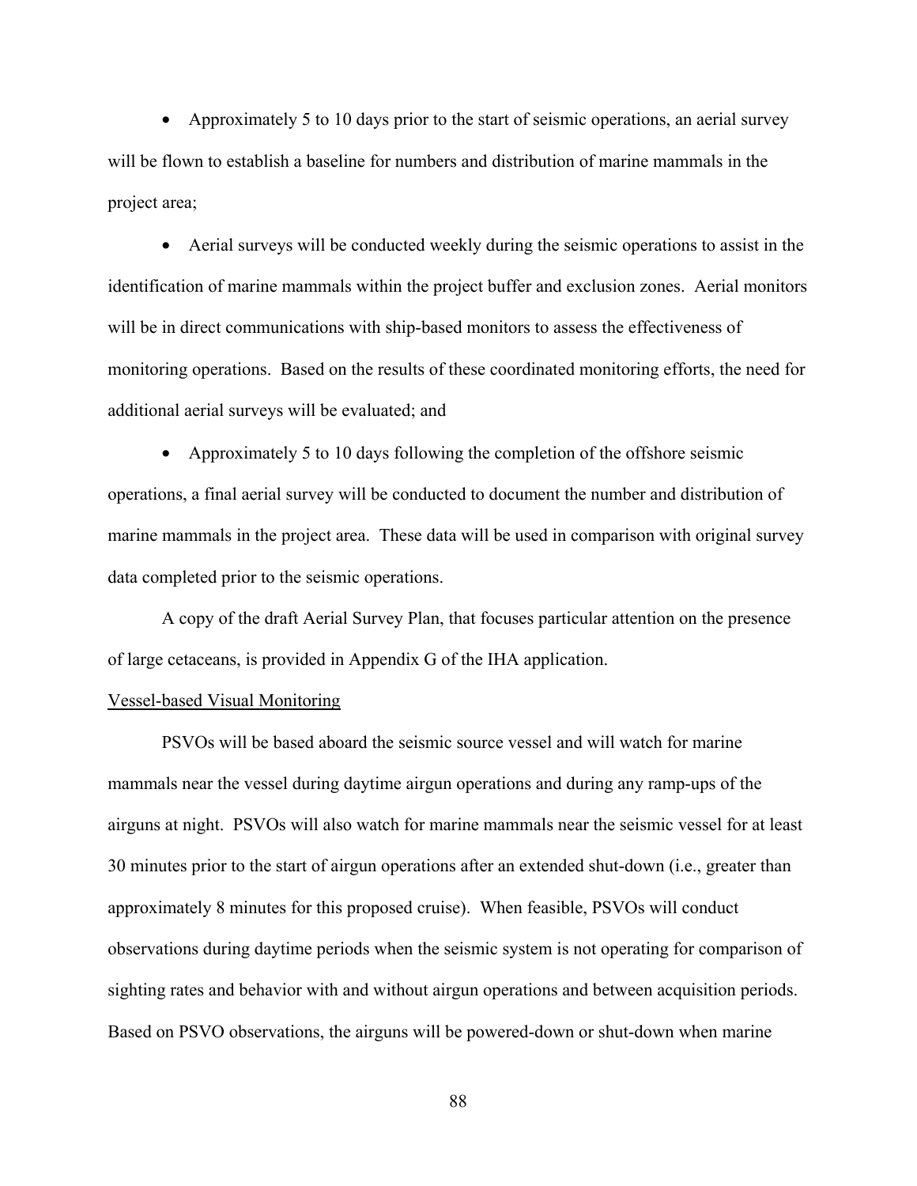- Approximately 5 to 10 days prior to the start of seismic operations, an aerial survey will be flown to establish a baseline for numbers and distribution of marine mammals in the project area;

- Aerial surveys will be conducted weekly during the seismic operations to assist in the identification of marine mammals within the project buffer and exclusion zones. Aerial monitors will be in direct communications with ship-based monitors to assess the effectiveness of monitoring operations. Based on the results of these coordinated monitoring efforts, the need for additional aerial surveys will be evaluated; and

- Approximately 5 to 10 days following the completion of the offshore seismic operations, a final aerial survey will be conducted to document the number and distribution of marine mammals in the project area. These data will be used in comparison with original survey data completed prior to the seismic operations.

A copy of the draft Aerial Survey Plan, that focuses particular attention on the presence of large cetaceans, is provided in Appendix G of the IHA application.

<u>Vessel-based Visual Monitoring</u>

PSVOs will be based aboard the seismic source vessel and will watch for marine mammals near the vessel during daytime airgun operations and during any ramp-ups of the airguns at night. PSVOs will also watch for marine mammals near the seismic vessel for at least 30 minutes prior to the start of airgun operations after an extended shut-down (i.e., greater than approximately 8 minutes for this proposed cruise). When feasible, PSVOs will conduct observations during daytime periods when the seismic system is not operating for comparison of sighting rates and behavior with and without airgun operations and between acquisition periods. Based on PSVO observations, the airguns will be powered-down or shut-down when marine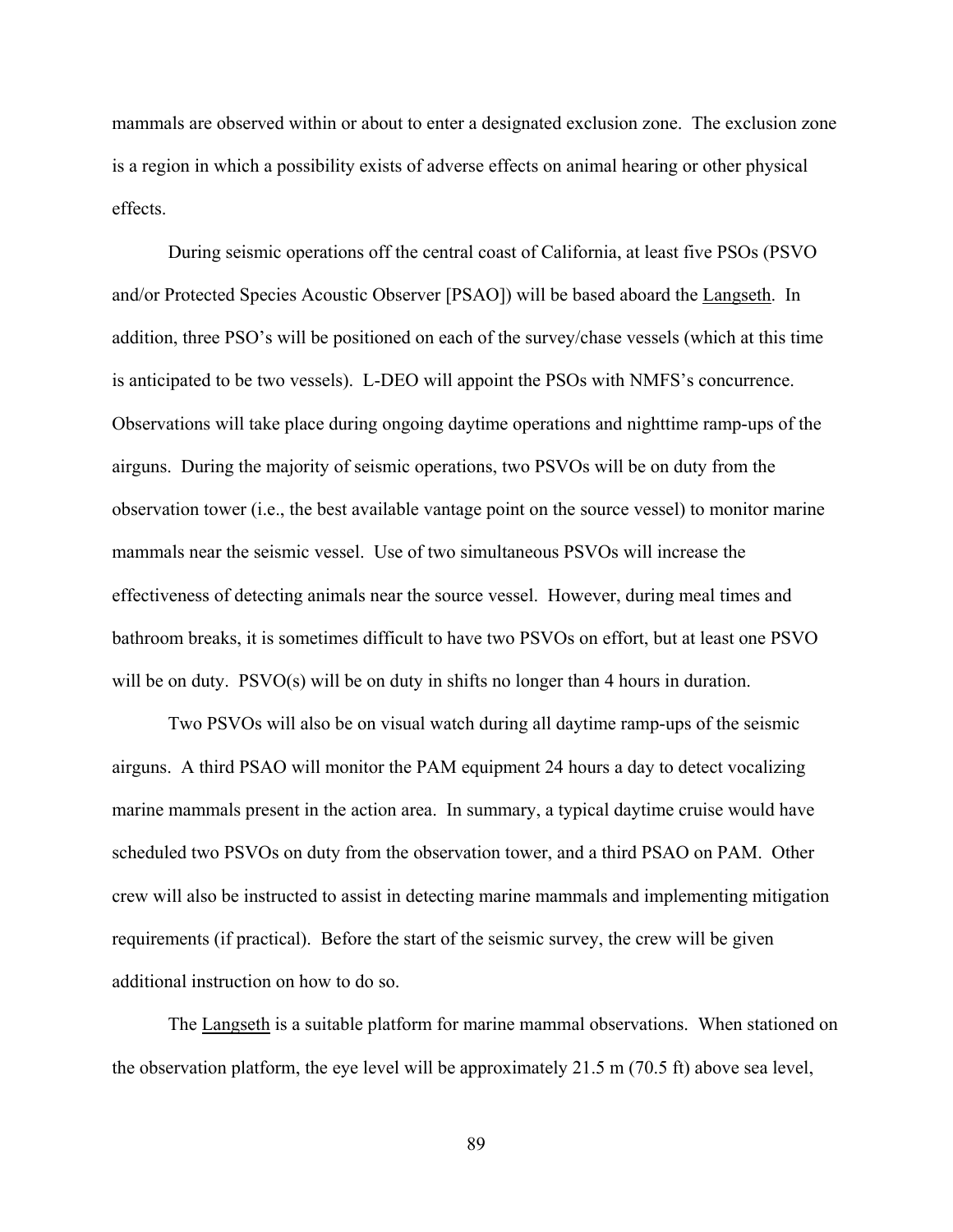mammals are observed within or about to enter a designated exclusion zone. The exclusion zone is a region in which a possibility exists of adverse effects on animal hearing or other physical effects.

During seismic operations off the central coast of California, at least five PSOs (PSVO and/or Protected Species Acoustic Observer [PSAO]) will be based aboard the Langseth. In addition, three PSO's will be positioned on each of the survey/chase vessels (which at this time is anticipated to be two vessels). L-DEO will appoint the PSOs with NMFS's concurrence. Observations will take place during ongoing daytime operations and nighttime ramp-ups of the airguns. During the majority of seismic operations, two PSVOs will be on duty from the observation tower (i.e., the best available vantage point on the source vessel) to monitor marine mammals near the seismic vessel. Use of two simultaneous PSVOs will increase the effectiveness of detecting animals near the source vessel. However, during meal times and bathroom breaks, it is sometimes difficult to have two PSVOs on effort, but at least one PSVO will be on duty. PSVO(s) will be on duty in shifts no longer than 4 hours in duration.

Two PSVOs will also be on visual watch during all daytime ramp-ups of the seismic airguns. A third PSAO will monitor the PAM equipment 24 hours a day to detect vocalizing marine mammals present in the action area. In summary, a typical daytime cruise would have scheduled two PSVOs on duty from the observation tower, and a third PSAO on PAM. Other crew will also be instructed to assist in detecting marine mammals and implementing mitigation requirements (if practical). Before the start of the seismic survey, the crew will be given additional instruction on how to do so.

The Langseth is a suitable platform for marine mammal observations. When stationed on the observation platform, the eye level will be approximately 21.5 m (70.5 ft) above sea level,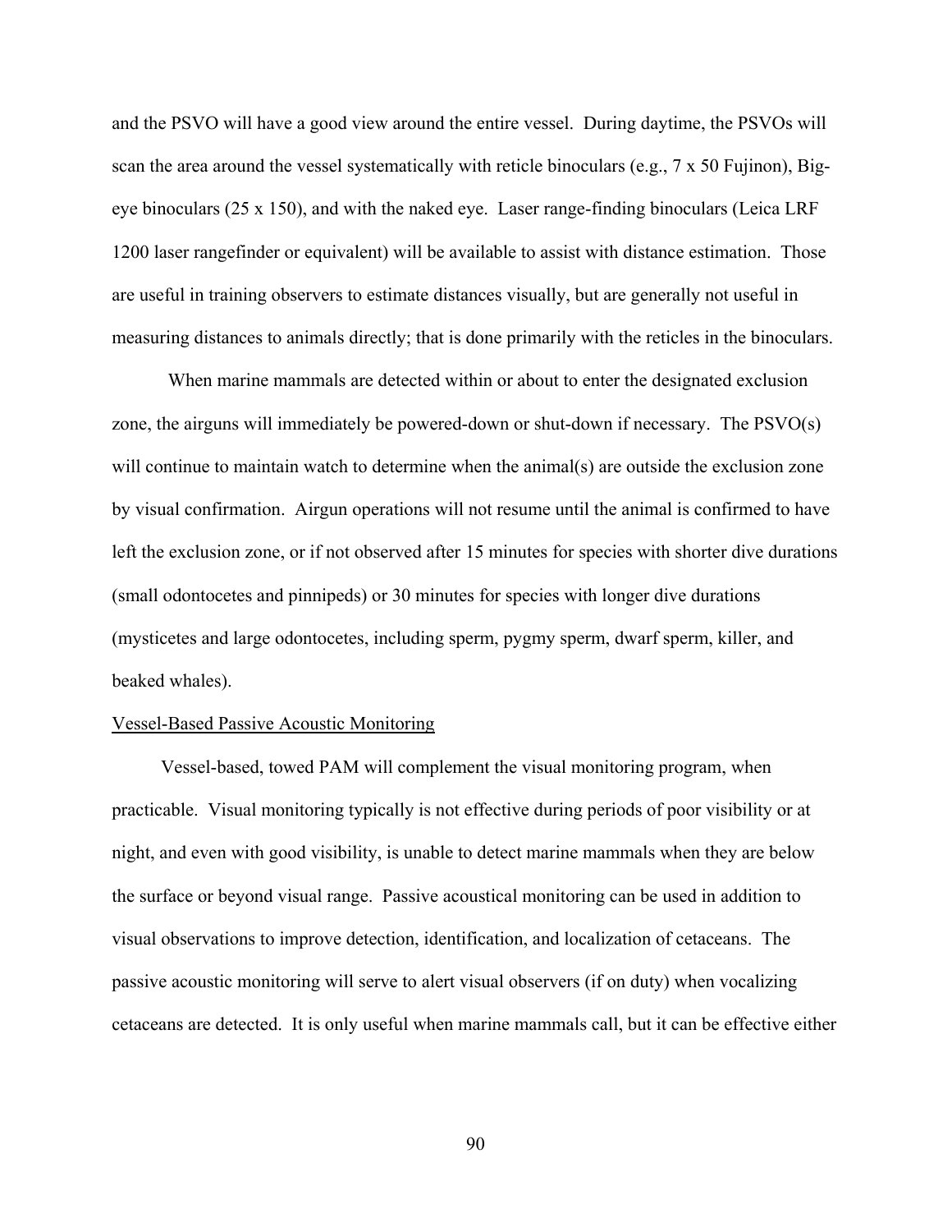and the PSVO will have a good view around the entire vessel. During daytime, the PSVOs will scan the area around the vessel systematically with reticle binoculars (e.g., 7 x 50 Fujinon), Big-eye binoculars (25 x 150), and with the naked eye. Laser range-finding binoculars (Leica LRF 1200 laser rangefinder or equivalent) will be available to assist with distance estimation. Those are useful in training observers to estimate distances visually, but are generally not useful in measuring distances to animals directly; that is done primarily with the reticles in the binoculars.

When marine mammals are detected within or about to enter the designated exclusion zone, the airguns will immediately be powered-down or shut-down if necessary. The PSVO(s) will continue to maintain watch to determine when the animal(s) are outside the exclusion zone by visual confirmation. Airgun operations will not resume until the animal is confirmed to have left the exclusion zone, or if not observed after 15 minutes for species with shorter dive durations (small odontocetes and pinnipeds) or 30 minutes for species with longer dive durations (mysticetes and large odontocetes, including sperm, pygmy sperm, dwarf sperm, killer, and beaked whales).

Vessel-Based Passive Acoustic Monitoring

Vessel-based, towed PAM will complement the visual monitoring program, when practicable. Visual monitoring typically is not effective during periods of poor visibility or at night, and even with good visibility, is unable to detect marine mammals when they are below the surface or beyond visual range. Passive acoustical monitoring can be used in addition to visual observations to improve detection, identification, and localization of cetaceans. The passive acoustic monitoring will serve to alert visual observers (if on duty) when vocalizing cetaceans are detected. It is only useful when marine mammals call, but it can be effective either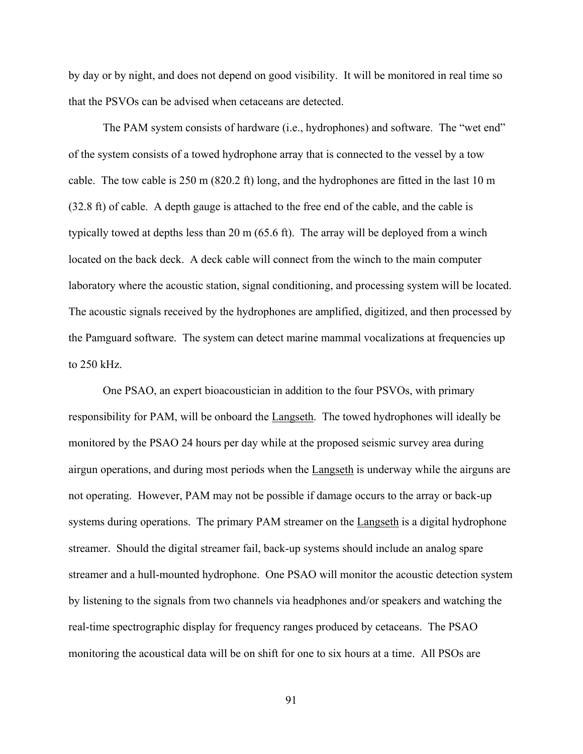by day or by night, and does not depend on good visibility. It will be monitored in real time so that the PSVOs can be advised when cetaceans are detected.

The PAM system consists of hardware (i.e., hydrophones) and software. The "wet end" of the system consists of a towed hydrophone array that is connected to the vessel by a tow cable. The tow cable is 250 m (820.2 ft) long, and the hydrophones are fitted in the last 10 m (32.8 ft) of cable. A depth gauge is attached to the free end of the cable, and the cable is typically towed at depths less than 20 m (65.6 ft). The array will be deployed from a winch located on the back deck. A deck cable will connect from the winch to the main computer laboratory where the acoustic station, signal conditioning, and processing system will be located. The acoustic signals received by the hydrophones are amplified, digitized, and then processed by the Pamguard software. The system can detect marine mammal vocalizations at frequencies up to 250 kHz.

One PSAO, an expert bioacoustician in addition to the four PSVOs, with primary responsibility for PAM, will be onboard the Langseth. The towed hydrophones will ideally be monitored by the PSAO 24 hours per day while at the proposed seismic survey area during airgun operations, and during most periods when the Langseth is underway while the airguns are not operating. However, PAM may not be possible if damage occurs to the array or back-up systems during operations. The primary PAM streamer on the Langseth is a digital hydrophone streamer. Should the digital streamer fail, back-up systems should include an analog spare streamer and a hull-mounted hydrophone. One PSAO will monitor the acoustic detection system by listening to the signals from two channels via headphones and/or speakers and watching the real-time spectrographic display for frequency ranges produced by cetaceans. The PSAO monitoring the acoustical data will be on shift for one to six hours at a time. All PSOs are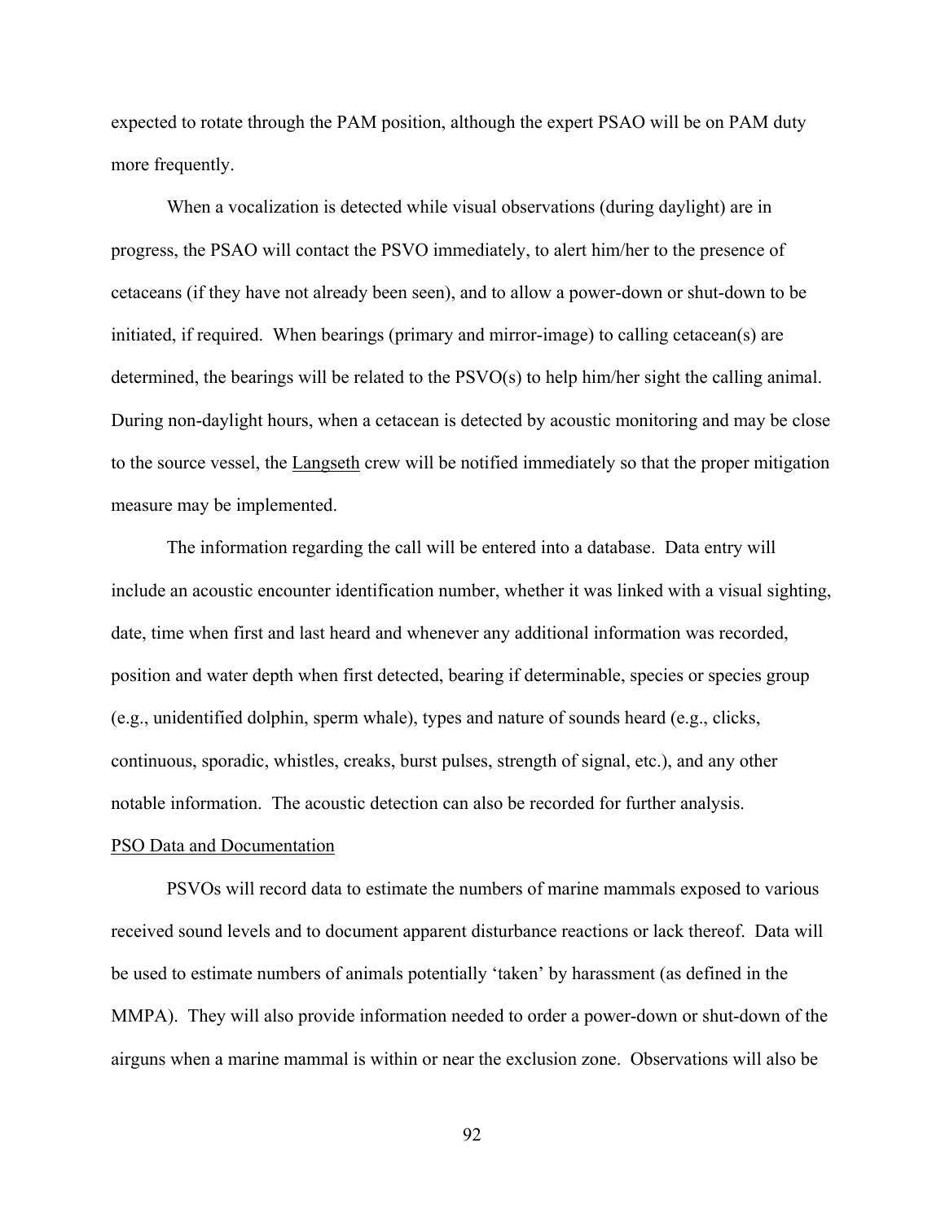expected to rotate through the PAM position, although the expert PSAO will be on PAM duty more frequently.

When a vocalization is detected while visual observations (during daylight) are in progress, the PSAO will contact the PSVO immediately, to alert him/her to the presence of cetaceans (if they have not already been seen), and to allow a power-down or shut-down to be initiated, if required. When bearings (primary and mirror-image) to calling cetacean(s) are determined, the bearings will be related to the PSVO(s) to help him/her sight the calling animal. During non-daylight hours, when a cetacean is detected by acoustic monitoring and may be close to the source vessel, the Langseth crew will be notified immediately so that the proper mitigation measure may be implemented.

The information regarding the call will be entered into a database. Data entry will include an acoustic encounter identification number, whether it was linked with a visual sighting, date, time when first and last heard and whenever any additional information was recorded, position and water depth when first detected, bearing if determinable, species or species group (e.g., unidentified dolphin, sperm whale), types and nature of sounds heard (e.g., clicks, continuous, sporadic, whistles, creaks, burst pulses, strength of signal, etc.), and any other notable information. The acoustic detection can also be recorded for further analysis.

PSO Data and Documentation

PSVOs will record data to estimate the numbers of marine mammals exposed to various received sound levels and to document apparent disturbance reactions or lack thereof. Data will be used to estimate numbers of animals potentially 'taken' by harassment (as defined in the MMPA). They will also provide information needed to order a power-down or shut-down of the airguns when a marine mammal is within or near the exclusion zone. Observations will also be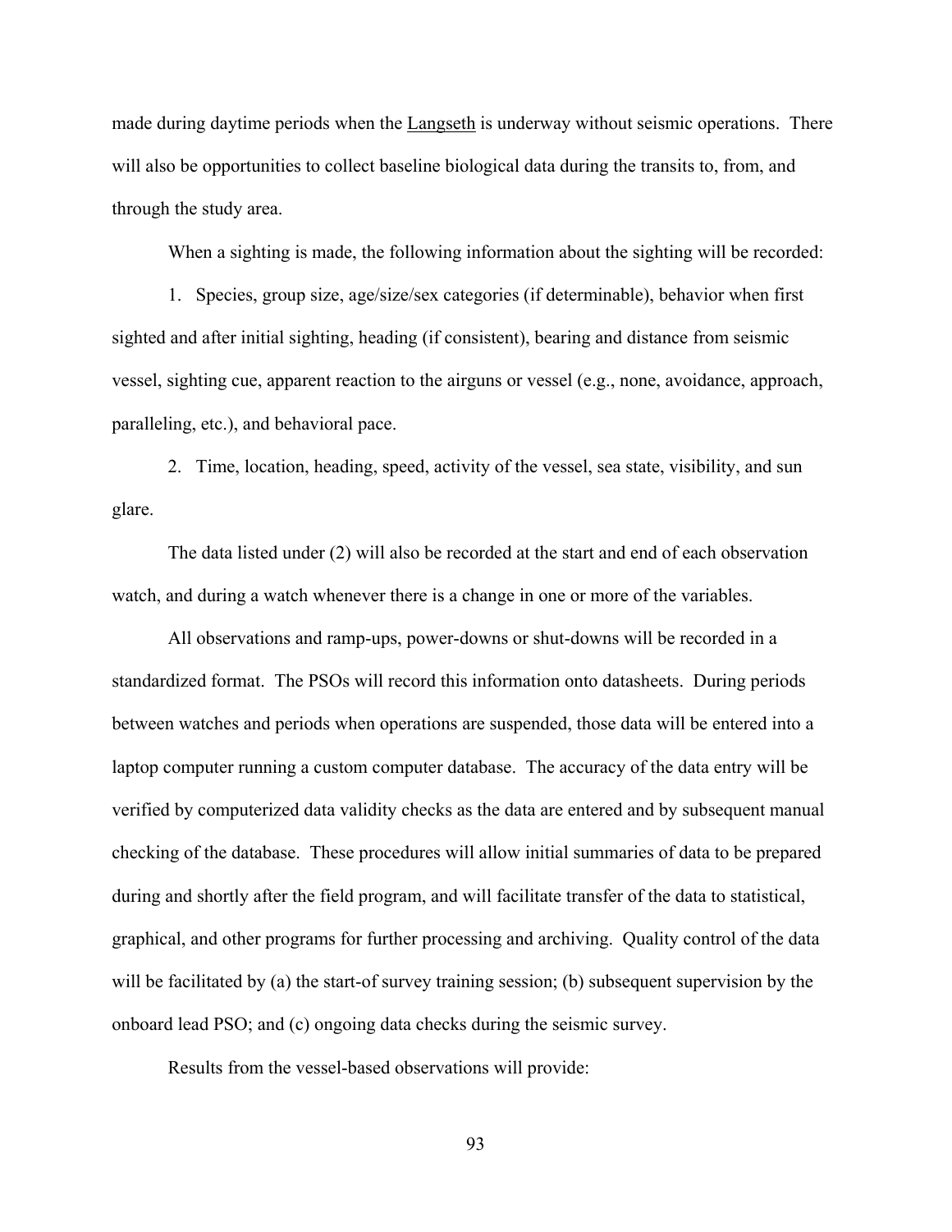made during daytime periods when the Langseth is underway without seismic operations. There will also be opportunities to collect baseline biological data during the transits to, from, and through the study area.

When a sighting is made, the following information about the sighting will be recorded:

1. Species, group size, age/size/sex categories (if determinable), behavior when first sighted and after initial sighting, heading (if consistent), bearing and distance from seismic vessel, sighting cue, apparent reaction to the airguns or vessel (e.g., none, avoidance, approach, paralleling, etc.), and behavioral pace.

2. Time, location, heading, speed, activity of the vessel, sea state, visibility, and sun glare.

The data listed under (2) will also be recorded at the start and end of each observation watch, and during a watch whenever there is a change in one or more of the variables.

All observations and ramp-ups, power-downs or shut-downs will be recorded in a standardized format. The PSOs will record this information onto datasheets. During periods between watches and periods when operations are suspended, those data will be entered into a laptop computer running a custom computer database. The accuracy of the data entry will be verified by computerized data validity checks as the data are entered and by subsequent manual checking of the database. These procedures will allow initial summaries of data to be prepared during and shortly after the field program, and will facilitate transfer of the data to statistical, graphical, and other programs for further processing and archiving. Quality control of the data will be facilitated by (a) the start-of survey training session; (b) subsequent supervision by the onboard lead PSO; and (c) ongoing data checks during the seismic survey.

Results from the vessel-based observations will provide: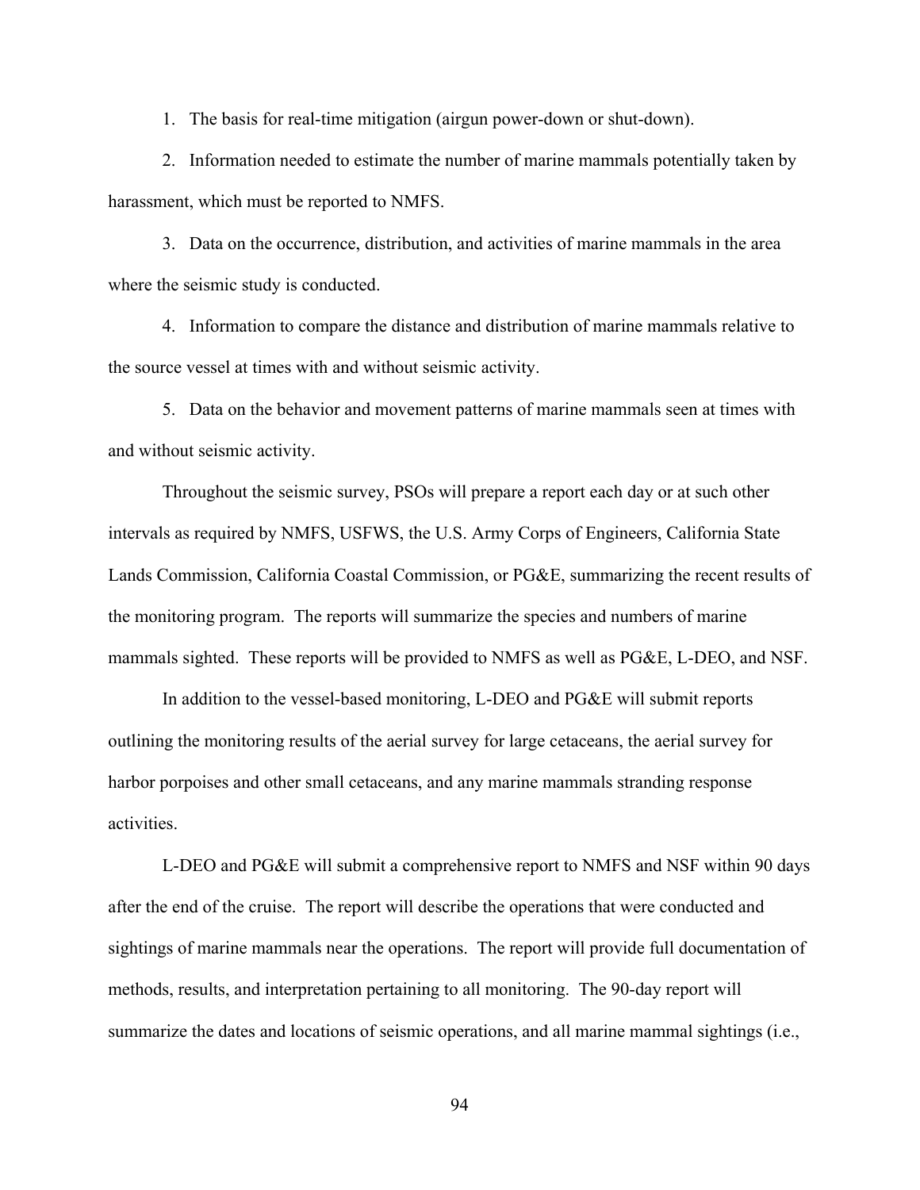1. The basis for real-time mitigation (airgun power-down or shut-down).

2. Information needed to estimate the number of marine mammals potentially taken by harassment, which must be reported to NMFS.

3. Data on the occurrence, distribution, and activities of marine mammals in the area where the seismic study is conducted.

4. Information to compare the distance and distribution of marine mammals relative to the source vessel at times with and without seismic activity.

5. Data on the behavior and movement patterns of marine mammals seen at times with and without seismic activity.

Throughout the seismic survey, PSOs will prepare a report each day or at such other intervals as required by NMFS, USFWS, the U.S. Army Corps of Engineers, California State Lands Commission, California Coastal Commission, or PG&E, summarizing the recent results of the monitoring program. The reports will summarize the species and numbers of marine mammals sighted. These reports will be provided to NMFS as well as PG&E, L-DEO, and NSF.

In addition to the vessel-based monitoring, L-DEO and PG&E will submit reports outlining the monitoring results of the aerial survey for large cetaceans, the aerial survey for harbor porpoises and other small cetaceans, and any marine mammals stranding response activities.

L-DEO and PG&E will submit a comprehensive report to NMFS and NSF within 90 days after the end of the cruise. The report will describe the operations that were conducted and sightings of marine mammals near the operations. The report will provide full documentation of methods, results, and interpretation pertaining to all monitoring. The 90-day report will summarize the dates and locations of seismic operations, and all marine mammal sightings (i.e.,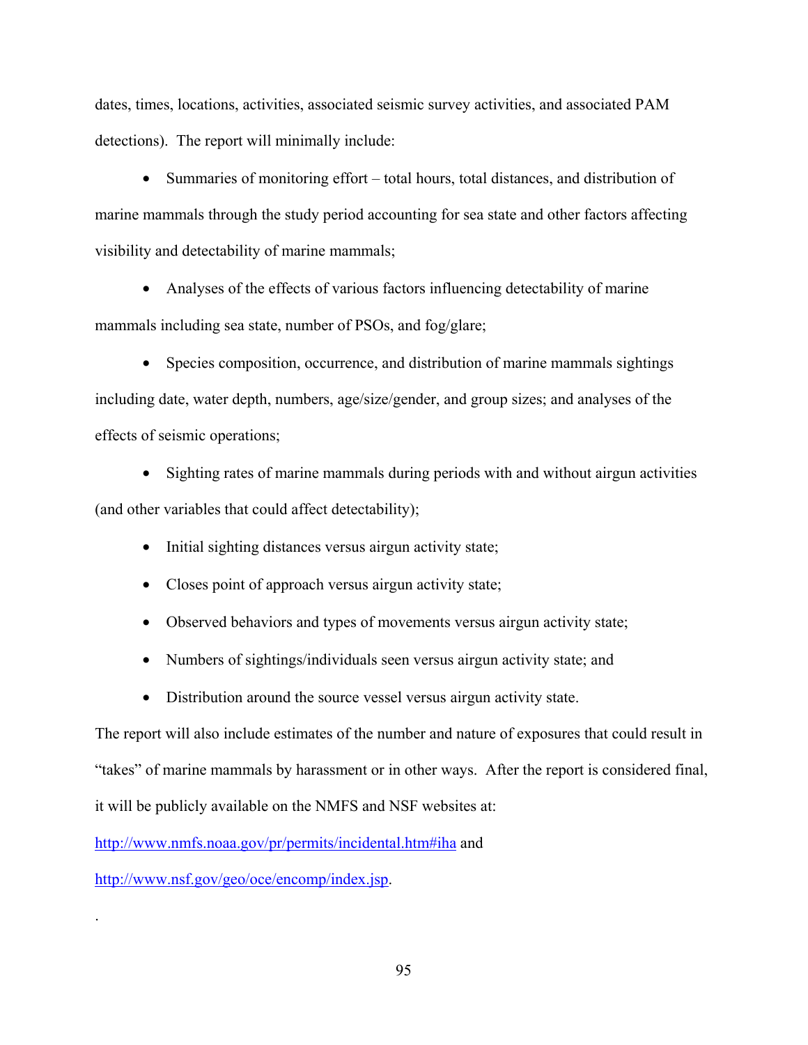dates, times, locations, activities, associated seismic survey activities, and associated PAM detections). The report will minimally include:

- Summaries of monitoring effort – total hours, total distances, and distribution of marine mammals through the study period accounting for sea state and other factors affecting visibility and detectability of marine mammals;
- Analyses of the effects of various factors influencing detectability of marine mammals including sea state, number of PSOs, and fog/glare;
- Species composition, occurrence, and distribution of marine mammals sightings including date, water depth, numbers, age/size/gender, and group sizes; and analyses of the effects of seismic operations;
- Sighting rates of marine mammals during periods with and without airgun activities (and other variables that could affect detectability);
- Initial sighting distances versus airgun activity state;
- Closes point of approach versus airgun activity state;
- Observed behaviors and types of movements versus airgun activity state;
- Numbers of sightings/individuals seen versus airgun activity state; and
- Distribution around the source vessel versus airgun activity state.

The report will also include estimates of the number and nature of exposures that could result in "takes" of marine mammals by harassment or in other ways. After the report is considered final, it will be publicly available on the NMFS and NSF websites at:

http://www.nmfs.noaa.gov/pr/permits/incidental.htm#iha and

http://www.nsf.gov/geo/oce/encomp/index.jsp.

.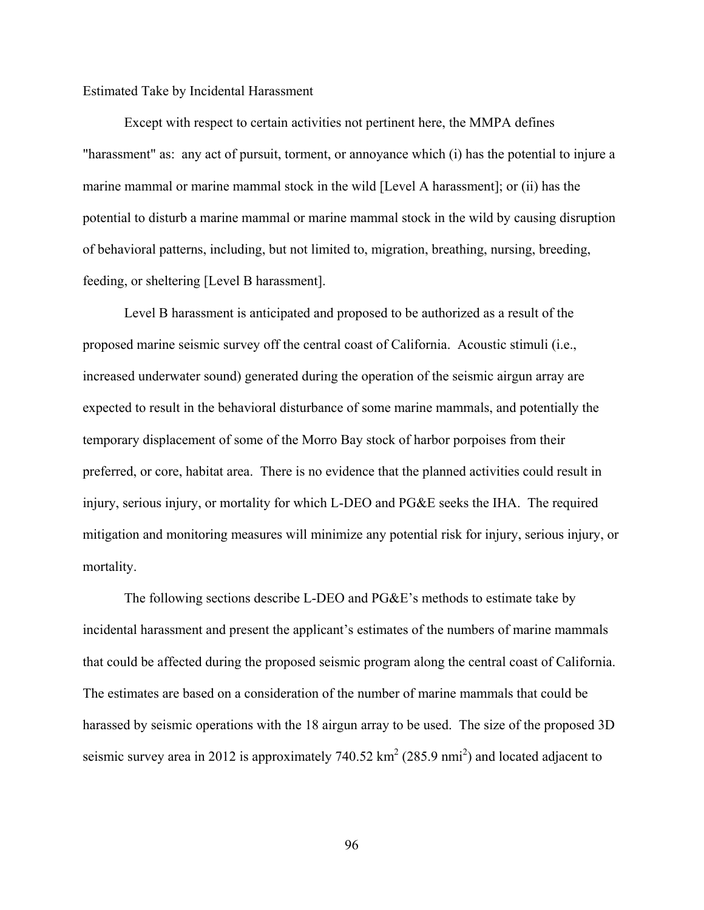## Estimated Take by Incidental Harassment

Except with respect to certain activities not pertinent here, the MMPA defines "harassment" as: any act of pursuit, torment, or annoyance which (i) has the potential to injure a marine mammal or marine mammal stock in the wild [Level A harassment]; or (ii) has the potential to disturb a marine mammal or marine mammal stock in the wild by causing disruption of behavioral patterns, including, but not limited to, migration, breathing, nursing, breeding, feeding, or sheltering [Level B harassment].

Level B harassment is anticipated and proposed to be authorized as a result of the proposed marine seismic survey off the central coast of California. Acoustic stimuli (i.e., increased underwater sound) generated during the operation of the seismic airgun array are expected to result in the behavioral disturbance of some marine mammals, and potentially the temporary displacement of some of the Morro Bay stock of harbor porpoises from their preferred, or core, habitat area. There is no evidence that the planned activities could result in injury, serious injury, or mortality for which L-DEO and PG&E seeks the IHA. The required mitigation and monitoring measures will minimize any potential risk for injury, serious injury, or mortality.

The following sections describe L-DEO and PG&E's methods to estimate take by incidental harassment and present the applicant's estimates of the numbers of marine mammals that could be affected during the proposed seismic program along the central coast of California. The estimates are based on a consideration of the number of marine mammals that could be harassed by seismic operations with the 18 airgun array to be used. The size of the proposed 3D seismic survey area in 2012 is approximately 740.52 $km^2$ (285.9 $nmi^2$) and located adjacent to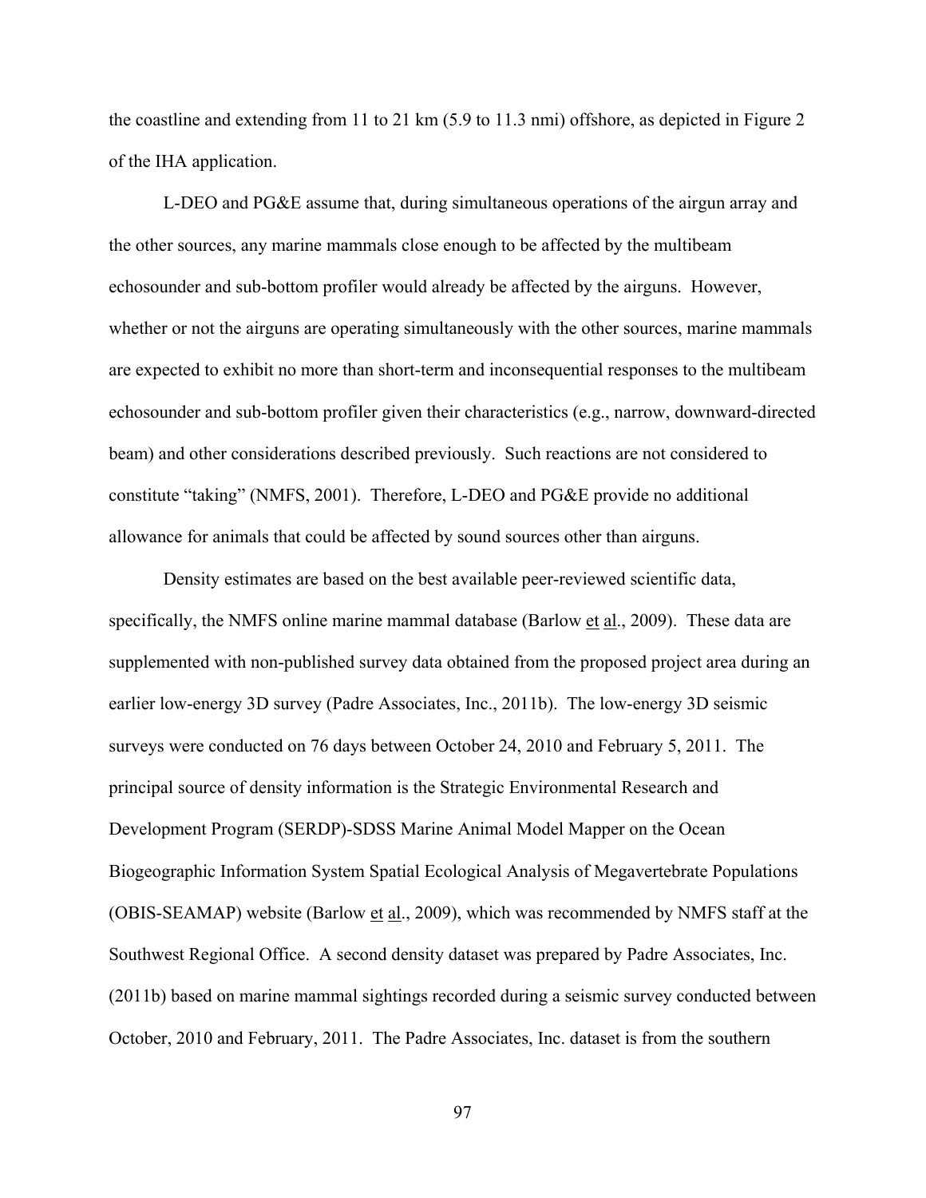the coastline and extending from 11 to 21 km (5.9 to 11.3 nmi) offshore, as depicted in Figure 2 of the IHA application.

L-DEO and PG&E assume that, during simultaneous operations of the airgun array and the other sources, any marine mammals close enough to be affected by the multibeam echosounder and sub-bottom profiler would already be affected by the airguns. However, whether or not the airguns are operating simultaneously with the other sources, marine mammals are expected to exhibit no more than short-term and inconsequential responses to the multibeam echosounder and sub-bottom profiler given their characteristics (e.g., narrow, downward-directed beam) and other considerations described previously. Such reactions are not considered to constitute "taking" (NMFS, 2001). Therefore, L-DEO and PG&E provide no additional allowance for animals that could be affected by sound sources other than airguns.

Density estimates are based on the best available peer-reviewed scientific data, specifically, the NMFS online marine mammal database (Barlow et al., 2009). These data are supplemented with non-published survey data obtained from the proposed project area during an earlier low-energy 3D survey (Padre Associates, Inc., 2011b). The low-energy 3D seismic surveys were conducted on 76 days between October 24, 2010 and February 5, 2011. The principal source of density information is the Strategic Environmental Research and Development Program (SERDP)-SDSS Marine Animal Model Mapper on the Ocean Biogeographic Information System Spatial Ecological Analysis of Megavertebrate Populations (OBIS-SEAMAP) website (Barlow et al., 2009), which was recommended by NMFS staff at the Southwest Regional Office. A second density dataset was prepared by Padre Associates, Inc. (2011b) based on marine mammal sightings recorded during a seismic survey conducted between October, 2010 and February, 2011. The Padre Associates, Inc. dataset is from the southern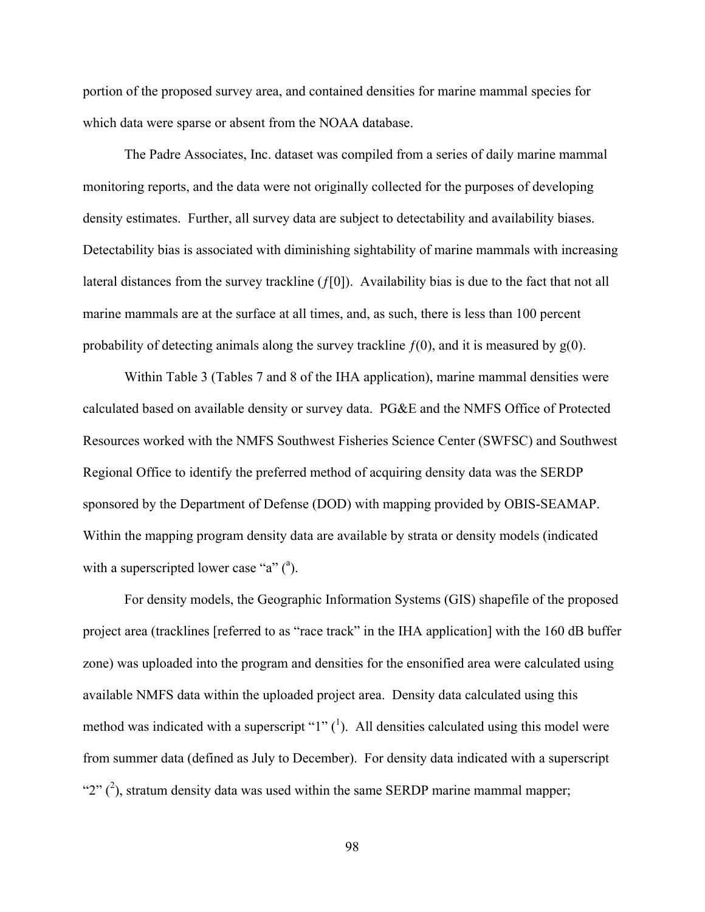portion of the proposed survey area, and contained densities for marine mammal species for which data were sparse or absent from the NOAA database.

The Padre Associates, Inc. dataset was compiled from a series of daily marine mammal monitoring reports, and the data were not originally collected for the purposes of developing density estimates. Further, all survey data are subject to detectability and availability biases. Detectability bias is associated with diminishing sightability of marine mammals with increasing lateral distances from the survey trackline ($f[0]$). Availability bias is due to the fact that not all marine mammals are at the surface at all times, and, as such, there is less than 100 percent probability of detecting animals along the survey trackline $f(0)$, and it is measured by g(0).

Within Table 3 (Tables 7 and 8 of the IHA application), marine mammal densities were calculated based on available density or survey data. PG&E and the NMFS Office of Protected Resources worked with the NMFS Southwest Fisheries Science Center (SWFSC) and Southwest Regional Office to identify the preferred method of acquiring density data was the SERDP sponsored by the Department of Defense (DOD) with mapping provided by OBIS-SEAMAP. Within the mapping program density data are available by strata or density models (indicated with a superscripted lower case "a" ([a]).

For density models, the Geographic Information Systems (GIS) shapefile of the proposed project area (tracklines [referred to as "race track" in the IHA application] with the 160 dB buffer zone) was uploaded into the program and densities for the ensonified area were calculated using available NMFS data within the uploaded project area. Density data calculated using this method was indicated with a superscript "1" ([1]). All densities calculated using this model were from summer data (defined as July to December). For density data indicated with a superscript "2" ([2]), stratum density data was used within the same SERDP marine mammal mapper;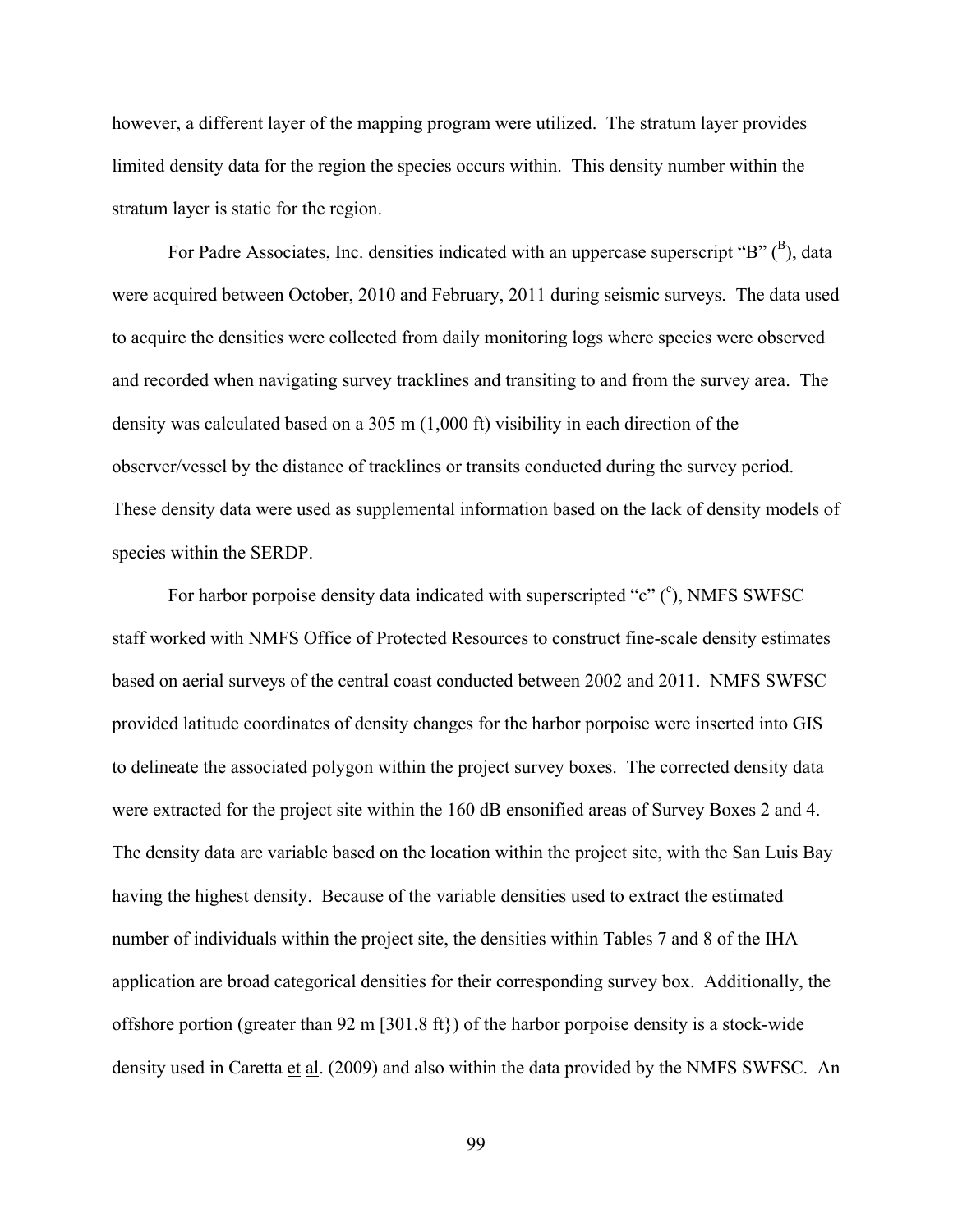however, a different layer of the mapping program were utilized. The stratum layer provides limited density data for the region the species occurs within. This density number within the stratum layer is static for the region.

For Padre Associates, Inc. densities indicated with an uppercase superscript "B" ([B]), data were acquired between October, 2010 and February, 2011 during seismic surveys. The data used to acquire the densities were collected from daily monitoring logs where species were observed and recorded when navigating survey tracklines and transiting to and from the survey area. The density was calculated based on a 305 m (1,000 ft) visibility in each direction of the observer/vessel by the distance of tracklines or transits conducted during the survey period. These density data were used as supplemental information based on the lack of density models of species within the SERDP.

For harbor porpoise density data indicated with superscripted "c" ([c]), NMFS SWFSC staff worked with NMFS Office of Protected Resources to construct fine-scale density estimates based on aerial surveys of the central coast conducted between 2002 and 2011. NMFS SWFSC provided latitude coordinates of density changes for the harbor porpoise were inserted into GIS to delineate the associated polygon within the project survey boxes. The corrected density data were extracted for the project site within the 160 dB ensonified areas of Survey Boxes 2 and 4. The density data are variable based on the location within the project site, with the San Luis Bay having the highest density. Because of the variable densities used to extract the estimated number of individuals within the project site, the densities within Tables 7 and 8 of the IHA application are broad categorical densities for their corresponding survey box. Additionally, the offshore portion (greater than 92 m [301.8 ft}) of the harbor porpoise density is a stock-wide density used in Caretta et al. (2009) and also within the data provided by the NMFS SWFSC. An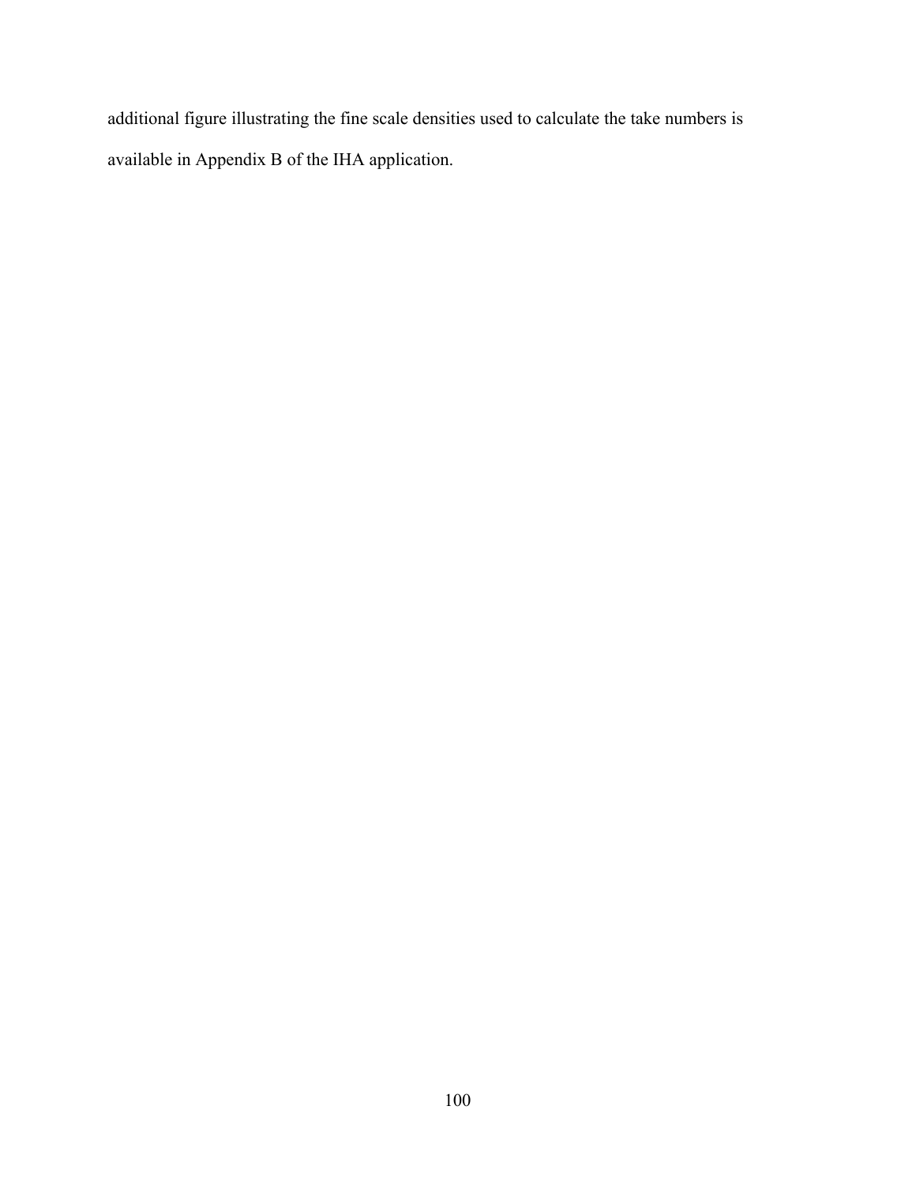additional figure illustrating the fine scale densities used to calculate the take numbers is available in Appendix B of the IHA application.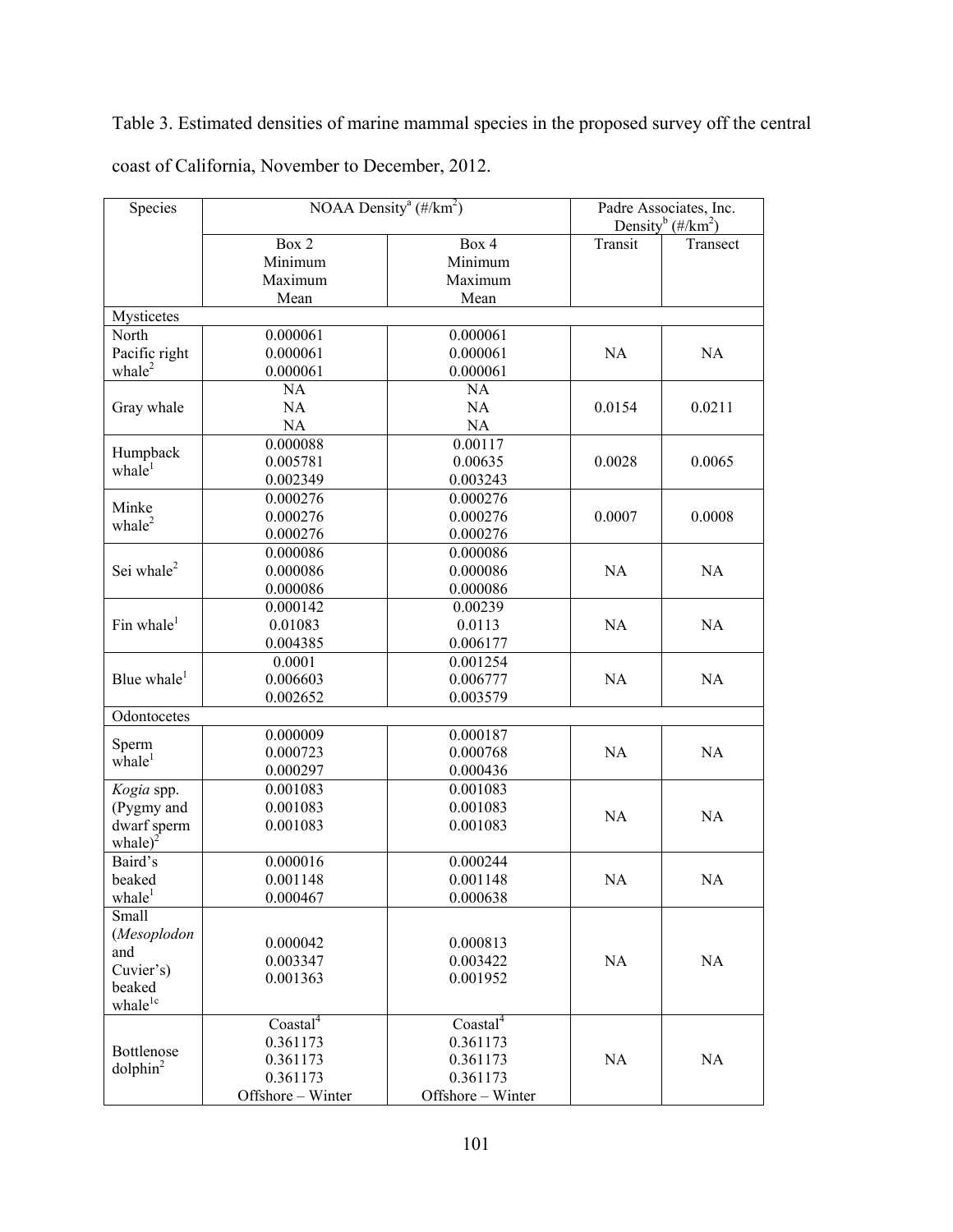Table 3. Estimated densities of marine mammal species in the proposed survey off the central coast of California, November to December, 2012.

| Species | NOAA Density[a] (#/km$^2$) | | Padre Associates, Inc. Density[b] (#/km$^2$) | |
|---|---|---|---|---|
| | Box 2<br>Minimum<br>Maximum<br>Mean | Box 4<br>Minimum<br>Maximum<br>Mean | Transit | Transect |
| Mysticetes | | | | |
| North Pacific right whale[2] | 0.000061<br>0.000061<br>0.000061 | 0.000061<br>0.000061<br>0.000061 | NA | NA |
| Gray whale | NA<br>NA<br>NA | NA<br>NA<br>NA | 0.0154 | 0.0211 |
| Humpback whale[1] | 0.000088<br>0.005781<br>0.002349 | 0.00117<br>0.00635<br>0.003243 | 0.0028 | 0.0065 |
| Minke whale[2] | 0.000276<br>0.000276<br>0.000276 | 0.000276<br>0.000276<br>0.000276 | 0.0007 | 0.0008 |
| Sei whale[2] | 0.000086<br>0.000086<br>0.000086 | 0.000086<br>0.000086<br>0.000086 | NA | NA |
| Fin whale[1] | 0.000142<br>0.01083<br>0.004385 | 0.00239<br>0.0113<br>0.006177 | NA | NA |
| Blue whale[1] | 0.0001<br>0.006603<br>0.002652 | 0.001254<br>0.006777<br>0.003579 | NA | NA |
| Odontocetes | | | | |
| Sperm whale[1] | 0.000009<br>0.000723<br>0.000297 | 0.000187<br>0.000768<br>0.000436 | NA | NA |
| *Kogia* spp. (Pygmy and dwarf sperm whale)[2] | 0.001083<br>0.001083<br>0.001083 | 0.001083<br>0.001083<br>0.001083 | NA | NA |
| Baird's beaked whale[1] | 0.000016<br>0.001148<br>0.000467 | 0.000244<br>0.001148<br>0.000638 | NA | NA |
| Small (*Mesoplodon* and Cuvier's) beaked whale[1c] | 0.000042<br>0.003347<br>0.001363 | 0.000813<br>0.003422<br>0.001952 | NA | NA |
| Bottlenose dolphin[2] | Coastal[4]<br>0.361173<br>0.361173<br>0.361173<br>Offshore – Winter | Coastal[4]<br>0.361173<br>0.361173<br>0.361173<br>Offshore – Winter | NA | NA |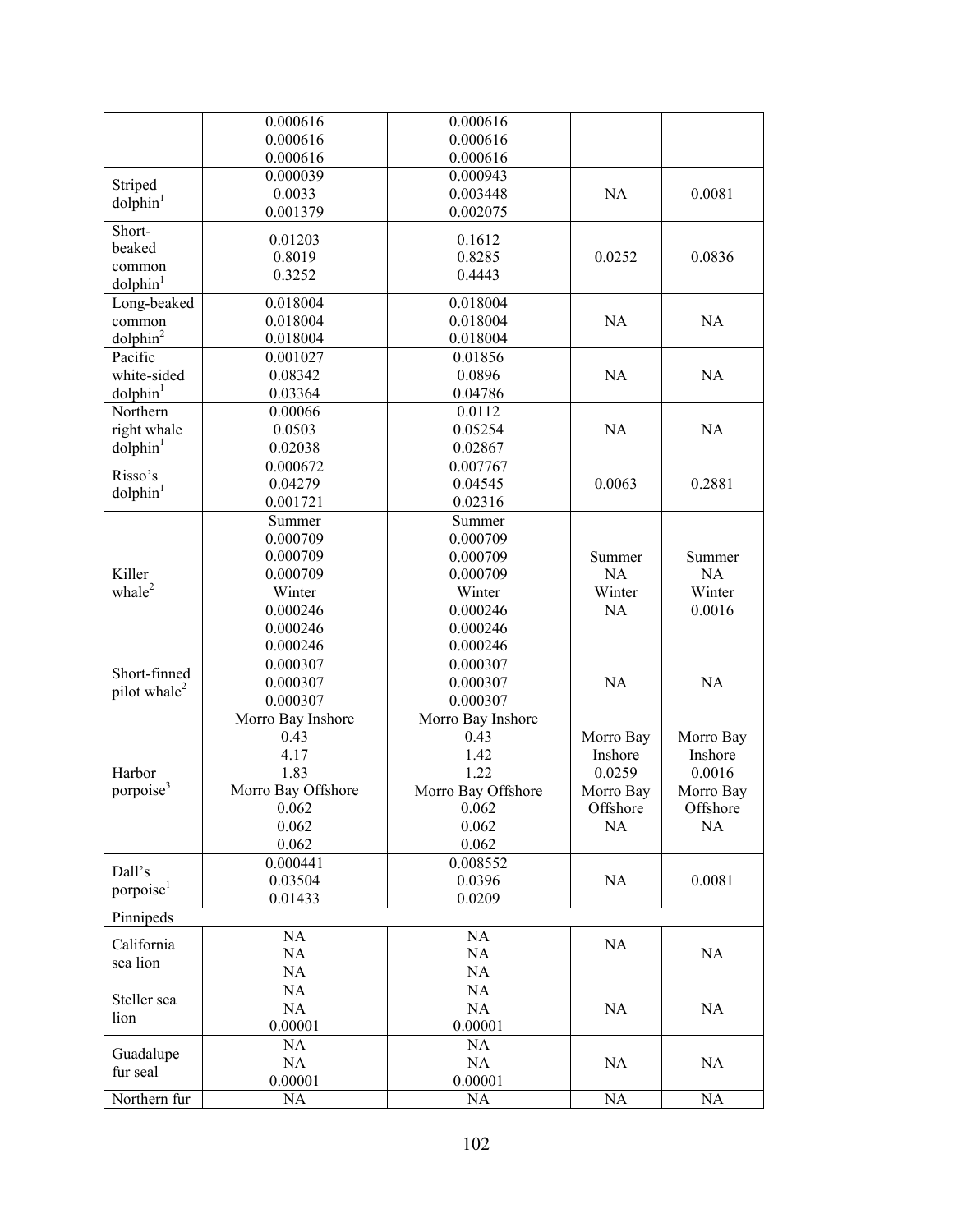| | | | | |
|---|---|---|---|---|
| | 0.000616<br>0.000616<br>0.000616 | 0.000616<br>0.000616<br>0.000616 | | |
| Striped dolphin[1] | 0.000039<br>0.0033<br>0.001379 | 0.000943<br>0.003448<br>0.002075 | NA | 0.0081 |
| Short-beaked common dolphin[1] | 0.01203<br>0.8019<br>0.3252 | 0.1612<br>0.8285<br>0.4443 | 0.0252 | 0.0836 |
| Long-beaked common dolphin[2] | 0.018004<br>0.018004<br>0.018004 | 0.018004<br>0.018004<br>0.018004 | NA | NA |
| Pacific white-sided dolphin[1] | 0.001027<br>0.08342<br>0.03364 | 0.01856<br>0.0896<br>0.04786 | NA | NA |
| Northern right whale dolphin[1] | 0.00066<br>0.0503<br>0.02038 | 0.0112<br>0.05254<br>0.02867 | NA | NA |
| Risso's dolphin[1] | 0.000672<br>0.04279<br>0.001721 | 0.007767<br>0.04545<br>0.02316 | 0.0063 | 0.2881 |
| Killer whale[2] | Summer<br>0.000709<br>0.000709<br>0.000709<br>Winter<br>0.000246<br>0.000246<br>0.000246 | Summer<br>0.000709<br>0.000709<br>0.000709<br>Winter<br>0.000246<br>0.000246<br>0.000246 | Summer<br>NA<br>Winter<br>NA | Summer<br>NA<br>Winter<br>0.0016 |
| Short-finned pilot whale[2] | 0.000307<br>0.000307<br>0.000307 | 0.000307<br>0.000307<br>0.000307 | NA | NA |
| Harbor porpoise[3] | Morro Bay Inshore<br>0.43<br>4.17<br>1.83<br>Morro Bay Offshore<br>0.062<br>0.062<br>0.062 | Morro Bay Inshore<br>0.43<br>1.42<br>1.22<br>Morro Bay Offshore<br>0.062<br>0.062<br>0.062 | Morro Bay Inshore<br>0.0259<br>Morro Bay Offshore<br>NA | Morro Bay Inshore<br>0.0016<br>Morro Bay Offshore<br>NA |
| Dall's porpoise[1] | 0.000441<br>0.03504<br>0.01433 | 0.008552<br>0.0396<br>0.0209 | NA | 0.0081 |
| Pinnipeds | | | | |
| California sea lion | NA<br>NA<br>NA | NA<br>NA<br>NA | NA | NA |
| Steller sea lion | NA<br>NA<br>0.00001 | NA<br>NA<br>0.00001 | NA | NA |
| Guadalupe fur seal | NA<br>NA<br>0.00001 | NA<br>NA<br>0.00001 | NA | NA |
| Northern fur | NA | NA | NA | NA |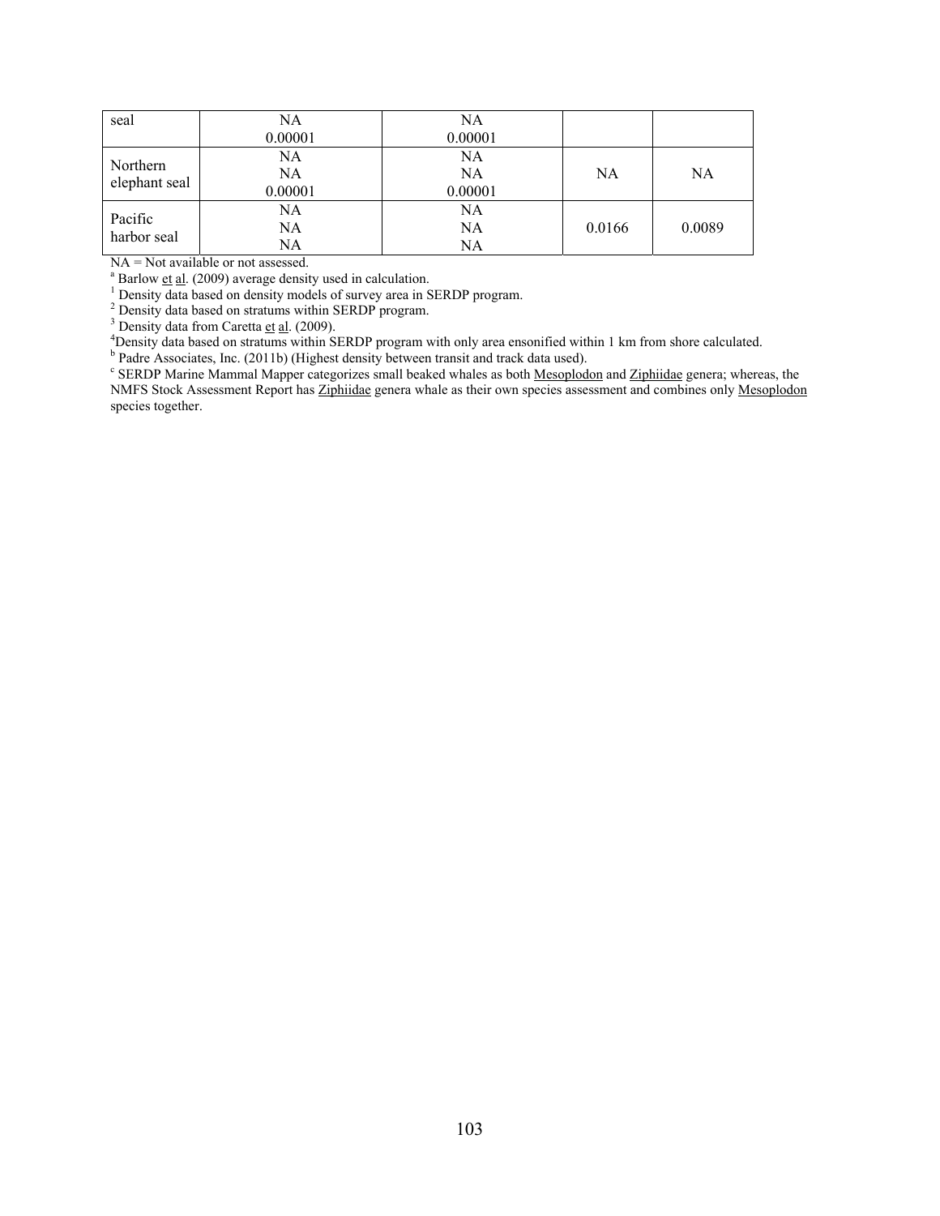| seal | NA<br>0.00001 | NA<br>0.00001 | | |
|---|---|---|---|---|
| Northern elephant seal | NA<br>NA<br>0.00001 | NA<br>NA<br>0.00001 | NA | NA |
| Pacific harbor seal | NA<br>NA<br>NA | NA<br>NA<br>NA | 0.0166 | 0.0089 |

NA = Not available or not assessed.

[a] Barlow et al. (2009) average density used in calculation.

[1] Density data based on density models of survey area in SERDP program.

[2] Density data based on stratums within SERDP program.

[3] Density data from Caretta et al. (2009).

[4]Density data based on stratums within SERDP program with only area ensonified within 1 km from shore calculated.

[b] Padre Associates, Inc. (2011b) (Highest density between transit and track data used).

[c] SERDP Marine Mammal Mapper categorizes small beaked whales as both Mesoplodon and Ziphiidae genera; whereas, the NMFS Stock Assessment Report has Ziphiidae genera whale as their own species assessment and combines only Mesoplodon species together.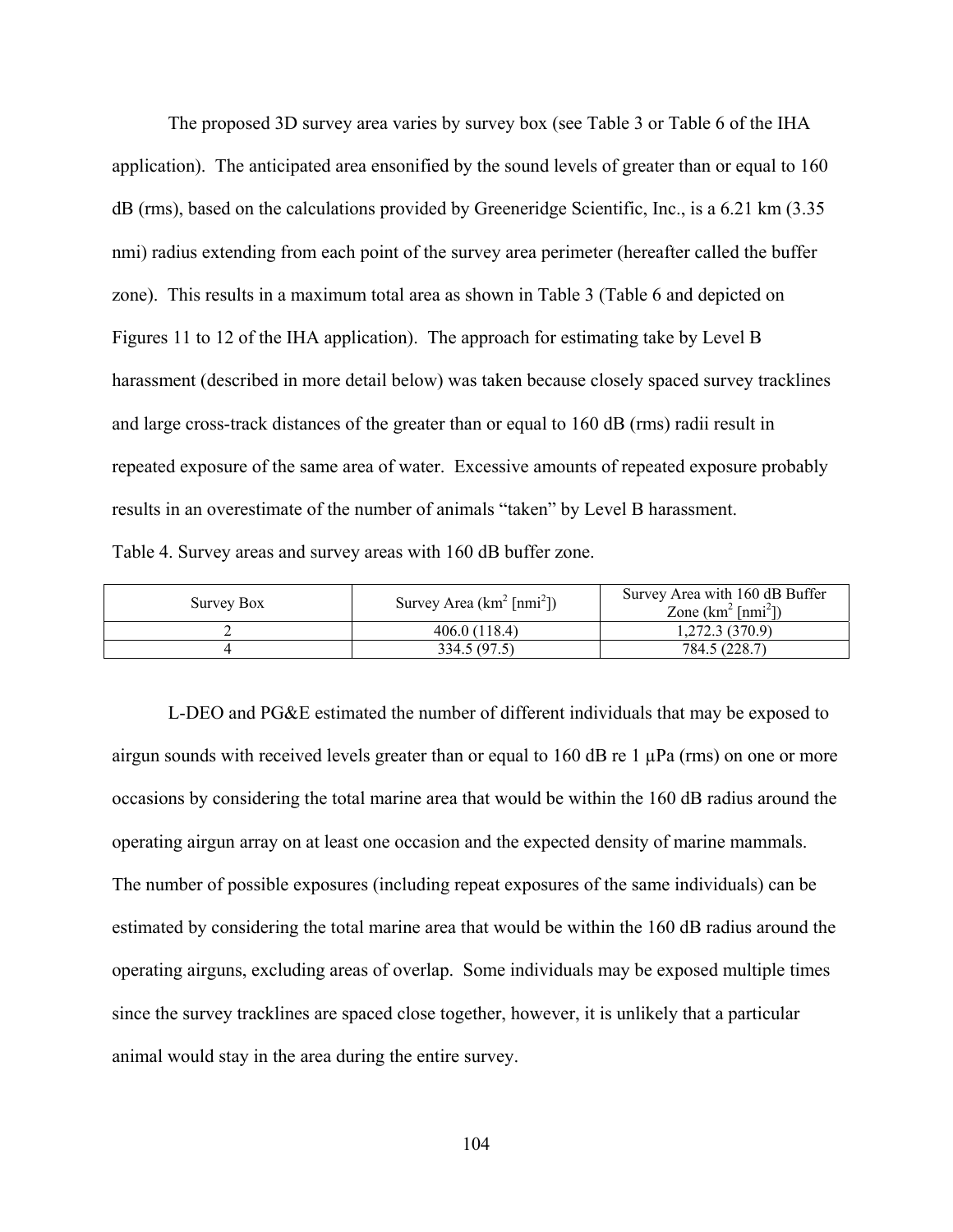The proposed 3D survey area varies by survey box (see Table 3 or Table 6 of the IHA application). The anticipated area ensonified by the sound levels of greater than or equal to 160 dB (rms), based on the calculations provided by Greeneridge Scientific, Inc., is a 6.21 km (3.35 nmi) radius extending from each point of the survey area perimeter (hereafter called the buffer zone). This results in a maximum total area as shown in Table 3 (Table 6 and depicted on Figures 11 to 12 of the IHA application). The approach for estimating take by Level B harassment (described in more detail below) was taken because closely spaced survey tracklines and large cross-track distances of the greater than or equal to 160 dB (rms) radii result in repeated exposure of the same area of water. Excessive amounts of repeated exposure probably results in an overestimate of the number of animals "taken" by Level B harassment.

Table 4. Survey areas and survey areas with 160 dB buffer zone.

| Survey Box | Survey Area ($km^2$ [$nmi^2$]) | Survey Area with 160 dB Buffer Zone ($km^2$ [$nmi^2$]) |
|---|---|---|
| 2 | 406.0 (118.4) | 1,272.3 (370.9) |
| 4 | 334.5 (97.5) | 784.5 (228.7) |

L-DEO and PG&E estimated the number of different individuals that may be exposed to airgun sounds with received levels greater than or equal to 160 dB re 1 µPa (rms) on one or more occasions by considering the total marine area that would be within the 160 dB radius around the operating airgun array on at least one occasion and the expected density of marine mammals. The number of possible exposures (including repeat exposures of the same individuals) can be estimated by considering the total marine area that would be within the 160 dB radius around the operating airguns, excluding areas of overlap. Some individuals may be exposed multiple times since the survey tracklines are spaced close together, however, it is unlikely that a particular animal would stay in the area during the entire survey.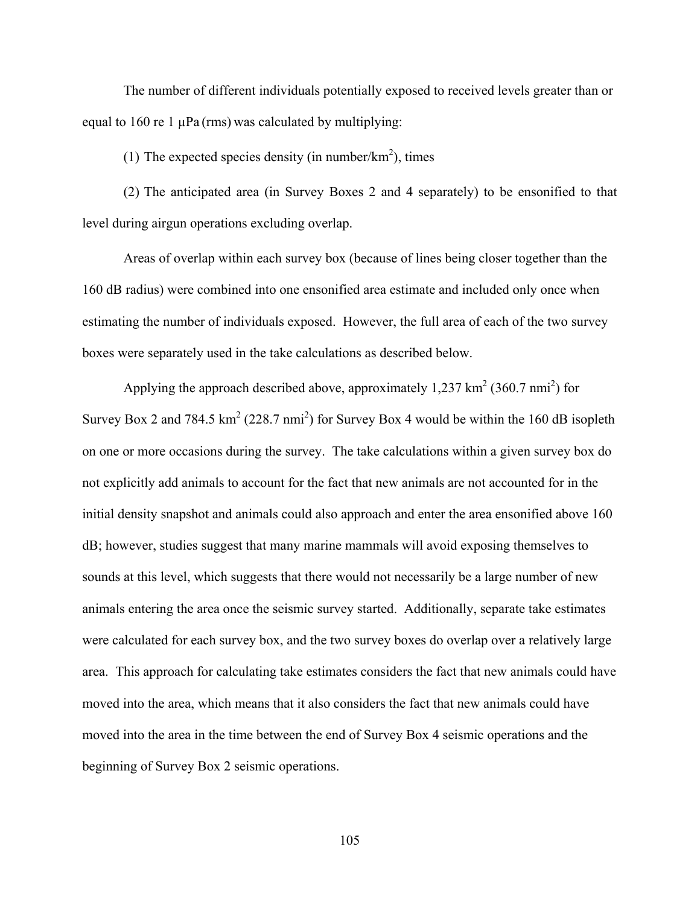The number of different individuals potentially exposed to received levels greater than or equal to 160 re 1 μPa (rms) was calculated by multiplying:

(1) The expected species density (in number/$km^2$), times

(2) The anticipated area (in Survey Boxes 2 and 4 separately) to be ensonified to that level during airgun operations excluding overlap.

Areas of overlap within each survey box (because of lines being closer together than the 160 dB radius) were combined into one ensonified area estimate and included only once when estimating the number of individuals exposed. However, the full area of each of the two survey boxes were separately used in the take calculations as described below.

Applying the approach described above, approximately 1,237 $km^2$ (360.7 $nmi^2$) for Survey Box 2 and 784.5 $km^2$ (228.7 $nmi^2$) for Survey Box 4 would be within the 160 dB isopleth on one or more occasions during the survey. The take calculations within a given survey box do not explicitly add animals to account for the fact that new animals are not accounted for in the initial density snapshot and animals could also approach and enter the area ensonified above 160 dB; however, studies suggest that many marine mammals will avoid exposing themselves to sounds at this level, which suggests that there would not necessarily be a large number of new animals entering the area once the seismic survey started. Additionally, separate take estimates were calculated for each survey box, and the two survey boxes do overlap over a relatively large area. This approach for calculating take estimates considers the fact that new animals could have moved into the area, which means that it also considers the fact that new animals could have moved into the area in the time between the end of Survey Box 4 seismic operations and the beginning of Survey Box 2 seismic operations.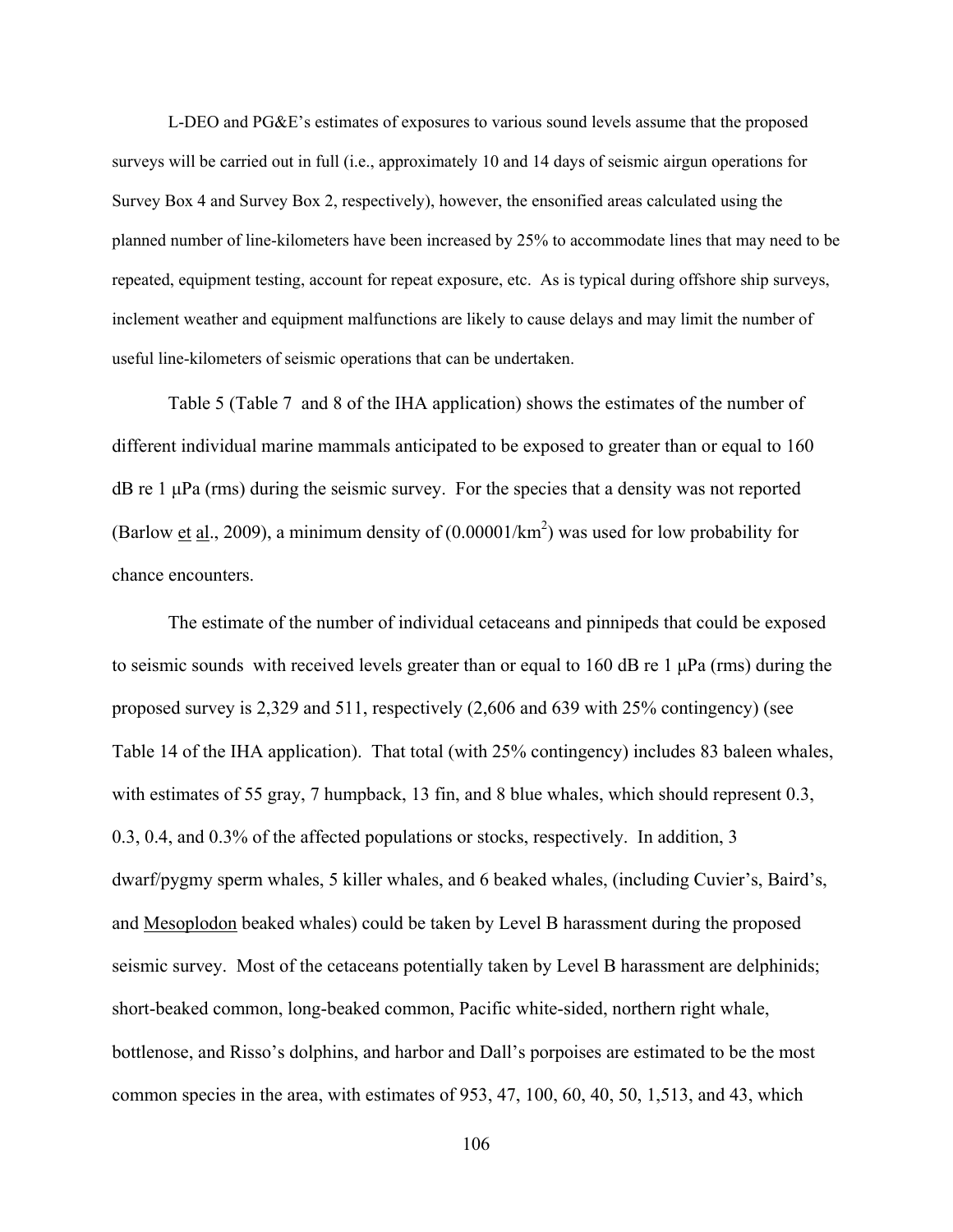L-DEO and PG&E's estimates of exposures to various sound levels assume that the proposed surveys will be carried out in full (i.e., approximately 10 and 14 days of seismic airgun operations for Survey Box 4 and Survey Box 2, respectively), however, the ensonified areas calculated using the planned number of line-kilometers have been increased by 25% to accommodate lines that may need to be repeated, equipment testing, account for repeat exposure, etc. As is typical during offshore ship surveys, inclement weather and equipment malfunctions are likely to cause delays and may limit the number of useful line-kilometers of seismic operations that can be undertaken.

Table 5 (Table 7 and 8 of the IHA application) shows the estimates of the number of different individual marine mammals anticipated to be exposed to greater than or equal to 160 dB re 1 μPa (rms) during the seismic survey. For the species that a density was not reported (Barlow et al., 2009), a minimum density of ($0.00001/km^2$) was used for low probability for chance encounters.

The estimate of the number of individual cetaceans and pinnipeds that could be exposed to seismic sounds with received levels greater than or equal to 160 dB re 1 μPa (rms) during the proposed survey is 2,329 and 511, respectively (2,606 and 639 with 25% contingency) (see Table 14 of the IHA application). That total (with 25% contingency) includes 83 baleen whales, with estimates of 55 gray, 7 humpback, 13 fin, and 8 blue whales, which should represent 0.3, 0.3, 0.4, and 0.3% of the affected populations or stocks, respectively. In addition, 3 dwarf/pygmy sperm whales, 5 killer whales, and 6 beaked whales, (including Cuvier's, Baird's, and Mesoplodon beaked whales) could be taken by Level B harassment during the proposed seismic survey. Most of the cetaceans potentially taken by Level B harassment are delphinids; short-beaked common, long-beaked common, Pacific white-sided, northern right whale, bottlenose, and Risso's dolphins, and harbor and Dall's porpoises are estimated to be the most common species in the area, with estimates of 953, 47, 100, 60, 40, 50, 1,513, and 43, which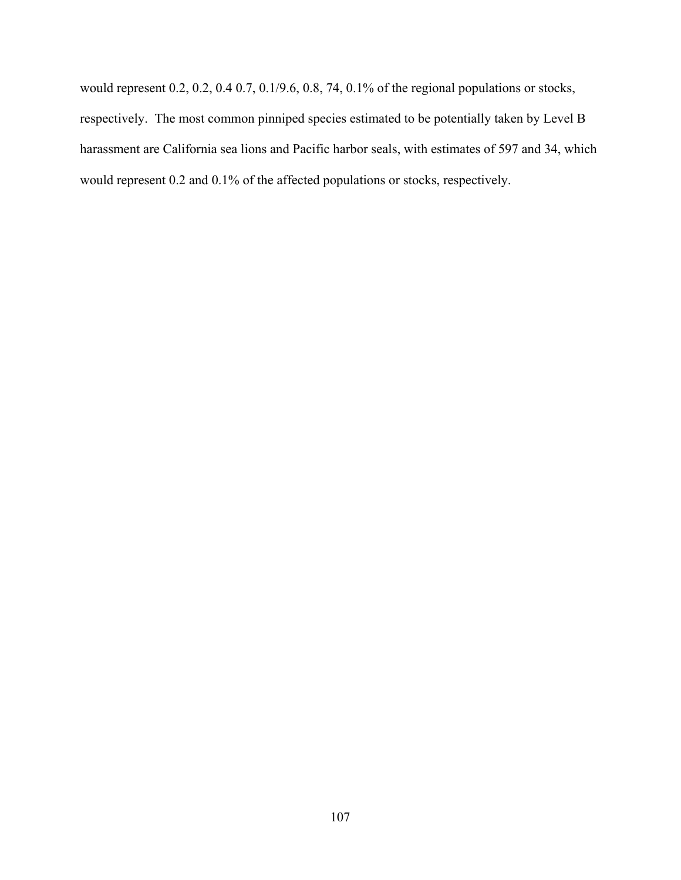would represent 0.2, 0.2, 0.4 0.7, 0.1/9.6, 0.8, 74, 0.1% of the regional populations or stocks, respectively. The most common pinniped species estimated to be potentially taken by Level B harassment are California sea lions and Pacific harbor seals, with estimates of 597 and 34, which would represent 0.2 and 0.1% of the affected populations or stocks, respectively.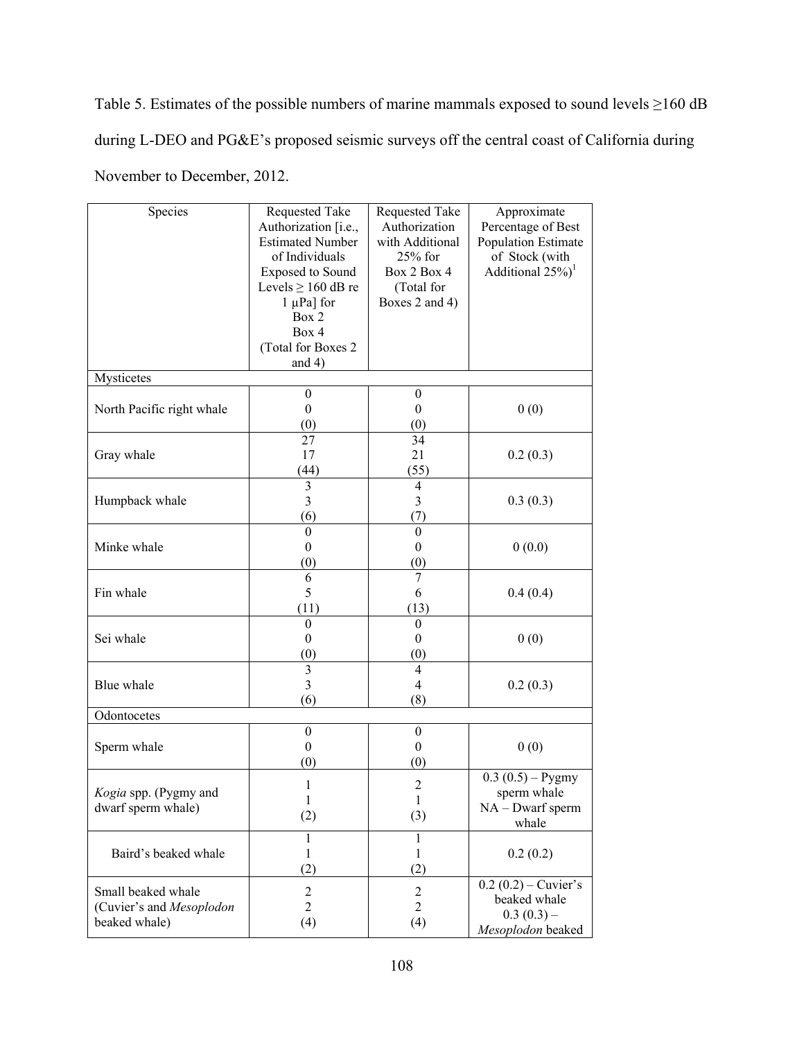Table 5. Estimates of the possible numbers of marine mammals exposed to sound levels ≥160 dB during L-DEO and PG&E's proposed seismic surveys off the central coast of California during November to December, 2012.

| Species | Requested Take Authorization [i.e., Estimated Number of Individuals Exposed to Sound Levels ≥ 160 dB re 1 μPa] for Box 2 Box 4 (Total for Boxes 2 and 4) | Requested Take Authorization with Additional 25% for Box 2 Box 4 (Total for Boxes 2 and 4) | Approximate Percentage of Best Population Estimate of Stock (with Additional 25%)[1] |
|---|---|---|---|
| Mysticetes | | | |
| North Pacific right whale | 0 0 (0) | 0 0 (0) | 0 (0) |
| Gray whale | 27 17 (44) | 34 21 (55) | 0.2 (0.3) |
| Humpback whale | 3 3 (6) | 4 3 (7) | 0.3 (0.3) |
| Minke whale | 0 0 (0) | 0 0 (0) | 0 (0.0) |
| Fin whale | 6 5 (11) | 7 6 (13) | 0.4 (0.4) |
| Sei whale | 0 0 (0) | 0 0 (0) | 0 (0) |
| Blue whale | 3 3 (6) | 4 4 (8) | 0.2 (0.3) |
| Odontocetes | | | |
| Sperm whale | 0 0 (0) | 0 0 (0) | 0 (0) |
| *Kogia* spp. (Pygmy and dwarf sperm whale) | 1 1 (2) | 2 1 (3) | 0.3 (0.5) – Pygmy sperm whale NA – Dwarf sperm whale |
| Baird's beaked whale | 1 1 (2) | 1 1 (2) | 0.2 (0.2) |
| Small beaked whale (Cuvier's and *Mesoplodon* beaked whale) | 2 2 (4) | 2 2 (4) | 0.2 (0.2) – Cuvier's beaked whale 0.3 (0.3) – *Mesoplodon* beaked |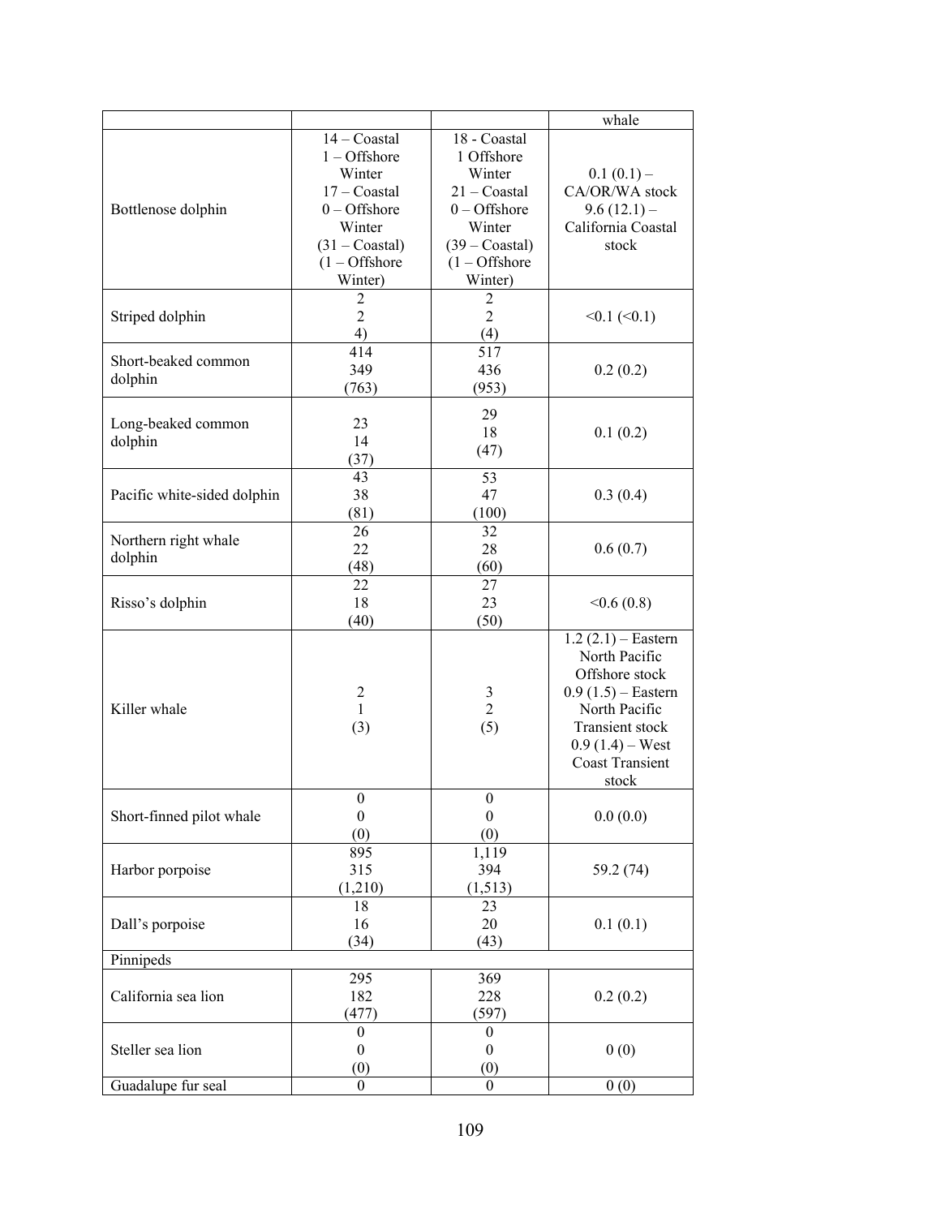| | | | |
|---|---|---|---|
| | | | whale |
| Bottlenose dolphin | 14 – Coastal<br>1 – Offshore<br>Winter<br>17 – Coastal<br>0 – Offshore<br>Winter<br>(31 – Coastal)<br>(1 – Offshore<br>Winter) | 18 - Coastal<br>1 Offshore<br>Winter<br>21 – Coastal<br>0 – Offshore<br>Winter<br>(39 – Coastal)<br>(1 – Offshore<br>Winter) | 0.1 (0.1) –<br>CA/OR/WA stock<br>9.6 (12.1) –<br>California Coastal<br>stock |
| Striped dolphin | 2<br>2<br>4) | 2<br>2<br>(4) | <0.1 (<0.1) |
| Short-beaked common dolphin | 414<br>349<br>(763) | 517<br>436<br>(953) | 0.2 (0.2) |
| Long-beaked common dolphin | 23<br>14<br>(37) | 29<br>18<br>(47) | 0.1 (0.2) |
| Pacific white-sided dolphin | 43<br>38<br>(81) | 53<br>47<br>(100) | 0.3 (0.4) |
| Northern right whale dolphin | 26<br>22<br>(48) | 32<br>28<br>(60) | 0.6 (0.7) |
| Risso's dolphin | 22<br>18<br>(40) | 27<br>23<br>(50) | <0.6 (0.8) |
| Killer whale | 2<br>1<br>(3) | 3<br>2<br>(5) | 1.2 (2.1) – Eastern<br>North Pacific<br>Offshore stock<br>0.9 (1.5) – Eastern<br>North Pacific<br>Transient stock<br>0.9 (1.4) – West<br>Coast Transient<br>stock |
| Short-finned pilot whale | 0<br>0<br>(0) | 0<br>0<br>(0) | 0.0 (0.0) |
| Harbor porpoise | 895<br>315<br>(1,210) | 1,119<br>394<br>(1,513) | 59.2 (74) |
| Dall's porpoise | 18<br>16<br>(34) | 23<br>20<br>(43) | 0.1 (0.1) |
| Pinnipeds | | | |
| California sea lion | 295<br>182<br>(477) | 369<br>228<br>(597) | 0.2 (0.2) |
| Steller sea lion | 0<br>0<br>(0) | 0<br>0<br>(0) | 0 (0) |
| Guadalupe fur seal | 0 | 0 | 0 (0) |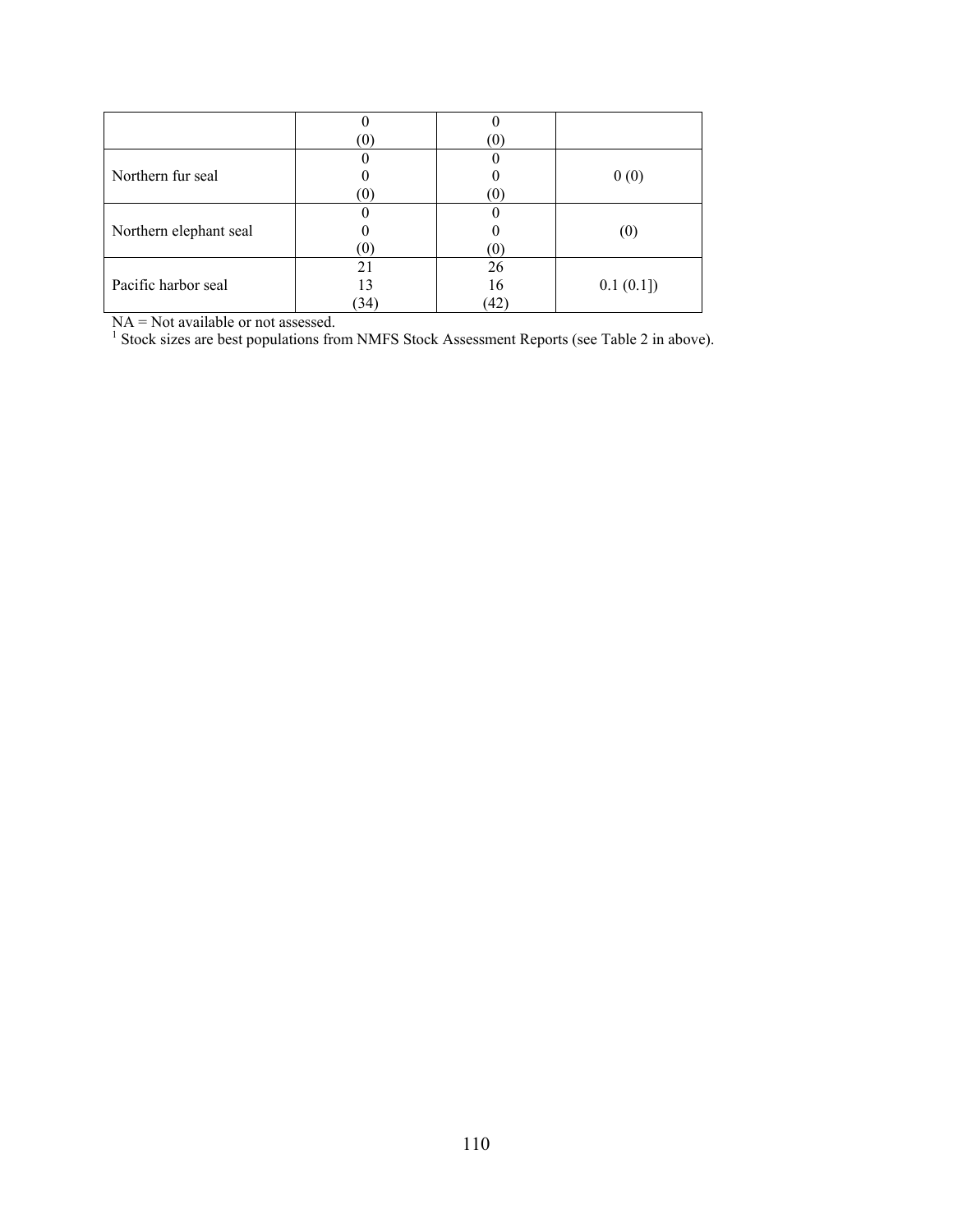| | | | |
|---|---|---|---|
| | 0<br>(0) | 0<br>(0) | |
| Northern fur seal | 0<br>0<br>(0) | 0<br>0<br>(0) | 0 (0) |
| Northern elephant seal | 0<br>0<br>(0) | 0<br>0<br>(0) | (0) |
| Pacific harbor seal | 21<br>13<br>(34) | 26<br>16<br>(42) | 0.1 (0.1]) |

NA = Not available or not assessed.
[1] Stock sizes are best populations from NMFS Stock Assessment Reports (see Table 2 in above).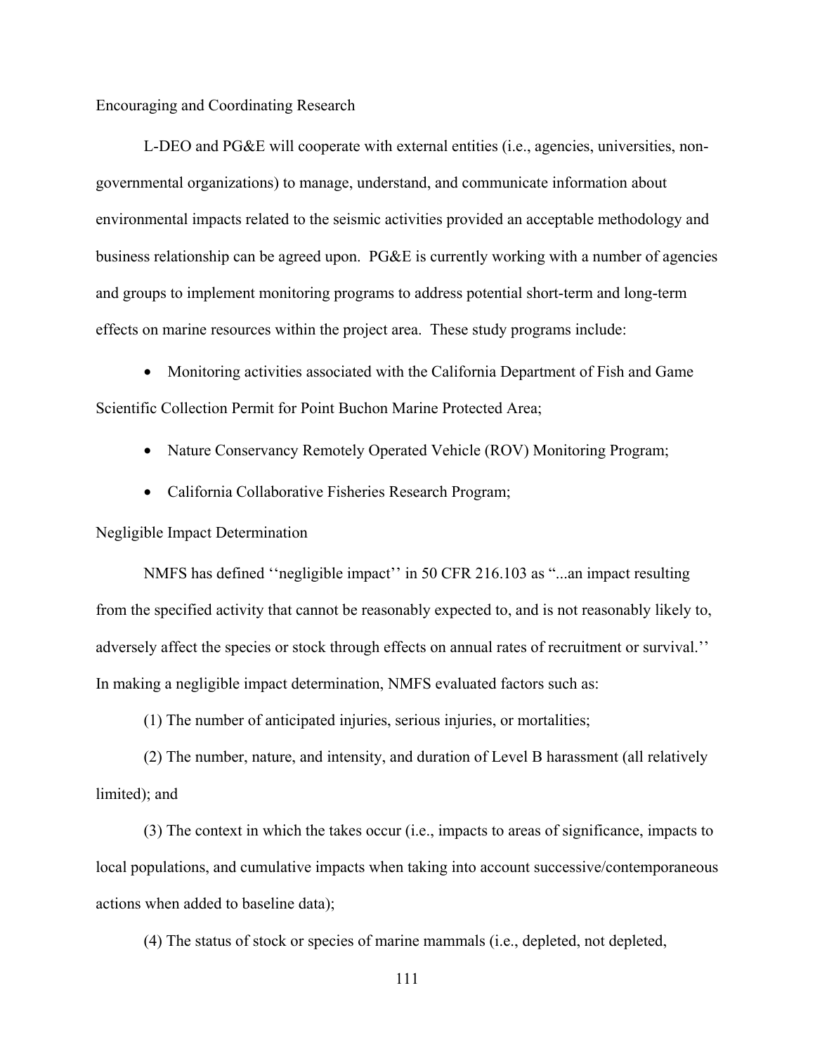Encouraging and Coordinating Research

L-DEO and PG&E will cooperate with external entities (i.e., agencies, universities, non-governmental organizations) to manage, understand, and communicate information about environmental impacts related to the seismic activities provided an acceptable methodology and business relationship can be agreed upon. PG&E is currently working with a number of agencies and groups to implement monitoring programs to address potential short-term and long-term effects on marine resources within the project area. These study programs include:

- Monitoring activities associated with the California Department of Fish and Game Scientific Collection Permit for Point Buchon Marine Protected Area;
- Nature Conservancy Remotely Operated Vehicle (ROV) Monitoring Program;
- California Collaborative Fisheries Research Program;

Negligible Impact Determination

NMFS has defined ''negligible impact'' in 50 CFR 216.103 as "...an impact resulting from the specified activity that cannot be reasonably expected to, and is not reasonably likely to, adversely affect the species or stock through effects on annual rates of recruitment or survival.'' In making a negligible impact determination, NMFS evaluated factors such as:

(1) The number of anticipated injuries, serious injuries, or mortalities;

(2) The number, nature, and intensity, and duration of Level B harassment (all relatively limited); and

(3) The context in which the takes occur (i.e., impacts to areas of significance, impacts to local populations, and cumulative impacts when taking into account successive/contemporaneous actions when added to baseline data);

(4) The status of stock or species of marine mammals (i.e., depleted, not depleted,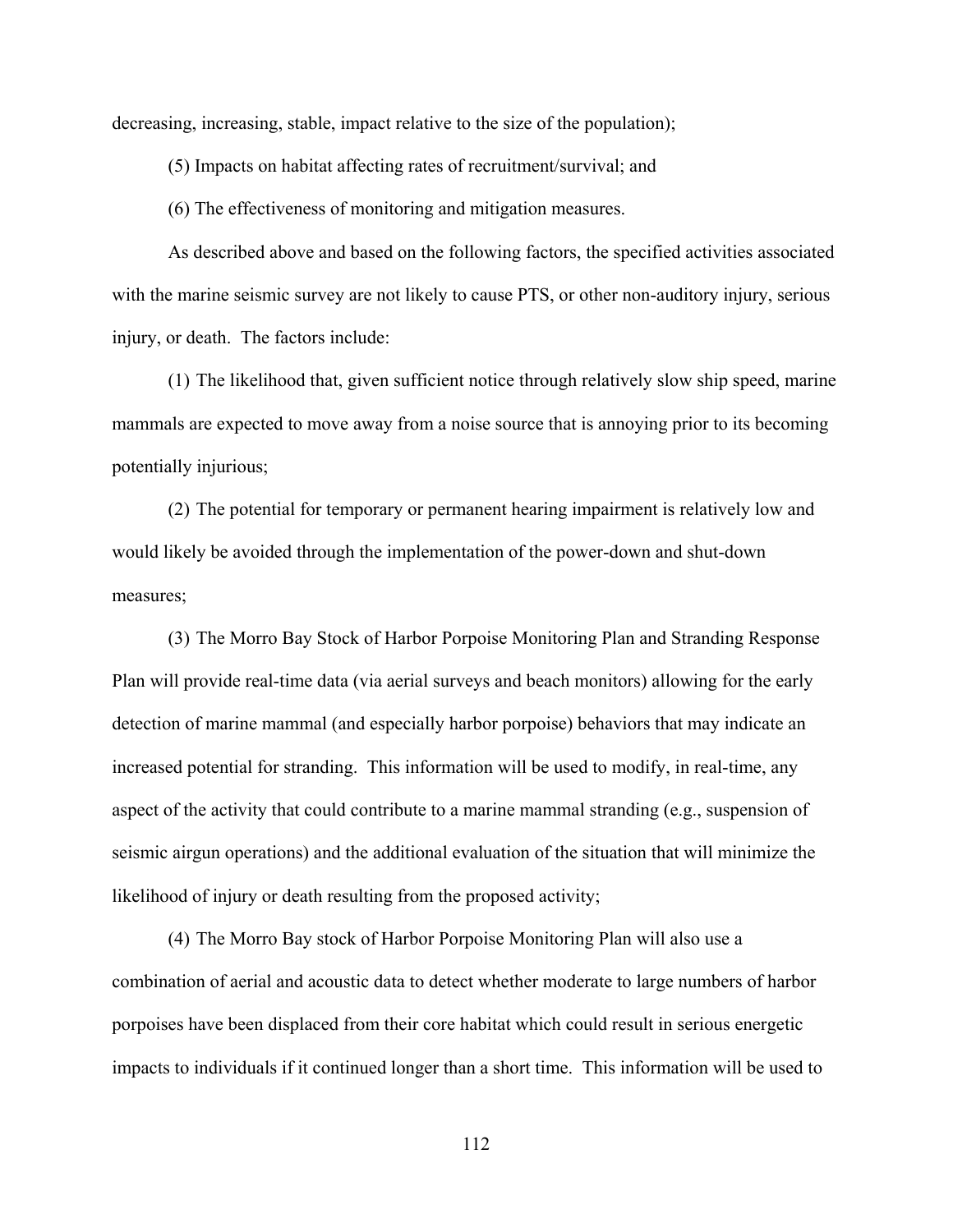decreasing, increasing, stable, impact relative to the size of the population);

(5) Impacts on habitat affecting rates of recruitment/survival; and

(6) The effectiveness of monitoring and mitigation measures.

As described above and based on the following factors, the specified activities associated with the marine seismic survey are not likely to cause PTS, or other non-auditory injury, serious injury, or death. The factors include:

(1) The likelihood that, given sufficient notice through relatively slow ship speed, marine mammals are expected to move away from a noise source that is annoying prior to its becoming potentially injurious;

(2) The potential for temporary or permanent hearing impairment is relatively low and would likely be avoided through the implementation of the power-down and shut-down measures;

(3) The Morro Bay Stock of Harbor Porpoise Monitoring Plan and Stranding Response Plan will provide real-time data (via aerial surveys and beach monitors) allowing for the early detection of marine mammal (and especially harbor porpoise) behaviors that may indicate an increased potential for stranding. This information will be used to modify, in real-time, any aspect of the activity that could contribute to a marine mammal stranding (e.g., suspension of seismic airgun operations) and the additional evaluation of the situation that will minimize the likelihood of injury or death resulting from the proposed activity;

(4) The Morro Bay stock of Harbor Porpoise Monitoring Plan will also use a combination of aerial and acoustic data to detect whether moderate to large numbers of harbor porpoises have been displaced from their core habitat which could result in serious energetic impacts to individuals if it continued longer than a short time. This information will be used to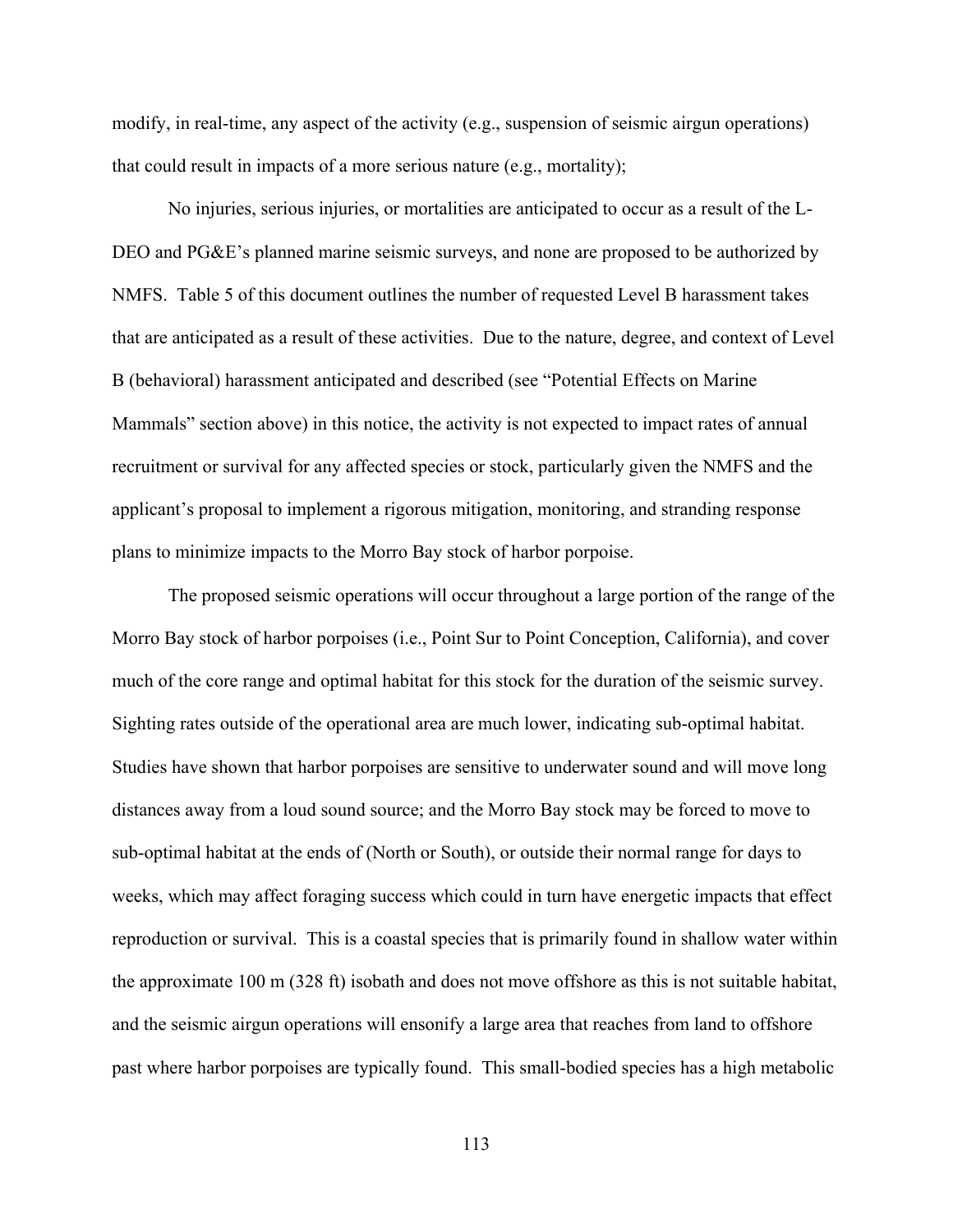modify, in real-time, any aspect of the activity (e.g., suspension of seismic airgun operations) that could result in impacts of a more serious nature (e.g., mortality);

No injuries, serious injuries, or mortalities are anticipated to occur as a result of the L-DEO and PG&E's planned marine seismic surveys, and none are proposed to be authorized by NMFS. Table 5 of this document outlines the number of requested Level B harassment takes that are anticipated as a result of these activities. Due to the nature, degree, and context of Level B (behavioral) harassment anticipated and described (see "Potential Effects on Marine Mammals" section above) in this notice, the activity is not expected to impact rates of annual recruitment or survival for any affected species or stock, particularly given the NMFS and the applicant's proposal to implement a rigorous mitigation, monitoring, and stranding response plans to minimize impacts to the Morro Bay stock of harbor porpoise.

The proposed seismic operations will occur throughout a large portion of the range of the Morro Bay stock of harbor porpoises (i.e., Point Sur to Point Conception, California), and cover much of the core range and optimal habitat for this stock for the duration of the seismic survey. Sighting rates outside of the operational area are much lower, indicating sub-optimal habitat. Studies have shown that harbor porpoises are sensitive to underwater sound and will move long distances away from a loud sound source; and the Morro Bay stock may be forced to move to sub-optimal habitat at the ends of (North or South), or outside their normal range for days to weeks, which may affect foraging success which could in turn have energetic impacts that effect reproduction or survival. This is a coastal species that is primarily found in shallow water within the approximate 100 m (328 ft) isobath and does not move offshore as this is not suitable habitat, and the seismic airgun operations will ensonify a large area that reaches from land to offshore past where harbor porpoises are typically found. This small-bodied species has a high metabolic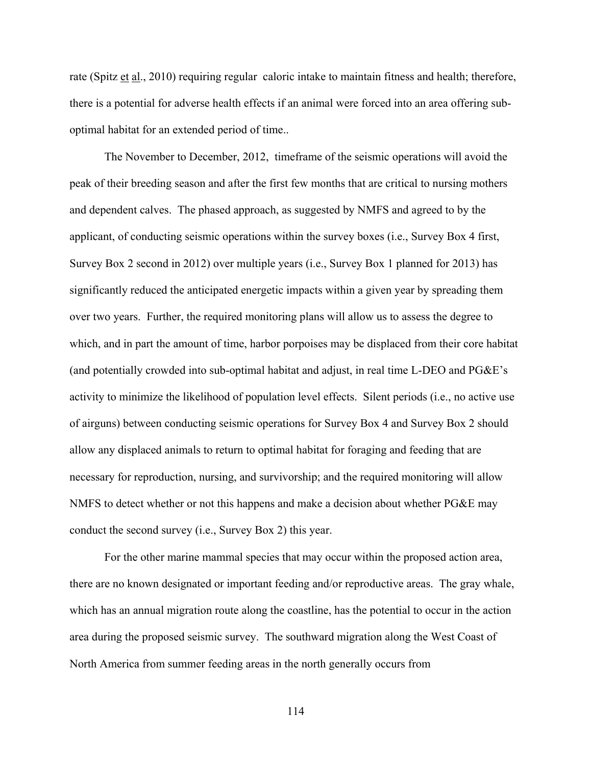rate (Spitz et al., 2010) requiring regular caloric intake to maintain fitness and health; therefore, there is a potential for adverse health effects if an animal were forced into an area offering sub-optimal habitat for an extended period of time..

The November to December, 2012, timeframe of the seismic operations will avoid the peak of their breeding season and after the first few months that are critical to nursing mothers and dependent calves. The phased approach, as suggested by NMFS and agreed to by the applicant, of conducting seismic operations within the survey boxes (i.e., Survey Box 4 first, Survey Box 2 second in 2012) over multiple years (i.e., Survey Box 1 planned for 2013) has significantly reduced the anticipated energetic impacts within a given year by spreading them over two years. Further, the required monitoring plans will allow us to assess the degree to which, and in part the amount of time, harbor porpoises may be displaced from their core habitat (and potentially crowded into sub-optimal habitat and adjust, in real time L-DEO and PG&E's activity to minimize the likelihood of population level effects. Silent periods (i.e., no active use of airguns) between conducting seismic operations for Survey Box 4 and Survey Box 2 should allow any displaced animals to return to optimal habitat for foraging and feeding that are necessary for reproduction, nursing, and survivorship; and the required monitoring will allow NMFS to detect whether or not this happens and make a decision about whether PG&E may conduct the second survey (i.e., Survey Box 2) this year.

For the other marine mammal species that may occur within the proposed action area, there are no known designated or important feeding and/or reproductive areas. The gray whale, which has an annual migration route along the coastline, has the potential to occur in the action area during the proposed seismic survey. The southward migration along the West Coast of North America from summer feeding areas in the north generally occurs from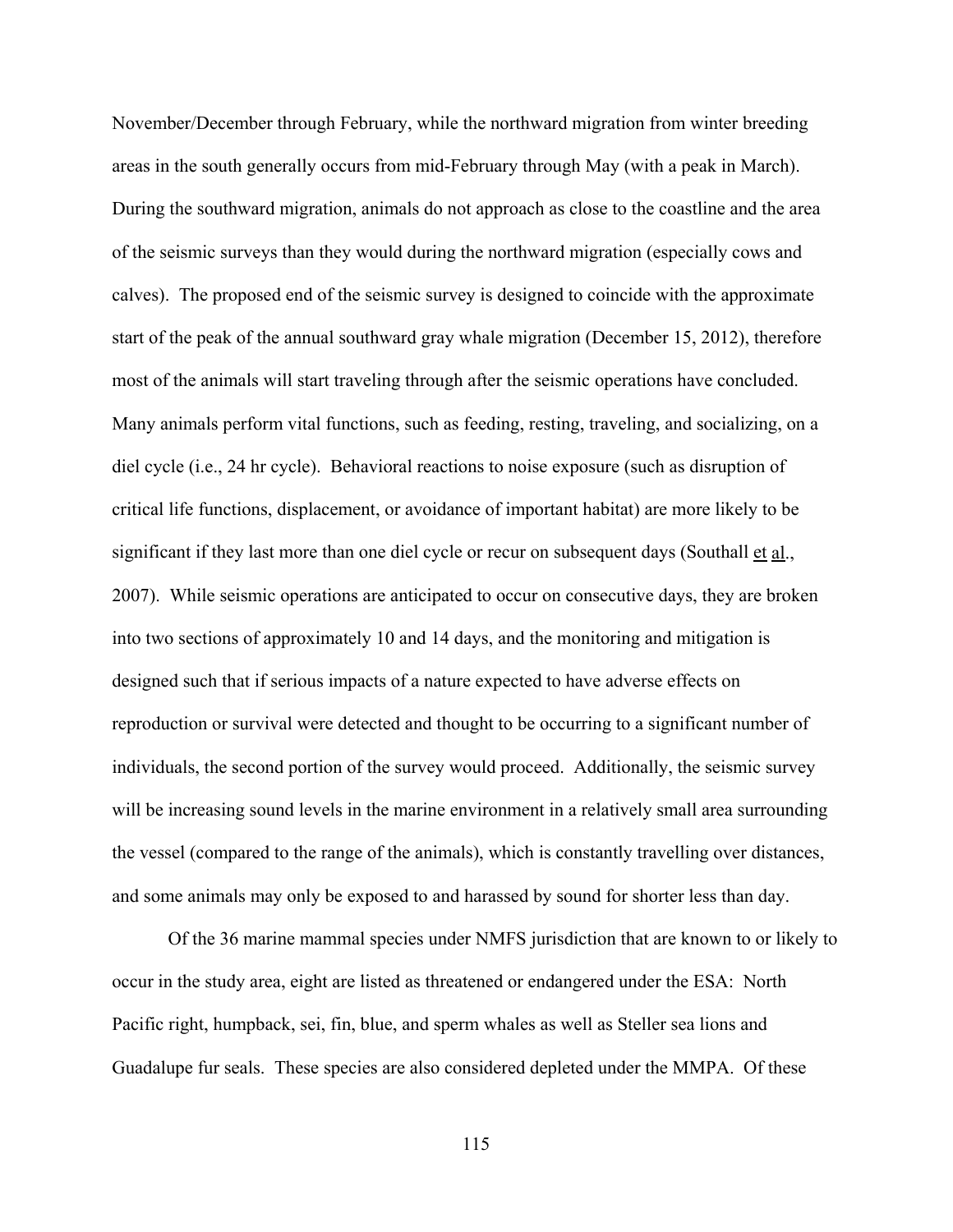November/December through February, while the northward migration from winter breeding areas in the south generally occurs from mid-February through May (with a peak in March). During the southward migration, animals do not approach as close to the coastline and the area of the seismic surveys than they would during the northward migration (especially cows and calves). The proposed end of the seismic survey is designed to coincide with the approximate start of the peak of the annual southward gray whale migration (December 15, 2012), therefore most of the animals will start traveling through after the seismic operations have concluded. Many animals perform vital functions, such as feeding, resting, traveling, and socializing, on a diel cycle (i.e., 24 hr cycle). Behavioral reactions to noise exposure (such as disruption of critical life functions, displacement, or avoidance of important habitat) are more likely to be significant if they last more than one diel cycle or recur on subsequent days (Southall et al., 2007). While seismic operations are anticipated to occur on consecutive days, they are broken into two sections of approximately 10 and 14 days, and the monitoring and mitigation is designed such that if serious impacts of a nature expected to have adverse effects on reproduction or survival were detected and thought to be occurring to a significant number of individuals, the second portion of the survey would proceed. Additionally, the seismic survey will be increasing sound levels in the marine environment in a relatively small area surrounding the vessel (compared to the range of the animals), which is constantly travelling over distances, and some animals may only be exposed to and harassed by sound for shorter less than day.

Of the 36 marine mammal species under NMFS jurisdiction that are known to or likely to occur in the study area, eight are listed as threatened or endangered under the ESA: North Pacific right, humpback, sei, fin, blue, and sperm whales as well as Steller sea lions and Guadalupe fur seals. These species are also considered depleted under the MMPA. Of these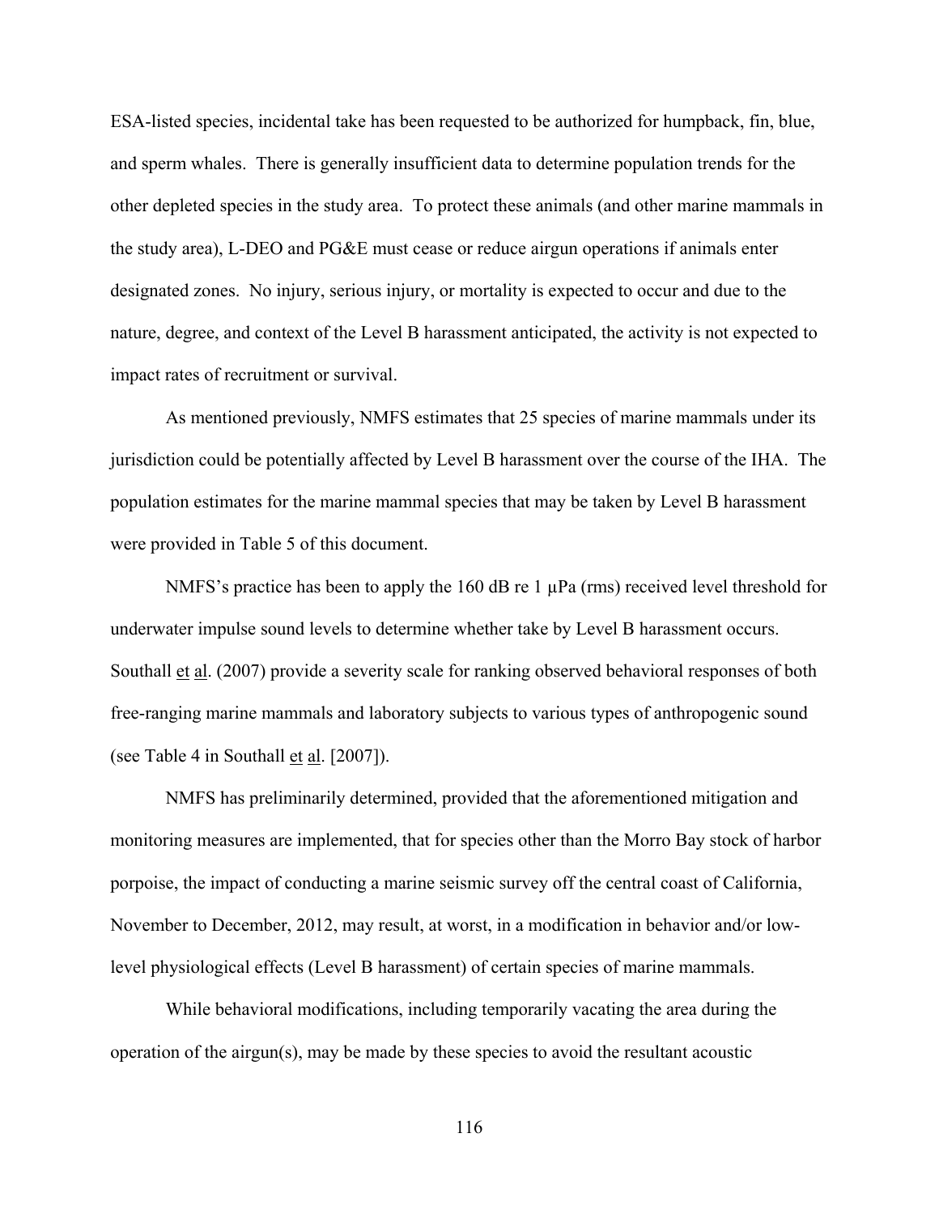ESA-listed species, incidental take has been requested to be authorized for humpback, fin, blue, and sperm whales. There is generally insufficient data to determine population trends for the other depleted species in the study area. To protect these animals (and other marine mammals in the study area), L-DEO and PG&E must cease or reduce airgun operations if animals enter designated zones. No injury, serious injury, or mortality is expected to occur and due to the nature, degree, and context of the Level B harassment anticipated, the activity is not expected to impact rates of recruitment or survival.

As mentioned previously, NMFS estimates that 25 species of marine mammals under its jurisdiction could be potentially affected by Level B harassment over the course of the IHA. The population estimates for the marine mammal species that may be taken by Level B harassment were provided in Table 5 of this document.

NMFS's practice has been to apply the 160 dB re 1 μPa (rms) received level threshold for underwater impulse sound levels to determine whether take by Level B harassment occurs. Southall et al. (2007) provide a severity scale for ranking observed behavioral responses of both free-ranging marine mammals and laboratory subjects to various types of anthropogenic sound (see Table 4 in Southall et al. [2007]).

NMFS has preliminarily determined, provided that the aforementioned mitigation and monitoring measures are implemented, that for species other than the Morro Bay stock of harbor porpoise, the impact of conducting a marine seismic survey off the central coast of California, November to December, 2012, may result, at worst, in a modification in behavior and/or low-level physiological effects (Level B harassment) of certain species of marine mammals.

While behavioral modifications, including temporarily vacating the area during the operation of the airgun(s), may be made by these species to avoid the resultant acoustic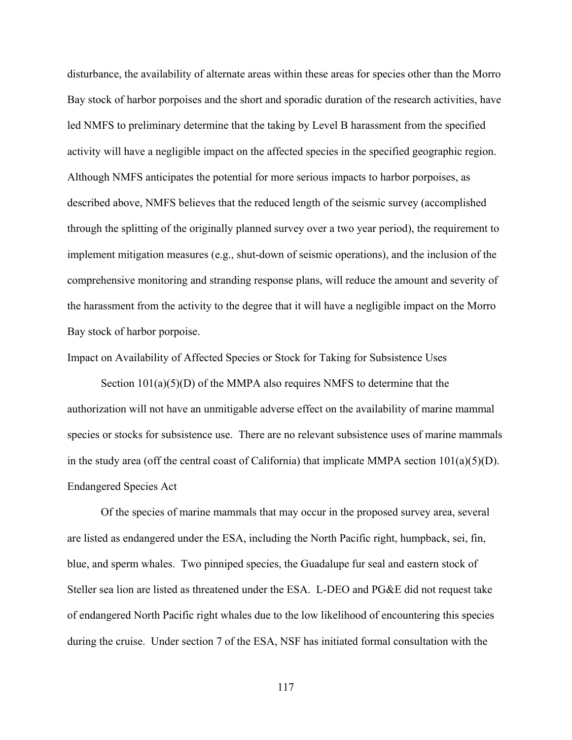disturbance, the availability of alternate areas within these areas for species other than the Morro Bay stock of harbor porpoises and the short and sporadic duration of the research activities, have led NMFS to preliminary determine that the taking by Level B harassment from the specified activity will have a negligible impact on the affected species in the specified geographic region. Although NMFS anticipates the potential for more serious impacts to harbor porpoises, as described above, NMFS believes that the reduced length of the seismic survey (accomplished through the splitting of the originally planned survey over a two year period), the requirement to implement mitigation measures (e.g., shut-down of seismic operations), and the inclusion of the comprehensive monitoring and stranding response plans, will reduce the amount and severity of the harassment from the activity to the degree that it will have a negligible impact on the Morro Bay stock of harbor porpoise.

Impact on Availability of Affected Species or Stock for Taking for Subsistence Uses

Section 101(a)(5)(D) of the MMPA also requires NMFS to determine that the authorization will not have an unmitigable adverse effect on the availability of marine mammal species or stocks for subsistence use. There are no relevant subsistence uses of marine mammals in the study area (off the central coast of California) that implicate MMPA section 101(a)(5)(D).

Endangered Species Act

Of the species of marine mammals that may occur in the proposed survey area, several are listed as endangered under the ESA, including the North Pacific right, humpback, sei, fin, blue, and sperm whales. Two pinniped species, the Guadalupe fur seal and eastern stock of Steller sea lion are listed as threatened under the ESA. L-DEO and PG&E did not request take of endangered North Pacific right whales due to the low likelihood of encountering this species during the cruise. Under section 7 of the ESA, NSF has initiated formal consultation with the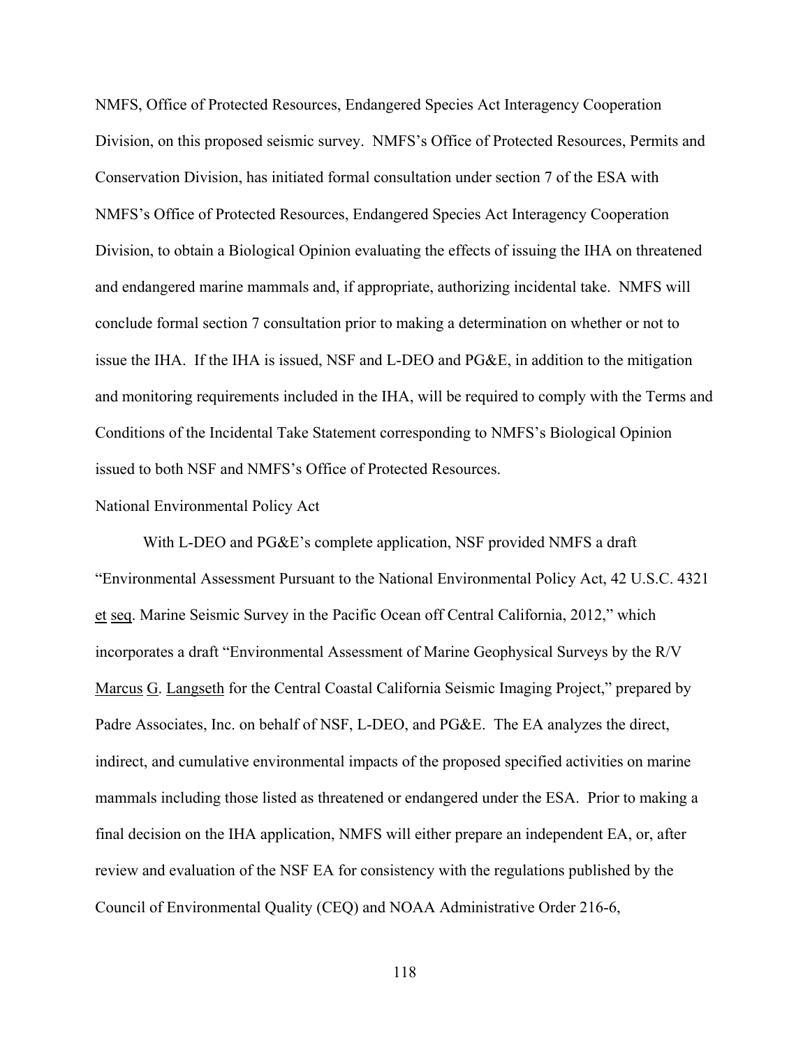NMFS, Office of Protected Resources, Endangered Species Act Interagency Cooperation Division, on this proposed seismic survey. NMFS's Office of Protected Resources, Permits and Conservation Division, has initiated formal consultation under section 7 of the ESA with NMFS's Office of Protected Resources, Endangered Species Act Interagency Cooperation Division, to obtain a Biological Opinion evaluating the effects of issuing the IHA on threatened and endangered marine mammals and, if appropriate, authorizing incidental take. NMFS will conclude formal section 7 consultation prior to making a determination on whether or not to issue the IHA. If the IHA is issued, NSF and L-DEO and PG&E, in addition to the mitigation and monitoring requirements included in the IHA, will be required to comply with the Terms and Conditions of the Incidental Take Statement corresponding to NMFS's Biological Opinion issued to both NSF and NMFS's Office of Protected Resources.

National Environmental Policy Act

With L-DEO and PG&E's complete application, NSF provided NMFS a draft "Environmental Assessment Pursuant to the National Environmental Policy Act, 42 U.S.C. 4321 et seq. Marine Seismic Survey in the Pacific Ocean off Central California, 2012," which incorporates a draft "Environmental Assessment of Marine Geophysical Surveys by the R/V Marcus G. Langseth for the Central Coastal California Seismic Imaging Project," prepared by Padre Associates, Inc. on behalf of NSF, L-DEO, and PG&E. The EA analyzes the direct, indirect, and cumulative environmental impacts of the proposed specified activities on marine mammals including those listed as threatened or endangered under the ESA. Prior to making a final decision on the IHA application, NMFS will either prepare an independent EA, or, after review and evaluation of the NSF EA for consistency with the regulations published by the Council of Environmental Quality (CEQ) and NOAA Administrative Order 216-6,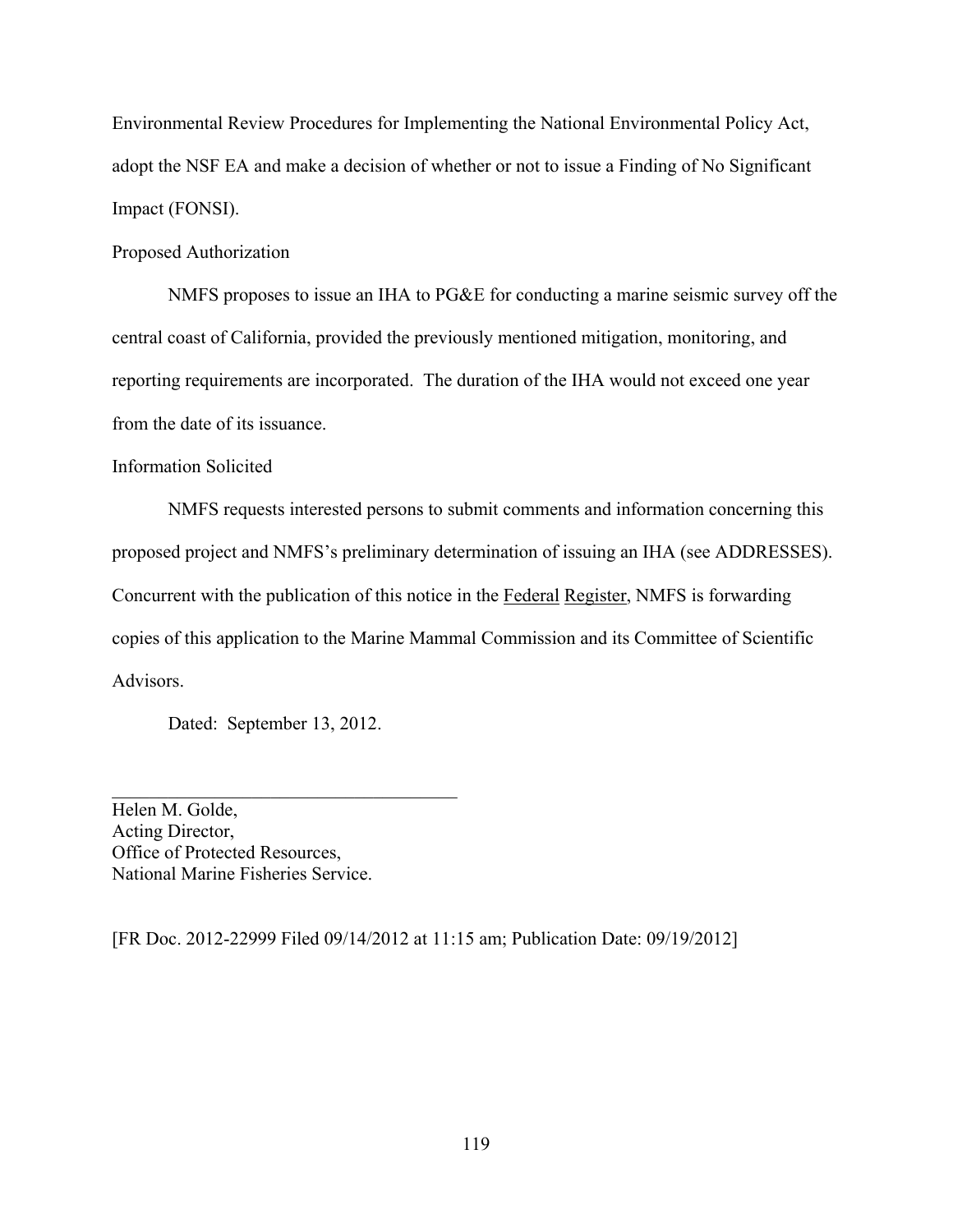Environmental Review Procedures for Implementing the National Environmental Policy Act, adopt the NSF EA and make a decision of whether or not to issue a Finding of No Significant Impact (FONSI).

## Proposed Authorization

NMFS proposes to issue an IHA to PG&E for conducting a marine seismic survey off the central coast of California, provided the previously mentioned mitigation, monitoring, and reporting requirements are incorporated. The duration of the IHA would not exceed one year from the date of its issuance.

## Information Solicited

NMFS requests interested persons to submit comments and information concerning this proposed project and NMFS's preliminary determination of issuing an IHA (see ADDRESSES). Concurrent with the publication of this notice in the Federal Register, NMFS is forwarding copies of this application to the Marine Mammal Commission and its Committee of Scientific Advisors.

Dated: September 13, 2012.

______________________________________

Helen M. Golde,
Acting Director,
Office of Protected Resources,
National Marine Fisheries Service.

[FR Doc. 2012-22999 Filed 09/14/2012 at 11:15 am; Publication Date: 09/19/2012]